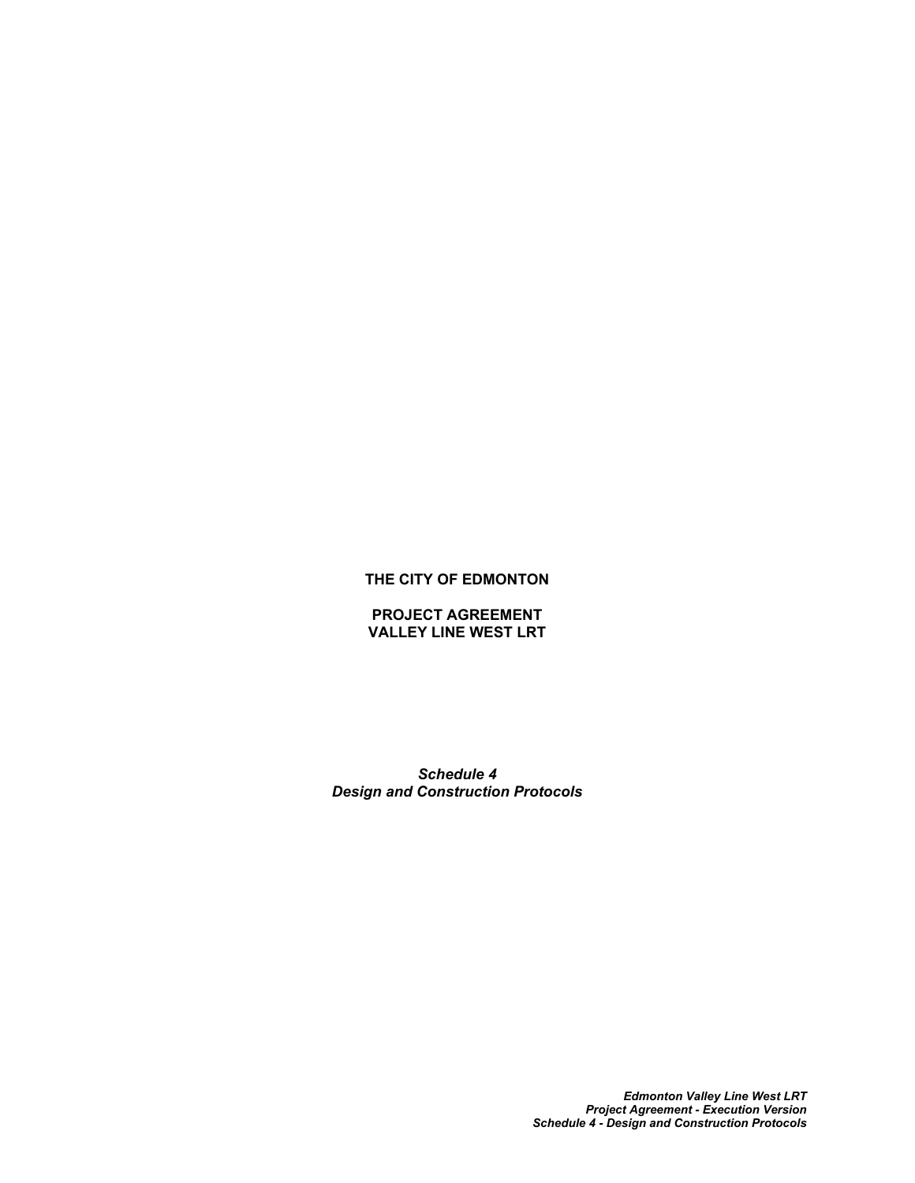**THE CITY OF EDMONTON**

**PROJECT AGREEMENT**
**VALLEY LINE WEST LRT**

***Schedule 4***
***Design and Construction Protocols***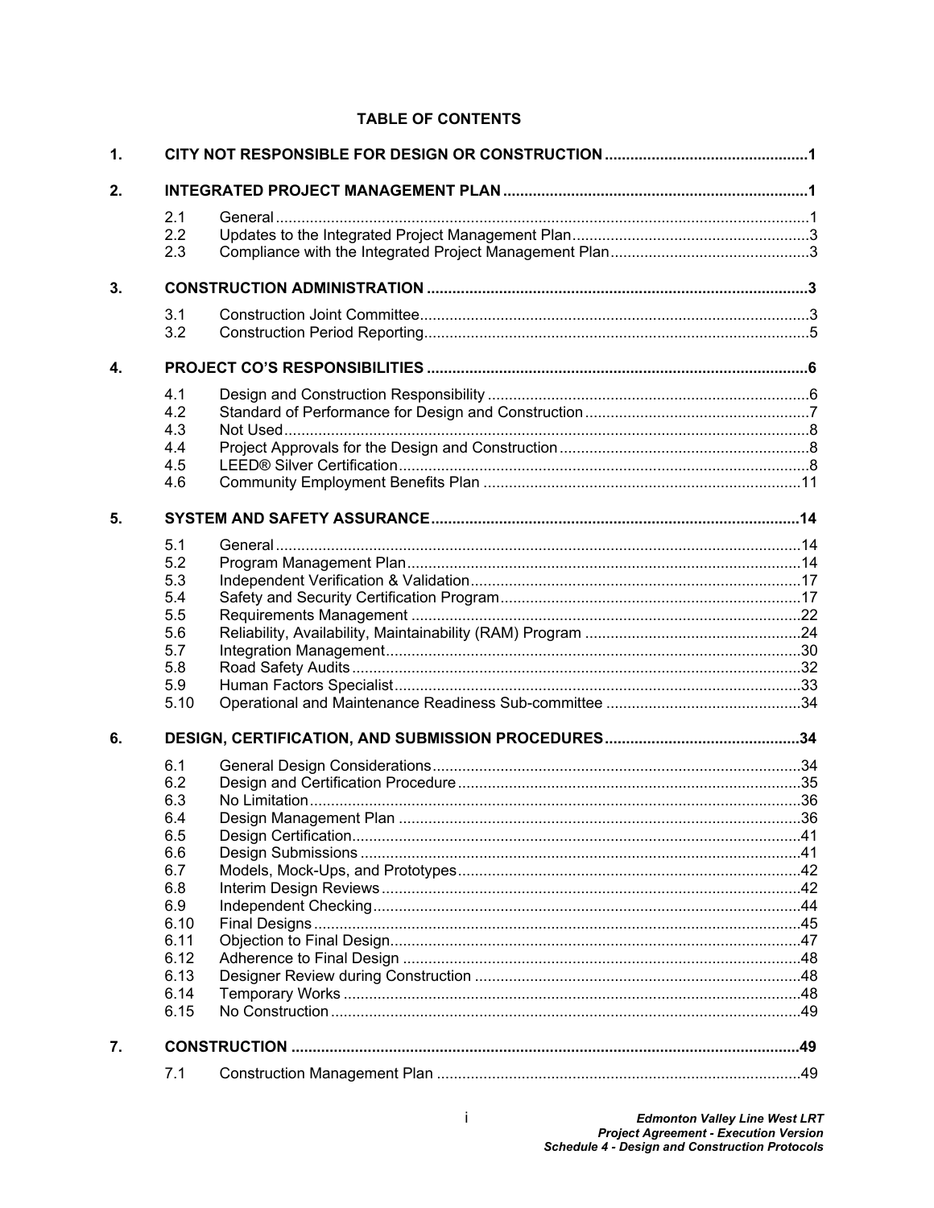**TABLE OF CONTENTS**

| | | | |
|---|---|---|---|
| **1.** | **CITY NOT RESPONSIBLE FOR DESIGN OR CONSTRUCTION** | | **1** |
| **2.** | **INTEGRATED PROJECT MANAGEMENT PLAN** | | **1** |
| | 2.1 | General | 1 |
| | 2.2 | Updates to the Integrated Project Management Plan | 3 |
| | 2.3 | Compliance with the Integrated Project Management Plan | 3 |
| **3.** | **CONSTRUCTION ADMINISTRATION** | | **3** |
| | 3.1 | Construction Joint Committee | 3 |
| | 3.2 | Construction Period Reporting | 5 |
| **4.** | **PROJECT CO'S RESPONSIBILITIES** | | **6** |
| | 4.1 | Design and Construction Responsibility | 6 |
| | 4.2 | Standard of Performance for Design and Construction | 7 |
| | 4.3 | Not Used | 8 |
| | 4.4 | Project Approvals for the Design and Construction | 8 |
| | 4.5 | LEED® Silver Certification | 8 |
| | 4.6 | Community Employment Benefits Plan | 11 |
| **5.** | **SYSTEM AND SAFETY ASSURANCE** | | **14** |
| | 5.1 | General | 14 |
| | 5.2 | Program Management Plan | 14 |
| | 5.3 | Independent Verification & Validation | 17 |
| | 5.4 | Safety and Security Certification Program | 17 |
| | 5.5 | Requirements Management | 22 |
| | 5.6 | Reliability, Availability, Maintainability (RAM) Program | 24 |
| | 5.7 | Integration Management | 30 |
| | 5.8 | Road Safety Audits | 32 |
| | 5.9 | Human Factors Specialist | 33 |
| | 5.10 | Operational and Maintenance Readiness Sub-committee | 34 |
| **6.** | **DESIGN, CERTIFICATION, AND SUBMISSION PROCEDURES** | | **34** |
| | 6.1 | General Design Considerations | 34 |
| | 6.2 | Design and Certification Procedure | 35 |
| | 6.3 | No Limitation | 36 |
| | 6.4 | Design Management Plan | 36 |
| | 6.5 | Design Certification | 41 |
| | 6.6 | Design Submissions | 41 |
| | 6.7 | Models, Mock-Ups, and Prototypes | 42 |
| | 6.8 | Interim Design Reviews | 42 |
| | 6.9 | Independent Checking | 44 |
| | 6.10 | Final Designs | 45 |
| | 6.11 | Objection to Final Design | 47 |
| | 6.12 | Adherence to Final Design | 48 |
| | 6.13 | Designer Review during Construction | 48 |
| | 6.14 | Temporary Works | 48 |
| | 6.15 | No Construction | 49 |
| **7.** | **CONSTRUCTION** | | **49** |
| | 7.1 | Construction Management Plan | 49 |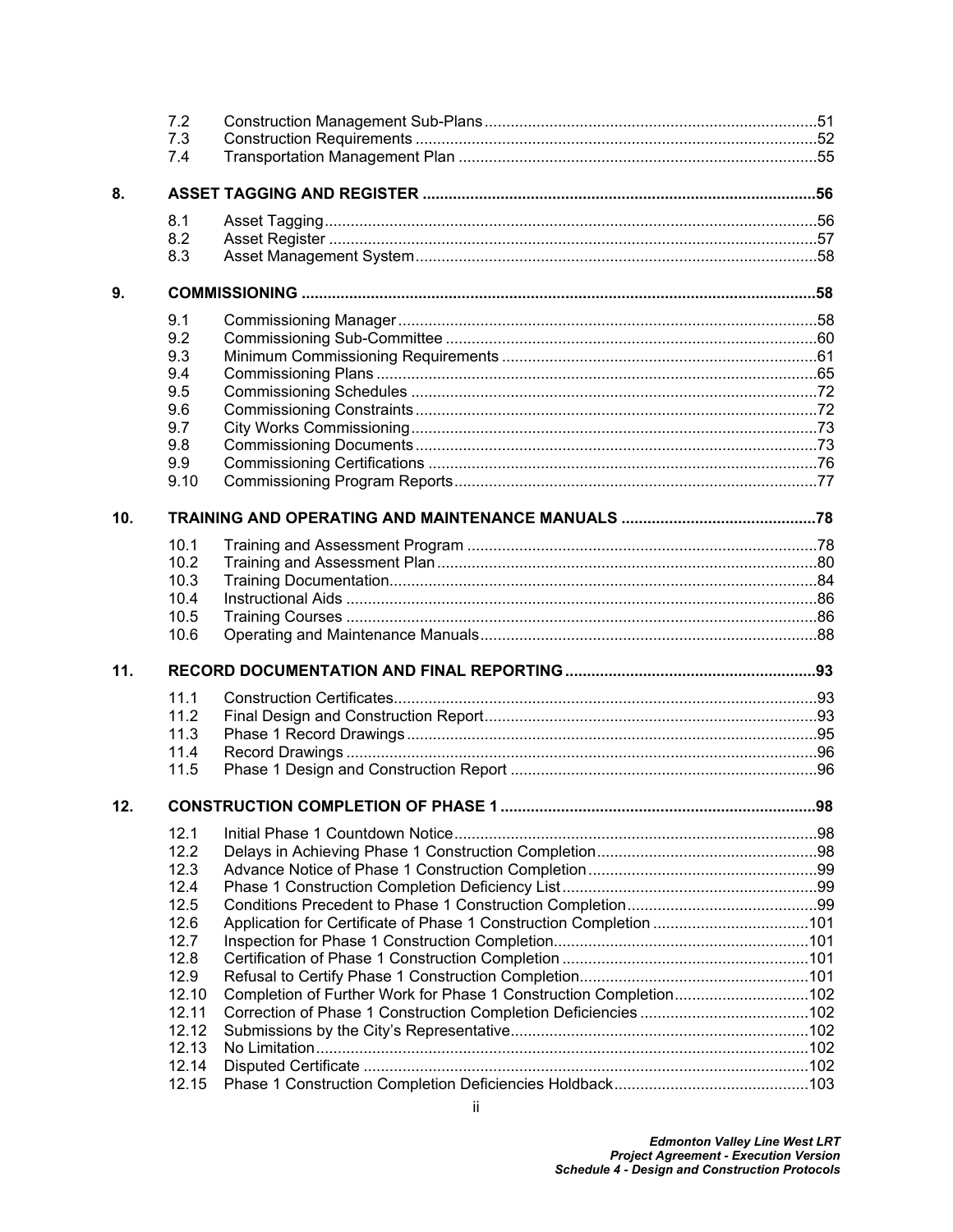| | | | |
|---|---|---|---|
| | 7.2 | Construction Management Sub-Plans | 51 |
| | 7.3 | Construction Requirements | 52 |
| | 7.4 | Transportation Management Plan | 55 |
| **8.** | **ASSET TAGGING AND REGISTER** | | **56** |
| | 8.1 | Asset Tagging | 56 |
| | 8.2 | Asset Register | 57 |
| | 8.3 | Asset Management System | 58 |
| **9.** | **COMMISSIONING** | | **58** |
| | 9.1 | Commissioning Manager | 58 |
| | 9.2 | Commissioning Sub-Committee | 60 |
| | 9.3 | Minimum Commissioning Requirements | 61 |
| | 9.4 | Commissioning Plans | 65 |
| | 9.5 | Commissioning Schedules | 72 |
| | 9.6 | Commissioning Constraints | 72 |
| | 9.7 | City Works Commissioning | 73 |
| | 9.8 | Commissioning Documents | 73 |
| | 9.9 | Commissioning Certifications | 76 |
| | 9.10 | Commissioning Program Reports | 77 |
| **10.** | **TRAINING AND OPERATING AND MAINTENANCE MANUALS** | | **78** |
| | 10.1 | Training and Assessment Program | 78 |
| | 10.2 | Training and Assessment Plan | 80 |
| | 10.3 | Training Documentation | 84 |
| | 10.4 | Instructional Aids | 86 |
| | 10.5 | Training Courses | 86 |
| | 10.6 | Operating and Maintenance Manuals | 88 |
| **11.** | **RECORD DOCUMENTATION AND FINAL REPORTING** | | **93** |
| | 11.1 | Construction Certificates | 93 |
| | 11.2 | Final Design and Construction Report | 93 |
| | 11.3 | Phase 1 Record Drawings | 95 |
| | 11.4 | Record Drawings | 96 |
| | 11.5 | Phase 1 Design and Construction Report | 96 |
| **12.** | **CONSTRUCTION COMPLETION OF PHASE 1** | | **98** |
| | 12.1 | Initial Phase 1 Countdown Notice | 98 |
| | 12.2 | Delays in Achieving Phase 1 Construction Completion | 98 |
| | 12.3 | Advance Notice of Phase 1 Construction Completion | 99 |
| | 12.4 | Phase 1 Construction Completion Deficiency List | 99 |
| | 12.5 | Conditions Precedent to Phase 1 Construction Completion | 99 |
| | 12.6 | Application for Certificate of Phase 1 Construction Completion | 101 |
| | 12.7 | Inspection for Phase 1 Construction Completion | 101 |
| | 12.8 | Certification of Phase 1 Construction Completion | 101 |
| | 12.9 | Refusal to Certify Phase 1 Construction Completion | 101 |
| | 12.10 | Completion of Further Work for Phase 1 Construction Completion | 102 |
| | 12.11 | Correction of Phase 1 Construction Completion Deficiencies | 102 |
| | 12.12 | Submissions by the City's Representative | 102 |
| | 12.13 | No Limitation | 102 |
| | 12.14 | Disputed Certificate | 102 |
| | 12.15 | Phase 1 Construction Completion Deficiencies Holdback | 103 |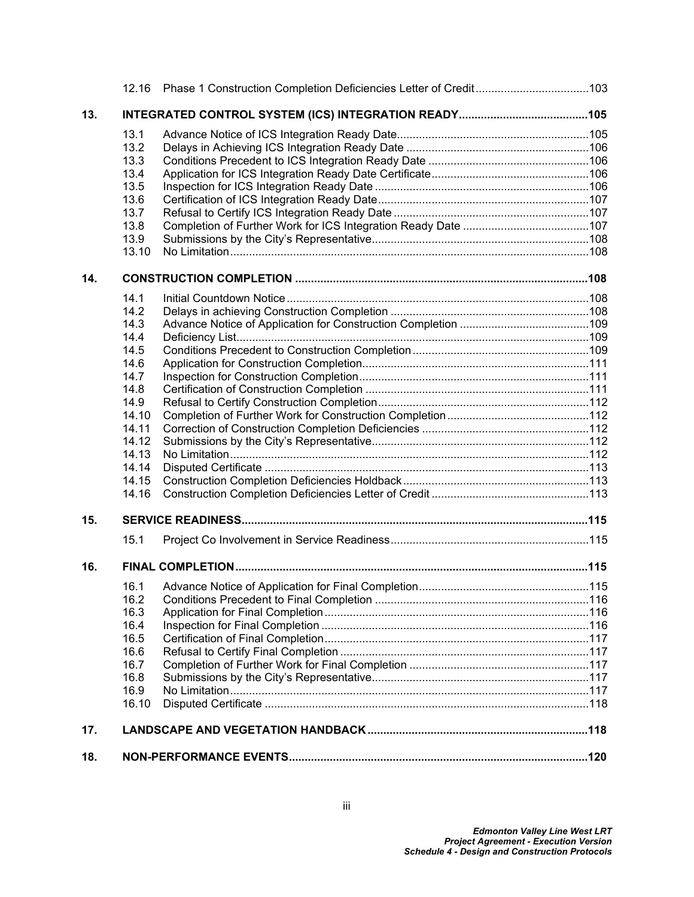12.16 Phase 1 Construction Completion Deficiencies Letter of Credit....................................103

**13. INTEGRATED CONTROL SYSTEM (ICS) INTEGRATION READY.........................................105**

13.1 Advance Notice of ICS Integration Ready Date............................................................105
13.2 Delays in Achieving ICS Integration Ready Date ..........................................................106
13.3 Conditions Precedent to ICS Integration Ready Date ...................................................106
13.4 Application for ICS Integration Ready Date Certificate..................................................106
13.5 Inspection for ICS Integration Ready Date ....................................................................106
13.6 Certification of ICS Integration Ready Date...................................................................107
13.7 Refusal to Certify ICS Integration Ready Date ..............................................................107
13.8 Completion of Further Work for ICS Integration Ready Date ........................................107
13.9 Submissions by the City's Representative.....................................................................108
13.10 No Limitation..................................................................................................................108

**14. CONSTRUCTION COMPLETION ............................................................................................108**

14.1 Initial Countdown Notice................................................................................................108
14.2 Delays in achieving Construction Completion ...............................................................108
14.3 Advance Notice of Application for Construction Completion .........................................109
14.4 Deficiency List................................................................................................................109
14.5 Conditions Precedent to Construction Completion........................................................109
14.6 Application for Construction Completion........................................................................111
14.7 Inspection for Construction Completion.........................................................................111
14.8 Certification of Construction Completion .......................................................................111
14.9 Refusal to Certify Construction Completion...................................................................112
14.10 Completion of Further Work for Construction Completion.............................................112
14.11 Correction of Construction Completion Deficiencies .....................................................112
14.12 Submissions by the City's Representative.....................................................................112
14.13 No Limitation..................................................................................................................112
14.14 Disputed Certificate .......................................................................................................113
14.15 Construction Completion Deficiencies Holdback...........................................................113
14.16 Construction Completion Deficiencies Letter of Credit ..................................................113

**15. SERVICE READINESS.............................................................................................................115**

15.1 Project Co Involvement in Service Readiness...............................................................115

**16. FINAL COMPLETION................................................................................................................115**

16.1 Advance Notice of Application for Final Completion......................................................115
16.2 Conditions Precedent to Final Completion ....................................................................116
16.3 Application for Final Completion....................................................................................116
16.4 Inspection for Final Completion .....................................................................................116
16.5 Certification of Final Completion....................................................................................117
16.6 Refusal to Certify Final Completion ...............................................................................117
16.7 Completion of Further Work for Final Completion .........................................................117
16.8 Submissions by the City's Representative.....................................................................117
16.9 No Limitation..................................................................................................................117
16.10 Disputed Certificate .......................................................................................................118

**17. LANDSCAPE AND VEGETATION HANDBACK ......................................................................118**

**18. NON-PERFORMANCE EVENTS..............................................................................................120**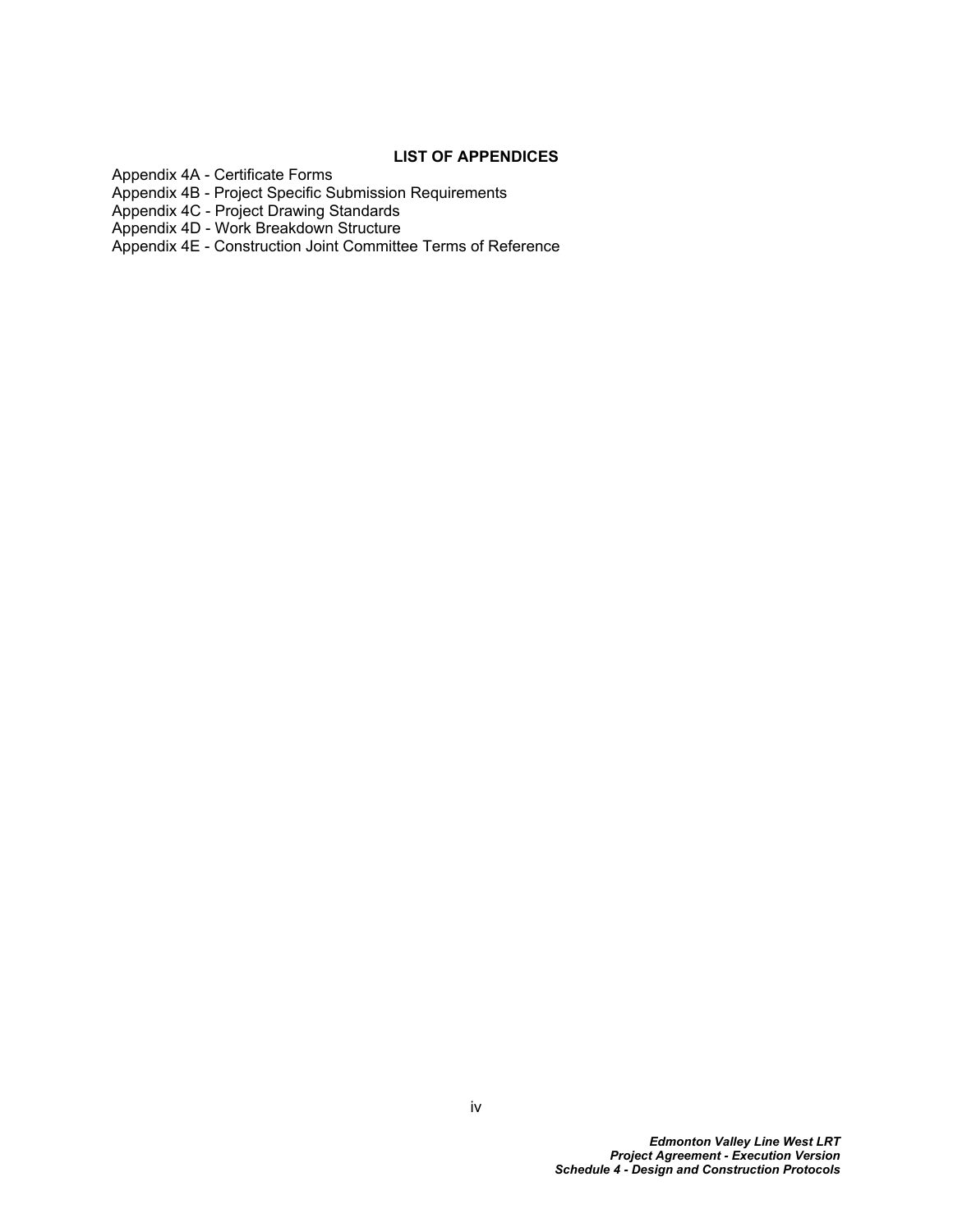**LIST OF APPENDICES**

Appendix 4A - Certificate Forms
Appendix 4B - Project Specific Submission Requirements
Appendix 4C - Project Drawing Standards
Appendix 4D - Work Breakdown Structure
Appendix 4E - Construction Joint Committee Terms of Reference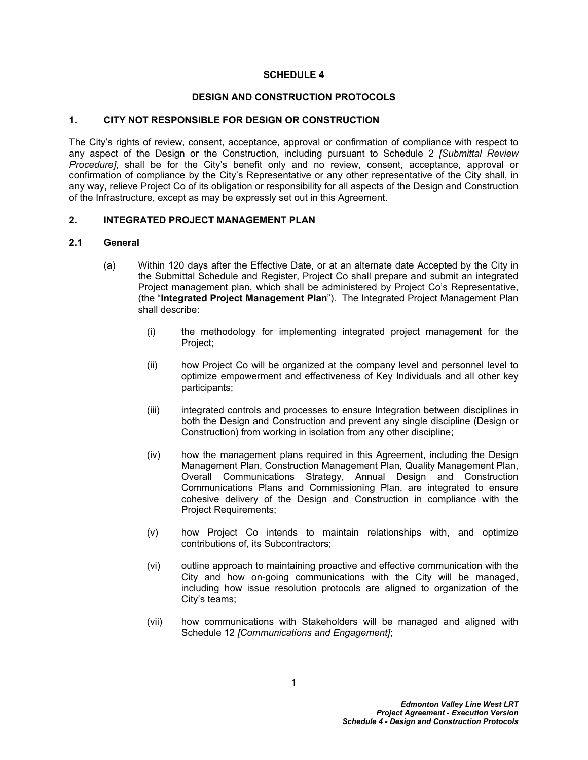# SCHEDULE 4

## DESIGN AND CONSTRUCTION PROTOCOLS

## 1. CITY NOT RESPONSIBLE FOR DESIGN OR CONSTRUCTION

The City's rights of review, consent, acceptance, approval or confirmation of compliance with respect to any aspect of the Design or the Construction, including pursuant to Schedule 2 *[Submittal Review Procedure]*, shall be for the City's benefit only and no review, consent, acceptance, approval or confirmation of compliance by the City's Representative or any other representative of the City shall, in any way, relieve Project Co of its obligation or responsibility for all aspects of the Design and Construction of the Infrastructure, except as may be expressly set out in this Agreement.

## 2. INTEGRATED PROJECT MANAGEMENT PLAN

### 2.1 General

(a) Within 120 days after the Effective Date, or at an alternate date Accepted by the City in the Submittal Schedule and Register, Project Co shall prepare and submit an integrated Project management plan, which shall be administered by Project Co's Representative, (the "**Integrated Project Management Plan**"). The Integrated Project Management Plan shall describe:

- (i) the methodology for implementing integrated project management for the Project;
- (ii) how Project Co will be organized at the company level and personnel level to optimize empowerment and effectiveness of Key Individuals and all other key participants;
- (iii) integrated controls and processes to ensure Integration between disciplines in both the Design and Construction and prevent any single discipline (Design or Construction) from working in isolation from any other discipline;
- (iv) how the management plans required in this Agreement, including the Design Management Plan, Construction Management Plan, Quality Management Plan, Overall Communications Strategy, Annual Design and Construction Communications Plans and Commissioning Plan, are integrated to ensure cohesive delivery of the Design and Construction in compliance with the Project Requirements;
- (v) how Project Co intends to maintain relationships with, and optimize contributions of, its Subcontractors;
- (vi) outline approach to maintaining proactive and effective communication with the City and how on-going communications with the City will be managed, including how issue resolution protocols are aligned to organization of the City's teams;
- (vii) how communications with Stakeholders will be managed and aligned with Schedule 12 *[Communications and Engagement]*;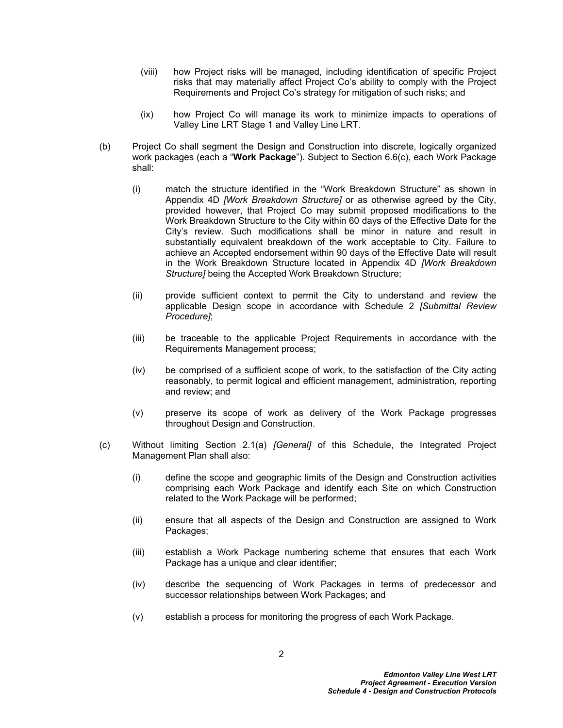(viii) how Project risks will be managed, including identification of specific Project risks that may materially affect Project Co's ability to comply with the Project Requirements and Project Co's strategy for mitigation of such risks; and

(ix) how Project Co will manage its work to minimize impacts to operations of Valley Line LRT Stage 1 and Valley Line LRT.

(b) Project Co shall segment the Design and Construction into discrete, logically organized work packages (each a "**Work Package**"). Subject to Section 6.6(c), each Work Package shall:

(i) match the structure identified in the "Work Breakdown Structure" as shown in Appendix 4D *[Work Breakdown Structure]* or as otherwise agreed by the City, provided however, that Project Co may submit proposed modifications to the Work Breakdown Structure to the City within 60 days of the Effective Date for the City's review. Such modifications shall be minor in nature and result in substantially equivalent breakdown of the work acceptable to City. Failure to achieve an Accepted endorsement within 90 days of the Effective Date will result in the Work Breakdown Structure located in Appendix 4D *[Work Breakdown Structure]* being the Accepted Work Breakdown Structure;

(ii) provide sufficient context to permit the City to understand and review the applicable Design scope in accordance with Schedule 2 *[Submittal Review Procedure]*;

(iii) be traceable to the applicable Project Requirements in accordance with the Requirements Management process;

(iv) be comprised of a sufficient scope of work, to the satisfaction of the City acting reasonably, to permit logical and efficient management, administration, reporting and review; and

(v) preserve its scope of work as delivery of the Work Package progresses throughout Design and Construction.

(c) Without limiting Section 2.1(a) *[General]* of this Schedule, the Integrated Project Management Plan shall also:

(i) define the scope and geographic limits of the Design and Construction activities comprising each Work Package and identify each Site on which Construction related to the Work Package will be performed;

(ii) ensure that all aspects of the Design and Construction are assigned to Work Packages;

(iii) establish a Work Package numbering scheme that ensures that each Work Package has a unique and clear identifier;

(iv) describe the sequencing of Work Packages in terms of predecessor and successor relationships between Work Packages; and

(v) establish a process for monitoring the progress of each Work Package.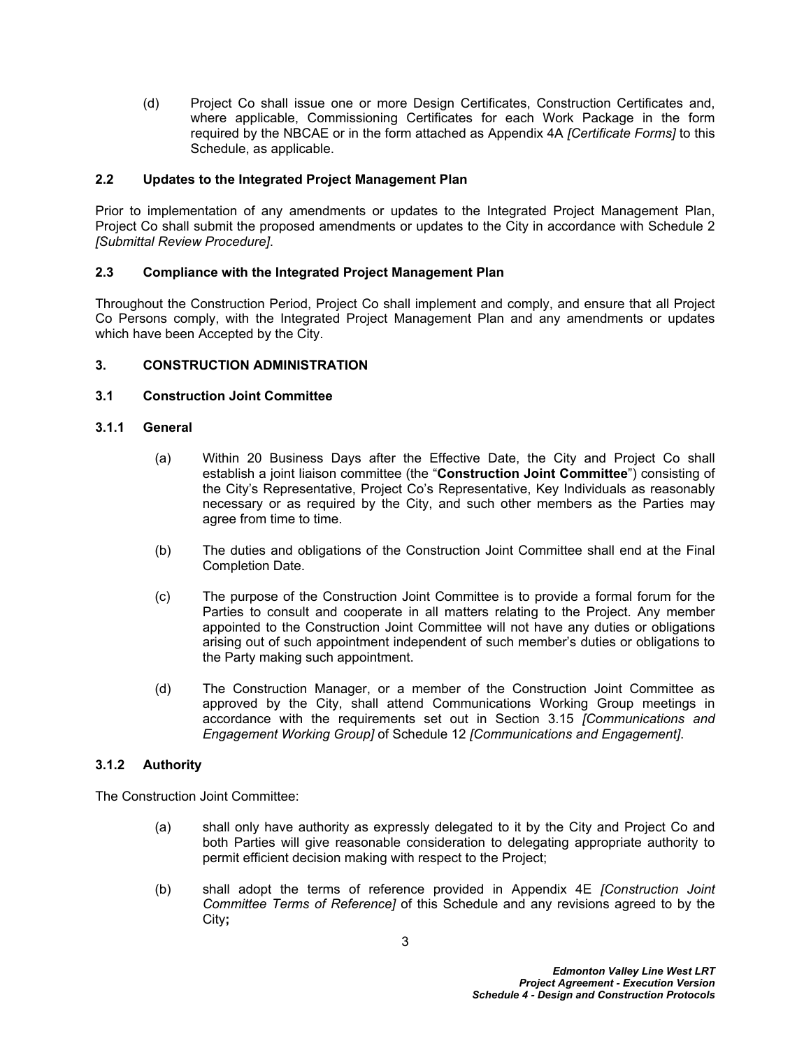(d) Project Co shall issue one or more Design Certificates, Construction Certificates and, where applicable, Commissioning Certificates for each Work Package in the form required by the NBCAE or in the form attached as Appendix 4A *[Certificate Forms]* to this Schedule, as applicable.

### 2.2 Updates to the Integrated Project Management Plan

Prior to implementation of any amendments or updates to the Integrated Project Management Plan, Project Co shall submit the proposed amendments or updates to the City in accordance with Schedule 2 *[Submittal Review Procedure]*.

### 2.3 Compliance with the Integrated Project Management Plan

Throughout the Construction Period, Project Co shall implement and comply, and ensure that all Project Co Persons comply, with the Integrated Project Management Plan and any amendments or updates which have been Accepted by the City.

## 3. CONSTRUCTION ADMINISTRATION

### 3.1 Construction Joint Committee

#### 3.1.1 General

(a) Within 20 Business Days after the Effective Date, the City and Project Co shall establish a joint liaison committee (the "**Construction Joint Committee**") consisting of the City's Representative, Project Co's Representative, Key Individuals as reasonably necessary or as required by the City, and such other members as the Parties may agree from time to time.

(b) The duties and obligations of the Construction Joint Committee shall end at the Final Completion Date.

(c) The purpose of the Construction Joint Committee is to provide a formal forum for the Parties to consult and cooperate in all matters relating to the Project. Any member appointed to the Construction Joint Committee will not have any duties or obligations arising out of such appointment independent of such member's duties or obligations to the Party making such appointment.

(d) The Construction Manager, or a member of the Construction Joint Committee as approved by the City, shall attend Communications Working Group meetings in accordance with the requirements set out in Section 3.15 *[Communications and Engagement Working Group]* of Schedule 12 *[Communications and Engagement]*.

#### 3.1.2 Authority

The Construction Joint Committee:

(a) shall only have authority as expressly delegated to it by the City and Project Co and both Parties will give reasonable consideration to delegating appropriate authority to permit efficient decision making with respect to the Project;

(b) shall adopt the terms of reference provided in Appendix 4E *[Construction Joint Committee Terms of Reference]* of this Schedule and any revisions agreed to by the City**;**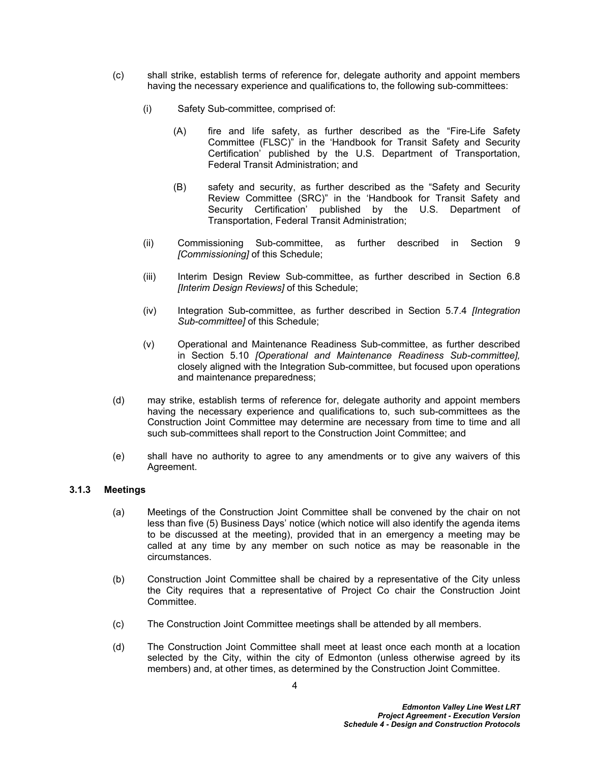(c) shall strike, establish terms of reference for, delegate authority and appoint members having the necessary experience and qualifications to, the following sub-committees:

   (i) Safety Sub-committee, comprised of:

      (A) fire and life safety, as further described as the "Fire-Life Safety Committee (FLSC)" in the 'Handbook for Transit Safety and Security Certification' published by the U.S. Department of Transportation, Federal Transit Administration; and

      (B) safety and security, as further described as the "Safety and Security Review Committee (SRC)" in the 'Handbook for Transit Safety and Security Certification' published by the U.S. Department of Transportation, Federal Transit Administration;

   (ii) Commissioning Sub-committee, as further described in Section 9 *[Commissioning]* of this Schedule;

   (iii) Interim Design Review Sub-committee, as further described in Section 6.8 *[Interim Design Reviews]* of this Schedule;

   (iv) Integration Sub-committee, as further described in Section 5.7.4 *[Integration Sub-committee]* of this Schedule;

   (v) Operational and Maintenance Readiness Sub-committee, as further described in Section 5.10 *[Operational and Maintenance Readiness Sub-committee],* closely aligned with the Integration Sub-committee, but focused upon operations and maintenance preparedness;

(d) may strike, establish terms of reference for, delegate authority and appoint members having the necessary experience and qualifications to, such sub-committees as the Construction Joint Committee may determine are necessary from time to time and all such sub-committees shall report to the Construction Joint Committee; and

(e) shall have no authority to agree to any amendments or to give any waivers of this Agreement.

### 3.1.3 Meetings

(a) Meetings of the Construction Joint Committee shall be convened by the chair on not less than five (5) Business Days' notice (which notice will also identify the agenda items to be discussed at the meeting), provided that in an emergency a meeting may be called at any time by any member on such notice as may be reasonable in the circumstances.

(b) Construction Joint Committee shall be chaired by a representative of the City unless the City requires that a representative of Project Co chair the Construction Joint Committee.

(c) The Construction Joint Committee meetings shall be attended by all members.

(d) The Construction Joint Committee shall meet at least once each month at a location selected by the City, within the city of Edmonton (unless otherwise agreed by its members) and, at other times, as determined by the Construction Joint Committee.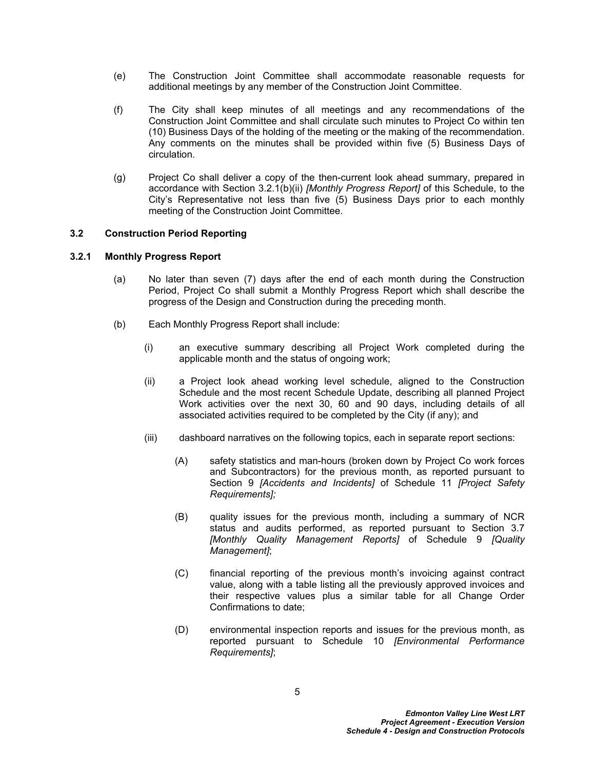(e) The Construction Joint Committee shall accommodate reasonable requests for additional meetings by any member of the Construction Joint Committee.

(f) The City shall keep minutes of all meetings and any recommendations of the Construction Joint Committee and shall circulate such minutes to Project Co within ten (10) Business Days of the holding of the meeting or the making of the recommendation. Any comments on the minutes shall be provided within five (5) Business Days of circulation.

(g) Project Co shall deliver a copy of the then-current look ahead summary, prepared in accordance with Section 3.2.1(b)(ii) *[Monthly Progress Report]* of this Schedule, to the City's Representative not less than five (5) Business Days prior to each monthly meeting of the Construction Joint Committee.

### 3.2 Construction Period Reporting

#### 3.2.1 Monthly Progress Report

(a) No later than seven (7) days after the end of each month during the Construction Period, Project Co shall submit a Monthly Progress Report which shall describe the progress of the Design and Construction during the preceding month.

(b) Each Monthly Progress Report shall include:

(i) an executive summary describing all Project Work completed during the applicable month and the status of ongoing work;

(ii) a Project look ahead working level schedule, aligned to the Construction Schedule and the most recent Schedule Update, describing all planned Project Work activities over the next 30, 60 and 90 days, including details of all associated activities required to be completed by the City (if any); and

(iii) dashboard narratives on the following topics, each in separate report sections:

(A) safety statistics and man-hours (broken down by Project Co work forces and Subcontractors) for the previous month, as reported pursuant to Section 9 *[Accidents and Incidents]* of Schedule 11 *[Project Safety Requirements];*

(B) quality issues for the previous month, including a summary of NCR status and audits performed, as reported pursuant to Section 3.7 *[Monthly Quality Management Reports]* of Schedule 9 *[Quality Management]*;

(C) financial reporting of the previous month's invoicing against contract value, along with a table listing all the previously approved invoices and their respective values plus a similar table for all Change Order Confirmations to date;

(D) environmental inspection reports and issues for the previous month, as reported pursuant to Schedule 10 *[Environmental Performance Requirements]*;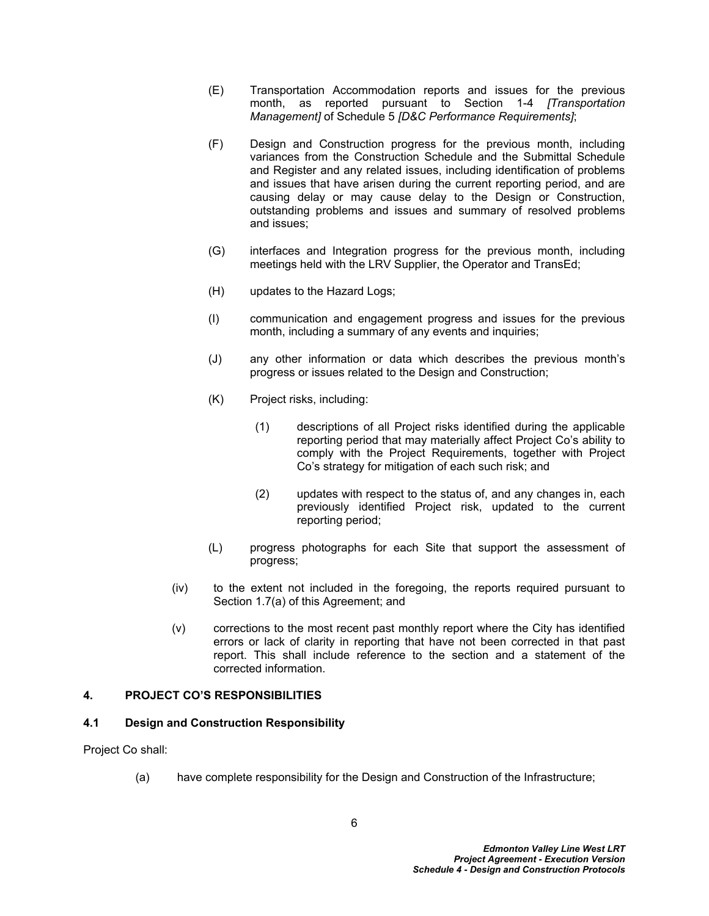(E) Transportation Accommodation reports and issues for the previous month, as reported pursuant to Section 1-4 *[Transportation Management]* of Schedule 5 *[D&C Performance Requirements]*;

(F) Design and Construction progress for the previous month, including variances from the Construction Schedule and the Submittal Schedule and Register and any related issues, including identification of problems and issues that have arisen during the current reporting period, and are causing delay or may cause delay to the Design or Construction, outstanding problems and issues and summary of resolved problems and issues;

(G) interfaces and Integration progress for the previous month, including meetings held with the LRV Supplier, the Operator and TransEd;

(H) updates to the Hazard Logs;

(I) communication and engagement progress and issues for the previous month, including a summary of any events and inquiries;

(J) any other information or data which describes the previous month's progress or issues related to the Design and Construction;

(K) Project risks, including:

(1) descriptions of all Project risks identified during the applicable reporting period that may materially affect Project Co's ability to comply with the Project Requirements, together with Project Co's strategy for mitigation of each such risk; and

(2) updates with respect to the status of, and any changes in, each previously identified Project risk, updated to the current reporting period;

(L) progress photographs for each Site that support the assessment of progress;

(iv) to the extent not included in the foregoing, the reports required pursuant to Section 1.7(a) of this Agreement; and

(v) corrections to the most recent past monthly report where the City has identified errors or lack of clarity in reporting that have not been corrected in that past report. This shall include reference to the section and a statement of the corrected information.

## 4. PROJECT CO'S RESPONSIBILITIES

### 4.1 Design and Construction Responsibility

Project Co shall:

(a) have complete responsibility for the Design and Construction of the Infrastructure;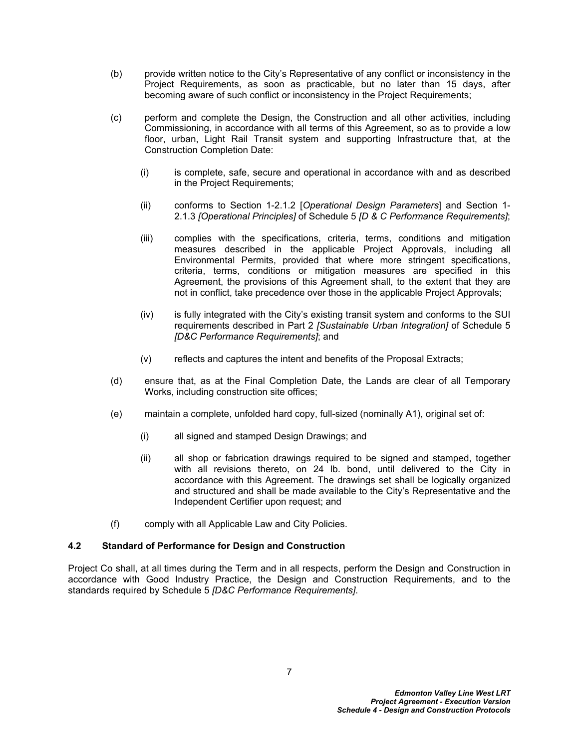(b) provide written notice to the City's Representative of any conflict or inconsistency in the Project Requirements, as soon as practicable, but no later than 15 days, after becoming aware of such conflict or inconsistency in the Project Requirements;

(c) perform and complete the Design, the Construction and all other activities, including Commissioning, in accordance with all terms of this Agreement, so as to provide a low floor, urban, Light Rail Transit system and supporting Infrastructure that, at the Construction Completion Date:

   (i) is complete, safe, secure and operational in accordance with and as described in the Project Requirements;

   (ii) conforms to Section 1-2.1.2 [*Operational Design Parameters*] and Section 1-2.1.3 *[Operational Principles]* of Schedule 5 *[D & C Performance Requirements]*;

   (iii) complies with the specifications, criteria, terms, conditions and mitigation measures described in the applicable Project Approvals, including all Environmental Permits, provided that where more stringent specifications, criteria, terms, conditions or mitigation measures are specified in this Agreement, the provisions of this Agreement shall, to the extent that they are not in conflict, take precedence over those in the applicable Project Approvals;

   (iv) is fully integrated with the City's existing transit system and conforms to the SUI requirements described in Part 2 *[Sustainable Urban Integration]* of Schedule 5 *[D&C Performance Requirements]*; and

   (v) reflects and captures the intent and benefits of the Proposal Extracts;

(d) ensure that, as at the Final Completion Date, the Lands are clear of all Temporary Works, including construction site offices;

(e) maintain a complete, unfolded hard copy, full-sized (nominally A1), original set of:

   (i) all signed and stamped Design Drawings; and

   (ii) all shop or fabrication drawings required to be signed and stamped, together with all revisions thereto, on 24 lb. bond, until delivered to the City in accordance with this Agreement. The drawings set shall be logically organized and structured and shall be made available to the City's Representative and the Independent Certifier upon request; and

(f) comply with all Applicable Law and City Policies.

### 4.2 Standard of Performance for Design and Construction

Project Co shall, at all times during the Term and in all respects, perform the Design and Construction in accordance with Good Industry Practice, the Design and Construction Requirements, and to the standards required by Schedule 5 *[D&C Performance Requirements]*.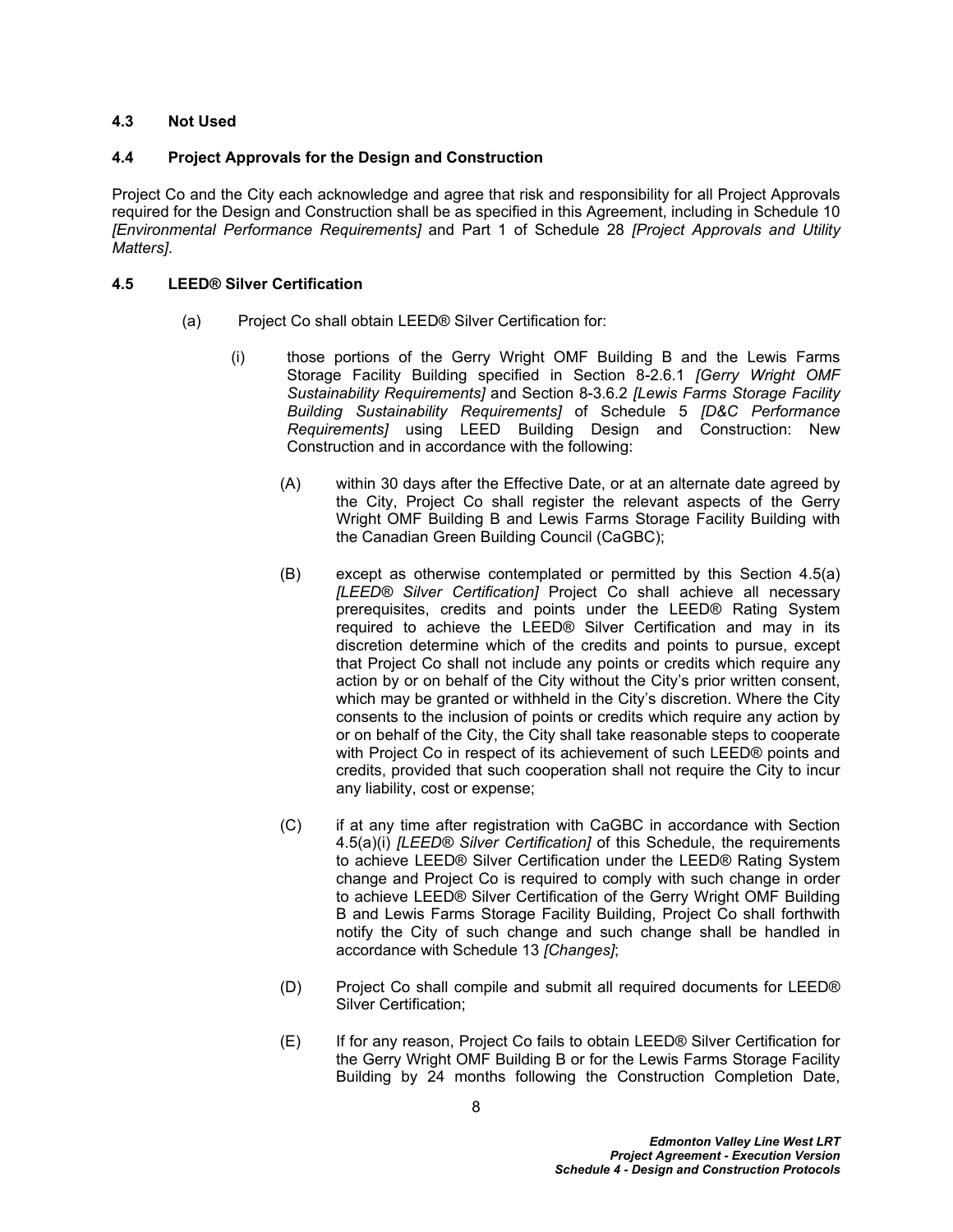### 4.3 Not Used

### 4.4 Project Approvals for the Design and Construction

Project Co and the City each acknowledge and agree that risk and responsibility for all Project Approvals required for the Design and Construction shall be as specified in this Agreement, including in Schedule 10 *[Environmental Performance Requirements]* and Part 1 of Schedule 28 *[Project Approvals and Utility Matters]*.

### 4.5 LEED® Silver Certification

(a) Project Co shall obtain LEED® Silver Certification for:

(i) those portions of the Gerry Wright OMF Building B and the Lewis Farms Storage Facility Building specified in Section 8-2.6.1 *[Gerry Wright OMF Sustainability Requirements]* and Section 8-3.6.2 *[Lewis Farms Storage Facility Building Sustainability Requirements]* of Schedule 5 *[D&C Performance Requirements]* using LEED Building Design and Construction: New Construction and in accordance with the following:

(A) within 30 days after the Effective Date, or at an alternate date agreed by the City, Project Co shall register the relevant aspects of the Gerry Wright OMF Building B and Lewis Farms Storage Facility Building with the Canadian Green Building Council (CaGBC);

(B) except as otherwise contemplated or permitted by this Section 4.5(a) *[LEED® Silver Certification]* Project Co shall achieve all necessary prerequisites, credits and points under the LEED® Rating System required to achieve the LEED® Silver Certification and may in its discretion determine which of the credits and points to pursue, except that Project Co shall not include any points or credits which require any action by or on behalf of the City without the City's prior written consent, which may be granted or withheld in the City's discretion. Where the City consents to the inclusion of points or credits which require any action by or on behalf of the City, the City shall take reasonable steps to cooperate with Project Co in respect of its achievement of such LEED® points and credits, provided that such cooperation shall not require the City to incur any liability, cost or expense;

(C) if at any time after registration with CaGBC in accordance with Section 4.5(a)(i) *[LEED® Silver Certification]* of this Schedule, the requirements to achieve LEED® Silver Certification under the LEED® Rating System change and Project Co is required to comply with such change in order to achieve LEED® Silver Certification of the Gerry Wright OMF Building B and Lewis Farms Storage Facility Building, Project Co shall forthwith notify the City of such change and such change shall be handled in accordance with Schedule 13 *[Changes]*;

(D) Project Co shall compile and submit all required documents for LEED® Silver Certification;

(E) If for any reason, Project Co fails to obtain LEED® Silver Certification for the Gerry Wright OMF Building B or for the Lewis Farms Storage Facility Building by 24 months following the Construction Completion Date,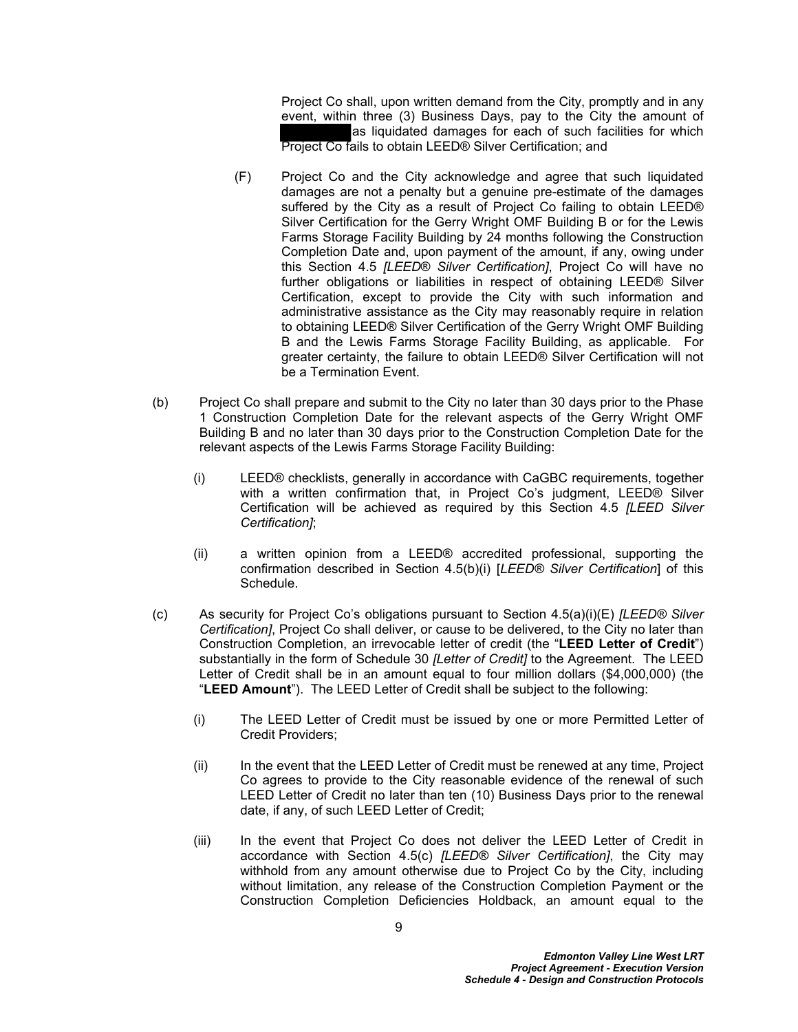Project Co shall, upon written demand from the City, promptly and in any event, within three (3) Business Days, pay to the City the amount of ██████████ as liquidated damages for each of such facilities for which Project Co fails to obtain LEED® Silver Certification; and

(F) Project Co and the City acknowledge and agree that such liquidated damages are not a penalty but a genuine pre-estimate of the damages suffered by the City as a result of Project Co failing to obtain LEED® Silver Certification for the Gerry Wright OMF Building B or for the Lewis Farms Storage Facility Building by 24 months following the Construction Completion Date and, upon payment of the amount, if any, owing under this Section 4.5 *[LEED® Silver Certification]*, Project Co will have no further obligations or liabilities in respect of obtaining LEED® Silver Certification, except to provide the City with such information and administrative assistance as the City may reasonably require in relation to obtaining LEED® Silver Certification of the Gerry Wright OMF Building B and the Lewis Farms Storage Facility Building, as applicable. For greater certainty, the failure to obtain LEED® Silver Certification will not be a Termination Event.

(b) Project Co shall prepare and submit to the City no later than 30 days prior to the Phase 1 Construction Completion Date for the relevant aspects of the Gerry Wright OMF Building B and no later than 30 days prior to the Construction Completion Date for the relevant aspects of the Lewis Farms Storage Facility Building:

(i) LEED® checklists, generally in accordance with CaGBC requirements, together with a written confirmation that, in Project Co's judgment, LEED® Silver Certification will be achieved as required by this Section 4.5 *[LEED Silver Certification]*;

(ii) a written opinion from a LEED® accredited professional, supporting the confirmation described in Section 4.5(b)(i) [*LEED® Silver Certification*] of this Schedule.

(c) As security for Project Co's obligations pursuant to Section 4.5(a)(i)(E) *[LEED® Silver Certification]*, Project Co shall deliver, or cause to be delivered, to the City no later than Construction Completion, an irrevocable letter of credit (the "**LEED Letter of Credit**") substantially in the form of Schedule 30 *[Letter of Credit]* to the Agreement. The LEED Letter of Credit shall be in an amount equal to four million dollars ($4,000,000) (the "**LEED Amount**"). The LEED Letter of Credit shall be subject to the following:

(i) The LEED Letter of Credit must be issued by one or more Permitted Letter of Credit Providers;

(ii) In the event that the LEED Letter of Credit must be renewed at any time, Project Co agrees to provide to the City reasonable evidence of the renewal of such LEED Letter of Credit no later than ten (10) Business Days prior to the renewal date, if any, of such LEED Letter of Credit;

(iii) In the event that Project Co does not deliver the LEED Letter of Credit in accordance with Section 4.5(c) *[LEED® Silver Certification]*, the City may withhold from any amount otherwise due to Project Co by the City, including without limitation, any release of the Construction Completion Payment or the Construction Completion Deficiencies Holdback, an amount equal to the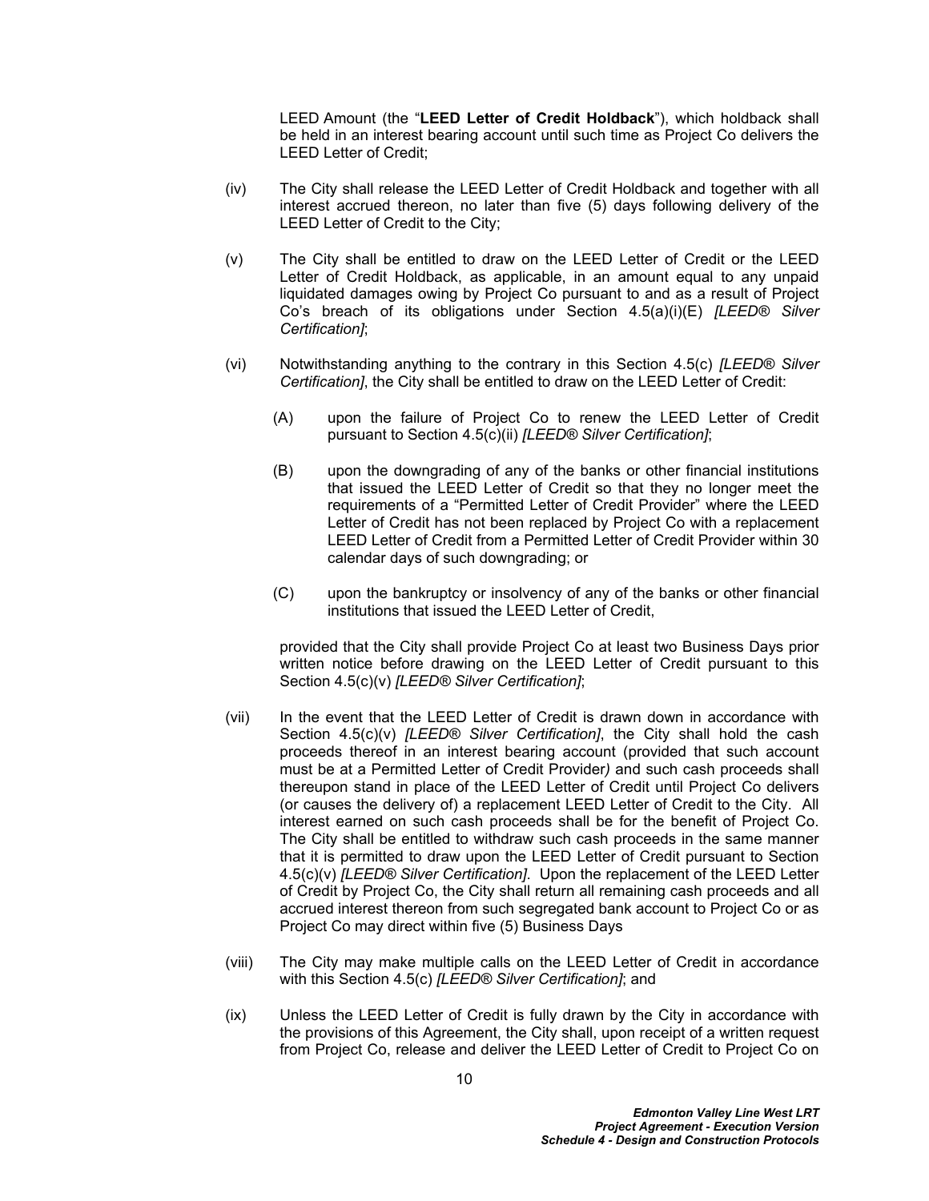LEED Amount (the "**LEED Letter of Credit Holdback**"), which holdback shall be held in an interest bearing account until such time as Project Co delivers the LEED Letter of Credit;

(iv) The City shall release the LEED Letter of Credit Holdback and together with all interest accrued thereon, no later than five (5) days following delivery of the LEED Letter of Credit to the City;

(v) The City shall be entitled to draw on the LEED Letter of Credit or the LEED Letter of Credit Holdback, as applicable, in an amount equal to any unpaid liquidated damages owing by Project Co pursuant to and as a result of Project Co's breach of its obligations under Section 4.5(a)(i)(E) *[LEED® Silver Certification]*;

(vi) Notwithstanding anything to the contrary in this Section 4.5(c) *[LEED® Silver Certification]*, the City shall be entitled to draw on the LEED Letter of Credit:

(A) upon the failure of Project Co to renew the LEED Letter of Credit pursuant to Section 4.5(c)(ii) *[LEED® Silver Certification]*;

(B) upon the downgrading of any of the banks or other financial institutions that issued the LEED Letter of Credit so that they no longer meet the requirements of a "Permitted Letter of Credit Provider" where the LEED Letter of Credit has not been replaced by Project Co with a replacement LEED Letter of Credit from a Permitted Letter of Credit Provider within 30 calendar days of such downgrading; or

(C) upon the bankruptcy or insolvency of any of the banks or other financial institutions that issued the LEED Letter of Credit,

provided that the City shall provide Project Co at least two Business Days prior written notice before drawing on the LEED Letter of Credit pursuant to this Section 4.5(c)(v) *[LEED® Silver Certification]*;

(vii) In the event that the LEED Letter of Credit is drawn down in accordance with Section 4.5(c)(v) *[LEED® Silver Certification]*, the City shall hold the cash proceeds thereof in an interest bearing account (provided that such account must be at a Permitted Letter of Credit Provider) and such cash proceeds shall thereupon stand in place of the LEED Letter of Credit until Project Co delivers (or causes the delivery of) a replacement LEED Letter of Credit to the City. All interest earned on such cash proceeds shall be for the benefit of Project Co. The City shall be entitled to withdraw such cash proceeds in the same manner that it is permitted to draw upon the LEED Letter of Credit pursuant to Section 4.5(c)(v) *[LEED® Silver Certification]*. Upon the replacement of the LEED Letter of Credit by Project Co, the City shall return all remaining cash proceeds and all accrued interest thereon from such segregated bank account to Project Co or as Project Co may direct within five (5) Business Days

(viii) The City may make multiple calls on the LEED Letter of Credit in accordance with this Section 4.5(c) *[LEED® Silver Certification]*; and

(ix) Unless the LEED Letter of Credit is fully drawn by the City in accordance with the provisions of this Agreement, the City shall, upon receipt of a written request from Project Co, release and deliver the LEED Letter of Credit to Project Co on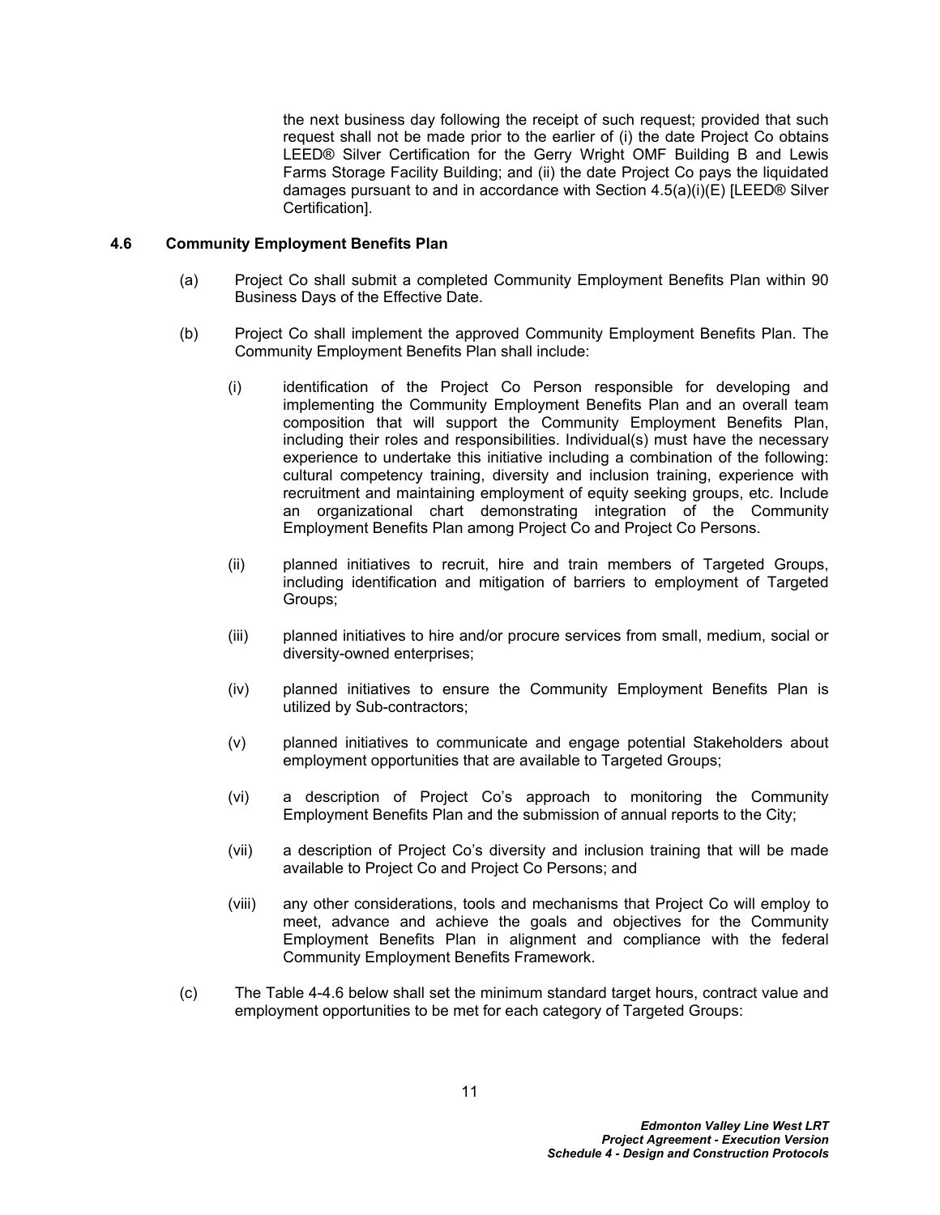the next business day following the receipt of such request; provided that such request shall not be made prior to the earlier of (i) the date Project Co obtains LEED® Silver Certification for the Gerry Wright OMF Building B and Lewis Farms Storage Facility Building; and (ii) the date Project Co pays the liquidated damages pursuant to and in accordance with Section 4.5(a)(i)(E) [LEED® Silver Certification].

### 4.6 Community Employment Benefits Plan

(a) Project Co shall submit a completed Community Employment Benefits Plan within 90 Business Days of the Effective Date.

(b) Project Co shall implement the approved Community Employment Benefits Plan. The Community Employment Benefits Plan shall include:

(i) identification of the Project Co Person responsible for developing and implementing the Community Employment Benefits Plan and an overall team composition that will support the Community Employment Benefits Plan, including their roles and responsibilities. Individual(s) must have the necessary experience to undertake this initiative including a combination of the following: cultural competency training, diversity and inclusion training, experience with recruitment and maintaining employment of equity seeking groups, etc. Include an organizational chart demonstrating integration of the Community Employment Benefits Plan among Project Co and Project Co Persons.

(ii) planned initiatives to recruit, hire and train members of Targeted Groups, including identification and mitigation of barriers to employment of Targeted Groups;

(iii) planned initiatives to hire and/or procure services from small, medium, social or diversity-owned enterprises;

(iv) planned initiatives to ensure the Community Employment Benefits Plan is utilized by Sub-contractors;

(v) planned initiatives to communicate and engage potential Stakeholders about employment opportunities that are available to Targeted Groups;

(vi) a description of Project Co's approach to monitoring the Community Employment Benefits Plan and the submission of annual reports to the City;

(vii) a description of Project Co's diversity and inclusion training that will be made available to Project Co and Project Co Persons; and

(viii) any other considerations, tools and mechanisms that Project Co will employ to meet, advance and achieve the goals and objectives for the Community Employment Benefits Plan in alignment and compliance with the federal Community Employment Benefits Framework.

(c) The Table 4-4.6 below shall set the minimum standard target hours, contract value and employment opportunities to be met for each category of Targeted Groups: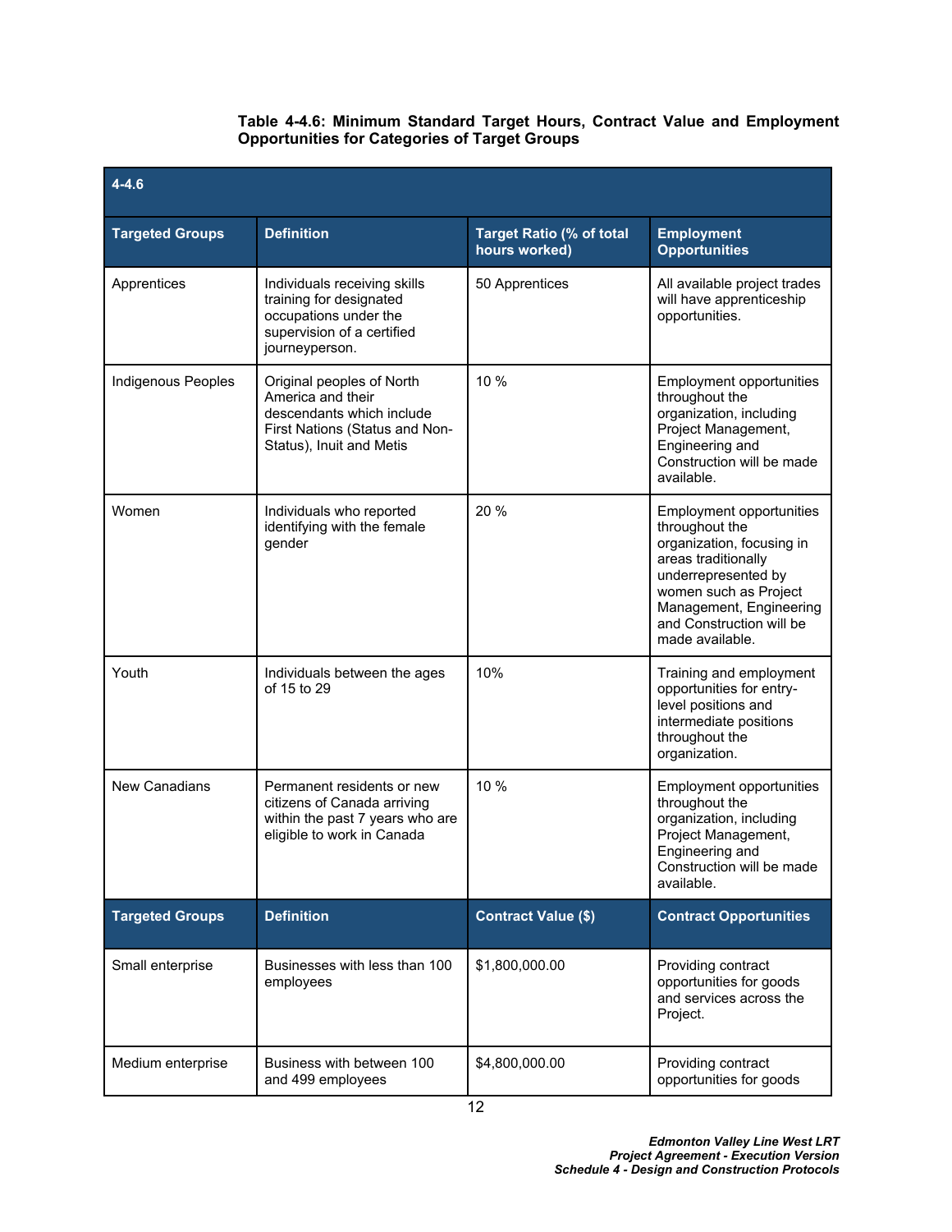**Table 4-4.6: Minimum Standard Target Hours, Contract Value and Employment Opportunities for Categories of Target Groups**

| 4-4.6 | | | |
|---|---|---|---|
| **Targeted Groups** | **Definition** | **Target Ratio (% of total hours worked)** | **Employment Opportunities** |
| Apprentices | Individuals receiving skills training for designated occupations under the supervision of a certified journeyperson. | 50 Apprentices | All available project trades will have apprenticeship opportunities. |
| Indigenous Peoples | Original peoples of North America and their descendants which include First Nations (Status and Non-Status), Inuit and Metis | 10 % | Employment opportunities throughout the organization, including Project Management, Engineering and Construction will be made available. |
| Women | Individuals who reported identifying with the female gender | 20 % | Employment opportunities throughout the organization, focusing in areas traditionally underrepresented by women such as Project Management, Engineering and Construction will be made available. |
| Youth | Individuals between the ages of 15 to 29 | 10% | Training and employment opportunities for entry-level positions and intermediate positions throughout the organization. |
| New Canadians | Permanent residents or new citizens of Canada arriving within the past 7 years who are eligible to work in Canada | 10 % | Employment opportunities throughout the organization, including Project Management, Engineering and Construction will be made available. |
| **Targeted Groups** | **Definition** | **Contract Value ($)** | **Contract Opportunities** |
| Small enterprise | Businesses with less than 100 employees | $1,800,000.00 | Providing contract opportunities for goods and services across the Project. |
| Medium enterprise | Business with between 100 and 499 employees | $4,800,000.00 | Providing contract opportunities for goods |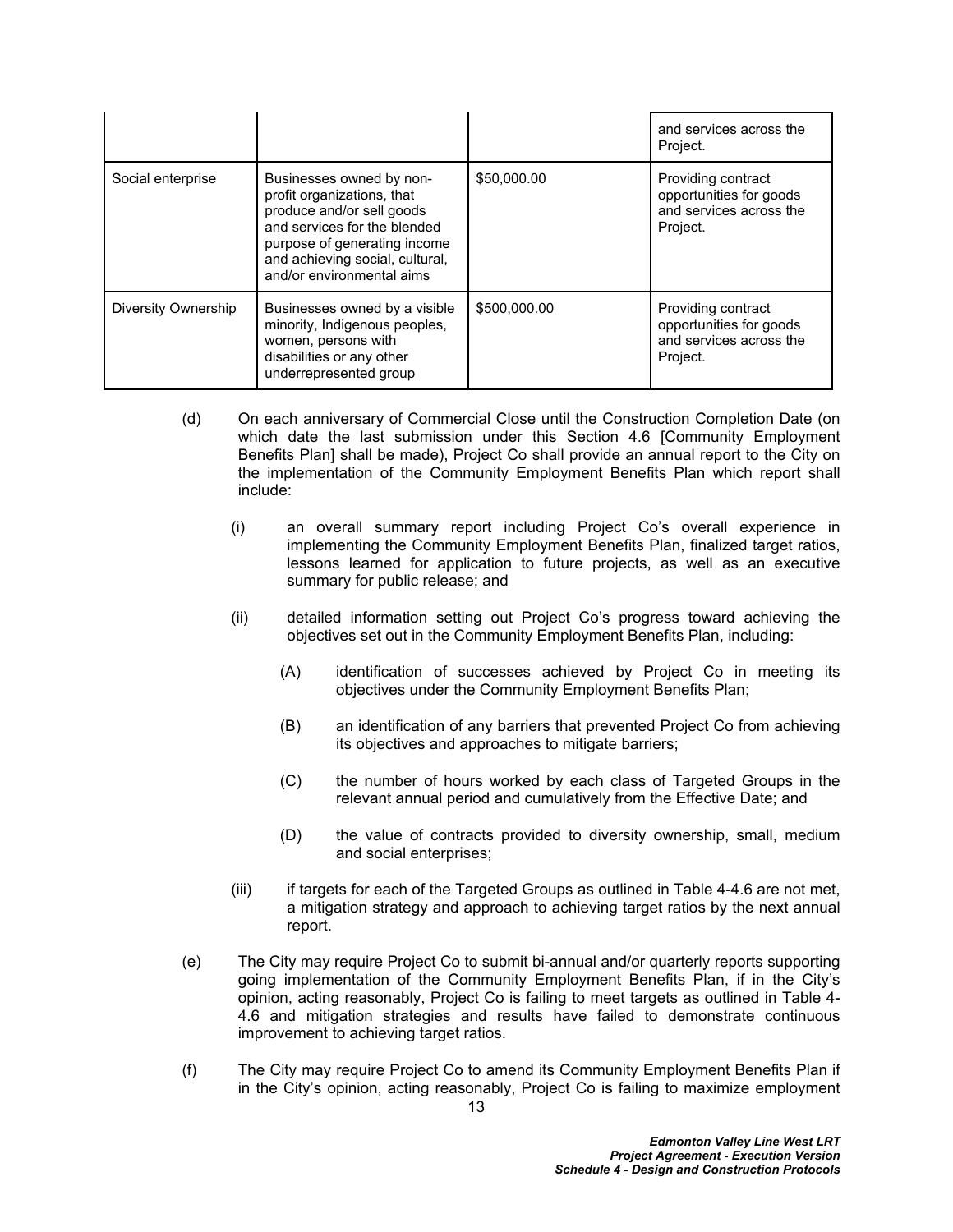| | | | and services across the Project. |
|---|---|---|---|
| Social enterprise | Businesses owned by non-profit organizations, that produce and/or sell goods and services for the blended purpose of generating income and achieving social, cultural, and/or environmental aims | $50,000.00 | Providing contract opportunities for goods and services across the Project. |
| Diversity Ownership | Businesses owned by a visible minority, Indigenous peoples, women, persons with disabilities or any other underrepresented group | $500,000.00 | Providing contract opportunities for goods and services across the Project. |

(d) On each anniversary of Commercial Close until the Construction Completion Date (on which date the last submission under this Section 4.6 [Community Employment Benefits Plan] shall be made), Project Co shall provide an annual report to the City on the implementation of the Community Employment Benefits Plan which report shall include:

(i) an overall summary report including Project Co's overall experience in implementing the Community Employment Benefits Plan, finalized target ratios, lessons learned for application to future projects, as well as an executive summary for public release; and

(ii) detailed information setting out Project Co's progress toward achieving the objectives set out in the Community Employment Benefits Plan, including:

(A) identification of successes achieved by Project Co in meeting its objectives under the Community Employment Benefits Plan;

(B) an identification of any barriers that prevented Project Co from achieving its objectives and approaches to mitigate barriers;

(C) the number of hours worked by each class of Targeted Groups in the relevant annual period and cumulatively from the Effective Date; and

(D) the value of contracts provided to diversity ownership, small, medium and social enterprises;

(iii) if targets for each of the Targeted Groups as outlined in Table 4-4.6 are not met, a mitigation strategy and approach to achieving target ratios by the next annual report.

(e) The City may require Project Co to submit bi-annual and/or quarterly reports supporting going implementation of the Community Employment Benefits Plan, if in the City's opinion, acting reasonably, Project Co is failing to meet targets as outlined in Table 4-4.6 and mitigation strategies and results have failed to demonstrate continuous improvement to achieving target ratios.

(f) The City may require Project Co to amend its Community Employment Benefits Plan if in the City's opinion, acting reasonably, Project Co is failing to maximize employment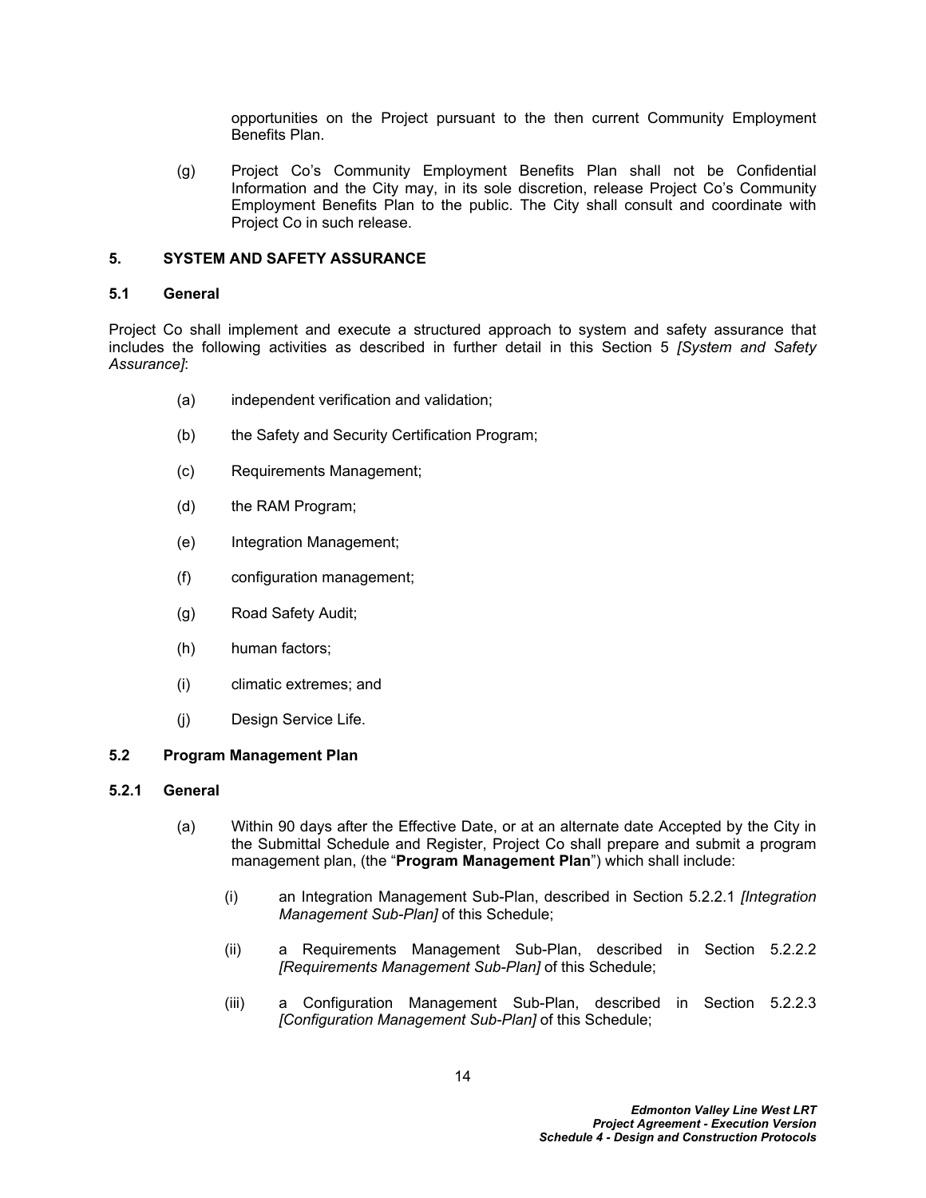opportunities on the Project pursuant to the then current Community Employment Benefits Plan.

(g) Project Co's Community Employment Benefits Plan shall not be Confidential Information and the City may, in its sole discretion, release Project Co's Community Employment Benefits Plan to the public. The City shall consult and coordinate with Project Co in such release.

## 5. SYSTEM AND SAFETY ASSURANCE

### 5.1 General

Project Co shall implement and execute a structured approach to system and safety assurance that includes the following activities as described in further detail in this Section 5 *[System and Safety Assurance]*:

(a) independent verification and validation;

(b) the Safety and Security Certification Program;

(c) Requirements Management;

(d) the RAM Program;

(e) Integration Management;

(f) configuration management;

(g) Road Safety Audit;

(h) human factors;

(i) climatic extremes; and

(j) Design Service Life.

### 5.2 Program Management Plan

#### 5.2.1 General

(a) Within 90 days after the Effective Date, or at an alternate date Accepted by the City in the Submittal Schedule and Register, Project Co shall prepare and submit a program management plan, (the "**Program Management Plan**") which shall include:

(i) an Integration Management Sub-Plan, described in Section 5.2.2.1 *[Integration Management Sub-Plan]* of this Schedule;

(ii) a Requirements Management Sub-Plan, described in Section 5.2.2.2 *[Requirements Management Sub-Plan]* of this Schedule;

(iii) a Configuration Management Sub-Plan, described in Section 5.2.2.3 *[Configuration Management Sub-Plan]* of this Schedule;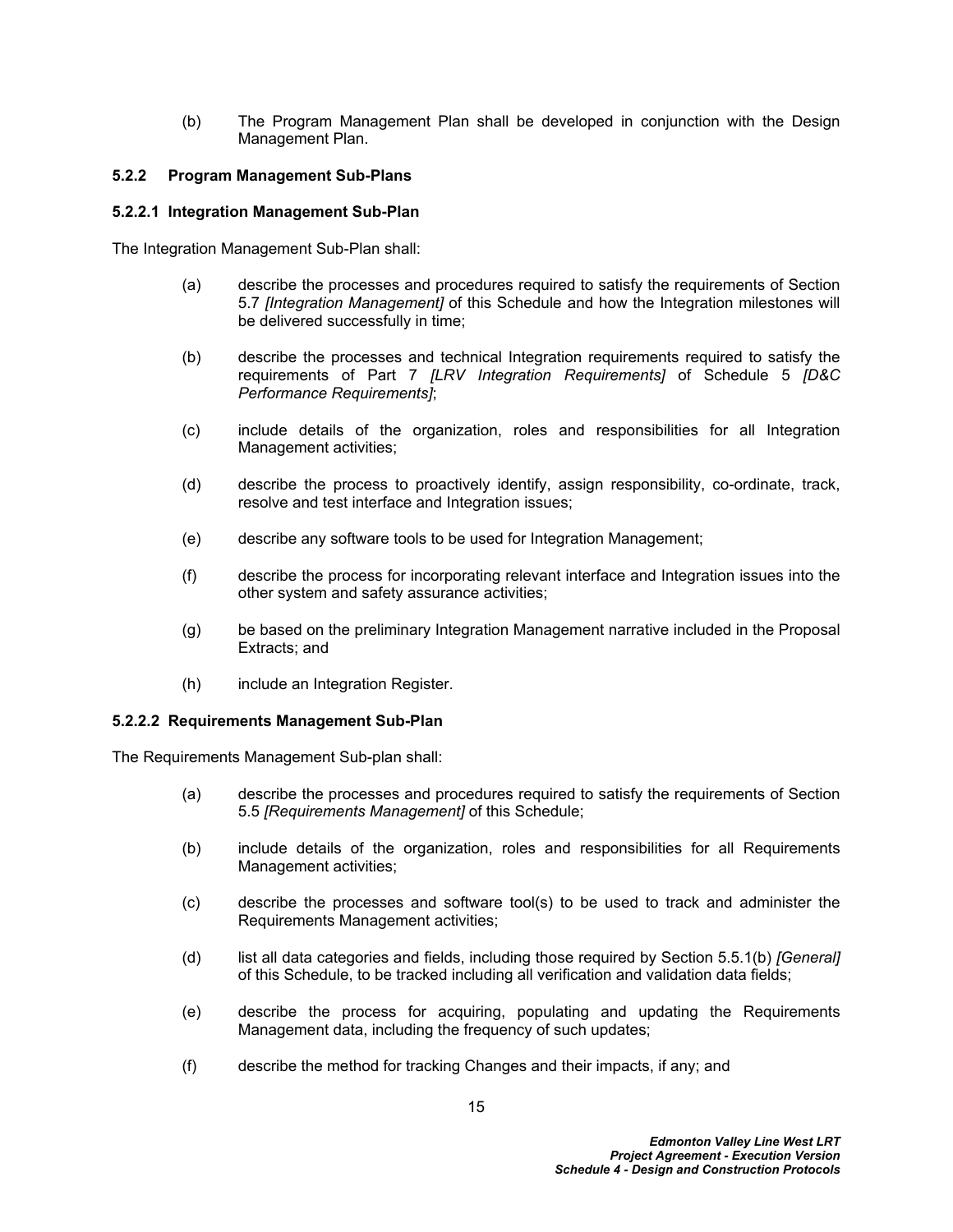(b) The Program Management Plan shall be developed in conjunction with the Design Management Plan.

### 5.2.2 Program Management Sub-Plans

#### 5.2.2.1 Integration Management Sub-Plan

The Integration Management Sub-Plan shall:

(a) describe the processes and procedures required to satisfy the requirements of Section 5.7 *[Integration Management]* of this Schedule and how the Integration milestones will be delivered successfully in time;

(b) describe the processes and technical Integration requirements required to satisfy the requirements of Part 7 *[LRV Integration Requirements]* of Schedule 5 *[D&C Performance Requirements]*;

(c) include details of the organization, roles and responsibilities for all Integration Management activities;

(d) describe the process to proactively identify, assign responsibility, co-ordinate, track, resolve and test interface and Integration issues;

(e) describe any software tools to be used for Integration Management;

(f) describe the process for incorporating relevant interface and Integration issues into the other system and safety assurance activities;

(g) be based on the preliminary Integration Management narrative included in the Proposal Extracts; and

(h) include an Integration Register.

#### 5.2.2.2 Requirements Management Sub-Plan

The Requirements Management Sub-plan shall:

(a) describe the processes and procedures required to satisfy the requirements of Section 5.5 *[Requirements Management]* of this Schedule;

(b) include details of the organization, roles and responsibilities for all Requirements Management activities;

(c) describe the processes and software tool(s) to be used to track and administer the Requirements Management activities;

(d) list all data categories and fields, including those required by Section 5.5.1(b) *[General]* of this Schedule, to be tracked including all verification and validation data fields;

(e) describe the process for acquiring, populating and updating the Requirements Management data, including the frequency of such updates;

(f) describe the method for tracking Changes and their impacts, if any; and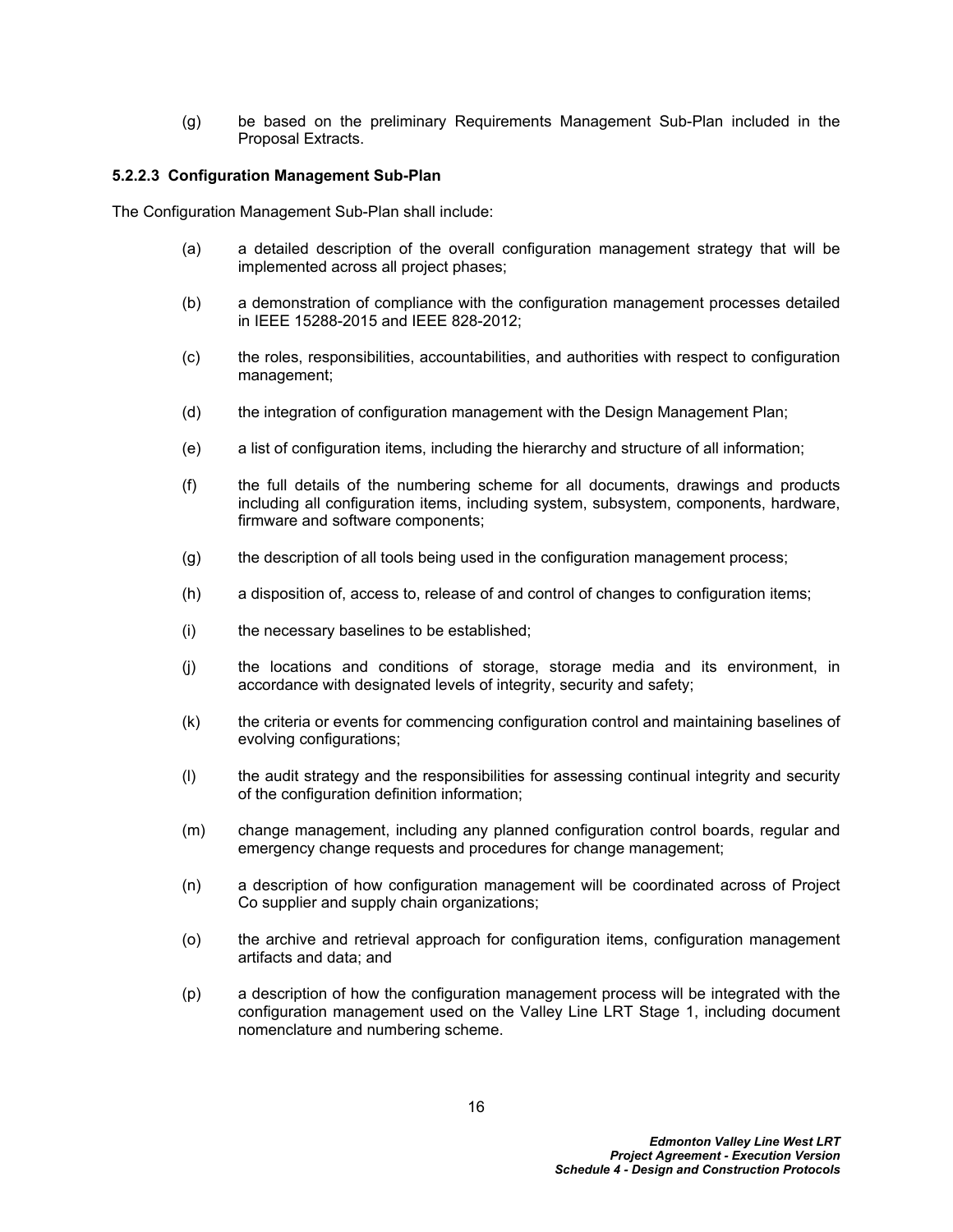(g) be based on the preliminary Requirements Management Sub-Plan included in the Proposal Extracts.

#### 5.2.2.3 Configuration Management Sub-Plan

The Configuration Management Sub-Plan shall include:

(a) a detailed description of the overall configuration management strategy that will be implemented across all project phases;

(b) a demonstration of compliance with the configuration management processes detailed in IEEE 15288-2015 and IEEE 828-2012;

(c) the roles, responsibilities, accountabilities, and authorities with respect to configuration management;

(d) the integration of configuration management with the Design Management Plan;

(e) a list of configuration items, including the hierarchy and structure of all information;

(f) the full details of the numbering scheme for all documents, drawings and products including all configuration items, including system, subsystem, components, hardware, firmware and software components;

(g) the description of all tools being used in the configuration management process;

(h) a disposition of, access to, release of and control of changes to configuration items;

(i) the necessary baselines to be established;

(j) the locations and conditions of storage, storage media and its environment, in accordance with designated levels of integrity, security and safety;

(k) the criteria or events for commencing configuration control and maintaining baselines of evolving configurations;

(l) the audit strategy and the responsibilities for assessing continual integrity and security of the configuration definition information;

(m) change management, including any planned configuration control boards, regular and emergency change requests and procedures for change management;

(n) a description of how configuration management will be coordinated across of Project Co supplier and supply chain organizations;

(o) the archive and retrieval approach for configuration items, configuration management artifacts and data; and

(p) a description of how the configuration management process will be integrated with the configuration management used on the Valley Line LRT Stage 1, including document nomenclature and numbering scheme.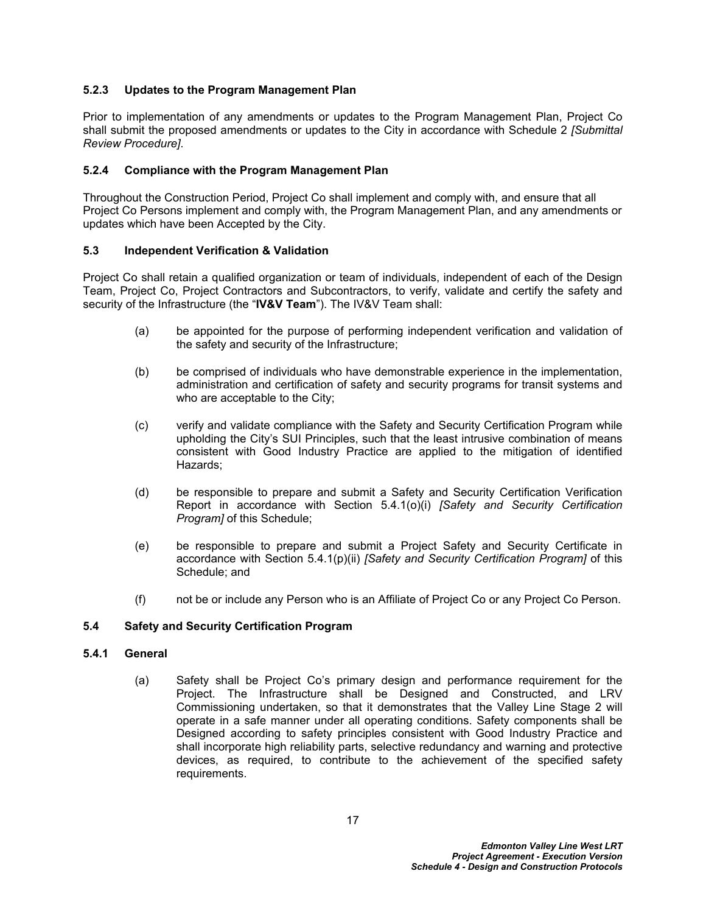#### 5.2.3 Updates to the Program Management Plan

Prior to implementation of any amendments or updates to the Program Management Plan, Project Co shall submit the proposed amendments or updates to the City in accordance with Schedule 2 *[Submittal Review Procedure]*.

#### 5.2.4 Compliance with the Program Management Plan

Throughout the Construction Period, Project Co shall implement and comply with, and ensure that all Project Co Persons implement and comply with, the Program Management Plan, and any amendments or updates which have been Accepted by the City.

### 5.3 Independent Verification & Validation

Project Co shall retain a qualified organization or team of individuals, independent of each of the Design Team, Project Co, Project Contractors and Subcontractors, to verify, validate and certify the safety and security of the Infrastructure (the "**IV&V Team**"). The IV&V Team shall:

(a) be appointed for the purpose of performing independent verification and validation of the safety and security of the Infrastructure;

(b) be comprised of individuals who have demonstrable experience in the implementation, administration and certification of safety and security programs for transit systems and who are acceptable to the City;

(c) verify and validate compliance with the Safety and Security Certification Program while upholding the City's SUI Principles, such that the least intrusive combination of means consistent with Good Industry Practice are applied to the mitigation of identified Hazards;

(d) be responsible to prepare and submit a Safety and Security Certification Verification Report in accordance with Section 5.4.1(o)(i) *[Safety and Security Certification Program]* of this Schedule;

(e) be responsible to prepare and submit a Project Safety and Security Certificate in accordance with Section 5.4.1(p)(ii) *[Safety and Security Certification Program]* of this Schedule; and

(f) not be or include any Person who is an Affiliate of Project Co or any Project Co Person.

### 5.4 Safety and Security Certification Program

#### 5.4.1 General

(a) Safety shall be Project Co's primary design and performance requirement for the Project. The Infrastructure shall be Designed and Constructed, and LRV Commissioning undertaken, so that it demonstrates that the Valley Line Stage 2 will operate in a safe manner under all operating conditions. Safety components shall be Designed according to safety principles consistent with Good Industry Practice and shall incorporate high reliability parts, selective redundancy and warning and protective devices, as required, to contribute to the achievement of the specified safety requirements.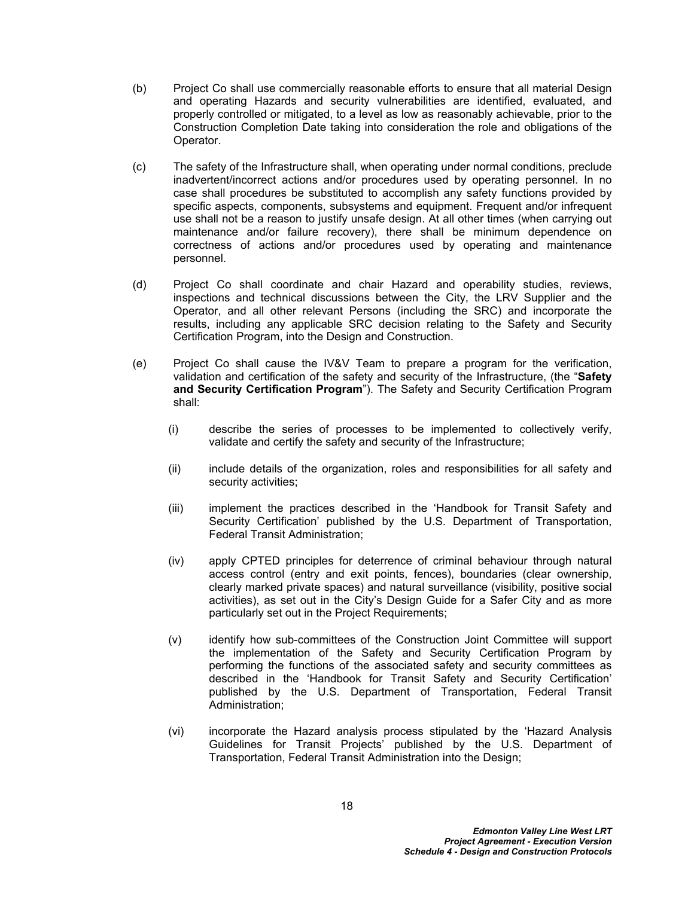(b) Project Co shall use commercially reasonable efforts to ensure that all material Design and operating Hazards and security vulnerabilities are identified, evaluated, and properly controlled or mitigated, to a level as low as reasonably achievable, prior to the Construction Completion Date taking into consideration the role and obligations of the Operator.

(c) The safety of the Infrastructure shall, when operating under normal conditions, preclude inadvertent/incorrect actions and/or procedures used by operating personnel. In no case shall procedures be substituted to accomplish any safety functions provided by specific aspects, components, subsystems and equipment. Frequent and/or infrequent use shall not be a reason to justify unsafe design. At all other times (when carrying out maintenance and/or failure recovery), there shall be minimum dependence on correctness of actions and/or procedures used by operating and maintenance personnel.

(d) Project Co shall coordinate and chair Hazard and operability studies, reviews, inspections and technical discussions between the City, the LRV Supplier and the Operator, and all other relevant Persons (including the SRC) and incorporate the results, including any applicable SRC decision relating to the Safety and Security Certification Program, into the Design and Construction.

(e) Project Co shall cause the IV&V Team to prepare a program for the verification, validation and certification of the safety and security of the Infrastructure, (the "**Safety and Security Certification Program**"). The Safety and Security Certification Program shall:

  (i) describe the series of processes to be implemented to collectively verify, validate and certify the safety and security of the Infrastructure;

  (ii) include details of the organization, roles and responsibilities for all safety and security activities;

  (iii) implement the practices described in the 'Handbook for Transit Safety and Security Certification' published by the U.S. Department of Transportation, Federal Transit Administration;

  (iv) apply CPTED principles for deterrence of criminal behaviour through natural access control (entry and exit points, fences), boundaries (clear ownership, clearly marked private spaces) and natural surveillance (visibility, positive social activities), as set out in the City's Design Guide for a Safer City and as more particularly set out in the Project Requirements;

  (v) identify how sub-committees of the Construction Joint Committee will support the implementation of the Safety and Security Certification Program by performing the functions of the associated safety and security committees as described in the 'Handbook for Transit Safety and Security Certification' published by the U.S. Department of Transportation, Federal Transit Administration;

  (vi) incorporate the Hazard analysis process stipulated by the 'Hazard Analysis Guidelines for Transit Projects' published by the U.S. Department of Transportation, Federal Transit Administration into the Design;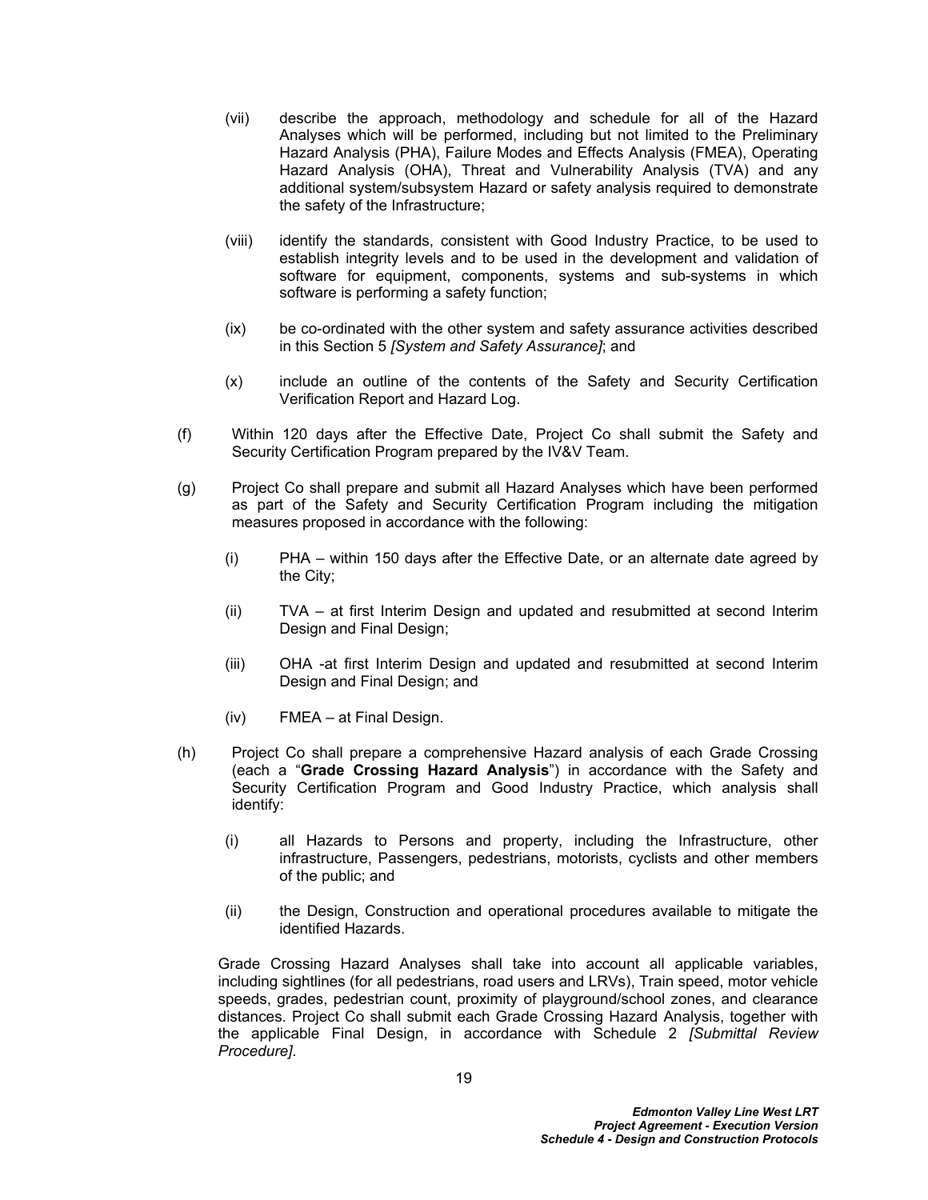(vii) describe the approach, methodology and schedule for all of the Hazard Analyses which will be performed, including but not limited to the Preliminary Hazard Analysis (PHA), Failure Modes and Effects Analysis (FMEA), Operating Hazard Analysis (OHA), Threat and Vulnerability Analysis (TVA) and any additional system/subsystem Hazard or safety analysis required to demonstrate the safety of the Infrastructure;

(viii) identify the standards, consistent with Good Industry Practice, to be used to establish integrity levels and to be used in the development and validation of software for equipment, components, systems and sub-systems in which software is performing a safety function;

(ix) be co-ordinated with the other system and safety assurance activities described in this Section 5 *[System and Safety Assurance]*; and

(x) include an outline of the contents of the Safety and Security Certification Verification Report and Hazard Log.

(f) Within 120 days after the Effective Date, Project Co shall submit the Safety and Security Certification Program prepared by the IV&V Team.

(g) Project Co shall prepare and submit all Hazard Analyses which have been performed as part of the Safety and Security Certification Program including the mitigation measures proposed in accordance with the following:

(i) PHA – within 150 days after the Effective Date, or an alternate date agreed by the City;

(ii) TVA – at first Interim Design and updated and resubmitted at second Interim Design and Final Design;

(iii) OHA -at first Interim Design and updated and resubmitted at second Interim Design and Final Design; and

(iv) FMEA – at Final Design.

(h) Project Co shall prepare a comprehensive Hazard analysis of each Grade Crossing (each a "**Grade Crossing Hazard Analysis**") in accordance with the Safety and Security Certification Program and Good Industry Practice, which analysis shall identify:

(i) all Hazards to Persons and property, including the Infrastructure, other infrastructure, Passengers, pedestrians, motorists, cyclists and other members of the public; and

(ii) the Design, Construction and operational procedures available to mitigate the identified Hazards.

Grade Crossing Hazard Analyses shall take into account all applicable variables, including sightlines (for all pedestrians, road users and LRVs), Train speed, motor vehicle speeds, grades, pedestrian count, proximity of playground/school zones, and clearance distances. Project Co shall submit each Grade Crossing Hazard Analysis, together with the applicable Final Design, in accordance with Schedule 2 *[Submittal Review Procedure]*.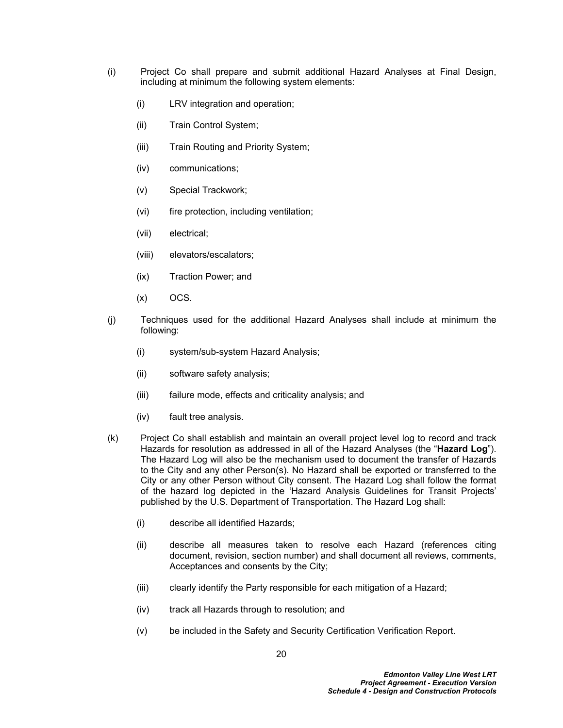(i) Project Co shall prepare and submit additional Hazard Analyses at Final Design, including at minimum the following system elements:

  (i) LRV integration and operation;

  (ii) Train Control System;

  (iii) Train Routing and Priority System;

  (iv) communications;

  (v) Special Trackwork;

  (vi) fire protection, including ventilation;

  (vii) electrical;

  (viii) elevators/escalators;

  (ix) Traction Power; and

  (x) OCS.

(j) Techniques used for the additional Hazard Analyses shall include at minimum the following:

  (i) system/sub-system Hazard Analysis;

  (ii) software safety analysis;

  (iii) failure mode, effects and criticality analysis; and

  (iv) fault tree analysis.

(k) Project Co shall establish and maintain an overall project level log to record and track Hazards for resolution as addressed in all of the Hazard Analyses (the "**Hazard Log**"). The Hazard Log will also be the mechanism used to document the transfer of Hazards to the City and any other Person(s). No Hazard shall be exported or transferred to the City or any other Person without City consent. The Hazard Log shall follow the format of the hazard log depicted in the 'Hazard Analysis Guidelines for Transit Projects' published by the U.S. Department of Transportation. The Hazard Log shall:

  (i) describe all identified Hazards;

  (ii) describe all measures taken to resolve each Hazard (references citing document, revision, section number) and shall document all reviews, comments, Acceptances and consents by the City;

  (iii) clearly identify the Party responsible for each mitigation of a Hazard;

  (iv) track all Hazards through to resolution; and

  (v) be included in the Safety and Security Certification Verification Report.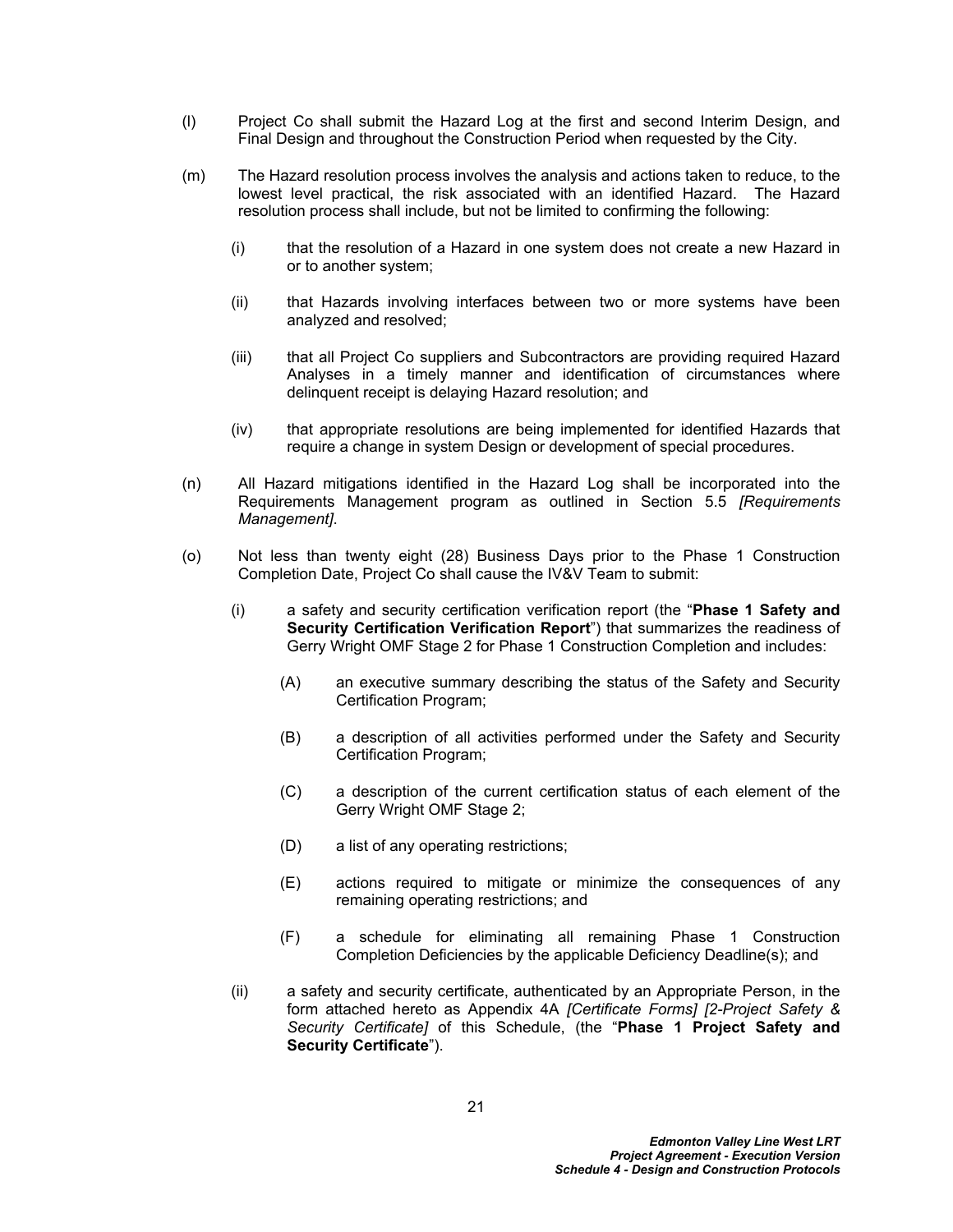(l) Project Co shall submit the Hazard Log at the first and second Interim Design, and Final Design and throughout the Construction Period when requested by the City.

(m) The Hazard resolution process involves the analysis and actions taken to reduce, to the lowest level practical, the risk associated with an identified Hazard. The Hazard resolution process shall include, but not be limited to confirming the following:

  (i) that the resolution of a Hazard in one system does not create a new Hazard in or to another system;

  (ii) that Hazards involving interfaces between two or more systems have been analyzed and resolved;

  (iii) that all Project Co suppliers and Subcontractors are providing required Hazard Analyses in a timely manner and identification of circumstances where delinquent receipt is delaying Hazard resolution; and

  (iv) that appropriate resolutions are being implemented for identified Hazards that require a change in system Design or development of special procedures.

(n) All Hazard mitigations identified in the Hazard Log shall be incorporated into the Requirements Management program as outlined in Section 5.5 *[Requirements Management]*.

(o) Not less than twenty eight (28) Business Days prior to the Phase 1 Construction Completion Date, Project Co shall cause the IV&V Team to submit:

  (i) a safety and security certification verification report (the "**Phase 1 Safety and Security Certification Verification Report**") that summarizes the readiness of Gerry Wright OMF Stage 2 for Phase 1 Construction Completion and includes:

    (A) an executive summary describing the status of the Safety and Security Certification Program;

    (B) a description of all activities performed under the Safety and Security Certification Program;

    (C) a description of the current certification status of each element of the Gerry Wright OMF Stage 2;

    (D) a list of any operating restrictions;

    (E) actions required to mitigate or minimize the consequences of any remaining operating restrictions; and

    (F) a schedule for eliminating all remaining Phase 1 Construction Completion Deficiencies by the applicable Deficiency Deadline(s); and

  (ii) a safety and security certificate, authenticated by an Appropriate Person, in the form attached hereto as Appendix 4A *[Certificate Forms] [2-Project Safety & Security Certificate]* of this Schedule, (the "**Phase 1 Project Safety and Security Certificate**").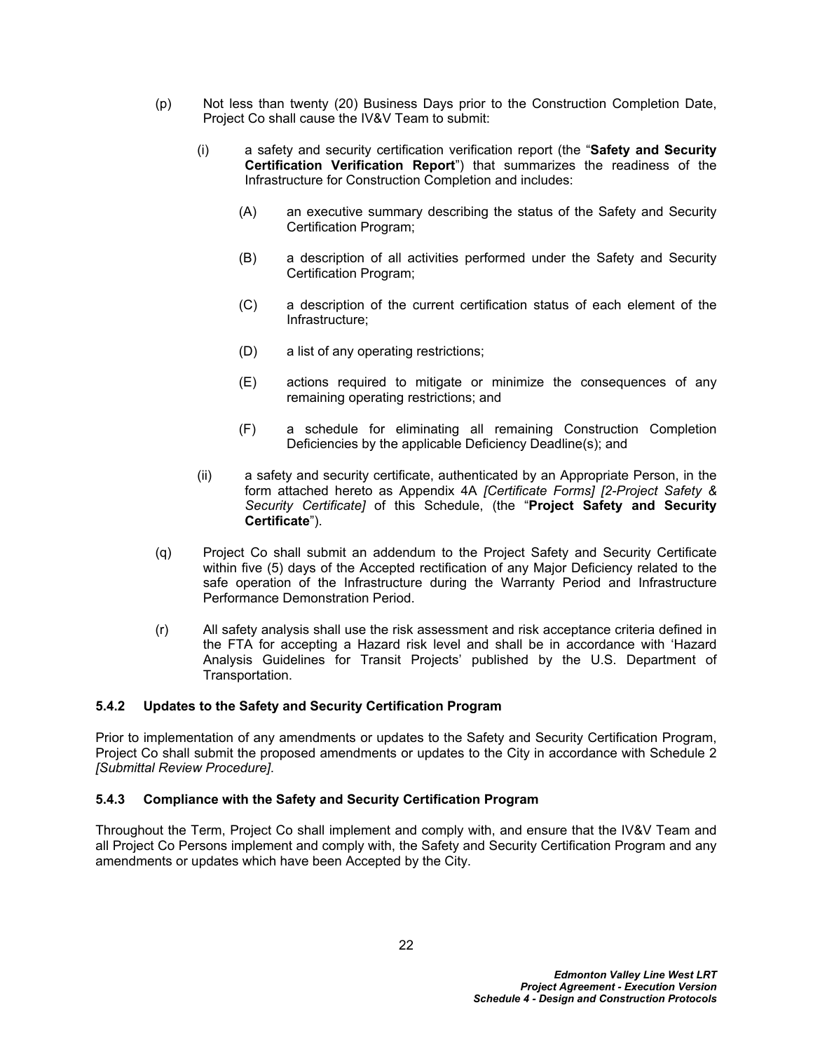(p) Not less than twenty (20) Business Days prior to the Construction Completion Date, Project Co shall cause the IV&V Team to submit:

  (i) a safety and security certification verification report (the "**Safety and Security Certification Verification Report**") that summarizes the readiness of the Infrastructure for Construction Completion and includes:

    (A) an executive summary describing the status of the Safety and Security Certification Program;

    (B) a description of all activities performed under the Safety and Security Certification Program;

    (C) a description of the current certification status of each element of the Infrastructure;

    (D) a list of any operating restrictions;

    (E) actions required to mitigate or minimize the consequences of any remaining operating restrictions; and

    (F) a schedule for eliminating all remaining Construction Completion Deficiencies by the applicable Deficiency Deadline(s); and

  (ii) a safety and security certificate, authenticated by an Appropriate Person, in the form attached hereto as Appendix 4A *[Certificate Forms] [2-Project Safety & Security Certificate]* of this Schedule, (the "**Project Safety and Security Certificate**").

(q) Project Co shall submit an addendum to the Project Safety and Security Certificate within five (5) days of the Accepted rectification of any Major Deficiency related to the safe operation of the Infrastructure during the Warranty Period and Infrastructure Performance Demonstration Period.

(r) All safety analysis shall use the risk assessment and risk acceptance criteria defined in the FTA for accepting a Hazard risk level and shall be in accordance with 'Hazard Analysis Guidelines for Transit Projects' published by the U.S. Department of Transportation.

### 5.4.2 Updates to the Safety and Security Certification Program

Prior to implementation of any amendments or updates to the Safety and Security Certification Program, Project Co shall submit the proposed amendments or updates to the City in accordance with Schedule 2 *[Submittal Review Procedure]*.

### 5.4.3 Compliance with the Safety and Security Certification Program

Throughout the Term, Project Co shall implement and comply with, and ensure that the IV&V Team and all Project Co Persons implement and comply with, the Safety and Security Certification Program and any amendments or updates which have been Accepted by the City.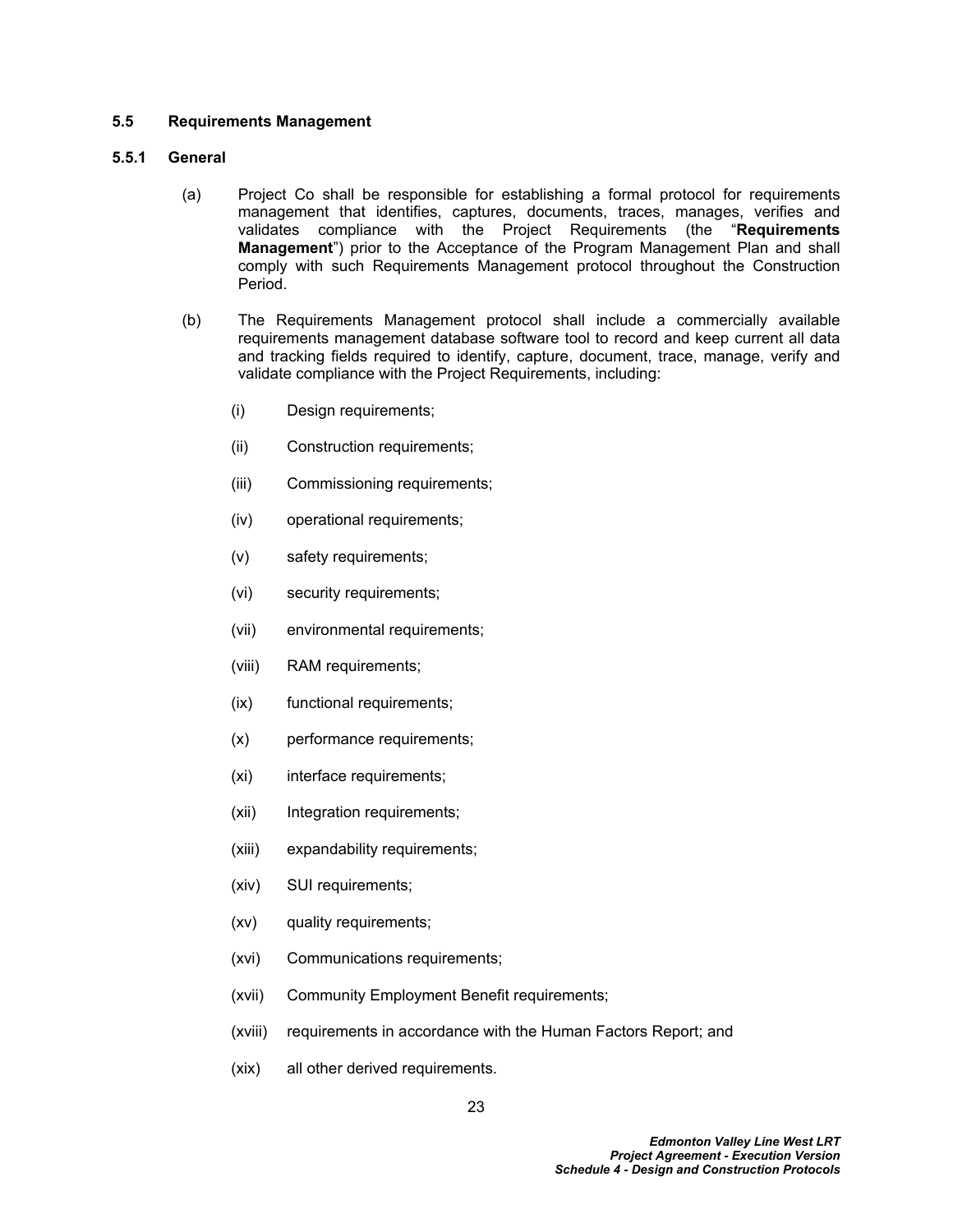### 5.5 Requirements Management

#### 5.5.1 General

(a) Project Co shall be responsible for establishing a formal protocol for requirements management that identifies, captures, documents, traces, manages, verifies and validates compliance with the Project Requirements (the "**Requirements Management**") prior to the Acceptance of the Program Management Plan and shall comply with such Requirements Management protocol throughout the Construction Period.

(b) The Requirements Management protocol shall include a commercially available requirements management database software tool to record and keep current all data and tracking fields required to identify, capture, document, trace, manage, verify and validate compliance with the Project Requirements, including:

- (i) Design requirements;
- (ii) Construction requirements;
- (iii) Commissioning requirements;
- (iv) operational requirements;
- (v) safety requirements;
- (vi) security requirements;
- (vii) environmental requirements;
- (viii) RAM requirements;
- (ix) functional requirements;
- (x) performance requirements;
- (xi) interface requirements;
- (xii) Integration requirements;
- (xiii) expandability requirements;
- (xiv) SUI requirements;
- (xv) quality requirements;
- (xvi) Communications requirements;
- (xvii) Community Employment Benefit requirements;
- (xviii) requirements in accordance with the Human Factors Report; and
- (xix) all other derived requirements.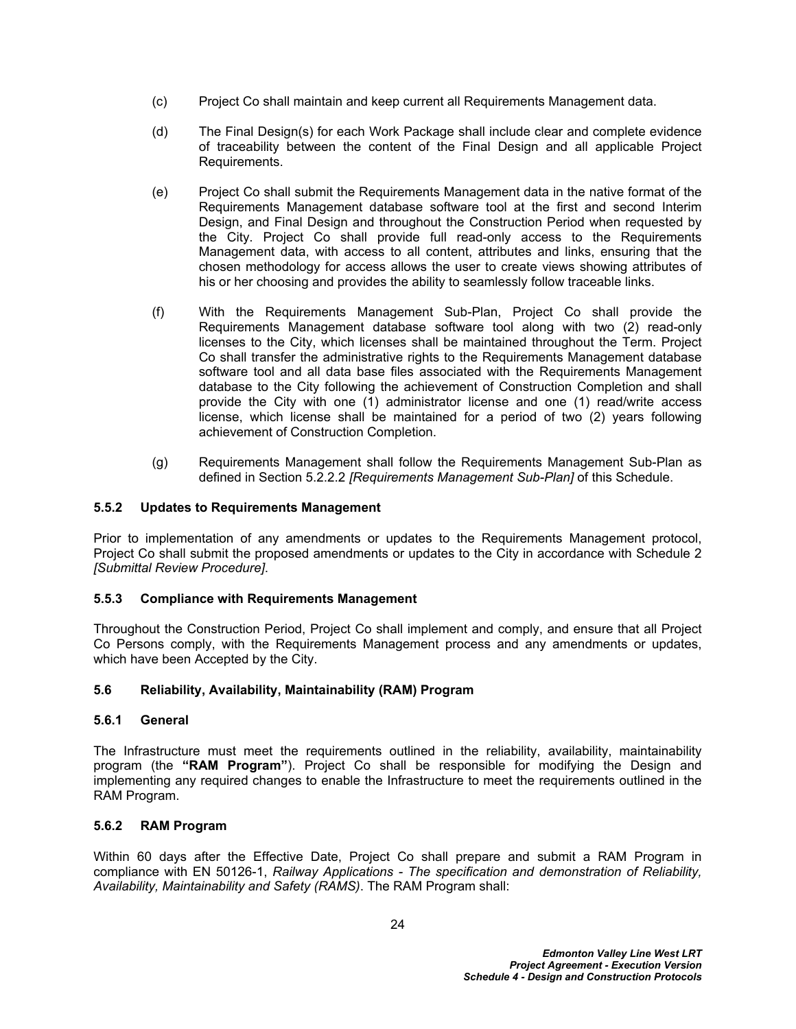(c) Project Co shall maintain and keep current all Requirements Management data.

(d) The Final Design(s) for each Work Package shall include clear and complete evidence of traceability between the content of the Final Design and all applicable Project Requirements.

(e) Project Co shall submit the Requirements Management data in the native format of the Requirements Management database software tool at the first and second Interim Design, and Final Design and throughout the Construction Period when requested by the City. Project Co shall provide full read-only access to the Requirements Management data, with access to all content, attributes and links, ensuring that the chosen methodology for access allows the user to create views showing attributes of his or her choosing and provides the ability to seamlessly follow traceable links.

(f) With the Requirements Management Sub-Plan, Project Co shall provide the Requirements Management database software tool along with two (2) read-only licenses to the City, which licenses shall be maintained throughout the Term. Project Co shall transfer the administrative rights to the Requirements Management database software tool and all data base files associated with the Requirements Management database to the City following the achievement of Construction Completion and shall provide the City with one (1) administrator license and one (1) read/write access license, which license shall be maintained for a period of two (2) years following achievement of Construction Completion.

(g) Requirements Management shall follow the Requirements Management Sub-Plan as defined in Section 5.2.2.2 *[Requirements Management Sub-Plan]* of this Schedule.

### 5.5.2 Updates to Requirements Management

Prior to implementation of any amendments or updates to the Requirements Management protocol, Project Co shall submit the proposed amendments or updates to the City in accordance with Schedule 2 *[Submittal Review Procedure]*.

### 5.5.3 Compliance with Requirements Management

Throughout the Construction Period, Project Co shall implement and comply, and ensure that all Project Co Persons comply, with the Requirements Management process and any amendments or updates, which have been Accepted by the City.

### 5.6 Reliability, Availability, Maintainability (RAM) Program

### 5.6.1 General

The Infrastructure must meet the requirements outlined in the reliability, availability, maintainability program (the **"RAM Program"**). Project Co shall be responsible for modifying the Design and implementing any required changes to enable the Infrastructure to meet the requirements outlined in the RAM Program.

### 5.6.2 RAM Program

Within 60 days after the Effective Date, Project Co shall prepare and submit a RAM Program in compliance with EN 50126-1, *Railway Applications - The specification and demonstration of Reliability, Availability, Maintainability and Safety (RAMS)*. The RAM Program shall: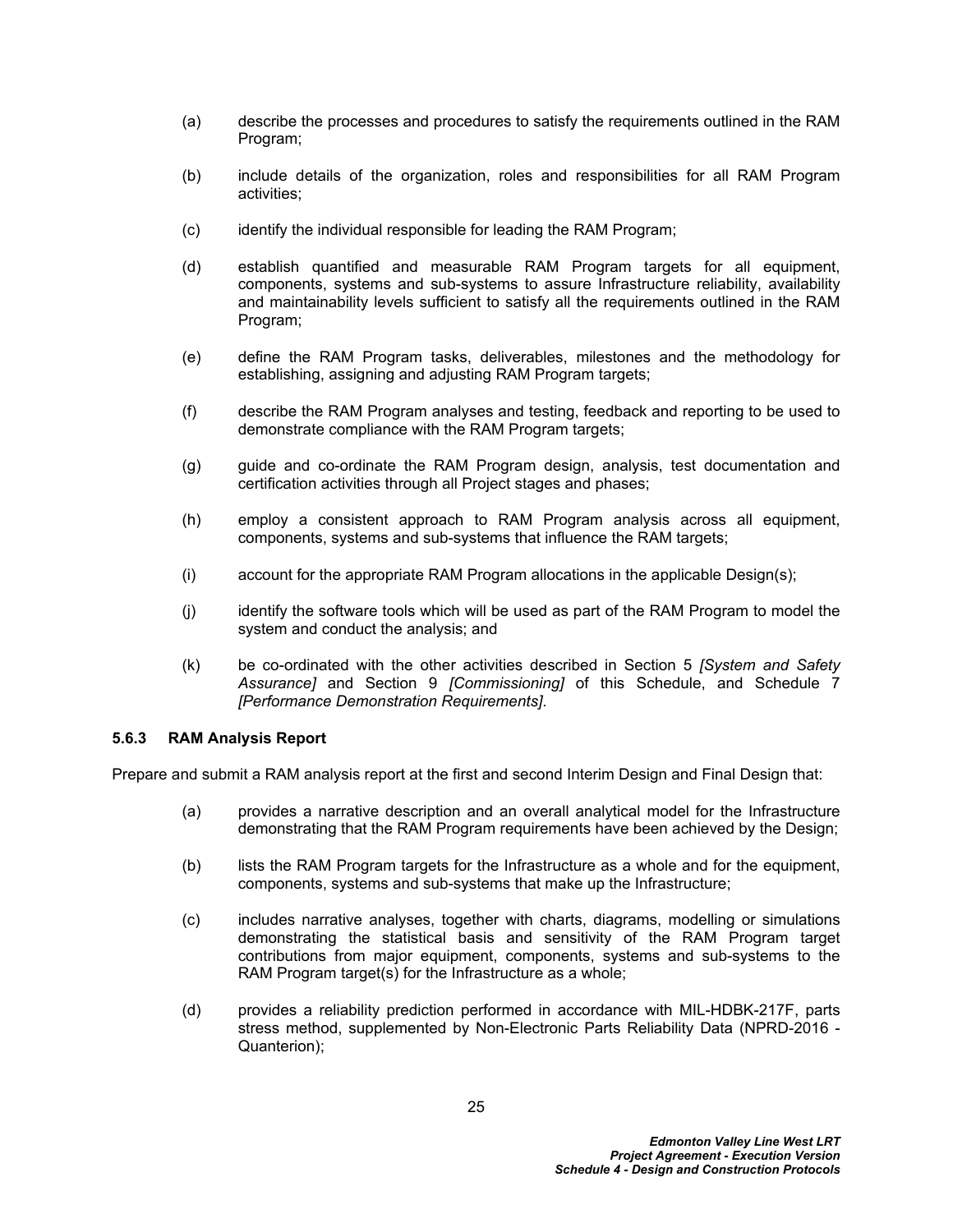(a) describe the processes and procedures to satisfy the requirements outlined in the RAM Program;

(b) include details of the organization, roles and responsibilities for all RAM Program activities;

(c) identify the individual responsible for leading the RAM Program;

(d) establish quantified and measurable RAM Program targets for all equipment, components, systems and sub-systems to assure Infrastructure reliability, availability and maintainability levels sufficient to satisfy all the requirements outlined in the RAM Program;

(e) define the RAM Program tasks, deliverables, milestones and the methodology for establishing, assigning and adjusting RAM Program targets;

(f) describe the RAM Program analyses and testing, feedback and reporting to be used to demonstrate compliance with the RAM Program targets;

(g) guide and co-ordinate the RAM Program design, analysis, test documentation and certification activities through all Project stages and phases;

(h) employ a consistent approach to RAM Program analysis across all equipment, components, systems and sub-systems that influence the RAM targets;

(i) account for the appropriate RAM Program allocations in the applicable Design(s);

(j) identify the software tools which will be used as part of the RAM Program to model the system and conduct the analysis; and

(k) be co-ordinated with the other activities described in Section 5 *[System and Safety Assurance]* and Section 9 *[Commissioning]* of this Schedule, and Schedule 7 *[Performance Demonstration Requirements]*.

### 5.6.3 RAM Analysis Report

Prepare and submit a RAM analysis report at the first and second Interim Design and Final Design that:

(a) provides a narrative description and an overall analytical model for the Infrastructure demonstrating that the RAM Program requirements have been achieved by the Design;

(b) lists the RAM Program targets for the Infrastructure as a whole and for the equipment, components, systems and sub-systems that make up the Infrastructure;

(c) includes narrative analyses, together with charts, diagrams, modelling or simulations demonstrating the statistical basis and sensitivity of the RAM Program target contributions from major equipment, components, systems and sub-systems to the RAM Program target(s) for the Infrastructure as a whole;

(d) provides a reliability prediction performed in accordance with MIL-HDBK-217F, parts stress method, supplemented by Non-Electronic Parts Reliability Data (NPRD-2016 - Quanterion);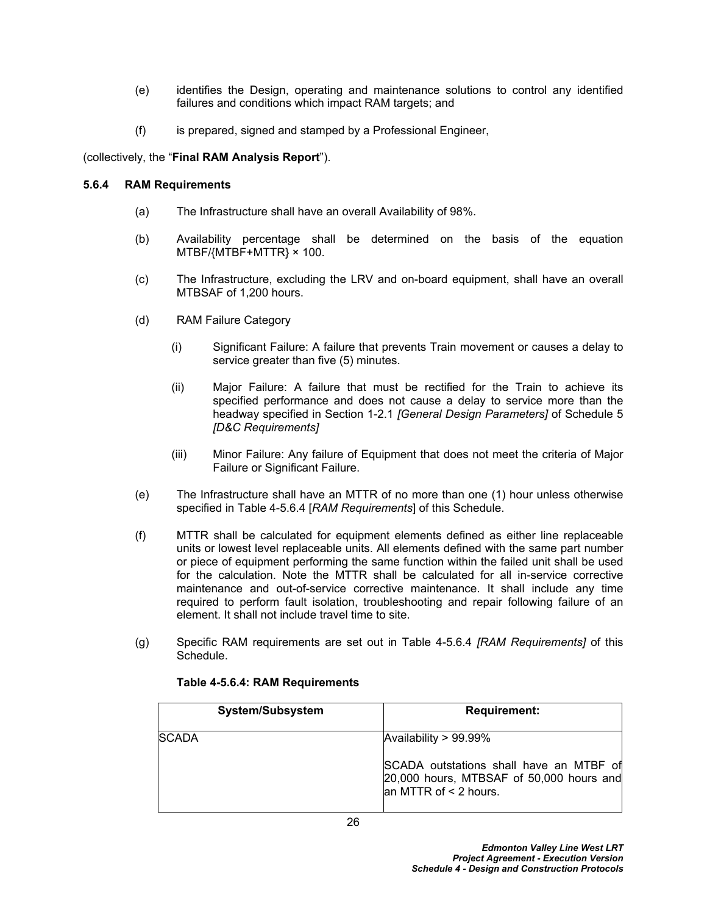(e) identifies the Design, operating and maintenance solutions to control any identified failures and conditions which impact RAM targets; and

(f) is prepared, signed and stamped by a Professional Engineer,

(collectively, the "**Final RAM Analysis Report**").

### 5.6.4 RAM Requirements

(a) The Infrastructure shall have an overall Availability of 98%.

(b) Availability percentage shall be determined on the basis of the equation MTBF/{MTBF+MTTR} × 100.

(c) The Infrastructure, excluding the LRV and on-board equipment, shall have an overall MTBSAF of 1,200 hours.

(d) RAM Failure Category

  (i) Significant Failure: A failure that prevents Train movement or causes a delay to service greater than five (5) minutes.

  (ii) Major Failure: A failure that must be rectified for the Train to achieve its specified performance and does not cause a delay to service more than the headway specified in Section 1-2.1 *[General Design Parameters]* of Schedule 5 *[D&C Requirements]*

  (iii) Minor Failure: Any failure of Equipment that does not meet the criteria of Major Failure or Significant Failure.

(e) The Infrastructure shall have an MTTR of no more than one (1) hour unless otherwise specified in Table 4-5.6.4 [*RAM Requirements*] of this Schedule.

(f) MTTR shall be calculated for equipment elements defined as either line replaceable units or lowest level replaceable units. All elements defined with the same part number or piece of equipment performing the same function within the failed unit shall be used for the calculation. Note the MTTR shall be calculated for all in-service corrective maintenance and out-of-service corrective maintenance. It shall include any time required to perform fault isolation, troubleshooting and repair following failure of an element. It shall not include travel time to site.

(g) Specific RAM requirements are set out in Table 4-5.6.4 *[RAM Requirements]* of this Schedule.

**Table 4-5.6.4: RAM Requirements**

| System/Subsystem | Requirement: |
|---|---|
| SCADA | Availability > 99.99%<br><br>SCADA outstations shall have an MTBF of 20,000 hours, MTBSAF of 50,000 hours and an MTTR of < 2 hours. |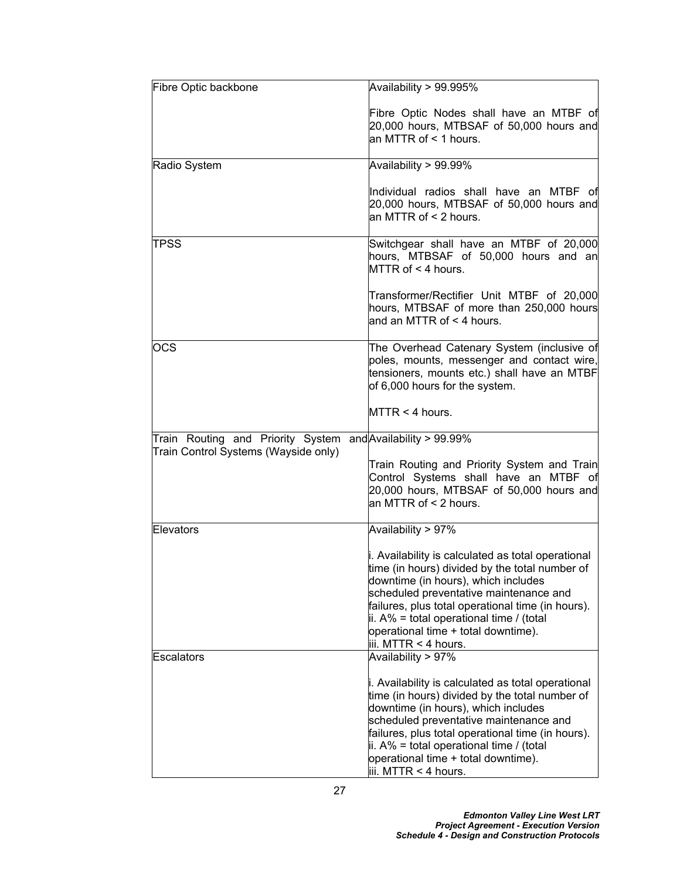| | |
|---|---|
| Fibre Optic backbone | Availability > 99.995%<br><br>Fibre Optic Nodes shall have an MTBF of 20,000 hours, MTBSAF of 50,000 hours and an MTTR of < 1 hours. |
| Radio System | Availability > 99.99%<br><br>Individual radios shall have an MTBF of 20,000 hours, MTBSAF of 50,000 hours and an MTTR of < 2 hours. |
| TPSS | Switchgear shall have an MTBF of 20,000 hours, MTBSAF of 50,000 hours and an MTTR of < 4 hours.<br><br>Transformer/Rectifier Unit MTBF of 20,000 hours, MTBSAF of more than 250,000 hours and an MTTR of < 4 hours. |
| OCS | The Overhead Catenary System (inclusive of poles, mounts, messenger and contact wire, tensioners, mounts etc.) shall have an MTBF of 6,000 hours for the system.<br><br>MTTR < 4 hours. |
| Train Routing and Priority System and Train Control Systems (Wayside only) | Availability > 99.99%<br><br>Train Routing and Priority System and Train Control Systems shall have an MTBF of 20,000 hours, MTBSAF of 50,000 hours and an MTTR of < 2 hours. |
| Elevators | Availability > 97%<br><br>i. Availability is calculated as total operational time (in hours) divided by the total number of downtime (in hours), which includes scheduled preventative maintenance and failures, plus total operational time (in hours).<br>ii. A% = total operational time / (total operational time + total downtime).<br>iii. MTTR < 4 hours. |
| Escalators | Availability > 97%<br><br>i. Availability is calculated as total operational time (in hours) divided by the total number of downtime (in hours), which includes scheduled preventative maintenance and failures, plus total operational time (in hours).<br>ii. A% = total operational time / (total operational time + total downtime).<br>iii. MTTR < 4 hours. |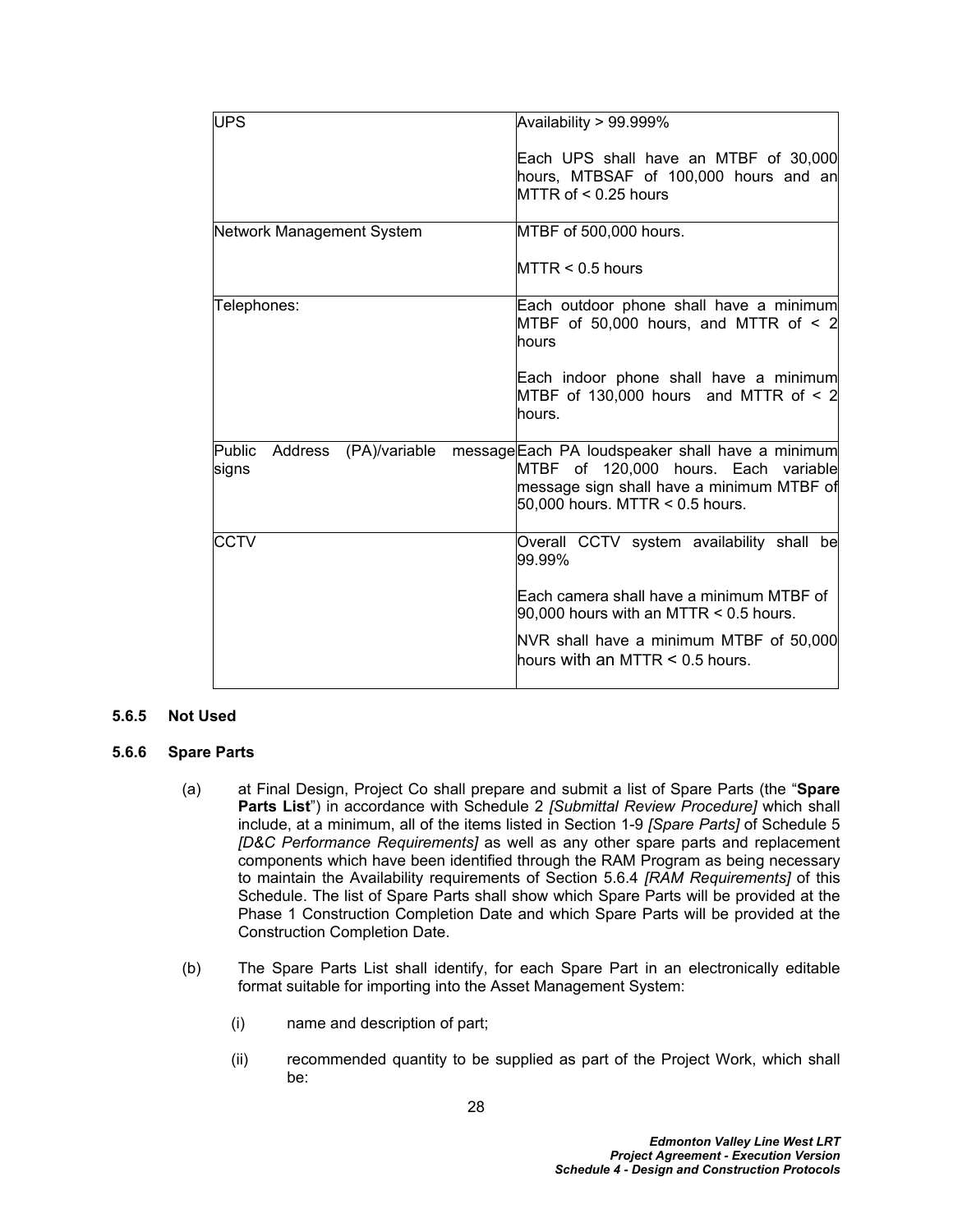| | |
|---|---|
| UPS | Availability > 99.999%<br><br>Each UPS shall have an MTBF of 30,000 hours, MTBSAF of 100,000 hours and an MTTR of < 0.25 hours |
| Network Management System | MTBF of 500,000 hours.<br><br>MTTR < 0.5 hours |
| Telephones: | Each outdoor phone shall have a minimum MTBF of 50,000 hours, and MTTR of < 2 hours<br><br>Each indoor phone shall have a minimum MTBF of 130,000 hours and MTTR of < 2 hours. |
| Public Address (PA)/variable message signs | Each PA loudspeaker shall have a minimum MTBF of 120,000 hours. Each variable message sign shall have a minimum MTBF of 50,000 hours. MTTR < 0.5 hours. |
| CCTV | Overall CCTV system availability shall be 99.99%<br><br>Each camera shall have a minimum MTBF of 90,000 hours with an MTTR < 0.5 hours.<br><br>NVR shall have a minimum MTBF of 50,000 hours with an MTTR < 0.5 hours. |

#### 5.6.5 Not Used

#### 5.6.6 Spare Parts

(a) at Final Design, Project Co shall prepare and submit a list of Spare Parts (the "**Spare Parts List**") in accordance with Schedule 2 *[Submittal Review Procedure]* which shall include, at a minimum, all of the items listed in Section 1-9 *[Spare Parts]* of Schedule 5 *[D&C Performance Requirements]* as well as any other spare parts and replacement components which have been identified through the RAM Program as being necessary to maintain the Availability requirements of Section 5.6.4 *[RAM Requirements]* of this Schedule. The list of Spare Parts shall show which Spare Parts will be provided at the Phase 1 Construction Completion Date and which Spare Parts will be provided at the Construction Completion Date.

(b) The Spare Parts List shall identify, for each Spare Part in an electronically editable format suitable for importing into the Asset Management System:

(i) name and description of part;

(ii) recommended quantity to be supplied as part of the Project Work, which shall be: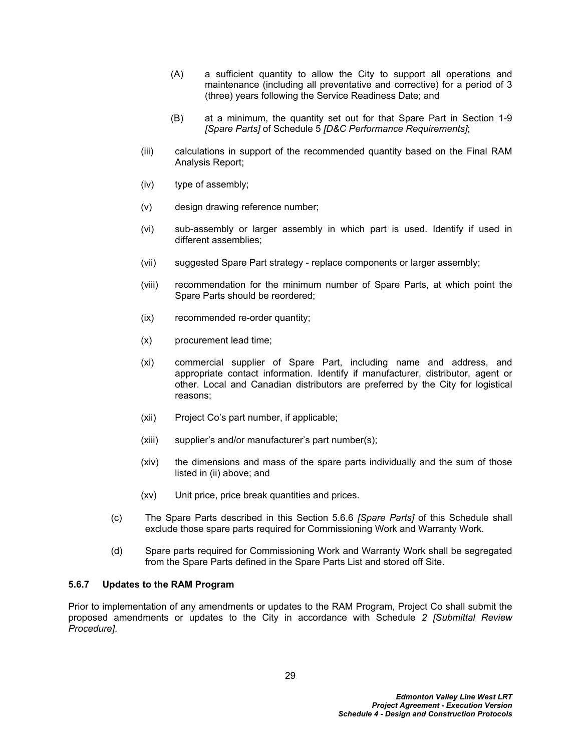(A) a sufficient quantity to allow the City to support all operations and maintenance (including all preventative and corrective) for a period of 3 (three) years following the Service Readiness Date; and

(B) at a minimum, the quantity set out for that Spare Part in Section 1-9 *[Spare Parts]* of Schedule 5 *[D&C Performance Requirements]*;

(iii) calculations in support of the recommended quantity based on the Final RAM Analysis Report;

(iv) type of assembly;

(v) design drawing reference number;

(vi) sub-assembly or larger assembly in which part is used. Identify if used in different assemblies;

(vii) suggested Spare Part strategy - replace components or larger assembly;

(viii) recommendation for the minimum number of Spare Parts, at which point the Spare Parts should be reordered;

(ix) recommended re-order quantity;

(x) procurement lead time;

(xi) commercial supplier of Spare Part, including name and address, and appropriate contact information. Identify if manufacturer, distributor, agent or other. Local and Canadian distributors are preferred by the City for logistical reasons;

(xii) Project Co's part number, if applicable;

(xiii) supplier's and/or manufacturer's part number(s);

(xiv) the dimensions and mass of the spare parts individually and the sum of those listed in (ii) above; and

(xv) Unit price, price break quantities and prices.

(c) The Spare Parts described in this Section 5.6.6 *[Spare Parts]* of this Schedule shall exclude those spare parts required for Commissioning Work and Warranty Work.

(d) Spare parts required for Commissioning Work and Warranty Work shall be segregated from the Spare Parts defined in the Spare Parts List and stored off Site.

### 5.6.7 Updates to the RAM Program

Prior to implementation of any amendments or updates to the RAM Program, Project Co shall submit the proposed amendments or updates to the City in accordance with Schedule *2 [Submittal Review Procedure]*.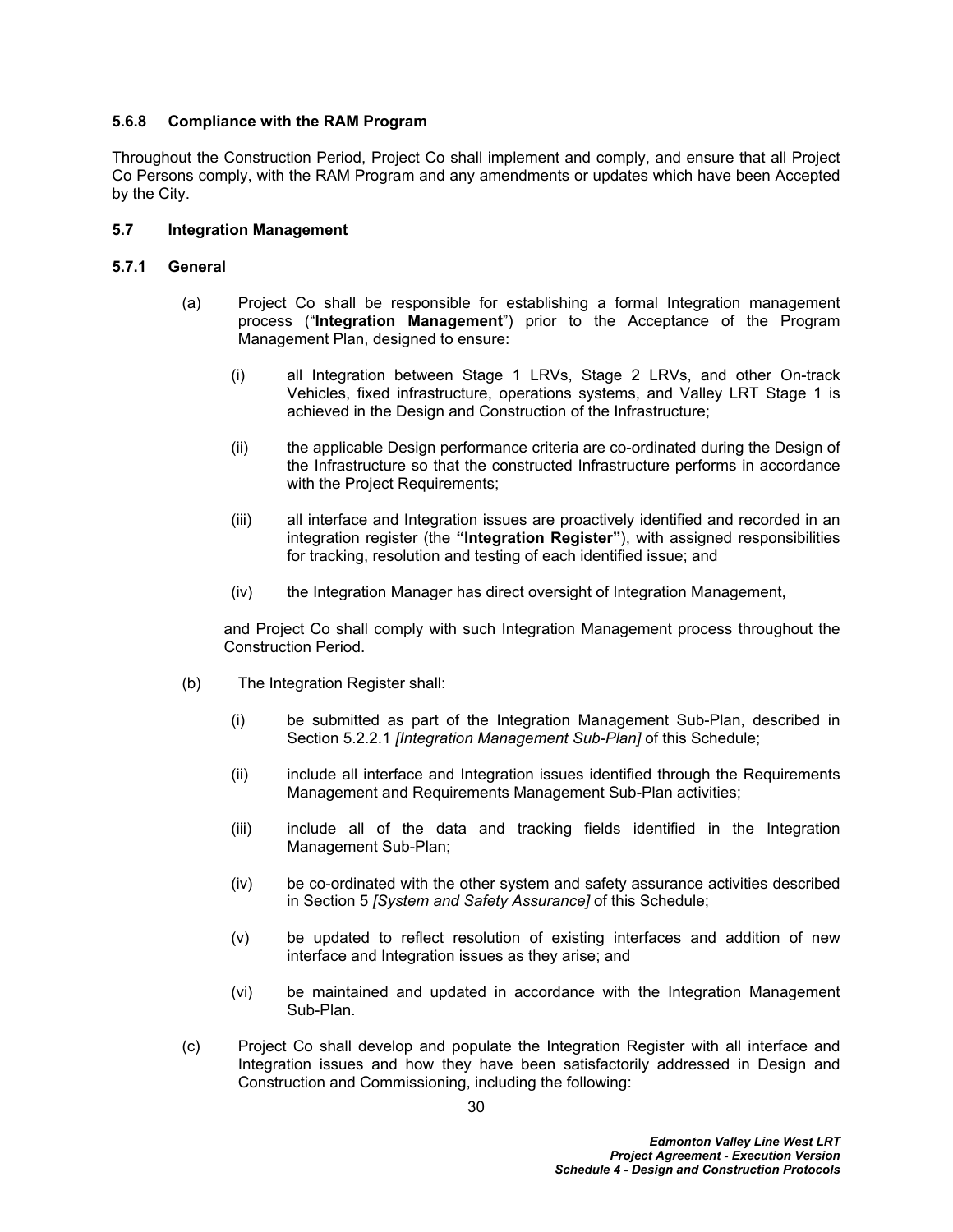#### 5.6.8 Compliance with the RAM Program

Throughout the Construction Period, Project Co shall implement and comply, and ensure that all Project Co Persons comply, with the RAM Program and any amendments or updates which have been Accepted by the City.

### 5.7 Integration Management

#### 5.7.1 General

(a) Project Co shall be responsible for establishing a formal Integration management process ("**Integration Management**") prior to the Acceptance of the Program Management Plan, designed to ensure:

  (i) all Integration between Stage 1 LRVs, Stage 2 LRVs, and other On-track Vehicles, fixed infrastructure, operations systems, and Valley LRT Stage 1 is achieved in the Design and Construction of the Infrastructure;

  (ii) the applicable Design performance criteria are co-ordinated during the Design of the Infrastructure so that the constructed Infrastructure performs in accordance with the Project Requirements;

  (iii) all interface and Integration issues are proactively identified and recorded in an integration register (the **"Integration Register"**), with assigned responsibilities for tracking, resolution and testing of each identified issue; and

  (iv) the Integration Manager has direct oversight of Integration Management,

and Project Co shall comply with such Integration Management process throughout the Construction Period.

(b) The Integration Register shall:

  (i) be submitted as part of the Integration Management Sub-Plan, described in Section 5.2.2.1 *[Integration Management Sub-Plan]* of this Schedule;

  (ii) include all interface and Integration issues identified through the Requirements Management and Requirements Management Sub-Plan activities;

  (iii) include all of the data and tracking fields identified in the Integration Management Sub-Plan;

  (iv) be co-ordinated with the other system and safety assurance activities described in Section 5 *[System and Safety Assurance]* of this Schedule;

  (v) be updated to reflect resolution of existing interfaces and addition of new interface and Integration issues as they arise; and

  (vi) be maintained and updated in accordance with the Integration Management Sub-Plan.

(c) Project Co shall develop and populate the Integration Register with all interface and Integration issues and how they have been satisfactorily addressed in Design and Construction and Commissioning, including the following: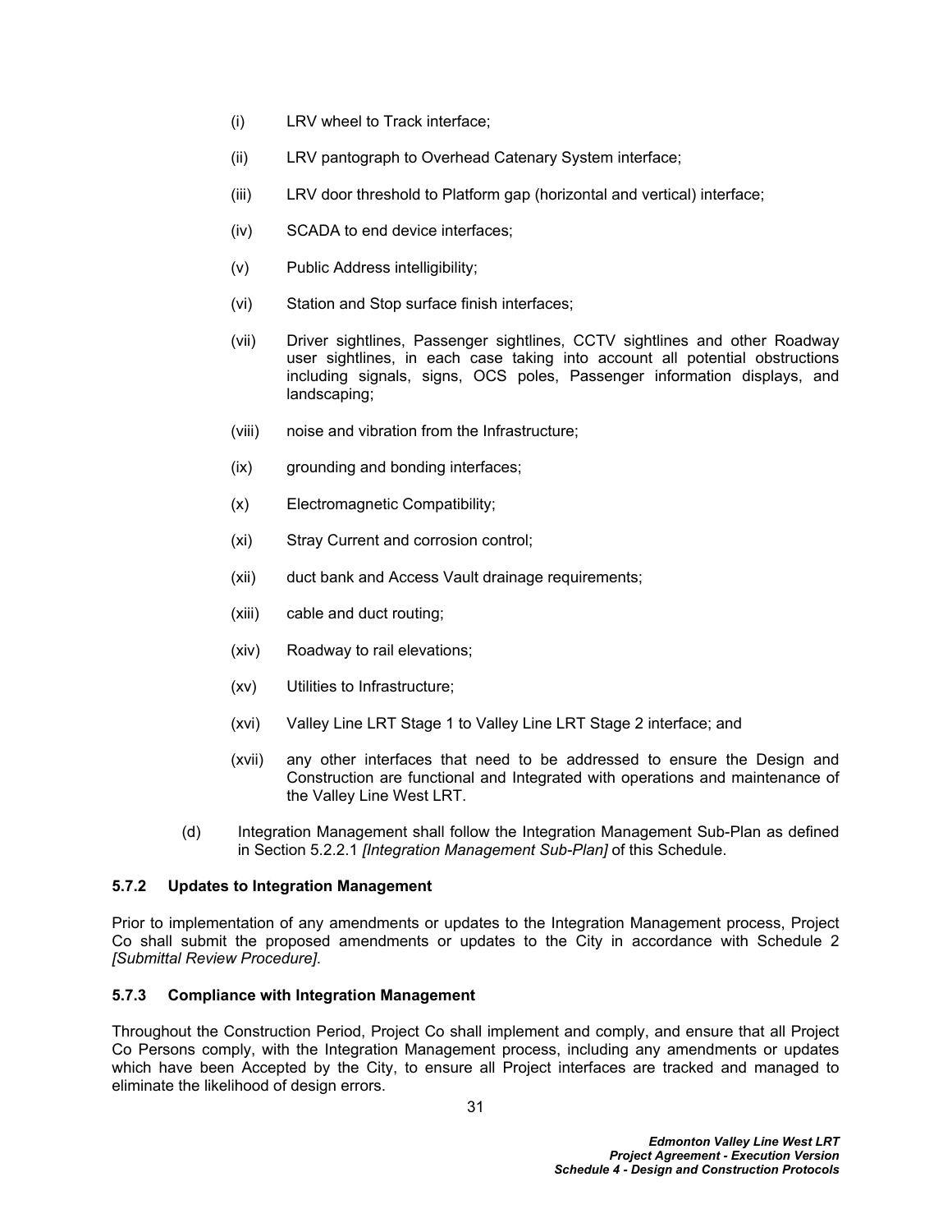(i) LRV wheel to Track interface;

(ii) LRV pantograph to Overhead Catenary System interface;

(iii) LRV door threshold to Platform gap (horizontal and vertical) interface;

(iv) SCADA to end device interfaces;

(v) Public Address intelligibility;

(vi) Station and Stop surface finish interfaces;

(vii) Driver sightlines, Passenger sightlines, CCTV sightlines and other Roadway user sightlines, in each case taking into account all potential obstructions including signals, signs, OCS poles, Passenger information displays, and landscaping;

(viii) noise and vibration from the Infrastructure;

(ix) grounding and bonding interfaces;

(x) Electromagnetic Compatibility;

(xi) Stray Current and corrosion control;

(xii) duct bank and Access Vault drainage requirements;

(xiii) cable and duct routing;

(xiv) Roadway to rail elevations;

(xv) Utilities to Infrastructure;

(xvi) Valley Line LRT Stage 1 to Valley Line LRT Stage 2 interface; and

(xvii) any other interfaces that need to be addressed to ensure the Design and Construction are functional and Integrated with operations and maintenance of the Valley Line West LRT.

(d) Integration Management shall follow the Integration Management Sub-Plan as defined in Section 5.2.2.1 *[Integration Management Sub-Plan]* of this Schedule.

### 5.7.2 Updates to Integration Management

Prior to implementation of any amendments or updates to the Integration Management process, Project Co shall submit the proposed amendments or updates to the City in accordance with Schedule 2 *[Submittal Review Procedure]*.

### 5.7.3 Compliance with Integration Management

Throughout the Construction Period, Project Co shall implement and comply, and ensure that all Project Co Persons comply, with the Integration Management process, including any amendments or updates which have been Accepted by the City, to ensure all Project interfaces are tracked and managed to eliminate the likelihood of design errors.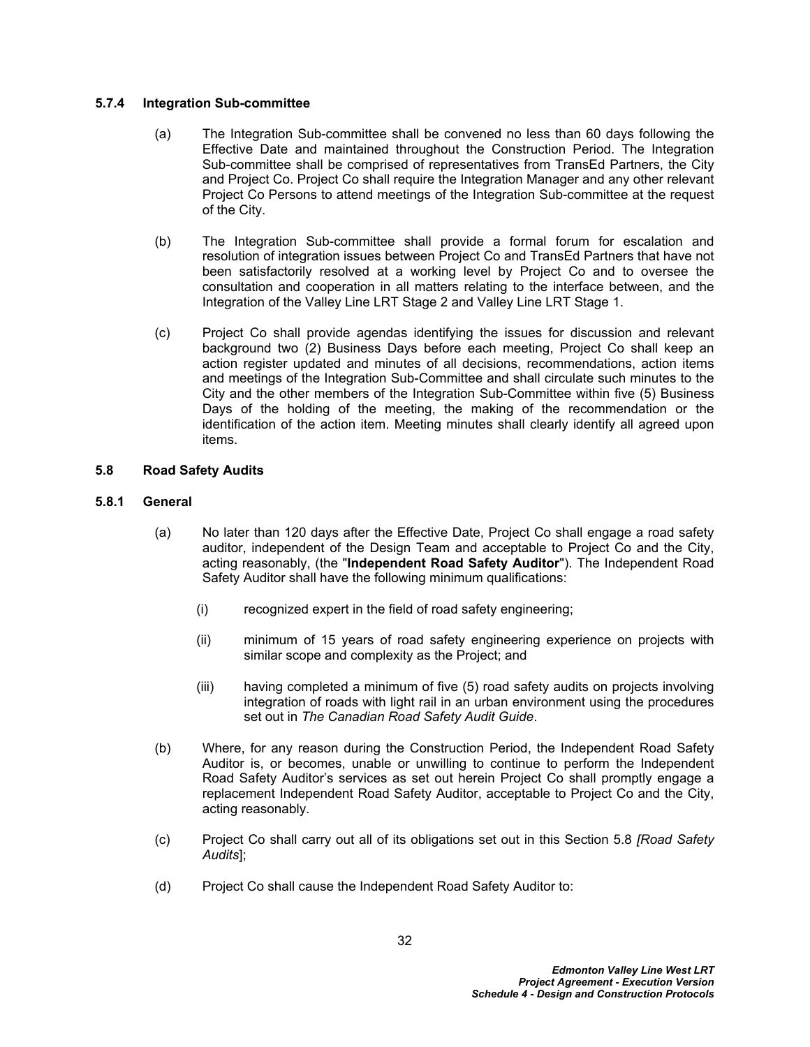### 5.7.4 Integration Sub-committee

(a) The Integration Sub-committee shall be convened no less than 60 days following the Effective Date and maintained throughout the Construction Period. The Integration Sub-committee shall be comprised of representatives from TransEd Partners, the City and Project Co. Project Co shall require the Integration Manager and any other relevant Project Co Persons to attend meetings of the Integration Sub-committee at the request of the City.

(b) The Integration Sub-committee shall provide a formal forum for escalation and resolution of integration issues between Project Co and TransEd Partners that have not been satisfactorily resolved at a working level by Project Co and to oversee the consultation and cooperation in all matters relating to the interface between, and the Integration of the Valley Line LRT Stage 2 and Valley Line LRT Stage 1.

(c) Project Co shall provide agendas identifying the issues for discussion and relevant background two (2) Business Days before each meeting, Project Co shall keep an action register updated and minutes of all decisions, recommendations, action items and meetings of the Integration Sub-Committee and shall circulate such minutes to the City and the other members of the Integration Sub-Committee within five (5) Business Days of the holding of the meeting, the making of the recommendation or the identification of the action item. Meeting minutes shall clearly identify all agreed upon items.

## 5.8 Road Safety Audits

### 5.8.1 General

(a) No later than 120 days after the Effective Date, Project Co shall engage a road safety auditor, independent of the Design Team and acceptable to Project Co and the City, acting reasonably, (the "**Independent Road Safety Auditor**"). The Independent Road Safety Auditor shall have the following minimum qualifications:

   (i) recognized expert in the field of road safety engineering;

   (ii) minimum of 15 years of road safety engineering experience on projects with similar scope and complexity as the Project; and

   (iii) having completed a minimum of five (5) road safety audits on projects involving integration of roads with light rail in an urban environment using the procedures set out in *The Canadian Road Safety Audit Guide*.

(b) Where, for any reason during the Construction Period, the Independent Road Safety Auditor is, or becomes, unable or unwilling to continue to perform the Independent Road Safety Auditor's services as set out herein Project Co shall promptly engage a replacement Independent Road Safety Auditor, acceptable to Project Co and the City, acting reasonably.

(c) Project Co shall carry out all of its obligations set out in this Section 5.8 *[Road Safety Audits*];

(d) Project Co shall cause the Independent Road Safety Auditor to: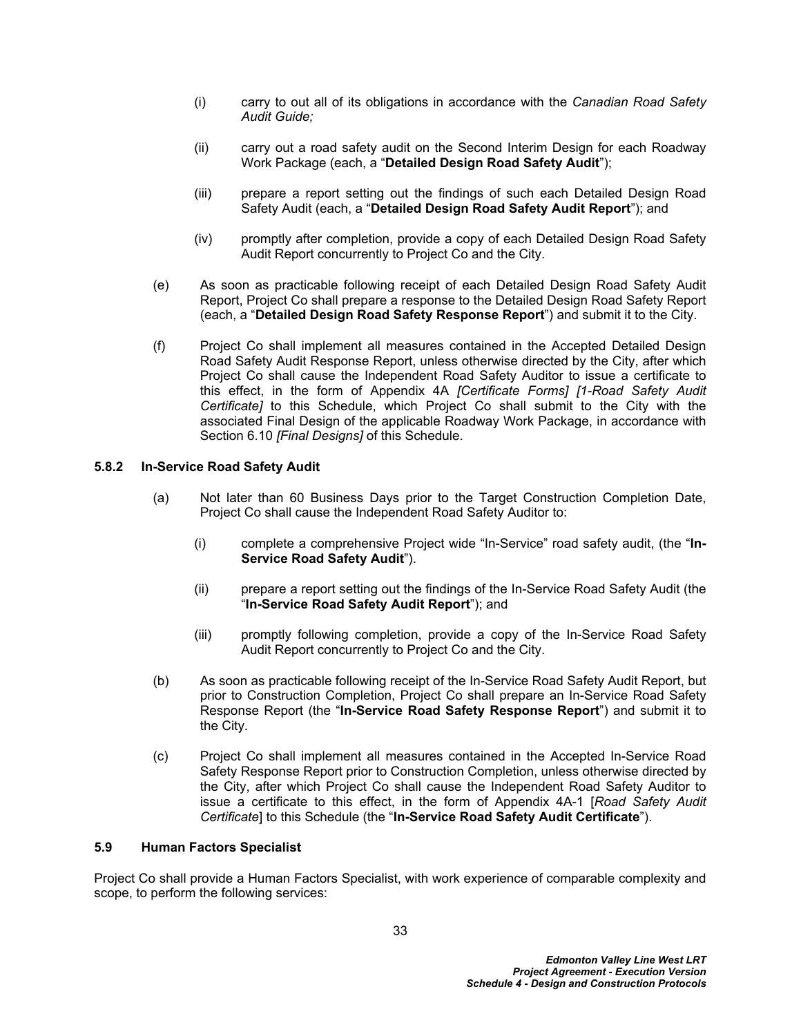(i) carry to out all of its obligations in accordance with the *Canadian Road Safety Audit Guide;*

(ii) carry out a road safety audit on the Second Interim Design for each Roadway Work Package (each, a "**Detailed Design Road Safety Audit**");

(iii) prepare a report setting out the findings of such each Detailed Design Road Safety Audit (each, a "**Detailed Design Road Safety Audit Report**"); and

(iv) promptly after completion, provide a copy of each Detailed Design Road Safety Audit Report concurrently to Project Co and the City.

(e) As soon as practicable following receipt of each Detailed Design Road Safety Audit Report, Project Co shall prepare a response to the Detailed Design Road Safety Report (each, a "**Detailed Design Road Safety Response Report**") and submit it to the City.

(f) Project Co shall implement all measures contained in the Accepted Detailed Design Road Safety Audit Response Report, unless otherwise directed by the City, after which Project Co shall cause the Independent Road Safety Auditor to issue a certificate to this effect, in the form of Appendix 4A *[Certificate Forms] [1-Road Safety Audit Certificate]* to this Schedule, which Project Co shall submit to the City with the associated Final Design of the applicable Roadway Work Package, in accordance with Section 6.10 *[Final Designs]* of this Schedule.

### 5.8.2 In-Service Road Safety Audit

(a) Not later than 60 Business Days prior to the Target Construction Completion Date, Project Co shall cause the Independent Road Safety Auditor to:

(i) complete a comprehensive Project wide "In-Service" road safety audit, (the "**In-Service Road Safety Audit**").

(ii) prepare a report setting out the findings of the In-Service Road Safety Audit (the "**In-Service Road Safety Audit Report**"); and

(iii) promptly following completion, provide a copy of the In-Service Road Safety Audit Report concurrently to Project Co and the City.

(b) As soon as practicable following receipt of the In-Service Road Safety Audit Report, but prior to Construction Completion, Project Co shall prepare an In-Service Road Safety Response Report (the "**In-Service Road Safety Response Report**") and submit it to the City.

(c) Project Co shall implement all measures contained in the Accepted In-Service Road Safety Response Report prior to Construction Completion, unless otherwise directed by the City, after which Project Co shall cause the Independent Road Safety Auditor to issue a certificate to this effect, in the form of Appendix 4A-1 [*Road Safety Audit Certificate*] to this Schedule (the "**In-Service Road Safety Audit Certificate**").

## 5.9 Human Factors Specialist

Project Co shall provide a Human Factors Specialist, with work experience of comparable complexity and scope, to perform the following services: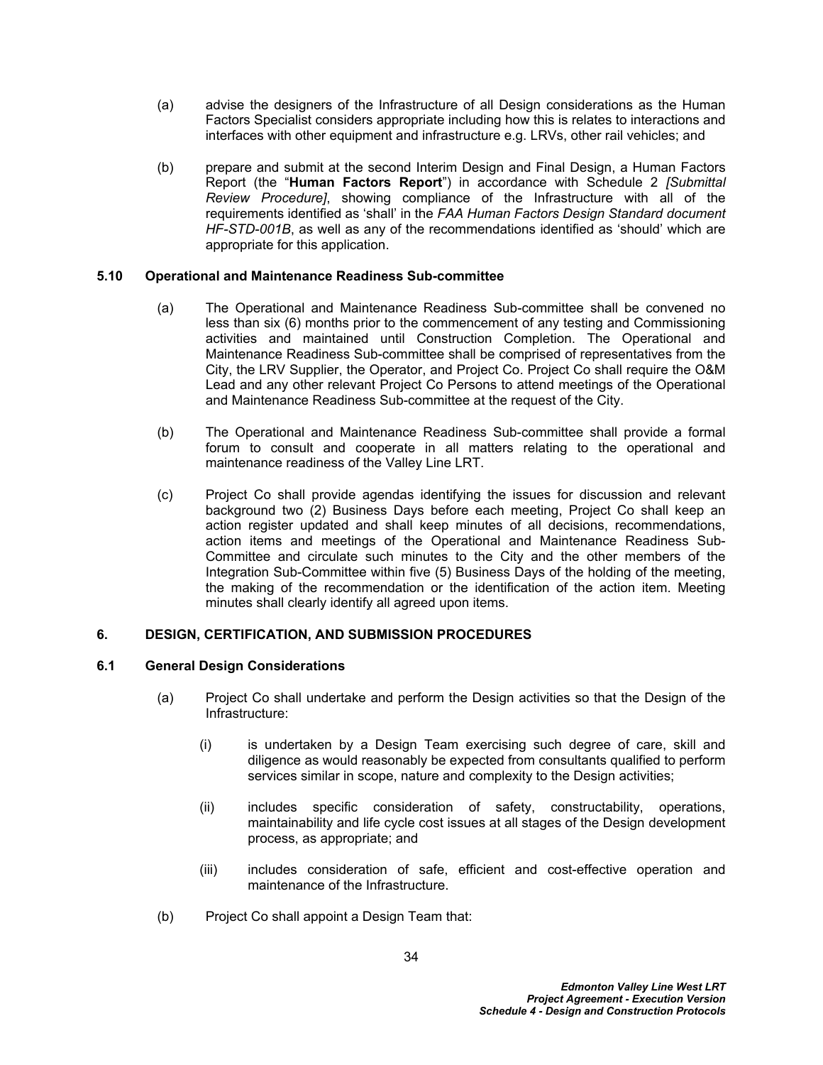(a) advise the designers of the Infrastructure of all Design considerations as the Human Factors Specialist considers appropriate including how this is relates to interactions and interfaces with other equipment and infrastructure e.g. LRVs, other rail vehicles; and

(b) prepare and submit at the second Interim Design and Final Design, a Human Factors Report (the "**Human Factors Report**") in accordance with Schedule 2 *[Submittal Review Procedure]*, showing compliance of the Infrastructure with all of the requirements identified as 'shall' in the *FAA Human Factors Design Standard document HF-STD-001B*, as well as any of the recommendations identified as 'should' which are appropriate for this application.

### 5.10 Operational and Maintenance Readiness Sub-committee

(a) The Operational and Maintenance Readiness Sub-committee shall be convened no less than six (6) months prior to the commencement of any testing and Commissioning activities and maintained until Construction Completion. The Operational and Maintenance Readiness Sub-committee shall be comprised of representatives from the City, the LRV Supplier, the Operator, and Project Co. Project Co shall require the O&M Lead and any other relevant Project Co Persons to attend meetings of the Operational and Maintenance Readiness Sub-committee at the request of the City.

(b) The Operational and Maintenance Readiness Sub-committee shall provide a formal forum to consult and cooperate in all matters relating to the operational and maintenance readiness of the Valley Line LRT.

(c) Project Co shall provide agendas identifying the issues for discussion and relevant background two (2) Business Days before each meeting, Project Co shall keep an action register updated and shall keep minutes of all decisions, recommendations, action items and meetings of the Operational and Maintenance Readiness Sub-Committee and circulate such minutes to the City and the other members of the Integration Sub-Committee within five (5) Business Days of the holding of the meeting, the making of the recommendation or the identification of the action item. Meeting minutes shall clearly identify all agreed upon items.

## 6. DESIGN, CERTIFICATION, AND SUBMISSION PROCEDURES

### 6.1 General Design Considerations

(a) Project Co shall undertake and perform the Design activities so that the Design of the Infrastructure:

(i) is undertaken by a Design Team exercising such degree of care, skill and diligence as would reasonably be expected from consultants qualified to perform services similar in scope, nature and complexity to the Design activities;

(ii) includes specific consideration of safety, constructability, operations, maintainability and life cycle cost issues at all stages of the Design development process, as appropriate; and

(iii) includes consideration of safe, efficient and cost-effective operation and maintenance of the Infrastructure.

(b) Project Co shall appoint a Design Team that: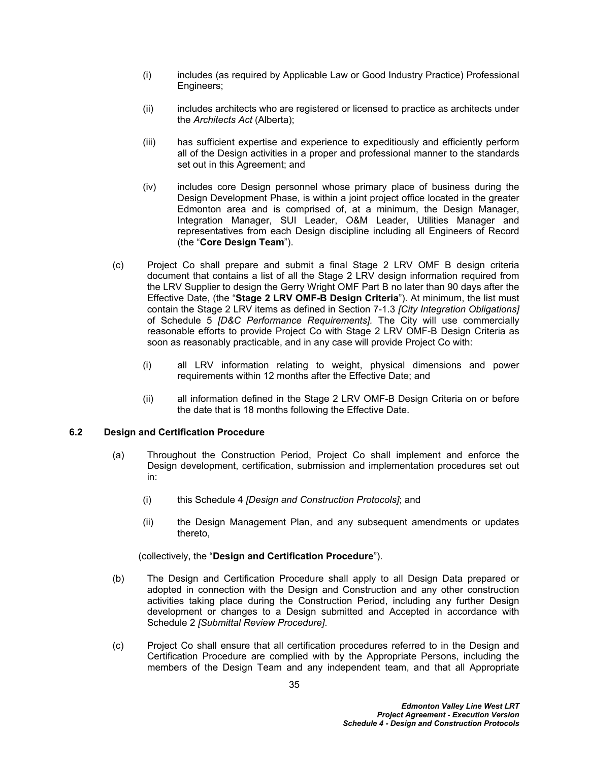(i) includes (as required by Applicable Law or Good Industry Practice) Professional Engineers;

(ii) includes architects who are registered or licensed to practice as architects under the *Architects Act* (Alberta);

(iii) has sufficient expertise and experience to expeditiously and efficiently perform all of the Design activities in a proper and professional manner to the standards set out in this Agreement; and

(iv) includes core Design personnel whose primary place of business during the Design Development Phase, is within a joint project office located in the greater Edmonton area and is comprised of, at a minimum, the Design Manager, Integration Manager, SUI Leader, O&M Leader, Utilities Manager and representatives from each Design discipline including all Engineers of Record (the "**Core Design Team**").

(c) Project Co shall prepare and submit a final Stage 2 LRV OMF B design criteria document that contains a list of all the Stage 2 LRV design information required from the LRV Supplier to design the Gerry Wright OMF Part B no later than 90 days after the Effective Date, (the "**Stage 2 LRV OMF-B Design Criteria**"). At minimum, the list must contain the Stage 2 LRV items as defined in Section 7-1.3 *[City Integration Obligations]* of Schedule 5 *[D&C Performance Requirements]*. The City will use commercially reasonable efforts to provide Project Co with Stage 2 LRV OMF-B Design Criteria as soon as reasonably practicable, and in any case will provide Project Co with:

(i) all LRV information relating to weight, physical dimensions and power requirements within 12 months after the Effective Date; and

(ii) all information defined in the Stage 2 LRV OMF-B Design Criteria on or before the date that is 18 months following the Effective Date.

### 6.2 Design and Certification Procedure

(a) Throughout the Construction Period, Project Co shall implement and enforce the Design development, certification, submission and implementation procedures set out in:

(i) this Schedule 4 *[Design and Construction Protocols]*; and

(ii) the Design Management Plan, and any subsequent amendments or updates thereto,

(collectively, the "**Design and Certification Procedure**").

(b) The Design and Certification Procedure shall apply to all Design Data prepared or adopted in connection with the Design and Construction and any other construction activities taking place during the Construction Period, including any further Design development or changes to a Design submitted and Accepted in accordance with Schedule 2 *[Submittal Review Procedure]*.

(c) Project Co shall ensure that all certification procedures referred to in the Design and Certification Procedure are complied with by the Appropriate Persons, including the members of the Design Team and any independent team, and that all Appropriate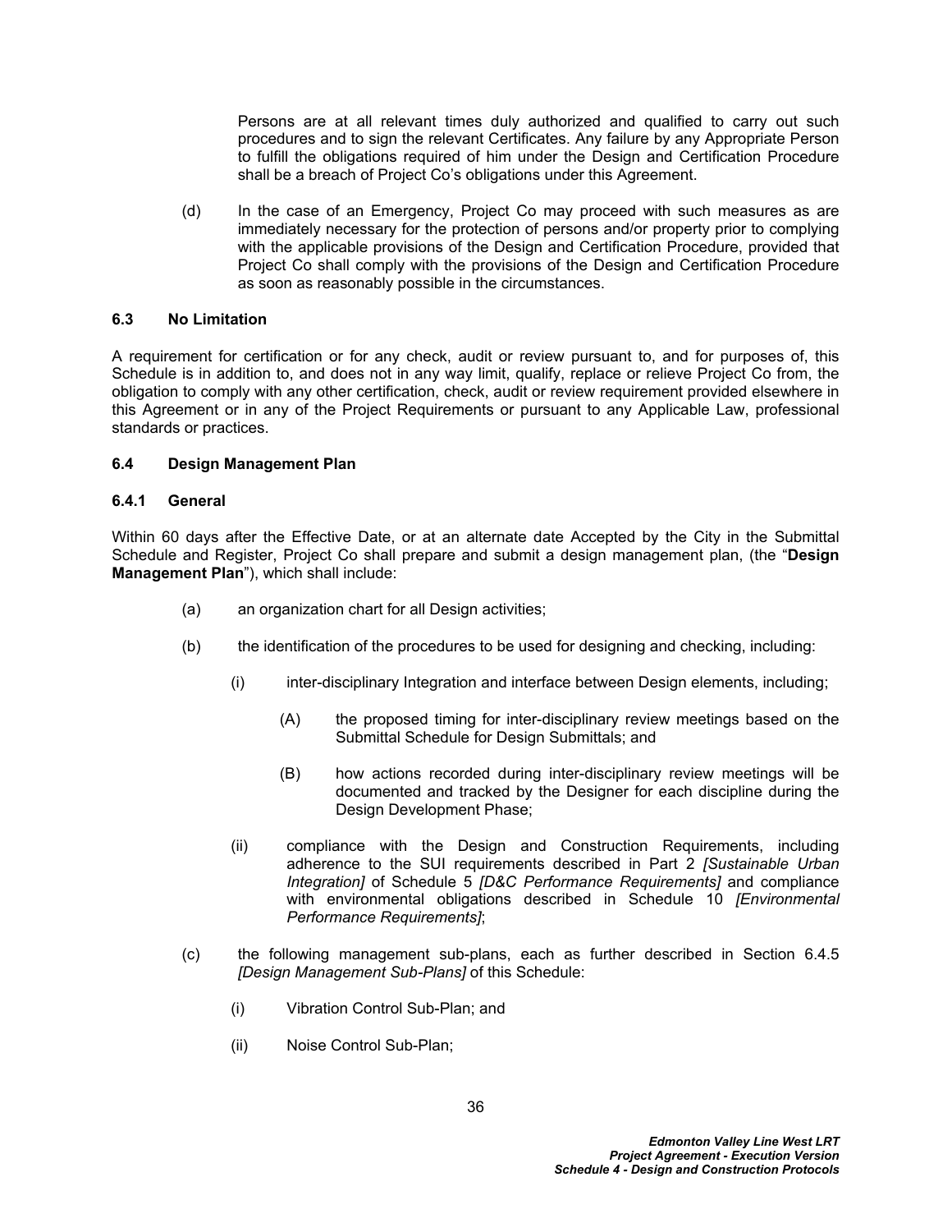Persons are at all relevant times duly authorized and qualified to carry out such procedures and to sign the relevant Certificates. Any failure by any Appropriate Person to fulfill the obligations required of him under the Design and Certification Procedure shall be a breach of Project Co's obligations under this Agreement.

(d) In the case of an Emergency, Project Co may proceed with such measures as are immediately necessary for the protection of persons and/or property prior to complying with the applicable provisions of the Design and Certification Procedure, provided that Project Co shall comply with the provisions of the Design and Certification Procedure as soon as reasonably possible in the circumstances.

### 6.3 No Limitation

A requirement for certification or for any check, audit or review pursuant to, and for purposes of, this Schedule is in addition to, and does not in any way limit, qualify, replace or relieve Project Co from, the obligation to comply with any other certification, check, audit or review requirement provided elsewhere in this Agreement or in any of the Project Requirements or pursuant to any Applicable Law, professional standards or practices.

### 6.4 Design Management Plan

#### 6.4.1 General

Within 60 days after the Effective Date, or at an alternate date Accepted by the City in the Submittal Schedule and Register, Project Co shall prepare and submit a design management plan, (the "**Design Management Plan**"), which shall include:

(a) an organization chart for all Design activities;

(b) the identification of the procedures to be used for designing and checking, including:

  (i) inter-disciplinary Integration and interface between Design elements, including;

    (A) the proposed timing for inter-disciplinary review meetings based on the Submittal Schedule for Design Submittals; and

    (B) how actions recorded during inter-disciplinary review meetings will be documented and tracked by the Designer for each discipline during the Design Development Phase;

  (ii) compliance with the Design and Construction Requirements, including adherence to the SUI requirements described in Part 2 *[Sustainable Urban Integration]* of Schedule 5 *[D&C Performance Requirements]* and compliance with environmental obligations described in Schedule 10 *[Environmental Performance Requirements]*;

(c) the following management sub-plans, each as further described in Section 6.4.5 *[Design Management Sub-Plans]* of this Schedule:

  (i) Vibration Control Sub-Plan; and

  (ii) Noise Control Sub-Plan;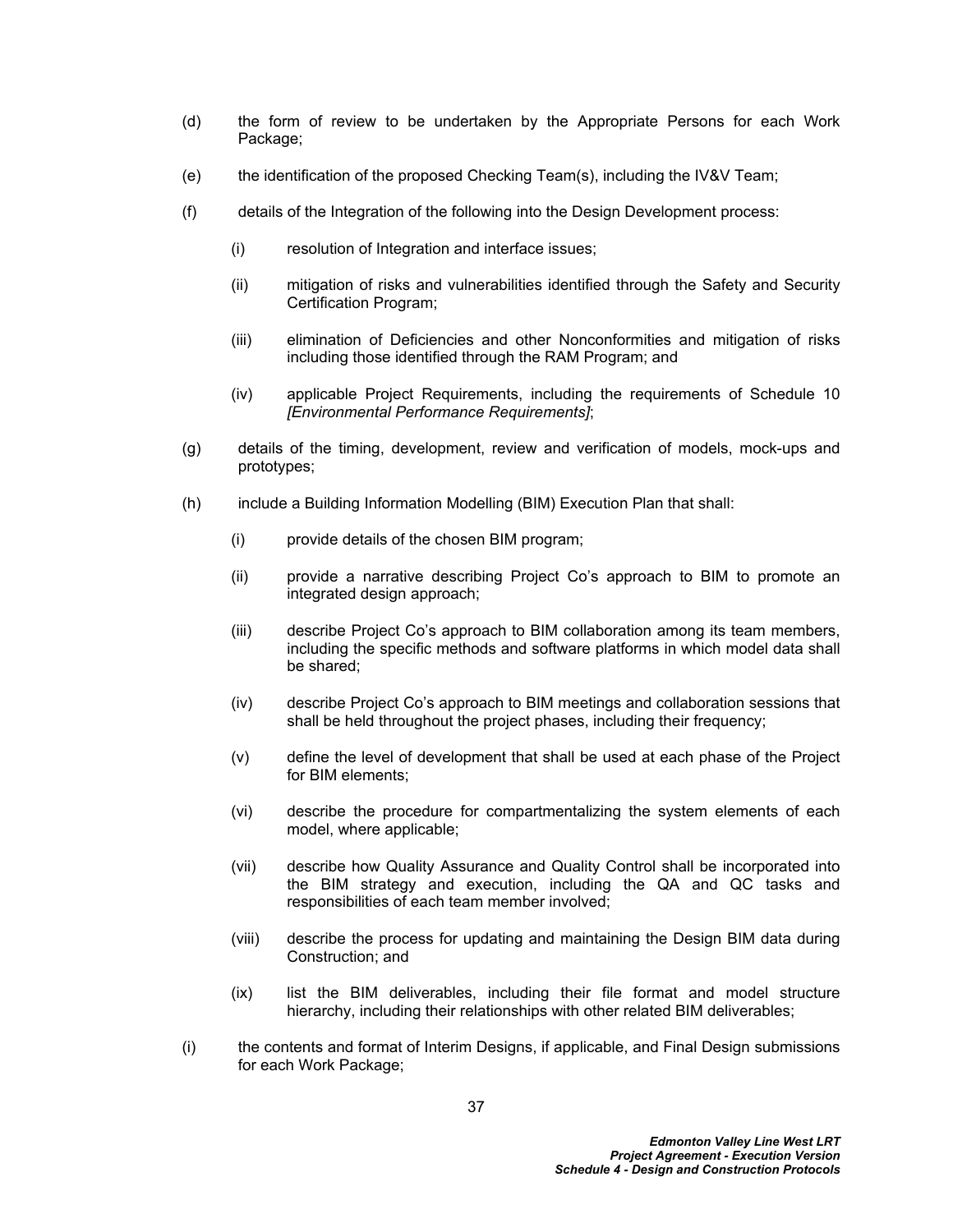(d) the form of review to be undertaken by the Appropriate Persons for each Work Package;

(e) the identification of the proposed Checking Team(s), including the IV&V Team;

(f) details of the Integration of the following into the Design Development process:

   (i) resolution of Integration and interface issues;

   (ii) mitigation of risks and vulnerabilities identified through the Safety and Security Certification Program;

   (iii) elimination of Deficiencies and other Nonconformities and mitigation of risks including those identified through the RAM Program; and

   (iv) applicable Project Requirements, including the requirements of Schedule 10 *[Environmental Performance Requirements]*;

(g) details of the timing, development, review and verification of models, mock-ups and prototypes;

(h) include a Building Information Modelling (BIM) Execution Plan that shall:

   (i) provide details of the chosen BIM program;

   (ii) provide a narrative describing Project Co's approach to BIM to promote an integrated design approach;

   (iii) describe Project Co's approach to BIM collaboration among its team members, including the specific methods and software platforms in which model data shall be shared;

   (iv) describe Project Co's approach to BIM meetings and collaboration sessions that shall be held throughout the project phases, including their frequency;

   (v) define the level of development that shall be used at each phase of the Project for BIM elements;

   (vi) describe the procedure for compartmentalizing the system elements of each model, where applicable;

   (vii) describe how Quality Assurance and Quality Control shall be incorporated into the BIM strategy and execution, including the QA and QC tasks and responsibilities of each team member involved;

   (viii) describe the process for updating and maintaining the Design BIM data during Construction; and

   (ix) list the BIM deliverables, including their file format and model structure hierarchy, including their relationships with other related BIM deliverables;

(i) the contents and format of Interim Designs, if applicable, and Final Design submissions for each Work Package;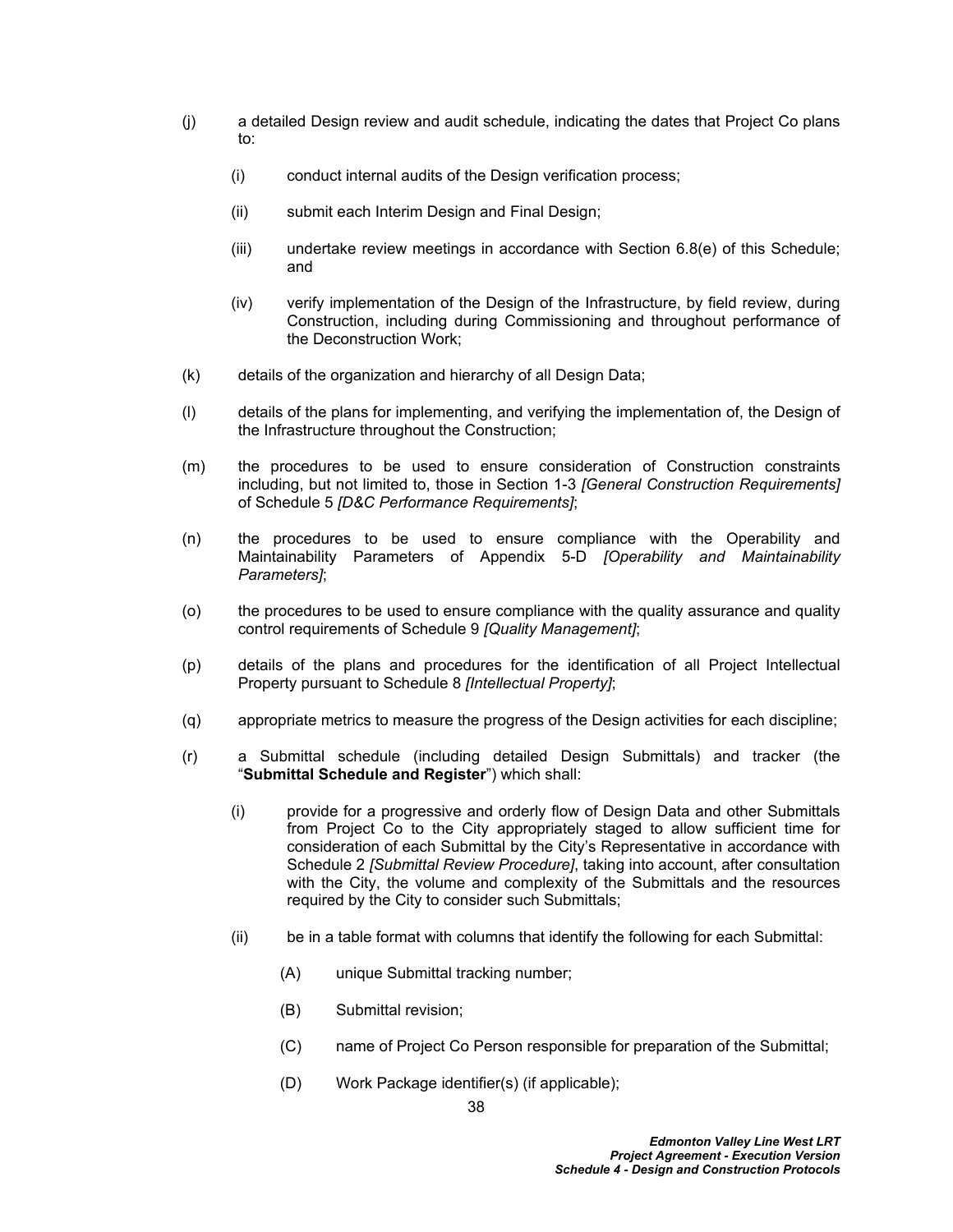(j) a detailed Design review and audit schedule, indicating the dates that Project Co plans to:

  (i) conduct internal audits of the Design verification process;

  (ii) submit each Interim Design and Final Design;

  (iii) undertake review meetings in accordance with Section 6.8(e) of this Schedule; and

  (iv) verify implementation of the Design of the Infrastructure, by field review, during Construction, including during Commissioning and throughout performance of the Deconstruction Work;

(k) details of the organization and hierarchy of all Design Data;

(l) details of the plans for implementing, and verifying the implementation of, the Design of the Infrastructure throughout the Construction;

(m) the procedures to be used to ensure consideration of Construction constraints including, but not limited to, those in Section 1-3 *[General Construction Requirements]* of Schedule 5 *[D&C Performance Requirements]*;

(n) the procedures to be used to ensure compliance with the Operability and Maintainability Parameters of Appendix 5-D *[Operability and Maintainability Parameters]*;

(o) the procedures to be used to ensure compliance with the quality assurance and quality control requirements of Schedule 9 *[Quality Management]*;

(p) details of the plans and procedures for the identification of all Project Intellectual Property pursuant to Schedule 8 *[Intellectual Property]*;

(q) appropriate metrics to measure the progress of the Design activities for each discipline;

(r) a Submittal schedule (including detailed Design Submittals) and tracker (the "**Submittal Schedule and Register**") which shall:

  (i) provide for a progressive and orderly flow of Design Data and other Submittals from Project Co to the City appropriately staged to allow sufficient time for consideration of each Submittal by the City's Representative in accordance with Schedule 2 *[Submittal Review Procedure]*, taking into account, after consultation with the City, the volume and complexity of the Submittals and the resources required by the City to consider such Submittals;

  (ii) be in a table format with columns that identify the following for each Submittal:

    (A) unique Submittal tracking number;

    (B) Submittal revision;

    (C) name of Project Co Person responsible for preparation of the Submittal;

    (D) Work Package identifier(s) (if applicable);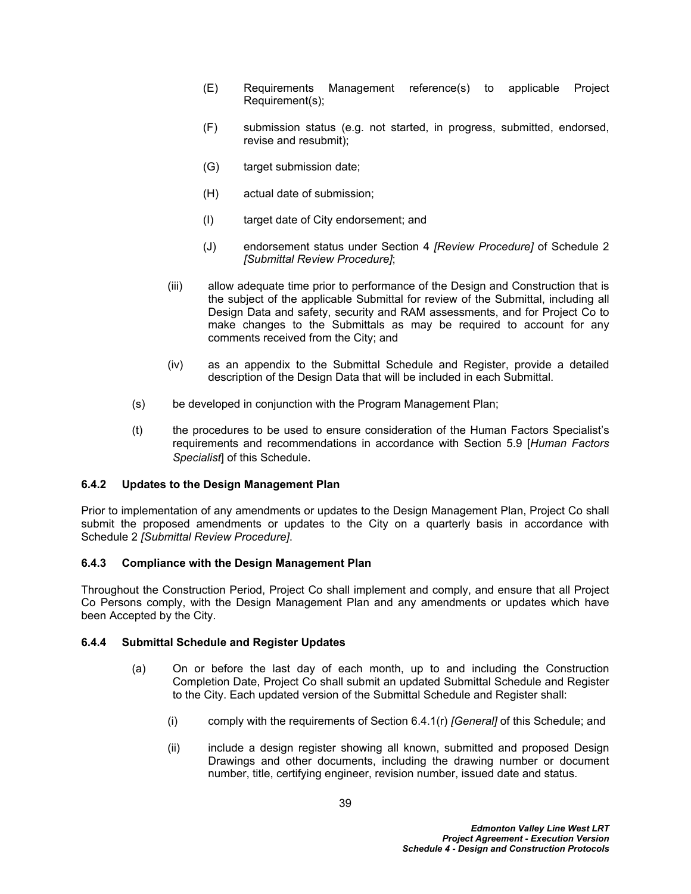(E) Requirements Management reference(s) to applicable Project Requirement(s);

(F) submission status (e.g. not started, in progress, submitted, endorsed, revise and resubmit);

(G) target submission date;

(H) actual date of submission;

(I) target date of City endorsement; and

(J) endorsement status under Section 4 *[Review Procedure]* of Schedule 2 *[Submittal Review Procedure]*;

(iii) allow adequate time prior to performance of the Design and Construction that is the subject of the applicable Submittal for review of the Submittal, including all Design Data and safety, security and RAM assessments, and for Project Co to make changes to the Submittals as may be required to account for any comments received from the City; and

(iv) as an appendix to the Submittal Schedule and Register, provide a detailed description of the Design Data that will be included in each Submittal.

(s) be developed in conjunction with the Program Management Plan;

(t) the procedures to be used to ensure consideration of the Human Factors Specialist's requirements and recommendations in accordance with Section 5.9 [*Human Factors Specialist*] of this Schedule.

### 6.4.2 Updates to the Design Management Plan

Prior to implementation of any amendments or updates to the Design Management Plan, Project Co shall submit the proposed amendments or updates to the City on a quarterly basis in accordance with Schedule 2 *[Submittal Review Procedure]*.

### 6.4.3 Compliance with the Design Management Plan

Throughout the Construction Period, Project Co shall implement and comply, and ensure that all Project Co Persons comply, with the Design Management Plan and any amendments or updates which have been Accepted by the City.

### 6.4.4 Submittal Schedule and Register Updates

(a) On or before the last day of each month, up to and including the Construction Completion Date, Project Co shall submit an updated Submittal Schedule and Register to the City. Each updated version of the Submittal Schedule and Register shall:

(i) comply with the requirements of Section 6.4.1(r) *[General]* of this Schedule; and

(ii) include a design register showing all known, submitted and proposed Design Drawings and other documents, including the drawing number or document number, title, certifying engineer, revision number, issued date and status.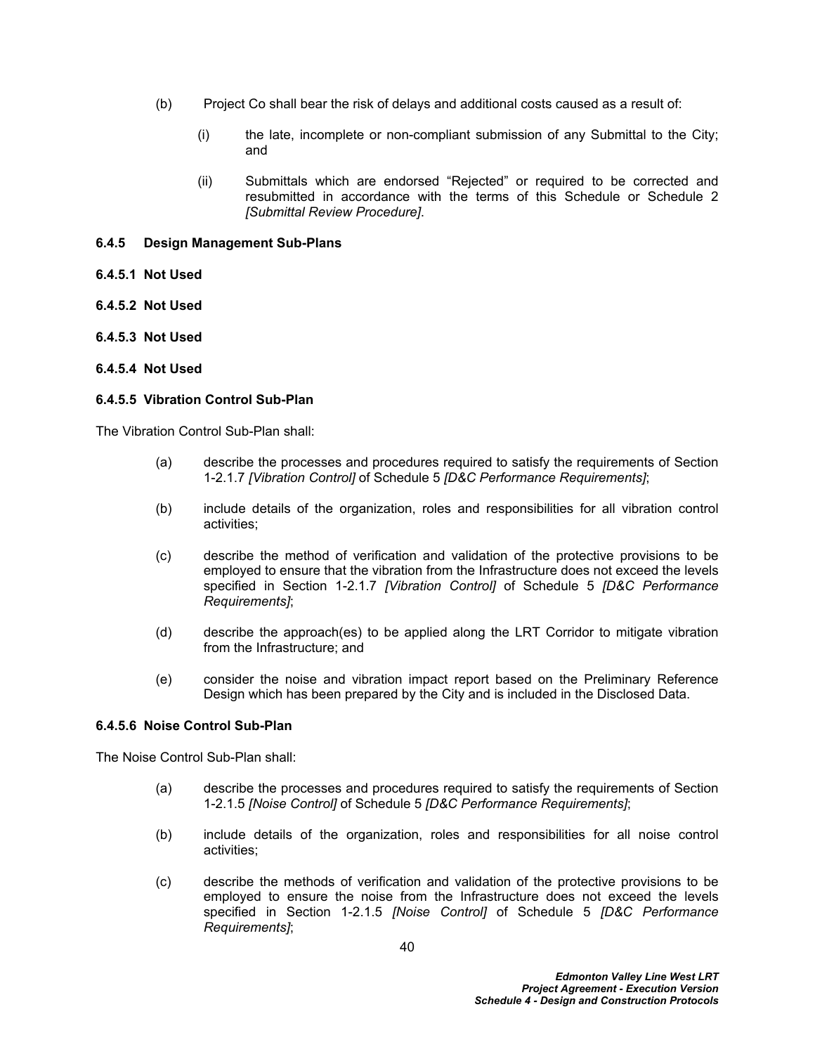(b) Project Co shall bear the risk of delays and additional costs caused as a result of:

(i) the late, incomplete or non-compliant submission of any Submittal to the City; and

(ii) Submittals which are endorsed "Rejected" or required to be corrected and resubmitted in accordance with the terms of this Schedule or Schedule 2 *[Submittal Review Procedure]*.

### 6.4.5 Design Management Sub-Plans

#### 6.4.5.1 Not Used

#### 6.4.5.2 Not Used

#### 6.4.5.3 Not Used

#### 6.4.5.4 Not Used

#### 6.4.5.5 Vibration Control Sub-Plan

The Vibration Control Sub-Plan shall:

(a) describe the processes and procedures required to satisfy the requirements of Section 1-2.1.7 *[Vibration Control]* of Schedule 5 *[D&C Performance Requirements]*;

(b) include details of the organization, roles and responsibilities for all vibration control activities;

(c) describe the method of verification and validation of the protective provisions to be employed to ensure that the vibration from the Infrastructure does not exceed the levels specified in Section 1-2.1.7 *[Vibration Control]* of Schedule 5 *[D&C Performance Requirements]*;

(d) describe the approach(es) to be applied along the LRT Corridor to mitigate vibration from the Infrastructure; and

(e) consider the noise and vibration impact report based on the Preliminary Reference Design which has been prepared by the City and is included in the Disclosed Data.

#### 6.4.5.6 Noise Control Sub-Plan

The Noise Control Sub-Plan shall:

(a) describe the processes and procedures required to satisfy the requirements of Section 1-2.1.5 *[Noise Control]* of Schedule 5 *[D&C Performance Requirements]*;

(b) include details of the organization, roles and responsibilities for all noise control activities;

(c) describe the methods of verification and validation of the protective provisions to be employed to ensure the noise from the Infrastructure does not exceed the levels specified in Section 1-2.1.5 *[Noise Control]* of Schedule 5 *[D&C Performance Requirements]*;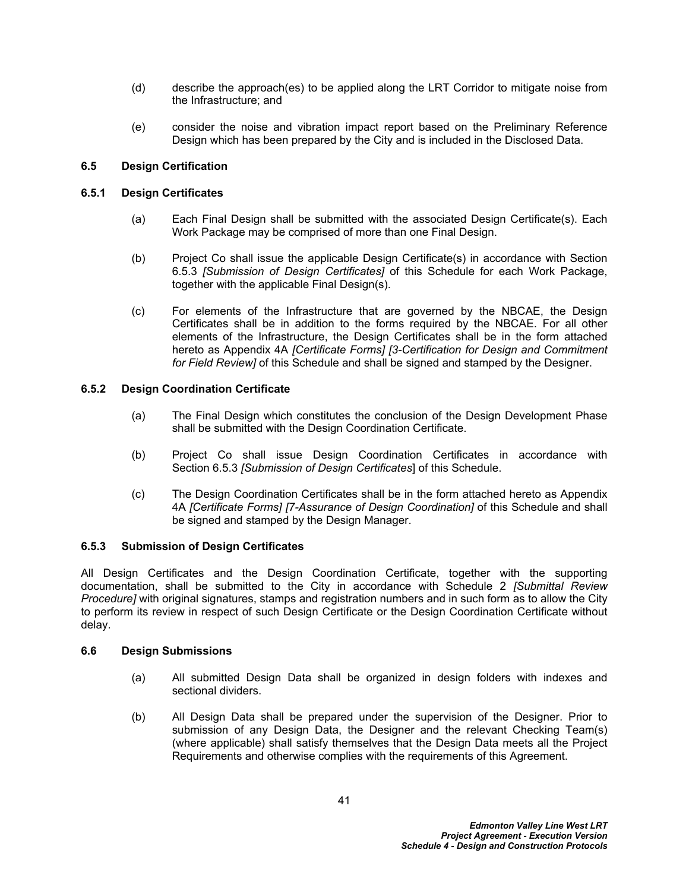(d) describe the approach(es) to be applied along the LRT Corridor to mitigate noise from the Infrastructure; and

(e) consider the noise and vibration impact report based on the Preliminary Reference Design which has been prepared by the City and is included in the Disclosed Data.

### 6.5 Design Certification

#### 6.5.1 Design Certificates

(a) Each Final Design shall be submitted with the associated Design Certificate(s). Each Work Package may be comprised of more than one Final Design.

(b) Project Co shall issue the applicable Design Certificate(s) in accordance with Section 6.5.3 *[Submission of Design Certificates]* of this Schedule for each Work Package, together with the applicable Final Design(s).

(c) For elements of the Infrastructure that are governed by the NBCAE, the Design Certificates shall be in addition to the forms required by the NBCAE. For all other elements of the Infrastructure, the Design Certificates shall be in the form attached hereto as Appendix 4A *[Certificate Forms] [3-Certification for Design and Commitment for Field Review]* of this Schedule and shall be signed and stamped by the Designer.

#### 6.5.2 Design Coordination Certificate

(a) The Final Design which constitutes the conclusion of the Design Development Phase shall be submitted with the Design Coordination Certificate.

(b) Project Co shall issue Design Coordination Certificates in accordance with Section 6.5.3 *[Submission of Design Certificates]* of this Schedule.

(c) The Design Coordination Certificates shall be in the form attached hereto as Appendix 4A *[Certificate Forms] [7-Assurance of Design Coordination]* of this Schedule and shall be signed and stamped by the Design Manager.

#### 6.5.3 Submission of Design Certificates

All Design Certificates and the Design Coordination Certificate, together with the supporting documentation, shall be submitted to the City in accordance with Schedule 2 *[Submittal Review Procedure]* with original signatures, stamps and registration numbers and in such form as to allow the City to perform its review in respect of such Design Certificate or the Design Coordination Certificate without delay.

### 6.6 Design Submissions

(a) All submitted Design Data shall be organized in design folders with indexes and sectional dividers.

(b) All Design Data shall be prepared under the supervision of the Designer. Prior to submission of any Design Data, the Designer and the relevant Checking Team(s) (where applicable) shall satisfy themselves that the Design Data meets all the Project Requirements and otherwise complies with the requirements of this Agreement.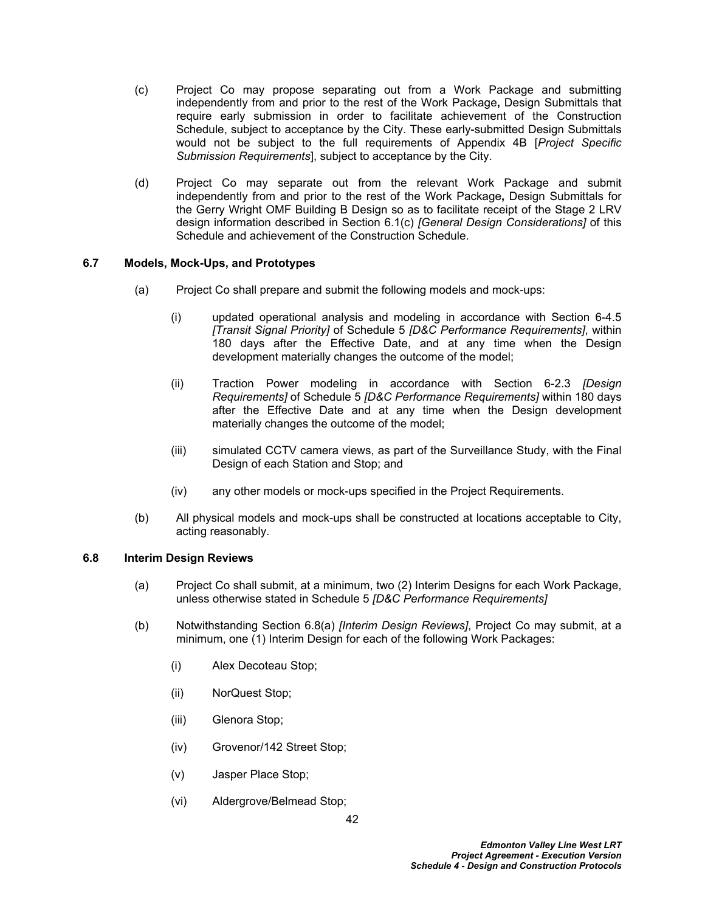(c) Project Co may propose separating out from a Work Package and submitting independently from and prior to the rest of the Work Package**,** Design Submittals that require early submission in order to facilitate achievement of the Construction Schedule, subject to acceptance by the City. These early-submitted Design Submittals would not be subject to the full requirements of Appendix 4B [*Project Specific Submission Requirements*], subject to acceptance by the City.

(d) Project Co may separate out from the relevant Work Package and submit independently from and prior to the rest of the Work Package**,** Design Submittals for the Gerry Wright OMF Building B Design so as to facilitate receipt of the Stage 2 LRV design information described in Section 6.1(c) *[General Design Considerations]* of this Schedule and achievement of the Construction Schedule.

### 6.7 Models, Mock-Ups, and Prototypes

(a) Project Co shall prepare and submit the following models and mock-ups:

(i) updated operational analysis and modeling in accordance with Section 6-4.5 *[Transit Signal Priority]* of Schedule 5 *[D&C Performance Requirements]*, within 180 days after the Effective Date, and at any time when the Design development materially changes the outcome of the model;

(ii) Traction Power modeling in accordance with Section 6-2.3 *[Design Requirements]* of Schedule 5 *[D&C Performance Requirements]* within 180 days after the Effective Date and at any time when the Design development materially changes the outcome of the model;

(iii) simulated CCTV camera views, as part of the Surveillance Study, with the Final Design of each Station and Stop; and

(iv) any other models or mock-ups specified in the Project Requirements.

(b) All physical models and mock-ups shall be constructed at locations acceptable to City, acting reasonably.

### 6.8 Interim Design Reviews

(a) Project Co shall submit, at a minimum, two (2) Interim Designs for each Work Package, unless otherwise stated in Schedule 5 *[D&C Performance Requirements]*

(b) Notwithstanding Section 6.8(a) *[Interim Design Reviews]*, Project Co may submit, at a minimum, one (1) Interim Design for each of the following Work Packages:

(i) Alex Decoteau Stop;

(ii) NorQuest Stop;

(iii) Glenora Stop;

(iv) Grovenor/142 Street Stop;

(v) Jasper Place Stop;

(vi) Aldergrove/Belmead Stop;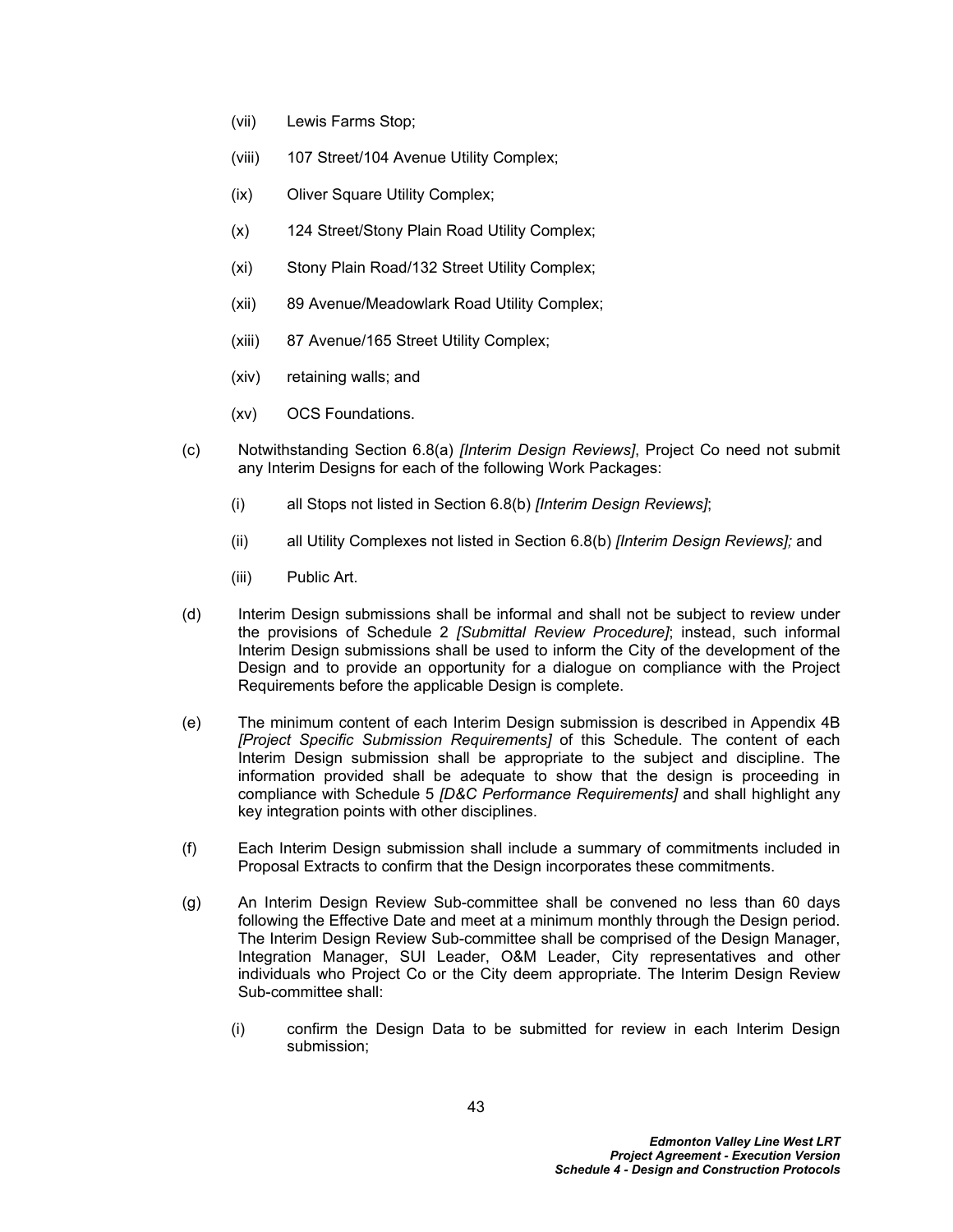(vii) Lewis Farms Stop;

(viii) 107 Street/104 Avenue Utility Complex;

(ix) Oliver Square Utility Complex;

(x) 124 Street/Stony Plain Road Utility Complex;

(xi) Stony Plain Road/132 Street Utility Complex;

(xii) 89 Avenue/Meadowlark Road Utility Complex;

(xiii) 87 Avenue/165 Street Utility Complex;

(xiv) retaining walls; and

(xv) OCS Foundations.

(c) Notwithstanding Section 6.8(a) *[Interim Design Reviews]*, Project Co need not submit any Interim Designs for each of the following Work Packages:

(i) all Stops not listed in Section 6.8(b) *[Interim Design Reviews]*;

(ii) all Utility Complexes not listed in Section 6.8(b) *[Interim Design Reviews];* and

(iii) Public Art.

(d) Interim Design submissions shall be informal and shall not be subject to review under the provisions of Schedule 2 *[Submittal Review Procedure]*; instead, such informal Interim Design submissions shall be used to inform the City of the development of the Design and to provide an opportunity for a dialogue on compliance with the Project Requirements before the applicable Design is complete.

(e) The minimum content of each Interim Design submission is described in Appendix 4B *[Project Specific Submission Requirements]* of this Schedule. The content of each Interim Design submission shall be appropriate to the subject and discipline. The information provided shall be adequate to show that the design is proceeding in compliance with Schedule 5 *[D&C Performance Requirements]* and shall highlight any key integration points with other disciplines.

(f) Each Interim Design submission shall include a summary of commitments included in Proposal Extracts to confirm that the Design incorporates these commitments.

(g) An Interim Design Review Sub-committee shall be convened no less than 60 days following the Effective Date and meet at a minimum monthly through the Design period. The Interim Design Review Sub-committee shall be comprised of the Design Manager, Integration Manager, SUI Leader, O&M Leader, City representatives and other individuals who Project Co or the City deem appropriate. The Interim Design Review Sub-committee shall:

(i) confirm the Design Data to be submitted for review in each Interim Design submission;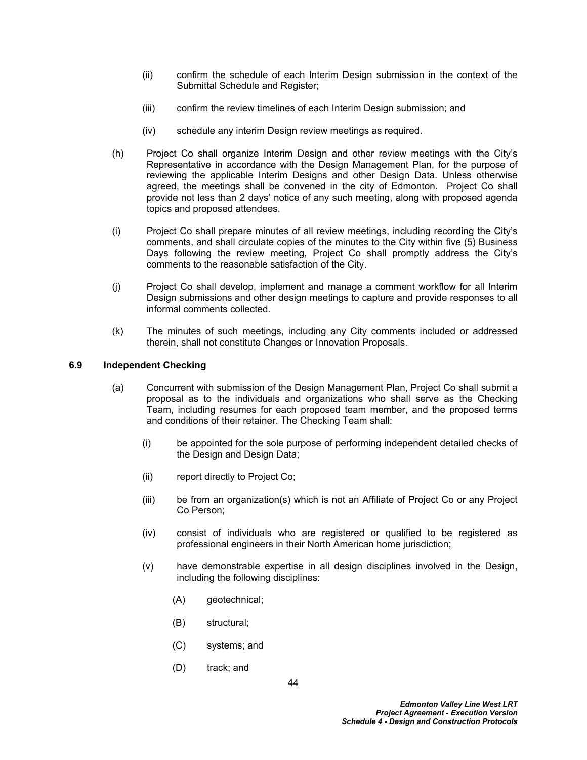(ii) confirm the schedule of each Interim Design submission in the context of the Submittal Schedule and Register;

(iii) confirm the review timelines of each Interim Design submission; and

(iv) schedule any interim Design review meetings as required.

(h) Project Co shall organize Interim Design and other review meetings with the City's Representative in accordance with the Design Management Plan, for the purpose of reviewing the applicable Interim Designs and other Design Data. Unless otherwise agreed, the meetings shall be convened in the city of Edmonton. Project Co shall provide not less than 2 days' notice of any such meeting, along with proposed agenda topics and proposed attendees.

(i) Project Co shall prepare minutes of all review meetings, including recording the City's comments, and shall circulate copies of the minutes to the City within five (5) Business Days following the review meeting, Project Co shall promptly address the City's comments to the reasonable satisfaction of the City.

(j) Project Co shall develop, implement and manage a comment workflow for all Interim Design submissions and other design meetings to capture and provide responses to all informal comments collected.

(k) The minutes of such meetings, including any City comments included or addressed therein, shall not constitute Changes or Innovation Proposals.

### 6.9 Independent Checking

(a) Concurrent with submission of the Design Management Plan, Project Co shall submit a proposal as to the individuals and organizations who shall serve as the Checking Team, including resumes for each proposed team member, and the proposed terms and conditions of their retainer. The Checking Team shall:

(i) be appointed for the sole purpose of performing independent detailed checks of the Design and Design Data;

(ii) report directly to Project Co;

(iii) be from an organization(s) which is not an Affiliate of Project Co or any Project Co Person;

(iv) consist of individuals who are registered or qualified to be registered as professional engineers in their North American home jurisdiction;

(v) have demonstrable expertise in all design disciplines involved in the Design, including the following disciplines:

(A) geotechnical;

(B) structural;

(C) systems; and

(D) track; and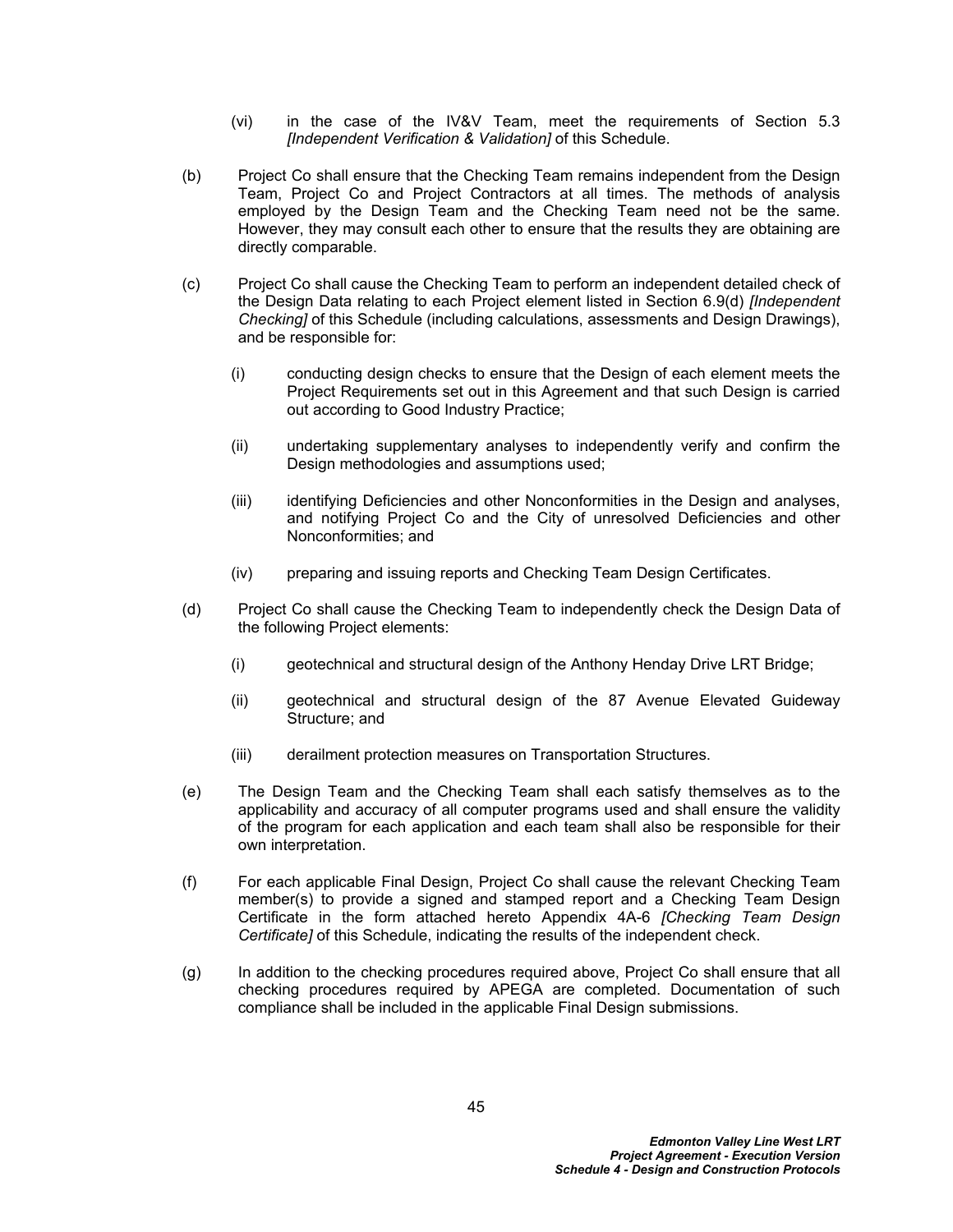(vi) in the case of the IV&V Team, meet the requirements of Section 5.3 *[Independent Verification & Validation]* of this Schedule.

(b) Project Co shall ensure that the Checking Team remains independent from the Design Team, Project Co and Project Contractors at all times. The methods of analysis employed by the Design Team and the Checking Team need not be the same. However, they may consult each other to ensure that the results they are obtaining are directly comparable.

(c) Project Co shall cause the Checking Team to perform an independent detailed check of the Design Data relating to each Project element listed in Section 6.9(d) *[Independent Checking]* of this Schedule (including calculations, assessments and Design Drawings), and be responsible for:

  (i) conducting design checks to ensure that the Design of each element meets the Project Requirements set out in this Agreement and that such Design is carried out according to Good Industry Practice;

  (ii) undertaking supplementary analyses to independently verify and confirm the Design methodologies and assumptions used;

  (iii) identifying Deficiencies and other Nonconformities in the Design and analyses, and notifying Project Co and the City of unresolved Deficiencies and other Nonconformities; and

  (iv) preparing and issuing reports and Checking Team Design Certificates.

(d) Project Co shall cause the Checking Team to independently check the Design Data of the following Project elements:

  (i) geotechnical and structural design of the Anthony Henday Drive LRT Bridge;

  (ii) geotechnical and structural design of the 87 Avenue Elevated Guideway Structure; and

  (iii) derailment protection measures on Transportation Structures.

(e) The Design Team and the Checking Team shall each satisfy themselves as to the applicability and accuracy of all computer programs used and shall ensure the validity of the program for each application and each team shall also be responsible for their own interpretation.

(f) For each applicable Final Design, Project Co shall cause the relevant Checking Team member(s) to provide a signed and stamped report and a Checking Team Design Certificate in the form attached hereto Appendix 4A-6 *[Checking Team Design Certificate]* of this Schedule, indicating the results of the independent check.

(g) In addition to the checking procedures required above, Project Co shall ensure that all checking procedures required by APEGA are completed. Documentation of such compliance shall be included in the applicable Final Design submissions.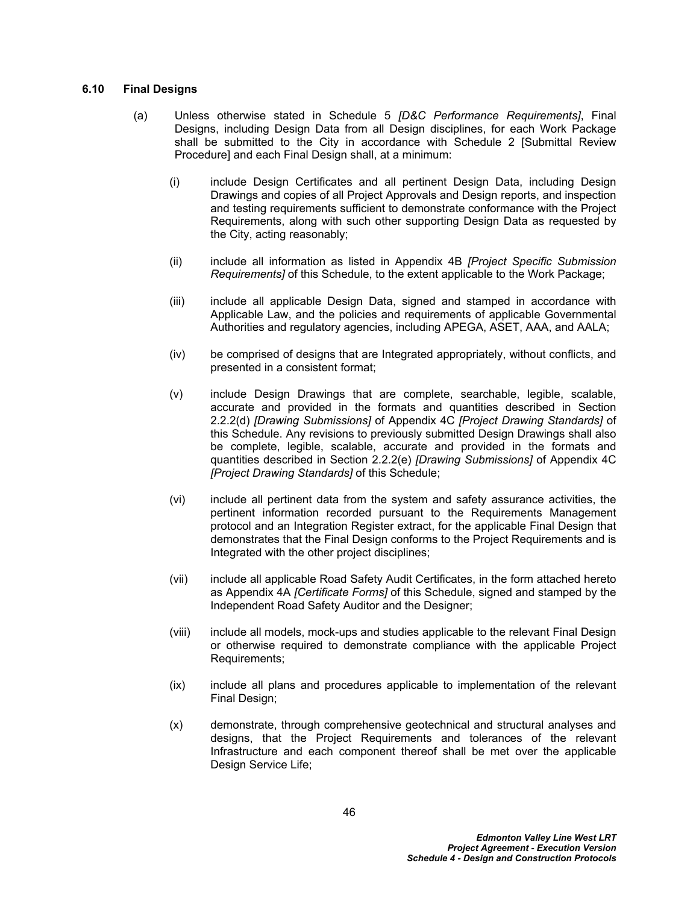### 6.10 Final Designs

(a) Unless otherwise stated in Schedule 5 *[D&C Performance Requirements]*, Final Designs, including Design Data from all Design disciplines, for each Work Package shall be submitted to the City in accordance with Schedule 2 [Submittal Review Procedure] and each Final Design shall, at a minimum:

(i) include Design Certificates and all pertinent Design Data, including Design Drawings and copies of all Project Approvals and Design reports, and inspection and testing requirements sufficient to demonstrate conformance with the Project Requirements, along with such other supporting Design Data as requested by the City, acting reasonably;

(ii) include all information as listed in Appendix 4B *[Project Specific Submission Requirements]* of this Schedule, to the extent applicable to the Work Package;

(iii) include all applicable Design Data, signed and stamped in accordance with Applicable Law, and the policies and requirements of applicable Governmental Authorities and regulatory agencies, including APEGA, ASET, AAA, and AALA;

(iv) be comprised of designs that are Integrated appropriately, without conflicts, and presented in a consistent format;

(v) include Design Drawings that are complete, searchable, legible, scalable, accurate and provided in the formats and quantities described in Section 2.2.2(d) *[Drawing Submissions]* of Appendix 4C *[Project Drawing Standards]* of this Schedule. Any revisions to previously submitted Design Drawings shall also be complete, legible, scalable, accurate and provided in the formats and quantities described in Section 2.2.2(e) *[Drawing Submissions]* of Appendix 4C *[Project Drawing Standards]* of this Schedule;

(vi) include all pertinent data from the system and safety assurance activities, the pertinent information recorded pursuant to the Requirements Management protocol and an Integration Register extract, for the applicable Final Design that demonstrates that the Final Design conforms to the Project Requirements and is Integrated with the other project disciplines;

(vii) include all applicable Road Safety Audit Certificates, in the form attached hereto as Appendix 4A *[Certificate Forms]* of this Schedule, signed and stamped by the Independent Road Safety Auditor and the Designer;

(viii) include all models, mock-ups and studies applicable to the relevant Final Design or otherwise required to demonstrate compliance with the applicable Project Requirements;

(ix) include all plans and procedures applicable to implementation of the relevant Final Design;

(x) demonstrate, through comprehensive geotechnical and structural analyses and designs, that the Project Requirements and tolerances of the relevant Infrastructure and each component thereof shall be met over the applicable Design Service Life;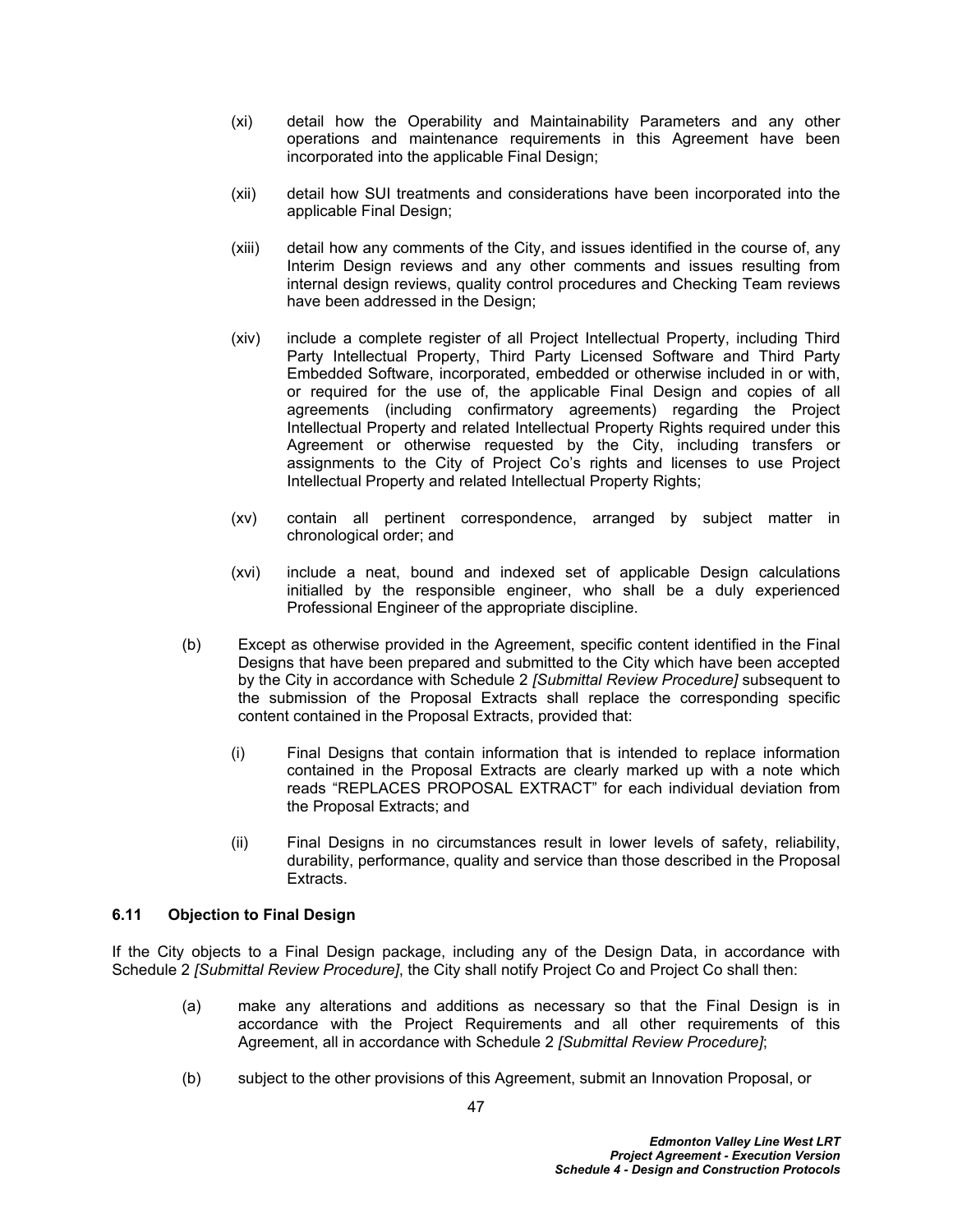(xi) detail how the Operability and Maintainability Parameters and any other operations and maintenance requirements in this Agreement have been incorporated into the applicable Final Design;

(xii) detail how SUI treatments and considerations have been incorporated into the applicable Final Design;

(xiii) detail how any comments of the City, and issues identified in the course of, any Interim Design reviews and any other comments and issues resulting from internal design reviews, quality control procedures and Checking Team reviews have been addressed in the Design;

(xiv) include a complete register of all Project Intellectual Property, including Third Party Intellectual Property, Third Party Licensed Software and Third Party Embedded Software, incorporated, embedded or otherwise included in or with, or required for the use of, the applicable Final Design and copies of all agreements (including confirmatory agreements) regarding the Project Intellectual Property and related Intellectual Property Rights required under this Agreement or otherwise requested by the City, including transfers or assignments to the City of Project Co's rights and licenses to use Project Intellectual Property and related Intellectual Property Rights;

(xv) contain all pertinent correspondence, arranged by subject matter in chronological order; and

(xvi) include a neat, bound and indexed set of applicable Design calculations initialled by the responsible engineer, who shall be a duly experienced Professional Engineer of the appropriate discipline.

(b) Except as otherwise provided in the Agreement, specific content identified in the Final Designs that have been prepared and submitted to the City which have been accepted by the City in accordance with Schedule 2 *[Submittal Review Procedure]* subsequent to the submission of the Proposal Extracts shall replace the corresponding specific content contained in the Proposal Extracts, provided that:

(i) Final Designs that contain information that is intended to replace information contained in the Proposal Extracts are clearly marked up with a note which reads "REPLACES PROPOSAL EXTRACT" for each individual deviation from the Proposal Extracts; and

(ii) Final Designs in no circumstances result in lower levels of safety, reliability, durability, performance, quality and service than those described in the Proposal Extracts.

### 6.11 Objection to Final Design

If the City objects to a Final Design package, including any of the Design Data, in accordance with Schedule 2 *[Submittal Review Procedure]*, the City shall notify Project Co and Project Co shall then:

(a) make any alterations and additions as necessary so that the Final Design is in accordance with the Project Requirements and all other requirements of this Agreement, all in accordance with Schedule 2 *[Submittal Review Procedure]*;

(b) subject to the other provisions of this Agreement, submit an Innovation Proposal, or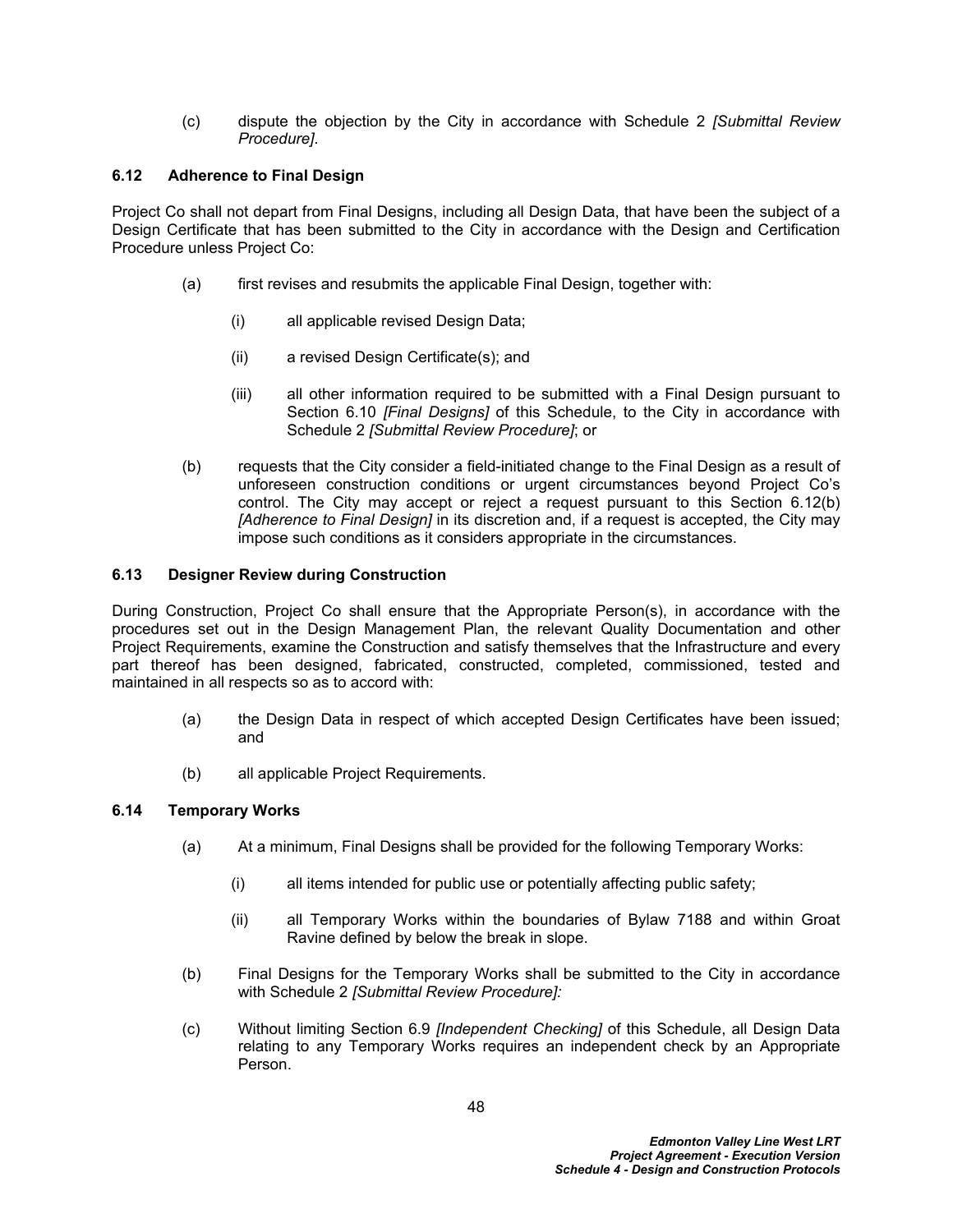(c) dispute the objection by the City in accordance with Schedule 2 *[Submittal Review Procedure]*.

### 6.12 Adherence to Final Design

Project Co shall not depart from Final Designs, including all Design Data, that have been the subject of a Design Certificate that has been submitted to the City in accordance with the Design and Certification Procedure unless Project Co:

(a) first revises and resubmits the applicable Final Design, together with:

  (i) all applicable revised Design Data;

  (ii) a revised Design Certificate(s); and

  (iii) all other information required to be submitted with a Final Design pursuant to Section 6.10 *[Final Designs]* of this Schedule, to the City in accordance with Schedule 2 *[Submittal Review Procedure]*; or

(b) requests that the City consider a field-initiated change to the Final Design as a result of unforeseen construction conditions or urgent circumstances beyond Project Co's control. The City may accept or reject a request pursuant to this Section 6.12(b) *[Adherence to Final Design]* in its discretion and, if a request is accepted, the City may impose such conditions as it considers appropriate in the circumstances.

### 6.13 Designer Review during Construction

During Construction, Project Co shall ensure that the Appropriate Person(s), in accordance with the procedures set out in the Design Management Plan, the relevant Quality Documentation and other Project Requirements, examine the Construction and satisfy themselves that the Infrastructure and every part thereof has been designed, fabricated, constructed, completed, commissioned, tested and maintained in all respects so as to accord with:

(a) the Design Data in respect of which accepted Design Certificates have been issued; and

(b) all applicable Project Requirements.

### 6.14 Temporary Works

(a) At a minimum, Final Designs shall be provided for the following Temporary Works:

  (i) all items intended for public use or potentially affecting public safety;

  (ii) all Temporary Works within the boundaries of Bylaw 7188 and within Groat Ravine defined by below the break in slope.

(b) Final Designs for the Temporary Works shall be submitted to the City in accordance with Schedule 2 *[Submittal Review Procedure]:*

(c) Without limiting Section 6.9 *[Independent Checking]* of this Schedule, all Design Data relating to any Temporary Works requires an independent check by an Appropriate Person.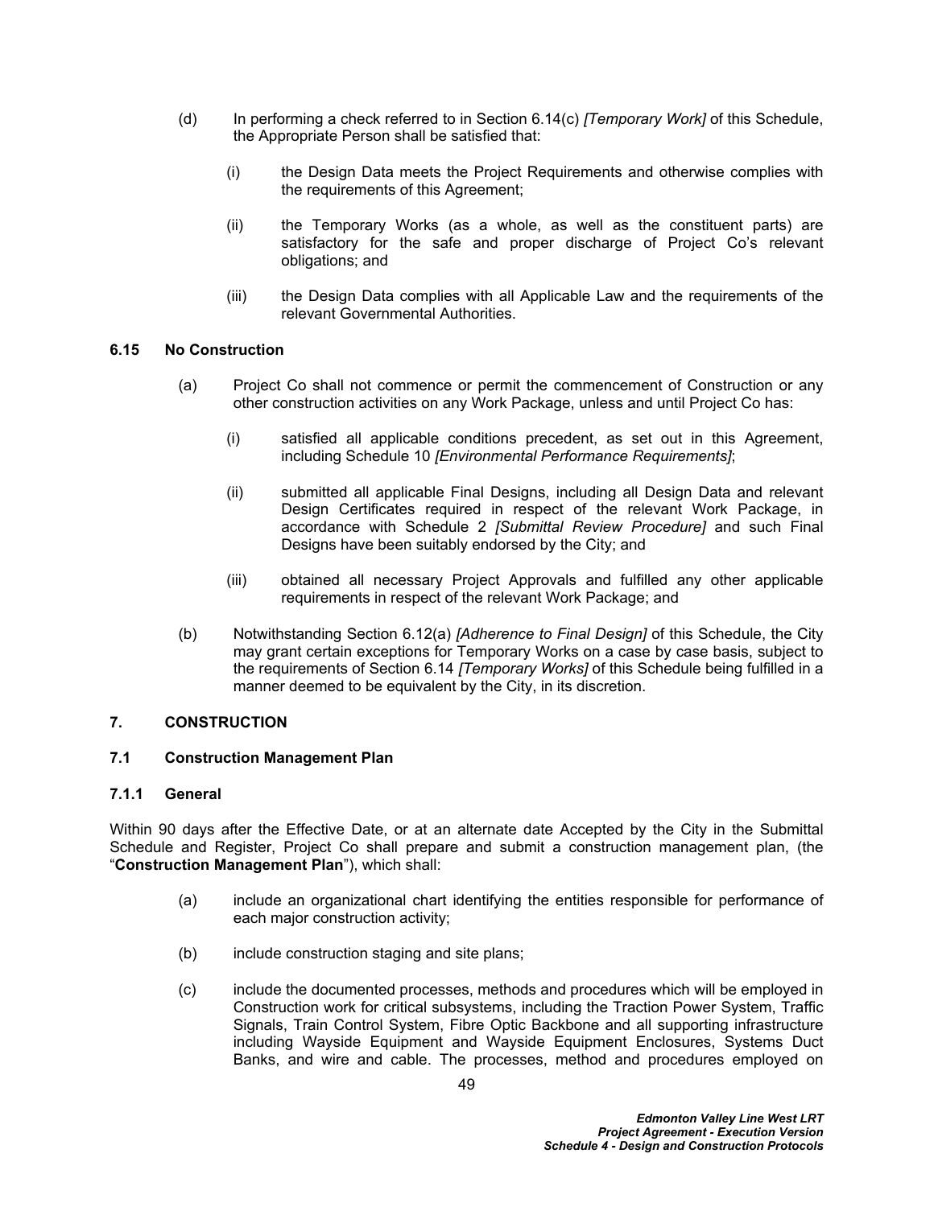(d) In performing a check referred to in Section 6.14(c) *[Temporary Work]* of this Schedule, the Appropriate Person shall be satisfied that:

(i) the Design Data meets the Project Requirements and otherwise complies with the requirements of this Agreement;

(ii) the Temporary Works (as a whole, as well as the constituent parts) are satisfactory for the safe and proper discharge of Project Co's relevant obligations; and

(iii) the Design Data complies with all Applicable Law and the requirements of the relevant Governmental Authorities.

### 6.15 No Construction

(a) Project Co shall not commence or permit the commencement of Construction or any other construction activities on any Work Package, unless and until Project Co has:

(i) satisfied all applicable conditions precedent, as set out in this Agreement, including Schedule 10 *[Environmental Performance Requirements]*;

(ii) submitted all applicable Final Designs, including all Design Data and relevant Design Certificates required in respect of the relevant Work Package, in accordance with Schedule 2 *[Submittal Review Procedure]* and such Final Designs have been suitably endorsed by the City; and

(iii) obtained all necessary Project Approvals and fulfilled any other applicable requirements in respect of the relevant Work Package; and

(b) Notwithstanding Section 6.12(a) *[Adherence to Final Design]* of this Schedule, the City may grant certain exceptions for Temporary Works on a case by case basis, subject to the requirements of Section 6.14 *[Temporary Works]* of this Schedule being fulfilled in a manner deemed to be equivalent by the City, in its discretion.

## 7. CONSTRUCTION

### 7.1 Construction Management Plan

#### 7.1.1 General

Within 90 days after the Effective Date, or at an alternate date Accepted by the City in the Submittal Schedule and Register, Project Co shall prepare and submit a construction management plan, (the "**Construction Management Plan**"), which shall:

(a) include an organizational chart identifying the entities responsible for performance of each major construction activity;

(b) include construction staging and site plans;

(c) include the documented processes, methods and procedures which will be employed in Construction work for critical subsystems, including the Traction Power System, Traffic Signals, Train Control System, Fibre Optic Backbone and all supporting infrastructure including Wayside Equipment and Wayside Equipment Enclosures, Systems Duct Banks, and wire and cable. The processes, method and procedures employed on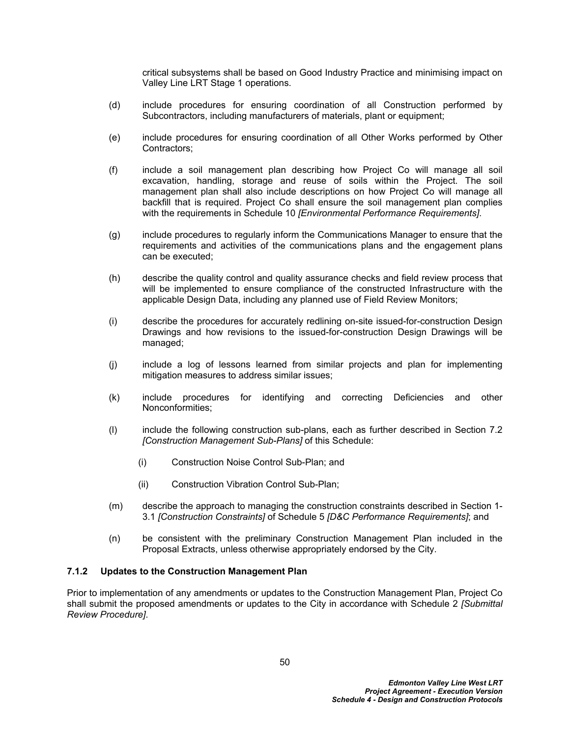critical subsystems shall be based on Good Industry Practice and minimising impact on Valley Line LRT Stage 1 operations.

(d) include procedures for ensuring coordination of all Construction performed by Subcontractors, including manufacturers of materials, plant or equipment;

(e) include procedures for ensuring coordination of all Other Works performed by Other Contractors;

(f) include a soil management plan describing how Project Co will manage all soil excavation, handling, storage and reuse of soils within the Project. The soil management plan shall also include descriptions on how Project Co will manage all backfill that is required. Project Co shall ensure the soil management plan complies with the requirements in Schedule 10 *[Environmental Performance Requirements]*.

(g) include procedures to regularly inform the Communications Manager to ensure that the requirements and activities of the communications plans and the engagement plans can be executed;

(h) describe the quality control and quality assurance checks and field review process that will be implemented to ensure compliance of the constructed Infrastructure with the applicable Design Data, including any planned use of Field Review Monitors;

(i) describe the procedures for accurately redlining on-site issued-for-construction Design Drawings and how revisions to the issued-for-construction Design Drawings will be managed;

(j) include a log of lessons learned from similar projects and plan for implementing mitigation measures to address similar issues;

(k) include procedures for identifying and correcting Deficiencies and other Nonconformities;

(l) include the following construction sub-plans, each as further described in Section 7.2 *[Construction Management Sub-Plans]* of this Schedule:

  (i) Construction Noise Control Sub-Plan; and

  (ii) Construction Vibration Control Sub-Plan;

(m) describe the approach to managing the construction constraints described in Section 1-3.1 *[Construction Constraints]* of Schedule 5 *[D&C Performance Requirements]*; and

(n) be consistent with the preliminary Construction Management Plan included in the Proposal Extracts, unless otherwise appropriately endorsed by the City.

### 7.1.2 Updates to the Construction Management Plan

Prior to implementation of any amendments or updates to the Construction Management Plan, Project Co shall submit the proposed amendments or updates to the City in accordance with Schedule 2 *[Submittal Review Procedure]*.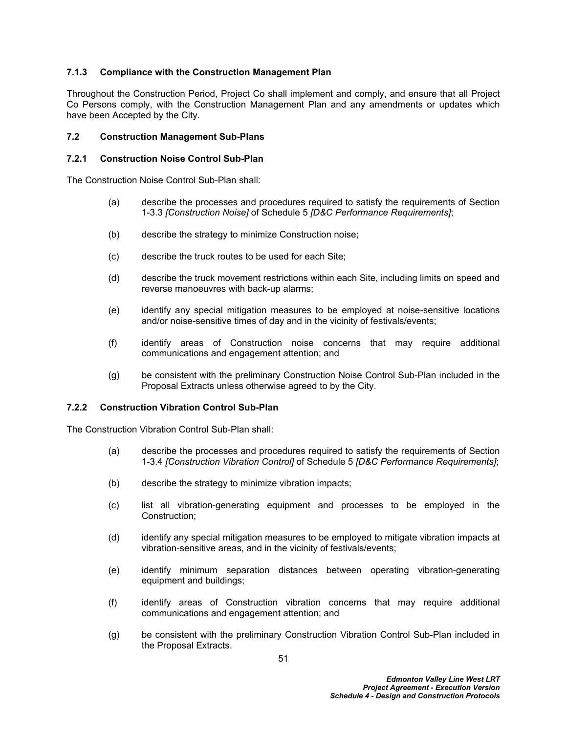#### 7.1.3 Compliance with the Construction Management Plan

Throughout the Construction Period, Project Co shall implement and comply, and ensure that all Project Co Persons comply, with the Construction Management Plan and any amendments or updates which have been Accepted by the City.

### 7.2 Construction Management Sub-Plans

#### 7.2.1 Construction Noise Control Sub-Plan

The Construction Noise Control Sub-Plan shall:

(a) describe the processes and procedures required to satisfy the requirements of Section 1-3.3 *[Construction Noise]* of Schedule 5 *[D&C Performance Requirements]*;

(b) describe the strategy to minimize Construction noise;

(c) describe the truck routes to be used for each Site;

(d) describe the truck movement restrictions within each Site, including limits on speed and reverse manoeuvres with back-up alarms;

(e) identify any special mitigation measures to be employed at noise-sensitive locations and/or noise-sensitive times of day and in the vicinity of festivals/events;

(f) identify areas of Construction noise concerns that may require additional communications and engagement attention; and

(g) be consistent with the preliminary Construction Noise Control Sub-Plan included in the Proposal Extracts unless otherwise agreed to by the City.

#### 7.2.2 Construction Vibration Control Sub-Plan

The Construction Vibration Control Sub-Plan shall:

(a) describe the processes and procedures required to satisfy the requirements of Section 1-3.4 *[Construction Vibration Control]* of Schedule 5 *[D&C Performance Requirements]*;

(b) describe the strategy to minimize vibration impacts;

(c) list all vibration-generating equipment and processes to be employed in the Construction;

(d) identify any special mitigation measures to be employed to mitigate vibration impacts at vibration-sensitive areas, and in the vicinity of festivals/events;

(e) identify minimum separation distances between operating vibration-generating equipment and buildings;

(f) identify areas of Construction vibration concerns that may require additional communications and engagement attention; and

(g) be consistent with the preliminary Construction Vibration Control Sub-Plan included in the Proposal Extracts.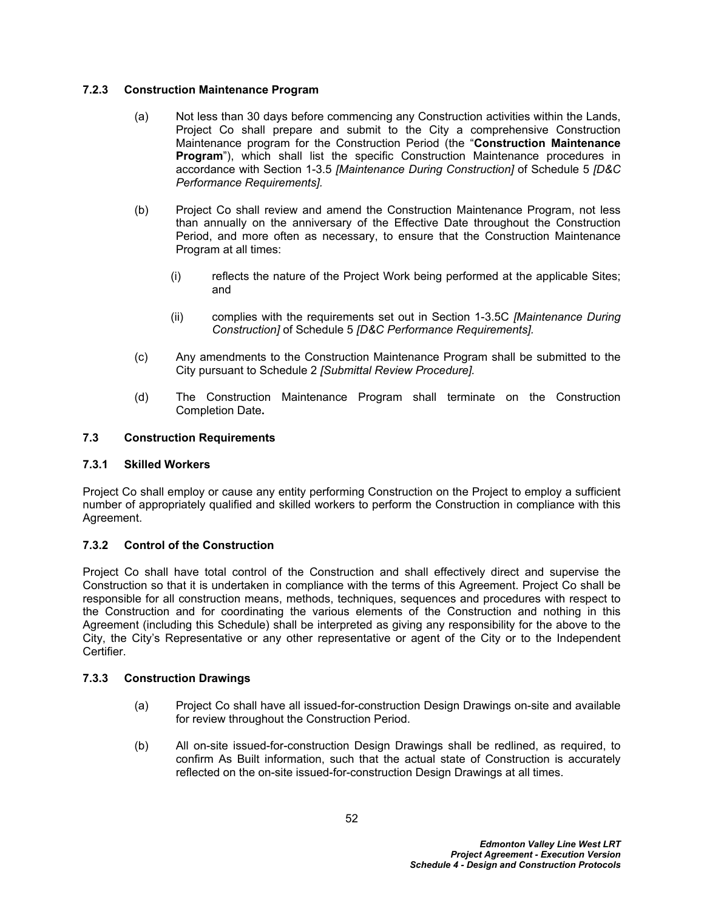### 7.2.3 Construction Maintenance Program

(a) Not less than 30 days before commencing any Construction activities within the Lands, Project Co shall prepare and submit to the City a comprehensive Construction Maintenance program for the Construction Period (the "**Construction Maintenance Program**"), which shall list the specific Construction Maintenance procedures in accordance with Section 1-3.5 *[Maintenance During Construction]* of Schedule 5 *[D&C Performance Requirements].*

(b) Project Co shall review and amend the Construction Maintenance Program, not less than annually on the anniversary of the Effective Date throughout the Construction Period, and more often as necessary, to ensure that the Construction Maintenance Program at all times:

(i) reflects the nature of the Project Work being performed at the applicable Sites; and

(ii) complies with the requirements set out in Section 1-3.5C *[Maintenance During Construction]* of Schedule 5 *[D&C Performance Requirements].*

(c) Any amendments to the Construction Maintenance Program shall be submitted to the City pursuant to Schedule 2 *[Submittal Review Procedure].*

(d) The Construction Maintenance Program shall terminate on the Construction Completion Date**.**

## 7.3 Construction Requirements

### 7.3.1 Skilled Workers

Project Co shall employ or cause any entity performing Construction on the Project to employ a sufficient number of appropriately qualified and skilled workers to perform the Construction in compliance with this Agreement.

### 7.3.2 Control of the Construction

Project Co shall have total control of the Construction and shall effectively direct and supervise the Construction so that it is undertaken in compliance with the terms of this Agreement. Project Co shall be responsible for all construction means, methods, techniques, sequences and procedures with respect to the Construction and for coordinating the various elements of the Construction and nothing in this Agreement (including this Schedule) shall be interpreted as giving any responsibility for the above to the City, the City's Representative or any other representative or agent of the City or to the Independent Certifier.

### 7.3.3 Construction Drawings

(a) Project Co shall have all issued-for-construction Design Drawings on-site and available for review throughout the Construction Period.

(b) All on-site issued-for-construction Design Drawings shall be redlined, as required, to confirm As Built information, such that the actual state of Construction is accurately reflected on the on-site issued-for-construction Design Drawings at all times.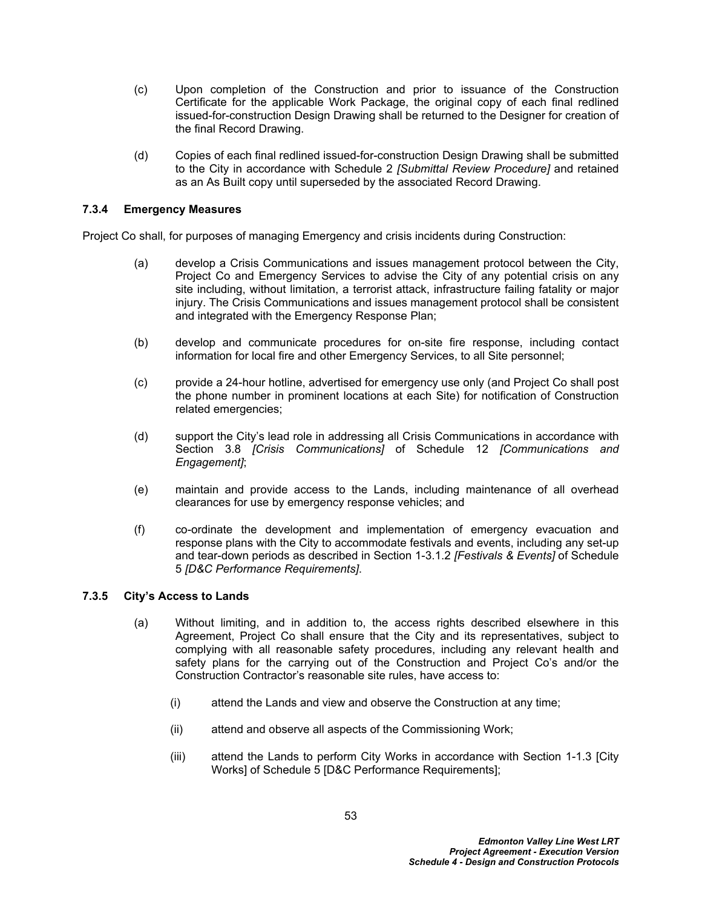(c) Upon completion of the Construction and prior to issuance of the Construction Certificate for the applicable Work Package, the original copy of each final redlined issued-for-construction Design Drawing shall be returned to the Designer for creation of the final Record Drawing.

(d) Copies of each final redlined issued-for-construction Design Drawing shall be submitted to the City in accordance with Schedule 2 *[Submittal Review Procedure]* and retained as an As Built copy until superseded by the associated Record Drawing.

### 7.3.4 Emergency Measures

Project Co shall, for purposes of managing Emergency and crisis incidents during Construction:

(a) develop a Crisis Communications and issues management protocol between the City, Project Co and Emergency Services to advise the City of any potential crisis on any site including, without limitation, a terrorist attack, infrastructure failing fatality or major injury. The Crisis Communications and issues management protocol shall be consistent and integrated with the Emergency Response Plan;

(b) develop and communicate procedures for on-site fire response, including contact information for local fire and other Emergency Services, to all Site personnel;

(c) provide a 24-hour hotline, advertised for emergency use only (and Project Co shall post the phone number in prominent locations at each Site) for notification of Construction related emergencies;

(d) support the City's lead role in addressing all Crisis Communications in accordance with Section 3.8 *[Crisis Communications]* of Schedule 12 *[Communications and Engagement]*;

(e) maintain and provide access to the Lands, including maintenance of all overhead clearances for use by emergency response vehicles; and

(f) co-ordinate the development and implementation of emergency evacuation and response plans with the City to accommodate festivals and events, including any set-up and tear-down periods as described in Section 1-3.1.2 *[Festivals & Events]* of Schedule 5 *[D&C Performance Requirements]*.

### 7.3.5 City's Access to Lands

(a) Without limiting, and in addition to, the access rights described elsewhere in this Agreement, Project Co shall ensure that the City and its representatives, subject to complying with all reasonable safety procedures, including any relevant health and safety plans for the carrying out of the Construction and Project Co's and/or the Construction Contractor's reasonable site rules, have access to:

(i) attend the Lands and view and observe the Construction at any time;

(ii) attend and observe all aspects of the Commissioning Work;

(iii) attend the Lands to perform City Works in accordance with Section 1-1.3 [City Works] of Schedule 5 [D&C Performance Requirements];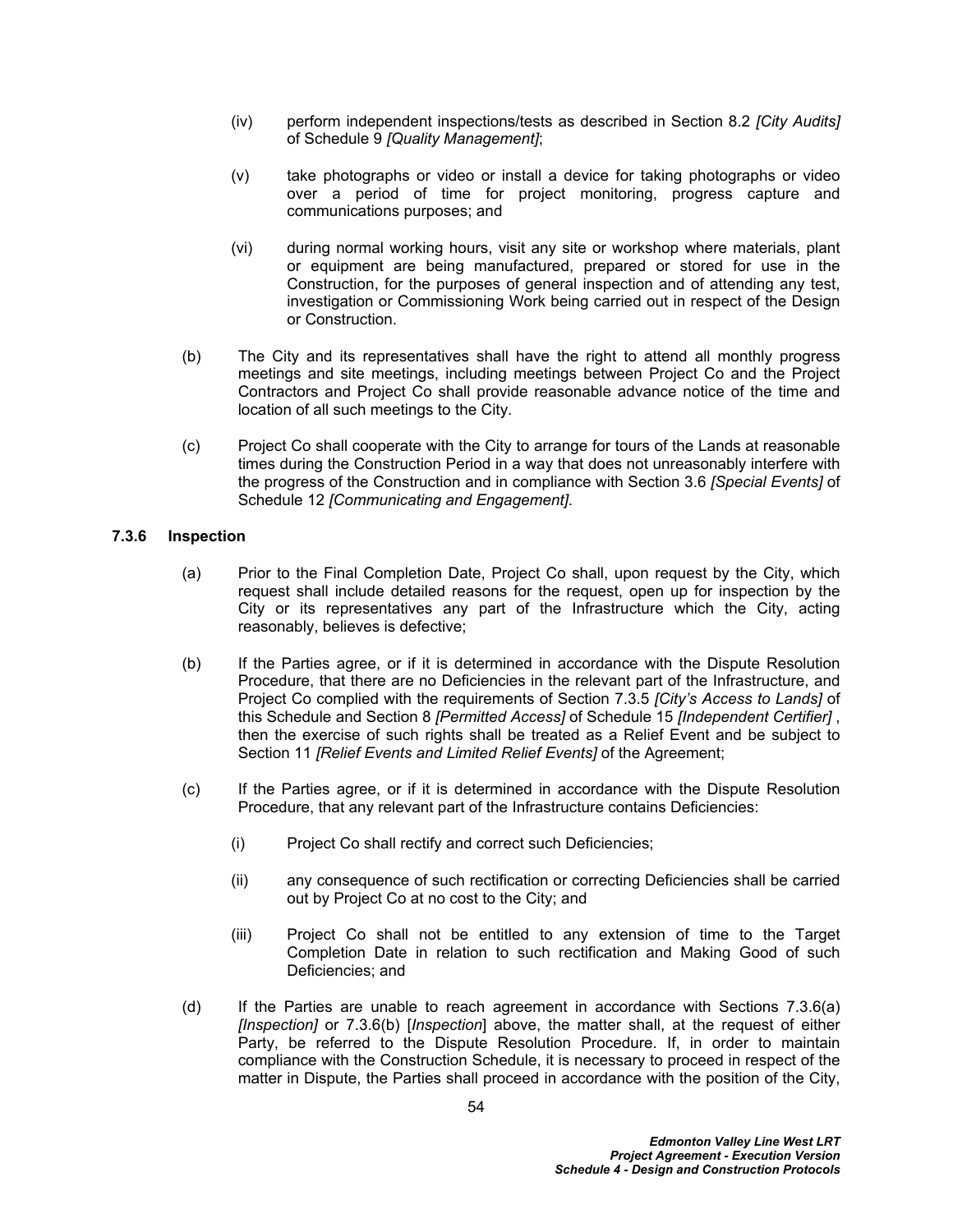(iv) perform independent inspections/tests as described in Section 8.2 *[City Audits]* of Schedule 9 *[Quality Management]*;

(v) take photographs or video or install a device for taking photographs or video over a period of time for project monitoring, progress capture and communications purposes; and

(vi) during normal working hours, visit any site or workshop where materials, plant or equipment are being manufactured, prepared or stored for use in the Construction, for the purposes of general inspection and of attending any test, investigation or Commissioning Work being carried out in respect of the Design or Construction.

(b) The City and its representatives shall have the right to attend all monthly progress meetings and site meetings, including meetings between Project Co and the Project Contractors and Project Co shall provide reasonable advance notice of the time and location of all such meetings to the City.

(c) Project Co shall cooperate with the City to arrange for tours of the Lands at reasonable times during the Construction Period in a way that does not unreasonably interfere with the progress of the Construction and in compliance with Section 3.6 *[Special Events]* of Schedule 12 *[Communicating and Engagement]*.

### 7.3.6 Inspection

(a) Prior to the Final Completion Date, Project Co shall, upon request by the City, which request shall include detailed reasons for the request, open up for inspection by the City or its representatives any part of the Infrastructure which the City, acting reasonably, believes is defective;

(b) If the Parties agree, or if it is determined in accordance with the Dispute Resolution Procedure, that there are no Deficiencies in the relevant part of the Infrastructure, and Project Co complied with the requirements of Section 7.3.5 *[City's Access to Lands]* of this Schedule and Section 8 *[Permitted Access]* of Schedule 15 *[Independent Certifier]* , then the exercise of such rights shall be treated as a Relief Event and be subject to Section 11 *[Relief Events and Limited Relief Events]* of the Agreement;

(c) If the Parties agree, or if it is determined in accordance with the Dispute Resolution Procedure, that any relevant part of the Infrastructure contains Deficiencies:

(i) Project Co shall rectify and correct such Deficiencies;

(ii) any consequence of such rectification or correcting Deficiencies shall be carried out by Project Co at no cost to the City; and

(iii) Project Co shall not be entitled to any extension of time to the Target Completion Date in relation to such rectification and Making Good of such Deficiencies; and

(d) If the Parties are unable to reach agreement in accordance with Sections 7.3.6(a) *[Inspection]* or 7.3.6(b) [*Inspection*] above, the matter shall, at the request of either Party, be referred to the Dispute Resolution Procedure. If, in order to maintain compliance with the Construction Schedule, it is necessary to proceed in respect of the matter in Dispute, the Parties shall proceed in accordance with the position of the City,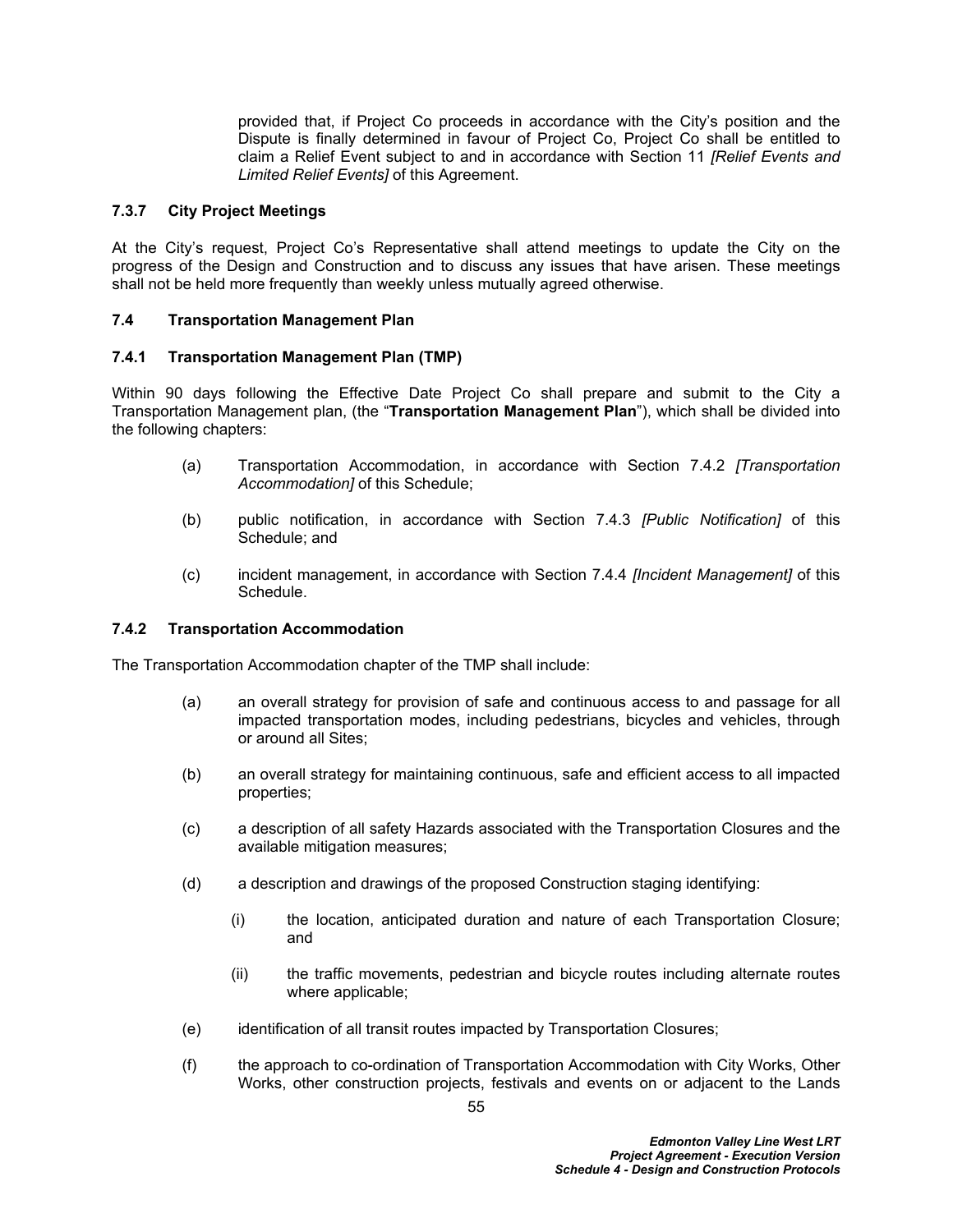provided that, if Project Co proceeds in accordance with the City's position and the Dispute is finally determined in favour of Project Co, Project Co shall be entitled to claim a Relief Event subject to and in accordance with Section 11 *[Relief Events and Limited Relief Events]* of this Agreement.

#### 7.3.7 City Project Meetings

At the City's request, Project Co's Representative shall attend meetings to update the City on the progress of the Design and Construction and to discuss any issues that have arisen. These meetings shall not be held more frequently than weekly unless mutually agreed otherwise.

### 7.4 Transportation Management Plan

#### 7.4.1 Transportation Management Plan (TMP)

Within 90 days following the Effective Date Project Co shall prepare and submit to the City a Transportation Management plan, (the "**Transportation Management Plan**"), which shall be divided into the following chapters:

(a) Transportation Accommodation, in accordance with Section 7.4.2 *[Transportation Accommodation]* of this Schedule;

(b) public notification, in accordance with Section 7.4.3 *[Public Notification]* of this Schedule; and

(c) incident management, in accordance with Section 7.4.4 *[Incident Management]* of this Schedule.

#### 7.4.2 Transportation Accommodation

The Transportation Accommodation chapter of the TMP shall include:

(a) an overall strategy for provision of safe and continuous access to and passage for all impacted transportation modes, including pedestrians, bicycles and vehicles, through or around all Sites;

(b) an overall strategy for maintaining continuous, safe and efficient access to all impacted properties;

(c) a description of all safety Hazards associated with the Transportation Closures and the available mitigation measures;

(d) a description and drawings of the proposed Construction staging identifying:

  (i) the location, anticipated duration and nature of each Transportation Closure; and

  (ii) the traffic movements, pedestrian and bicycle routes including alternate routes where applicable;

(e) identification of all transit routes impacted by Transportation Closures;

(f) the approach to co-ordination of Transportation Accommodation with City Works, Other Works, other construction projects, festivals and events on or adjacent to the Lands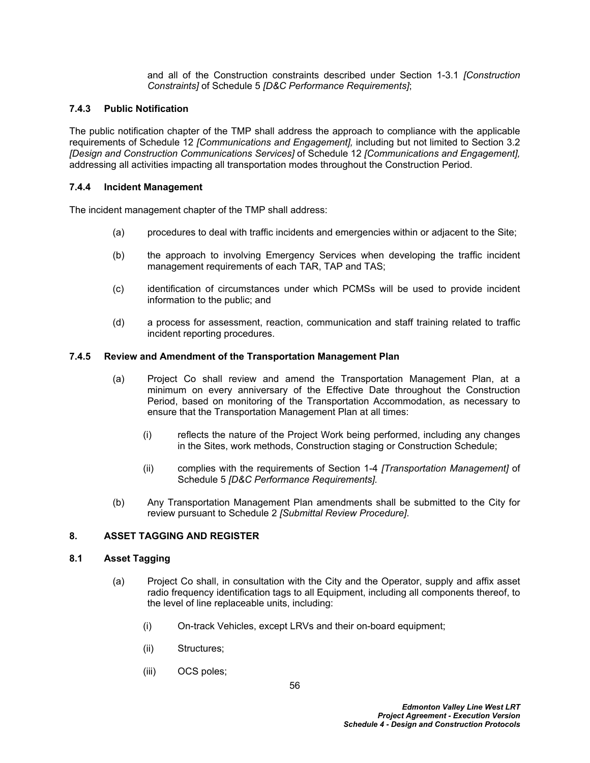and all of the Construction constraints described under Section 1-3.1 *[Construction Constraints]* of Schedule 5 *[D&C Performance Requirements]*;

### 7.4.3 Public Notification

The public notification chapter of the TMP shall address the approach to compliance with the applicable requirements of Schedule 12 *[Communications and Engagement],* including but not limited to Section 3.2 *[Design and Construction Communications Services]* of Schedule 12 *[Communications and Engagement],* addressing all activities impacting all transportation modes throughout the Construction Period.

### 7.4.4 Incident Management

The incident management chapter of the TMP shall address:

(a) procedures to deal with traffic incidents and emergencies within or adjacent to the Site;

(b) the approach to involving Emergency Services when developing the traffic incident management requirements of each TAR, TAP and TAS;

(c) identification of circumstances under which PCMSs will be used to provide incident information to the public; and

(d) a process for assessment, reaction, communication and staff training related to traffic incident reporting procedures.

### 7.4.5 Review and Amendment of the Transportation Management Plan

(a) Project Co shall review and amend the Transportation Management Plan, at a minimum on every anniversary of the Effective Date throughout the Construction Period, based on monitoring of the Transportation Accommodation, as necessary to ensure that the Transportation Management Plan at all times:

  (i) reflects the nature of the Project Work being performed, including any changes in the Sites, work methods, Construction staging or Construction Schedule;

  (ii) complies with the requirements of Section 1-4 *[Transportation Management]* of Schedule 5 *[D&C Performance Requirements]*.

(b) Any Transportation Management Plan amendments shall be submitted to the City for review pursuant to Schedule 2 *[Submittal Review Procedure]*.

## 8. ASSET TAGGING AND REGISTER

### 8.1 Asset Tagging

(a) Project Co shall, in consultation with the City and the Operator, supply and affix asset radio frequency identification tags to all Equipment, including all components thereof, to the level of line replaceable units, including:

  (i) On-track Vehicles, except LRVs and their on-board equipment;

  (ii) Structures;

  (iii) OCS poles;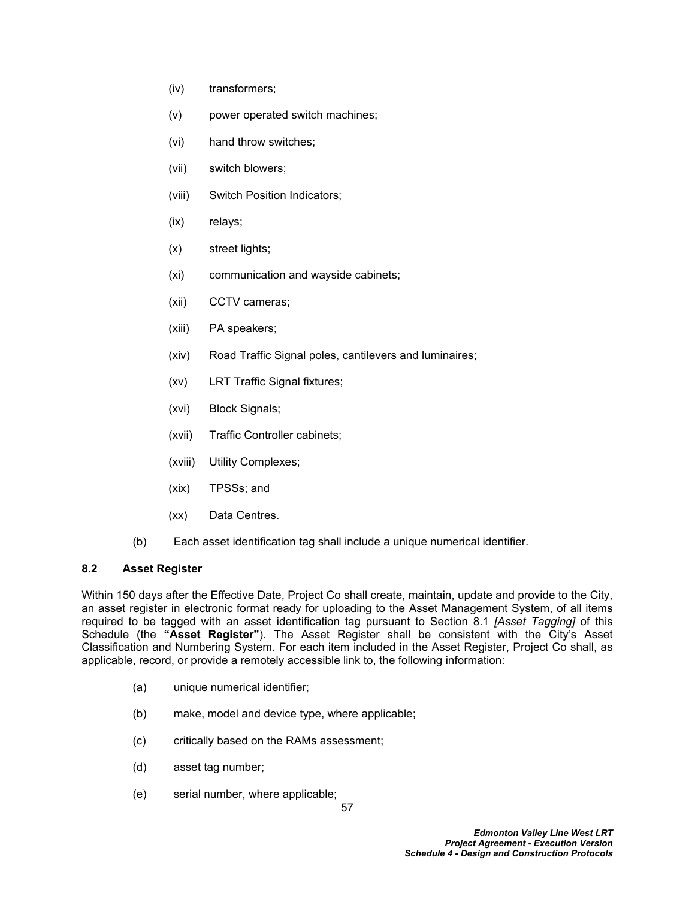(iv) transformers;

(v) power operated switch machines;

(vi) hand throw switches;

(vii) switch blowers;

(viii) Switch Position Indicators;

(ix) relays;

(x) street lights;

(xi) communication and wayside cabinets;

(xii) CCTV cameras;

(xiii) PA speakers;

(xiv) Road Traffic Signal poles, cantilevers and luminaires;

(xv) LRT Traffic Signal fixtures;

(xvi) Block Signals;

(xvii) Traffic Controller cabinets;

(xviii) Utility Complexes;

(xix) TPSSs; and

(xx) Data Centres.

(b) Each asset identification tag shall include a unique numerical identifier.

### 8.2 Asset Register

Within 150 days after the Effective Date, Project Co shall create, maintain, update and provide to the City, an asset register in electronic format ready for uploading to the Asset Management System, of all items required to be tagged with an asset identification tag pursuant to Section 8.1 *[Asset Tagging]* of this Schedule (the **"Asset Register"**). The Asset Register shall be consistent with the City's Asset Classification and Numbering System. For each item included in the Asset Register, Project Co shall, as applicable, record, or provide a remotely accessible link to, the following information:

(a) unique numerical identifier;

(b) make, model and device type, where applicable;

(c) critically based on the RAMs assessment;

(d) asset tag number;

(e) serial number, where applicable;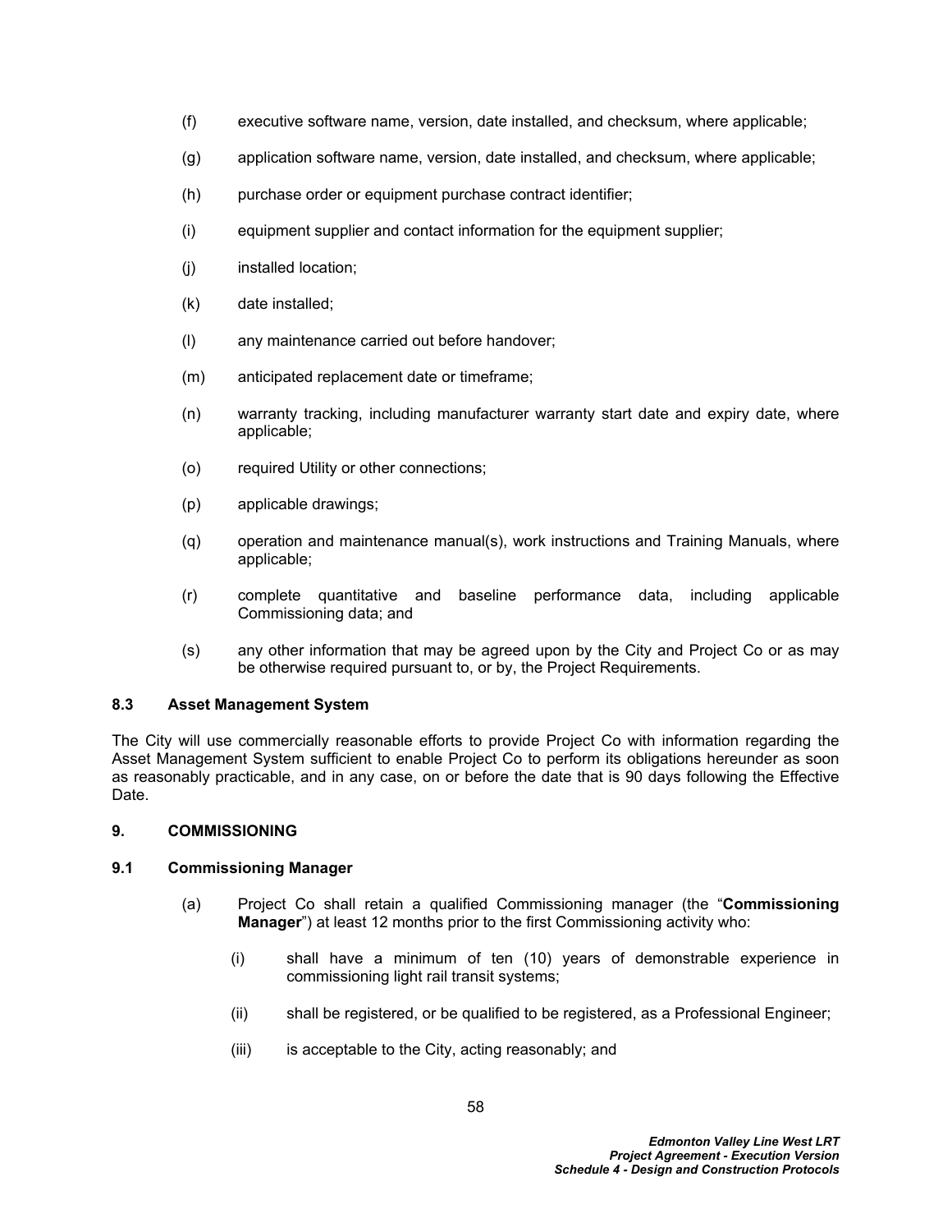(f) executive software name, version, date installed, and checksum, where applicable;

(g) application software name, version, date installed, and checksum, where applicable;

(h) purchase order or equipment purchase contract identifier;

(i) equipment supplier and contact information for the equipment supplier;

(j) installed location;

(k) date installed;

(l) any maintenance carried out before handover;

(m) anticipated replacement date or timeframe;

(n) warranty tracking, including manufacturer warranty start date and expiry date, where applicable;

(o) required Utility or other connections;

(p) applicable drawings;

(q) operation and maintenance manual(s), work instructions and Training Manuals, where applicable;

(r) complete quantitative and baseline performance data, including applicable Commissioning data; and

(s) any other information that may be agreed upon by the City and Project Co or as may be otherwise required pursuant to, or by, the Project Requirements.

### 8.3 Asset Management System

The City will use commercially reasonable efforts to provide Project Co with information regarding the Asset Management System sufficient to enable Project Co to perform its obligations hereunder as soon as reasonably practicable, and in any case, on or before the date that is 90 days following the Effective Date.

## 9. COMMISSIONING

### 9.1 Commissioning Manager

(a) Project Co shall retain a qualified Commissioning manager (the "**Commissioning Manager**") at least 12 months prior to the first Commissioning activity who:

  (i) shall have a minimum of ten (10) years of demonstrable experience in commissioning light rail transit systems;

  (ii) shall be registered, or be qualified to be registered, as a Professional Engineer;

  (iii) is acceptable to the City, acting reasonably; and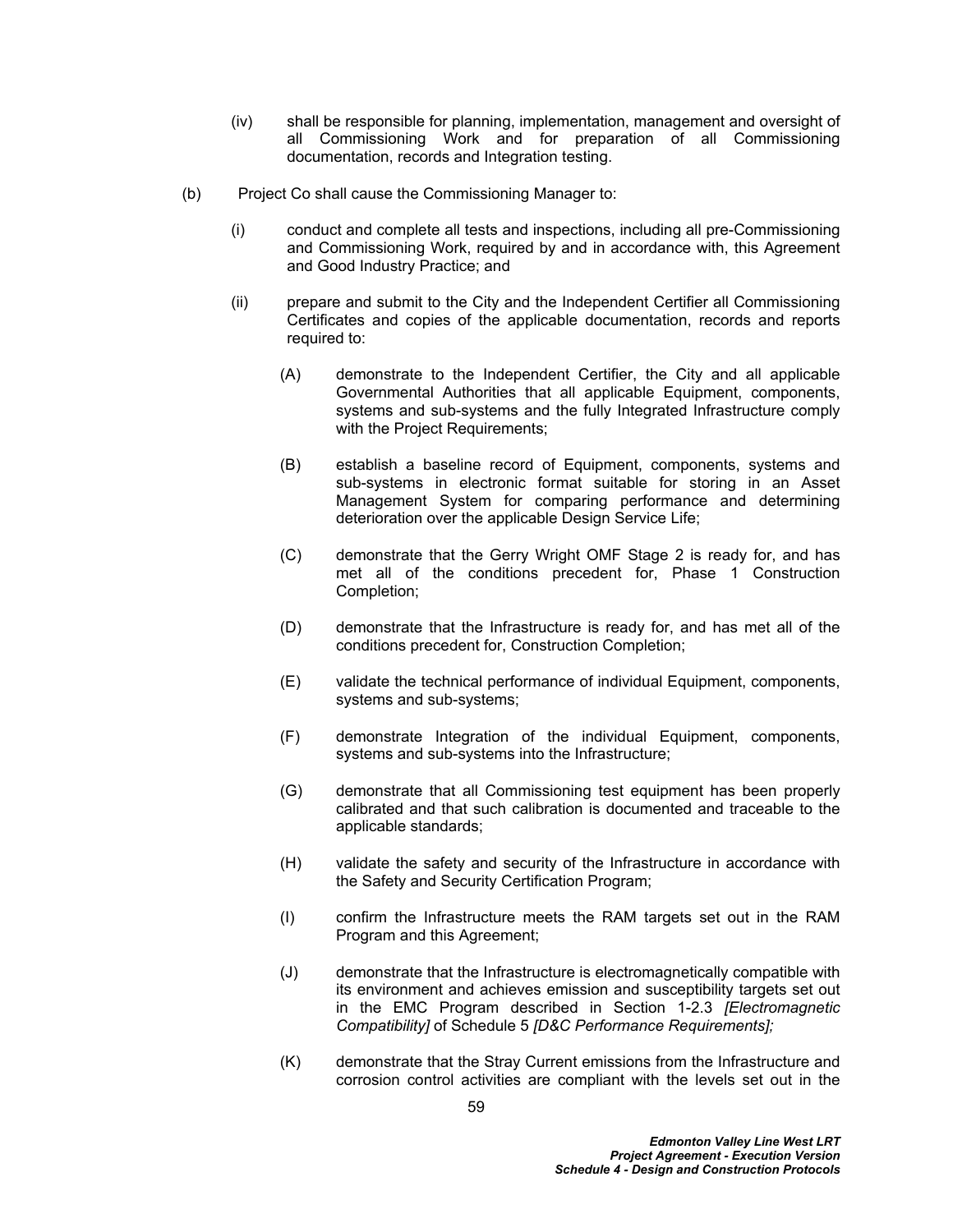(iv) shall be responsible for planning, implementation, management and oversight of all Commissioning Work and for preparation of all Commissioning documentation, records and Integration testing.

(b) Project Co shall cause the Commissioning Manager to:

(i) conduct and complete all tests and inspections, including all pre-Commissioning and Commissioning Work, required by and in accordance with, this Agreement and Good Industry Practice; and

(ii) prepare and submit to the City and the Independent Certifier all Commissioning Certificates and copies of the applicable documentation, records and reports required to:

(A) demonstrate to the Independent Certifier, the City and all applicable Governmental Authorities that all applicable Equipment, components, systems and sub-systems and the fully Integrated Infrastructure comply with the Project Requirements;

(B) establish a baseline record of Equipment, components, systems and sub-systems in electronic format suitable for storing in an Asset Management System for comparing performance and determining deterioration over the applicable Design Service Life;

(C) demonstrate that the Gerry Wright OMF Stage 2 is ready for, and has met all of the conditions precedent for, Phase 1 Construction Completion;

(D) demonstrate that the Infrastructure is ready for, and has met all of the conditions precedent for, Construction Completion;

(E) validate the technical performance of individual Equipment, components, systems and sub-systems;

(F) demonstrate Integration of the individual Equipment, components, systems and sub-systems into the Infrastructure;

(G) demonstrate that all Commissioning test equipment has been properly calibrated and that such calibration is documented and traceable to the applicable standards;

(H) validate the safety and security of the Infrastructure in accordance with the Safety and Security Certification Program;

(I) confirm the Infrastructure meets the RAM targets set out in the RAM Program and this Agreement;

(J) demonstrate that the Infrastructure is electromagnetically compatible with its environment and achieves emission and susceptibility targets set out in the EMC Program described in Section 1-2.3 *[Electromagnetic Compatibility]* of Schedule 5 *[D&C Performance Requirements];*

(K) demonstrate that the Stray Current emissions from the Infrastructure and corrosion control activities are compliant with the levels set out in the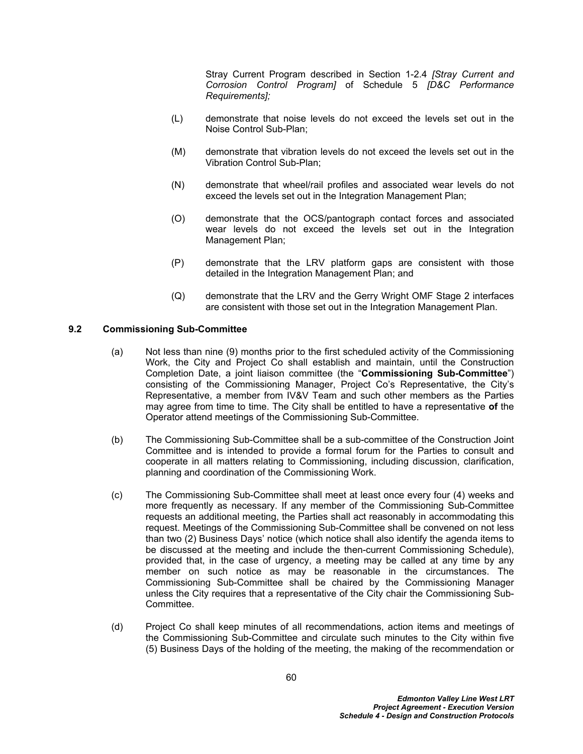Stray Current Program described in Section 1-2.4 *[Stray Current and Corrosion Control Program]* of Schedule 5 *[D&C Performance Requirements];*

(L) demonstrate that noise levels do not exceed the levels set out in the Noise Control Sub-Plan;

(M) demonstrate that vibration levels do not exceed the levels set out in the Vibration Control Sub-Plan;

(N) demonstrate that wheel/rail profiles and associated wear levels do not exceed the levels set out in the Integration Management Plan;

(O) demonstrate that the OCS/pantograph contact forces and associated wear levels do not exceed the levels set out in the Integration Management Plan;

(P) demonstrate that the LRV platform gaps are consistent with those detailed in the Integration Management Plan; and

(Q) demonstrate that the LRV and the Gerry Wright OMF Stage 2 interfaces are consistent with those set out in the Integration Management Plan.

### 9.2 Commissioning Sub-Committee

(a) Not less than nine (9) months prior to the first scheduled activity of the Commissioning Work, the City and Project Co shall establish and maintain, until the Construction Completion Date, a joint liaison committee (the "**Commissioning Sub-Committee**") consisting of the Commissioning Manager, Project Co's Representative, the City's Representative, a member from IV&V Team and such other members as the Parties may agree from time to time. The City shall be entitled to have a representative **of** the Operator attend meetings of the Commissioning Sub-Committee.

(b) The Commissioning Sub-Committee shall be a sub-committee of the Construction Joint Committee and is intended to provide a formal forum for the Parties to consult and cooperate in all matters relating to Commissioning, including discussion, clarification, planning and coordination of the Commissioning Work.

(c) The Commissioning Sub-Committee shall meet at least once every four (4) weeks and more frequently as necessary. If any member of the Commissioning Sub-Committee requests an additional meeting, the Parties shall act reasonably in accommodating this request. Meetings of the Commissioning Sub-Committee shall be convened on not less than two (2) Business Days' notice (which notice shall also identify the agenda items to be discussed at the meeting and include the then-current Commissioning Schedule), provided that, in the case of urgency, a meeting may be called at any time by any member on such notice as may be reasonable in the circumstances. The Commissioning Sub-Committee shall be chaired by the Commissioning Manager unless the City requires that a representative of the City chair the Commissioning Sub-Committee.

(d) Project Co shall keep minutes of all recommendations, action items and meetings of the Commissioning Sub-Committee and circulate such minutes to the City within five (5) Business Days of the holding of the meeting, the making of the recommendation or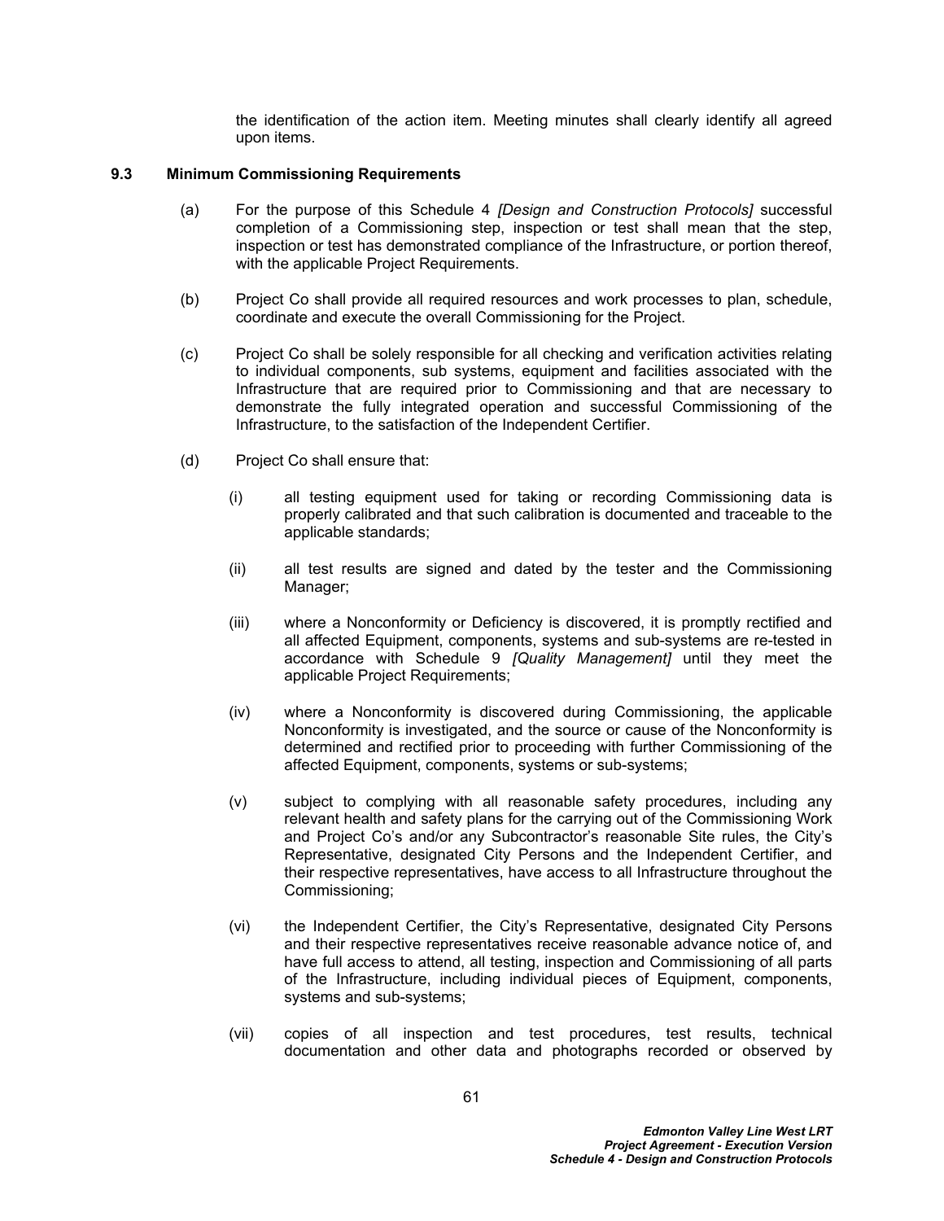the identification of the action item. Meeting minutes shall clearly identify all agreed upon items.

### 9.3 Minimum Commissioning Requirements

(a) For the purpose of this Schedule 4 *[Design and Construction Protocols]* successful completion of a Commissioning step, inspection or test shall mean that the step, inspection or test has demonstrated compliance of the Infrastructure, or portion thereof, with the applicable Project Requirements.

(b) Project Co shall provide all required resources and work processes to plan, schedule, coordinate and execute the overall Commissioning for the Project.

(c) Project Co shall be solely responsible for all checking and verification activities relating to individual components, sub systems, equipment and facilities associated with the Infrastructure that are required prior to Commissioning and that are necessary to demonstrate the fully integrated operation and successful Commissioning of the Infrastructure, to the satisfaction of the Independent Certifier.

(d) Project Co shall ensure that:

(i) all testing equipment used for taking or recording Commissioning data is properly calibrated and that such calibration is documented and traceable to the applicable standards;

(ii) all test results are signed and dated by the tester and the Commissioning Manager;

(iii) where a Nonconformity or Deficiency is discovered, it is promptly rectified and all affected Equipment, components, systems and sub-systems are re-tested in accordance with Schedule 9 *[Quality Management]* until they meet the applicable Project Requirements;

(iv) where a Nonconformity is discovered during Commissioning, the applicable Nonconformity is investigated, and the source or cause of the Nonconformity is determined and rectified prior to proceeding with further Commissioning of the affected Equipment, components, systems or sub-systems;

(v) subject to complying with all reasonable safety procedures, including any relevant health and safety plans for the carrying out of the Commissioning Work and Project Co's and/or any Subcontractor's reasonable Site rules, the City's Representative, designated City Persons and the Independent Certifier, and their respective representatives, have access to all Infrastructure throughout the Commissioning;

(vi) the Independent Certifier, the City's Representative, designated City Persons and their respective representatives receive reasonable advance notice of, and have full access to attend, all testing, inspection and Commissioning of all parts of the Infrastructure, including individual pieces of Equipment, components, systems and sub-systems;

(vii) copies of all inspection and test procedures, test results, technical documentation and other data and photographs recorded or observed by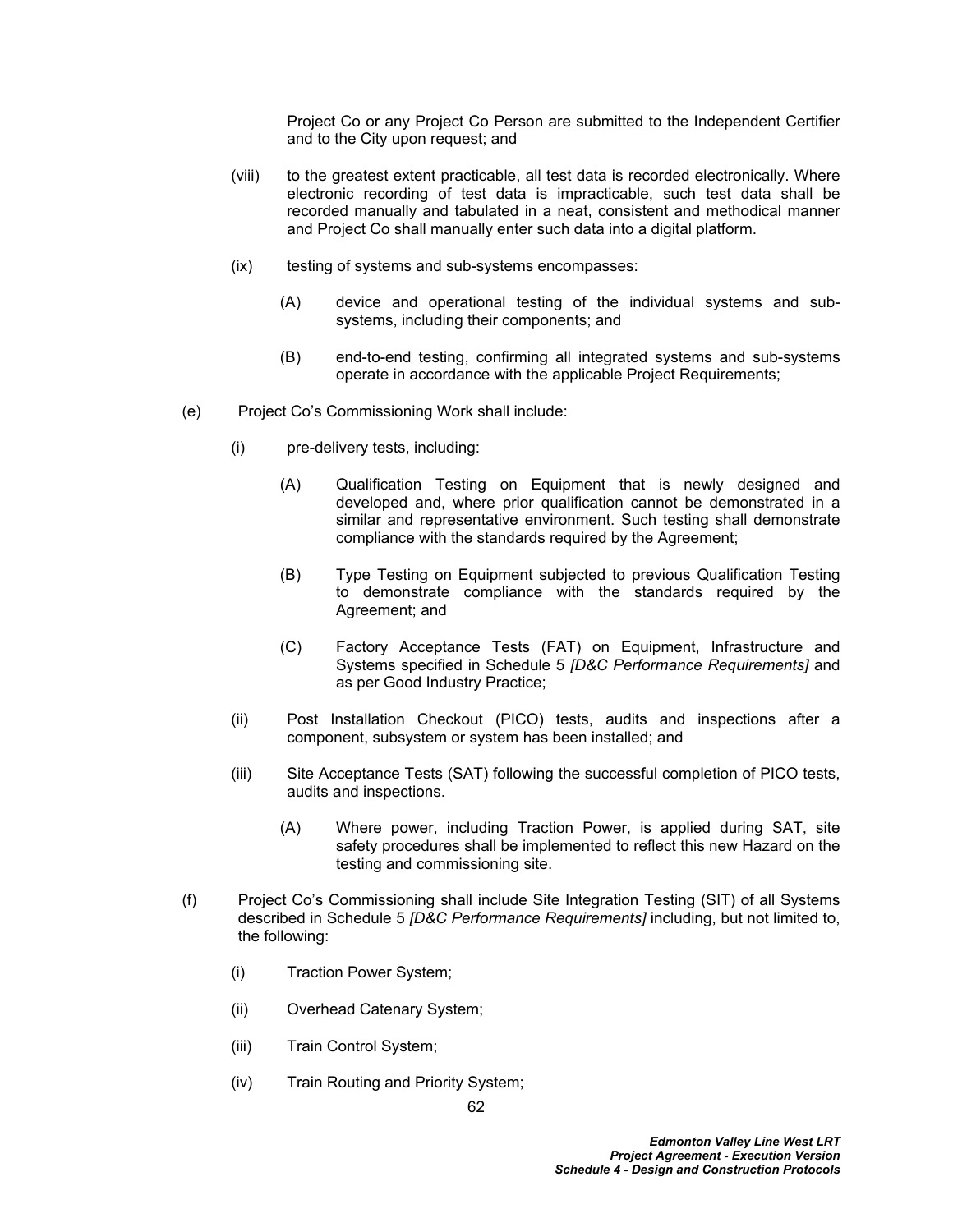Project Co or any Project Co Person are submitted to the Independent Certifier and to the City upon request; and

(viii) to the greatest extent practicable, all test data is recorded electronically. Where electronic recording of test data is impracticable, such test data shall be recorded manually and tabulated in a neat, consistent and methodical manner and Project Co shall manually enter such data into a digital platform.

(ix) testing of systems and sub-systems encompasses:

(A) device and operational testing of the individual systems and sub-systems, including their components; and

(B) end-to-end testing, confirming all integrated systems and sub-systems operate in accordance with the applicable Project Requirements;

(e) Project Co's Commissioning Work shall include:

(i) pre-delivery tests, including:

(A) Qualification Testing on Equipment that is newly designed and developed and, where prior qualification cannot be demonstrated in a similar and representative environment. Such testing shall demonstrate compliance with the standards required by the Agreement;

(B) Type Testing on Equipment subjected to previous Qualification Testing to demonstrate compliance with the standards required by the Agreement; and

(C) Factory Acceptance Tests (FAT) on Equipment, Infrastructure and Systems specified in Schedule 5 *[D&C Performance Requirements]* and as per Good Industry Practice;

(ii) Post Installation Checkout (PICO) tests, audits and inspections after a component, subsystem or system has been installed; and

(iii) Site Acceptance Tests (SAT) following the successful completion of PICO tests, audits and inspections.

(A) Where power, including Traction Power, is applied during SAT, site safety procedures shall be implemented to reflect this new Hazard on the testing and commissioning site.

(f) Project Co's Commissioning shall include Site Integration Testing (SIT) of all Systems described in Schedule 5 *[D&C Performance Requirements]* including, but not limited to, the following:

(i) Traction Power System;

(ii) Overhead Catenary System;

(iii) Train Control System;

(iv) Train Routing and Priority System;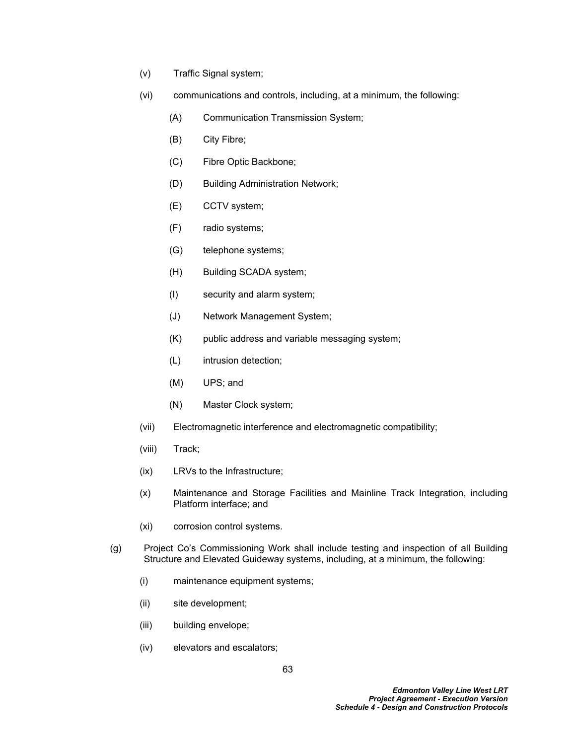- (v) Traffic Signal system;
- (vi) communications and controls, including, at a minimum, the following:
  - (A) Communication Transmission System;
  - (B) City Fibre;
  - (C) Fibre Optic Backbone;
  - (D) Building Administration Network;
  - (E) CCTV system;
  - (F) radio systems;
  - (G) telephone systems;
  - (H) Building SCADA system;
  - (I) security and alarm system;
  - (J) Network Management System;
  - (K) public address and variable messaging system;
  - (L) intrusion detection;
  - (M) UPS; and
  - (N) Master Clock system;
- (vii) Electromagnetic interference and electromagnetic compatibility;
- (viii) Track;
- (ix) LRVs to the Infrastructure;
- (x) Maintenance and Storage Facilities and Mainline Track Integration, including Platform interface; and
- (xi) corrosion control systems.

(g) Project Co's Commissioning Work shall include testing and inspection of all Building Structure and Elevated Guideway systems, including, at a minimum, the following:

- (i) maintenance equipment systems;
- (ii) site development;
- (iii) building envelope;
- (iv) elevators and escalators;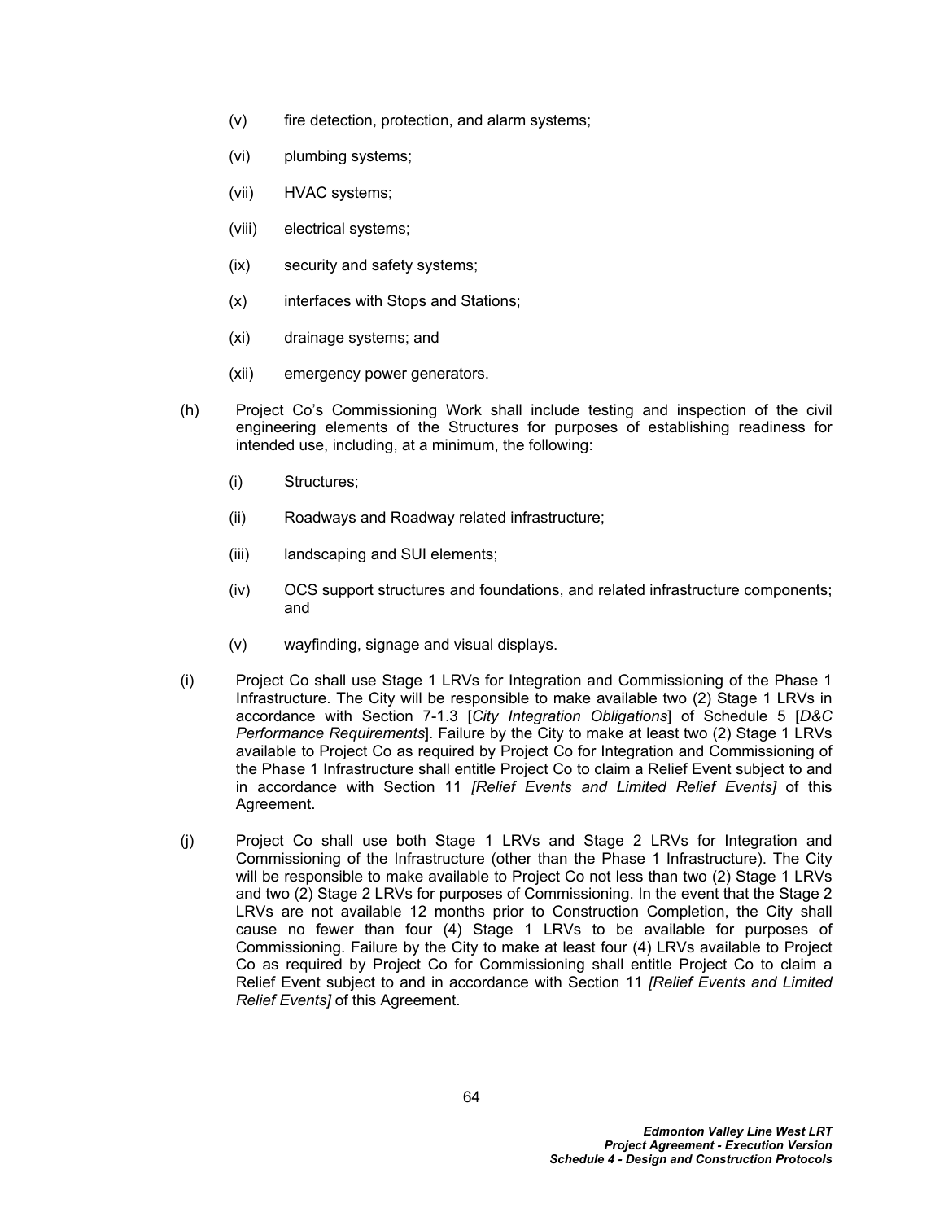(v) fire detection, protection, and alarm systems;

(vi) plumbing systems;

(vii) HVAC systems;

(viii) electrical systems;

(ix) security and safety systems;

(x) interfaces with Stops and Stations;

(xi) drainage systems; and

(xii) emergency power generators.

(h) Project Co's Commissioning Work shall include testing and inspection of the civil engineering elements of the Structures for purposes of establishing readiness for intended use, including, at a minimum, the following:

(i) Structures;

(ii) Roadways and Roadway related infrastructure;

(iii) landscaping and SUI elements;

(iv) OCS support structures and foundations, and related infrastructure components; and

(v) wayfinding, signage and visual displays.

(i) Project Co shall use Stage 1 LRVs for Integration and Commissioning of the Phase 1 Infrastructure. The City will be responsible to make available two (2) Stage 1 LRVs in accordance with Section 7-1.3 [*City Integration Obligations*] of Schedule 5 [*D&C Performance Requirements*]. Failure by the City to make at least two (2) Stage 1 LRVs available to Project Co as required by Project Co for Integration and Commissioning of the Phase 1 Infrastructure shall entitle Project Co to claim a Relief Event subject to and in accordance with Section 11 *[Relief Events and Limited Relief Events]* of this Agreement.

(j) Project Co shall use both Stage 1 LRVs and Stage 2 LRVs for Integration and Commissioning of the Infrastructure (other than the Phase 1 Infrastructure). The City will be responsible to make available to Project Co not less than two (2) Stage 1 LRVs and two (2) Stage 2 LRVs for purposes of Commissioning. In the event that the Stage 2 LRVs are not available 12 months prior to Construction Completion, the City shall cause no fewer than four (4) Stage 1 LRVs to be available for purposes of Commissioning. Failure by the City to make at least four (4) LRVs available to Project Co as required by Project Co for Commissioning shall entitle Project Co to claim a Relief Event subject to and in accordance with Section 11 *[Relief Events and Limited Relief Events]* of this Agreement.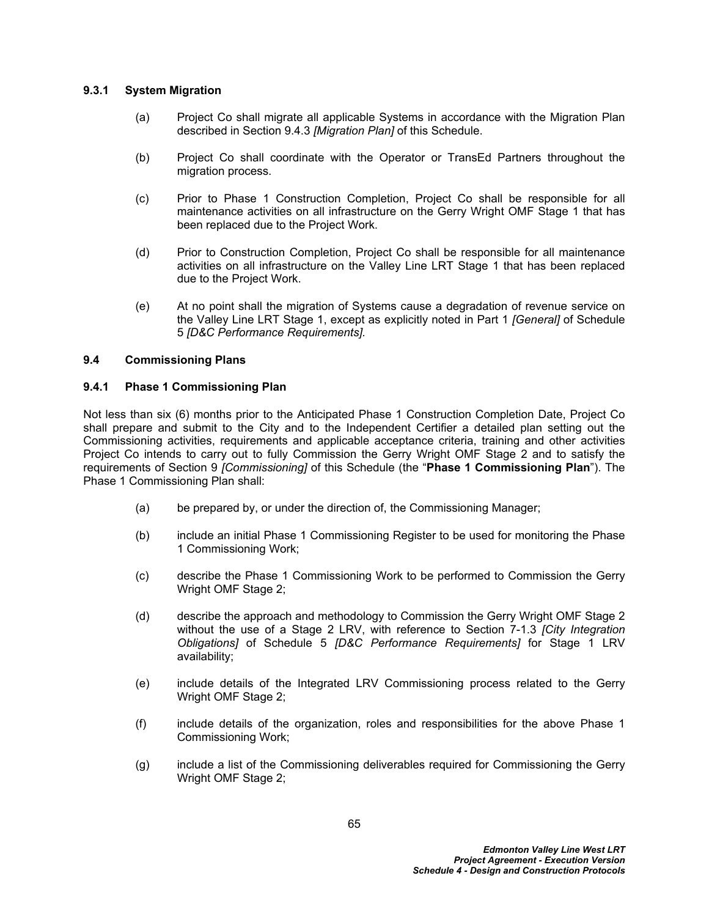### 9.3.1 System Migration

(a) Project Co shall migrate all applicable Systems in accordance with the Migration Plan described in Section 9.4.3 *[Migration Plan]* of this Schedule.

(b) Project Co shall coordinate with the Operator or TransEd Partners throughout the migration process.

(c) Prior to Phase 1 Construction Completion, Project Co shall be responsible for all maintenance activities on all infrastructure on the Gerry Wright OMF Stage 1 that has been replaced due to the Project Work.

(d) Prior to Construction Completion, Project Co shall be responsible for all maintenance activities on all infrastructure on the Valley Line LRT Stage 1 that has been replaced due to the Project Work.

(e) At no point shall the migration of Systems cause a degradation of revenue service on the Valley Line LRT Stage 1, except as explicitly noted in Part 1 *[General]* of Schedule 5 *[D&C Performance Requirements]*.

## 9.4 Commissioning Plans

### 9.4.1 Phase 1 Commissioning Plan

Not less than six (6) months prior to the Anticipated Phase 1 Construction Completion Date, Project Co shall prepare and submit to the City and to the Independent Certifier a detailed plan setting out the Commissioning activities, requirements and applicable acceptance criteria, training and other activities Project Co intends to carry out to fully Commission the Gerry Wright OMF Stage 2 and to satisfy the requirements of Section 9 *[Commissioning]* of this Schedule (the "**Phase 1 Commissioning Plan**"). The Phase 1 Commissioning Plan shall:

(a) be prepared by, or under the direction of, the Commissioning Manager;

(b) include an initial Phase 1 Commissioning Register to be used for monitoring the Phase 1 Commissioning Work;

(c) describe the Phase 1 Commissioning Work to be performed to Commission the Gerry Wright OMF Stage 2;

(d) describe the approach and methodology to Commission the Gerry Wright OMF Stage 2 without the use of a Stage 2 LRV, with reference to Section 7-1.3 *[City Integration Obligations]* of Schedule 5 *[D&C Performance Requirements]* for Stage 1 LRV availability;

(e) include details of the Integrated LRV Commissioning process related to the Gerry Wright OMF Stage 2;

(f) include details of the organization, roles and responsibilities for the above Phase 1 Commissioning Work;

(g) include a list of the Commissioning deliverables required for Commissioning the Gerry Wright OMF Stage 2;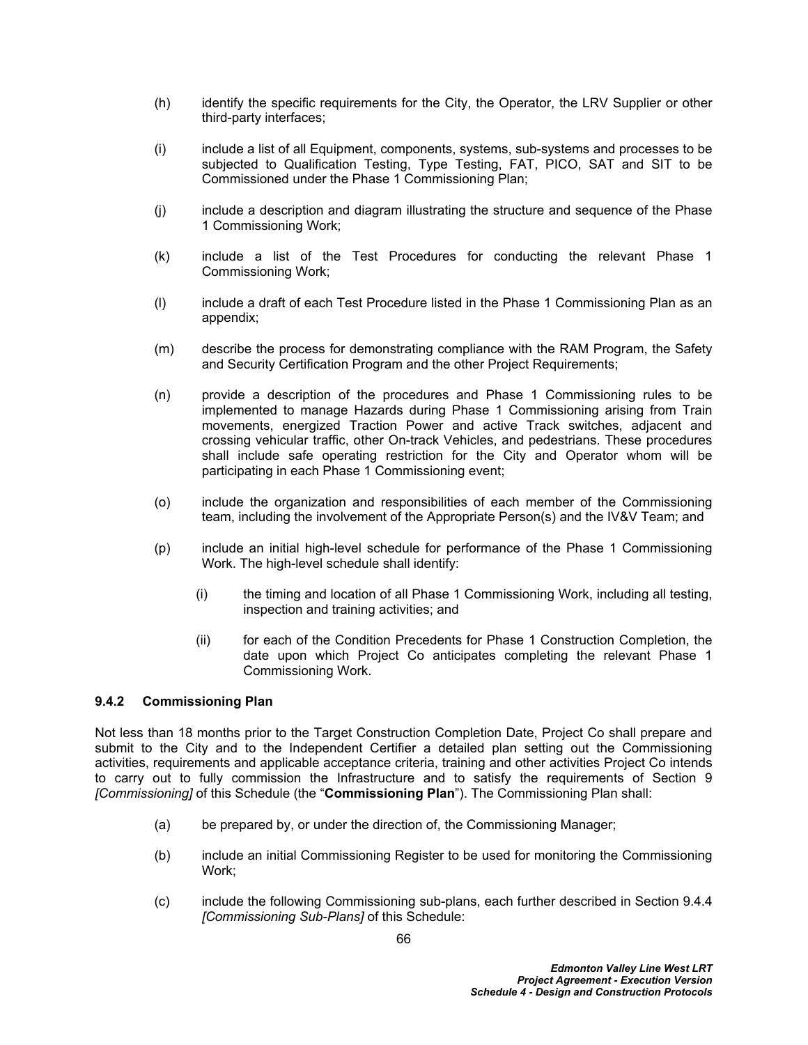(h) identify the specific requirements for the City, the Operator, the LRV Supplier or other third-party interfaces;

(i) include a list of all Equipment, components, systems, sub-systems and processes to be subjected to Qualification Testing, Type Testing, FAT, PICO, SAT and SIT to be Commissioned under the Phase 1 Commissioning Plan;

(j) include a description and diagram illustrating the structure and sequence of the Phase 1 Commissioning Work;

(k) include a list of the Test Procedures for conducting the relevant Phase 1 Commissioning Work;

(l) include a draft of each Test Procedure listed in the Phase 1 Commissioning Plan as an appendix;

(m) describe the process for demonstrating compliance with the RAM Program, the Safety and Security Certification Program and the other Project Requirements;

(n) provide a description of the procedures and Phase 1 Commissioning rules to be implemented to manage Hazards during Phase 1 Commissioning arising from Train movements, energized Traction Power and active Track switches, adjacent and crossing vehicular traffic, other On-track Vehicles, and pedestrians. These procedures shall include safe operating restriction for the City and Operator whom will be participating in each Phase 1 Commissioning event;

(o) include the organization and responsibilities of each member of the Commissioning team, including the involvement of the Appropriate Person(s) and the IV&V Team; and

(p) include an initial high-level schedule for performance of the Phase 1 Commissioning Work. The high-level schedule shall identify:

   (i) the timing and location of all Phase 1 Commissioning Work, including all testing, inspection and training activities; and

   (ii) for each of the Condition Precedents for Phase 1 Construction Completion, the date upon which Project Co anticipates completing the relevant Phase 1 Commissioning Work.

### 9.4.2 Commissioning Plan

Not less than 18 months prior to the Target Construction Completion Date, Project Co shall prepare and submit to the City and to the Independent Certifier a detailed plan setting out the Commissioning activities, requirements and applicable acceptance criteria, training and other activities Project Co intends to carry out to fully commission the Infrastructure and to satisfy the requirements of Section 9 *[Commissioning]* of this Schedule (the "**Commissioning Plan**"). The Commissioning Plan shall:

(a) be prepared by, or under the direction of, the Commissioning Manager;

(b) include an initial Commissioning Register to be used for monitoring the Commissioning Work;

(c) include the following Commissioning sub-plans, each further described in Section 9.4.4 *[Commissioning Sub-Plans]* of this Schedule: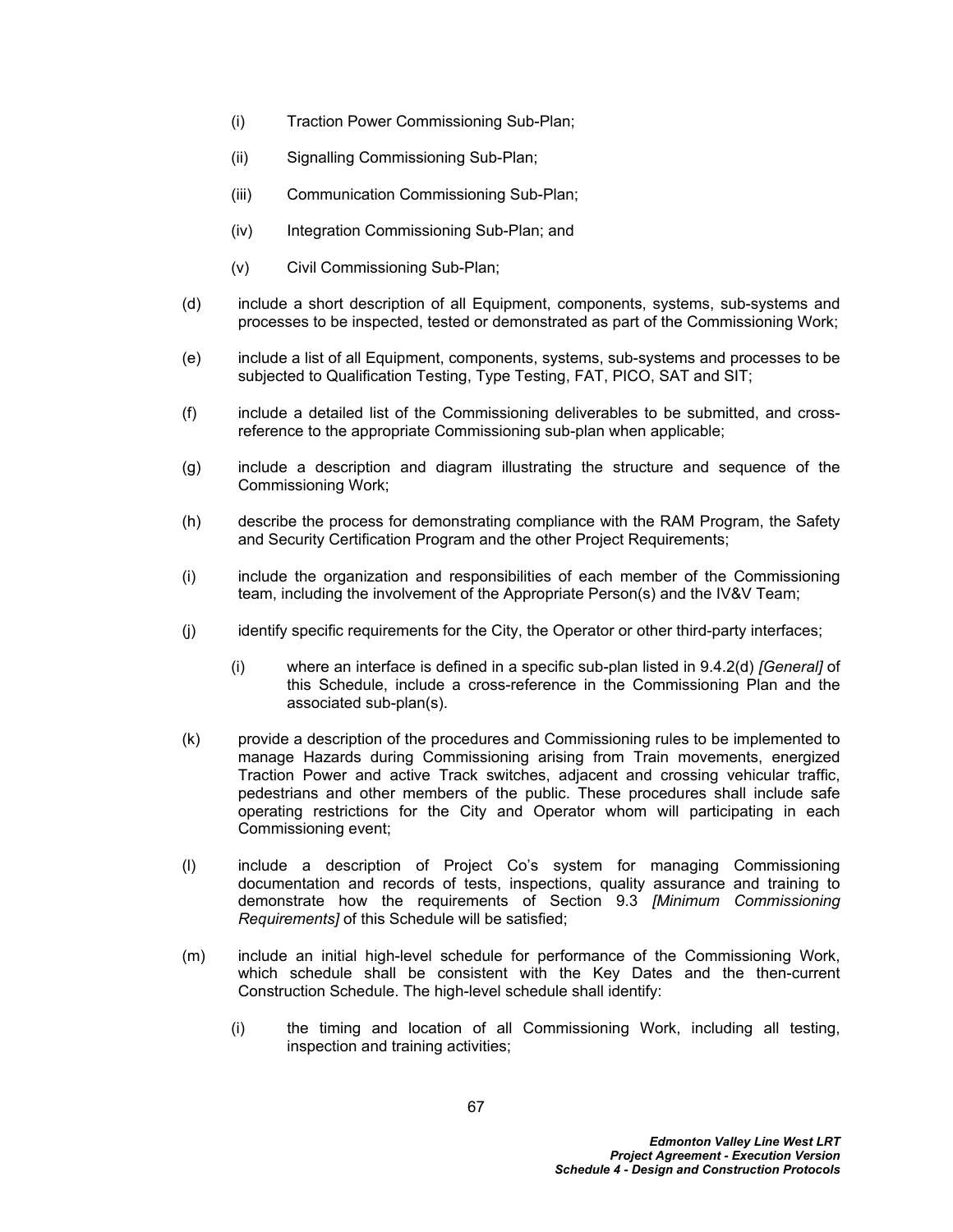(i) Traction Power Commissioning Sub-Plan;

(ii) Signalling Commissioning Sub-Plan;

(iii) Communication Commissioning Sub-Plan;

(iv) Integration Commissioning Sub-Plan; and

(v) Civil Commissioning Sub-Plan;

(d) include a short description of all Equipment, components, systems, sub-systems and processes to be inspected, tested or demonstrated as part of the Commissioning Work;

(e) include a list of all Equipment, components, systems, sub-systems and processes to be subjected to Qualification Testing, Type Testing, FAT, PICO, SAT and SIT;

(f) include a detailed list of the Commissioning deliverables to be submitted, and cross-reference to the appropriate Commissioning sub-plan when applicable;

(g) include a description and diagram illustrating the structure and sequence of the Commissioning Work;

(h) describe the process for demonstrating compliance with the RAM Program, the Safety and Security Certification Program and the other Project Requirements;

(i) include the organization and responsibilities of each member of the Commissioning team, including the involvement of the Appropriate Person(s) and the IV&V Team;

(j) identify specific requirements for the City, the Operator or other third-party interfaces;

(i) where an interface is defined in a specific sub-plan listed in 9.4.2(d) *[General]* of this Schedule, include a cross-reference in the Commissioning Plan and the associated sub-plan(s).

(k) provide a description of the procedures and Commissioning rules to be implemented to manage Hazards during Commissioning arising from Train movements, energized Traction Power and active Track switches, adjacent and crossing vehicular traffic, pedestrians and other members of the public. These procedures shall include safe operating restrictions for the City and Operator whom will participating in each Commissioning event;

(l) include a description of Project Co's system for managing Commissioning documentation and records of tests, inspections, quality assurance and training to demonstrate how the requirements of Section 9.3 *[Minimum Commissioning Requirements]* of this Schedule will be satisfied;

(m) include an initial high-level schedule for performance of the Commissioning Work, which schedule shall be consistent with the Key Dates and the then-current Construction Schedule. The high-level schedule shall identify:

(i) the timing and location of all Commissioning Work, including all testing, inspection and training activities;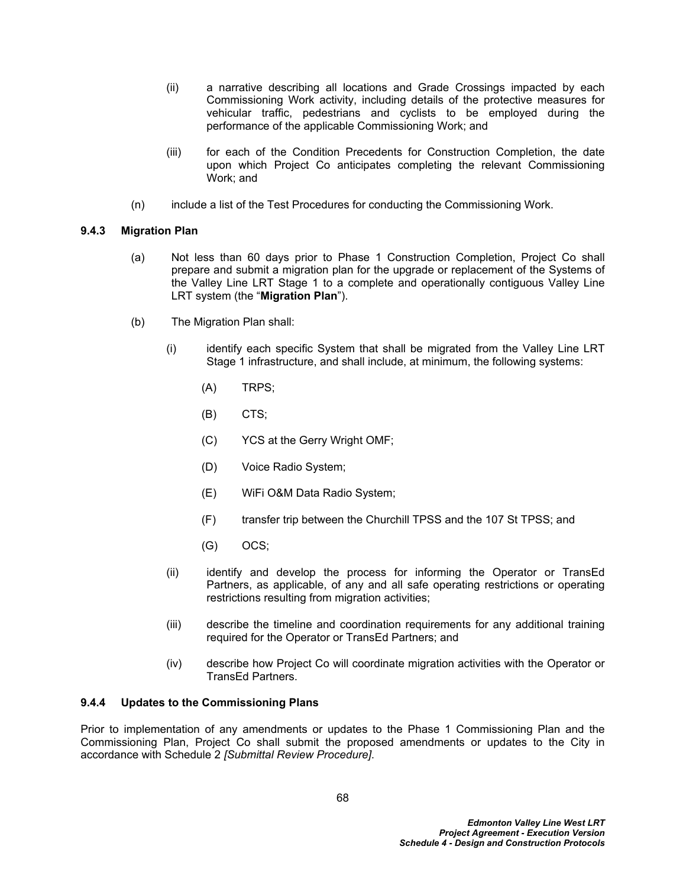(ii) a narrative describing all locations and Grade Crossings impacted by each Commissioning Work activity, including details of the protective measures for vehicular traffic, pedestrians and cyclists to be employed during the performance of the applicable Commissioning Work; and

(iii) for each of the Condition Precedents for Construction Completion, the date upon which Project Co anticipates completing the relevant Commissioning Work; and

(n) include a list of the Test Procedures for conducting the Commissioning Work.

### 9.4.3 Migration Plan

(a) Not less than 60 days prior to Phase 1 Construction Completion, Project Co shall prepare and submit a migration plan for the upgrade or replacement of the Systems of the Valley Line LRT Stage 1 to a complete and operationally contiguous Valley Line LRT system (the "**Migration Plan**").

(b) The Migration Plan shall:

(i) identify each specific System that shall be migrated from the Valley Line LRT Stage 1 infrastructure, and shall include, at minimum, the following systems:

(A) TRPS;

(B) CTS;

(C) YCS at the Gerry Wright OMF;

(D) Voice Radio System;

(E) WiFi O&M Data Radio System;

(F) transfer trip between the Churchill TPSS and the 107 St TPSS; and

(G) OCS;

(ii) identify and develop the process for informing the Operator or TransEd Partners, as applicable, of any and all safe operating restrictions or operating restrictions resulting from migration activities;

(iii) describe the timeline and coordination requirements for any additional training required for the Operator or TransEd Partners; and

(iv) describe how Project Co will coordinate migration activities with the Operator or TransEd Partners.

### 9.4.4 Updates to the Commissioning Plans

Prior to implementation of any amendments or updates to the Phase 1 Commissioning Plan and the Commissioning Plan, Project Co shall submit the proposed amendments or updates to the City in accordance with Schedule 2 *[Submittal Review Procedure]*.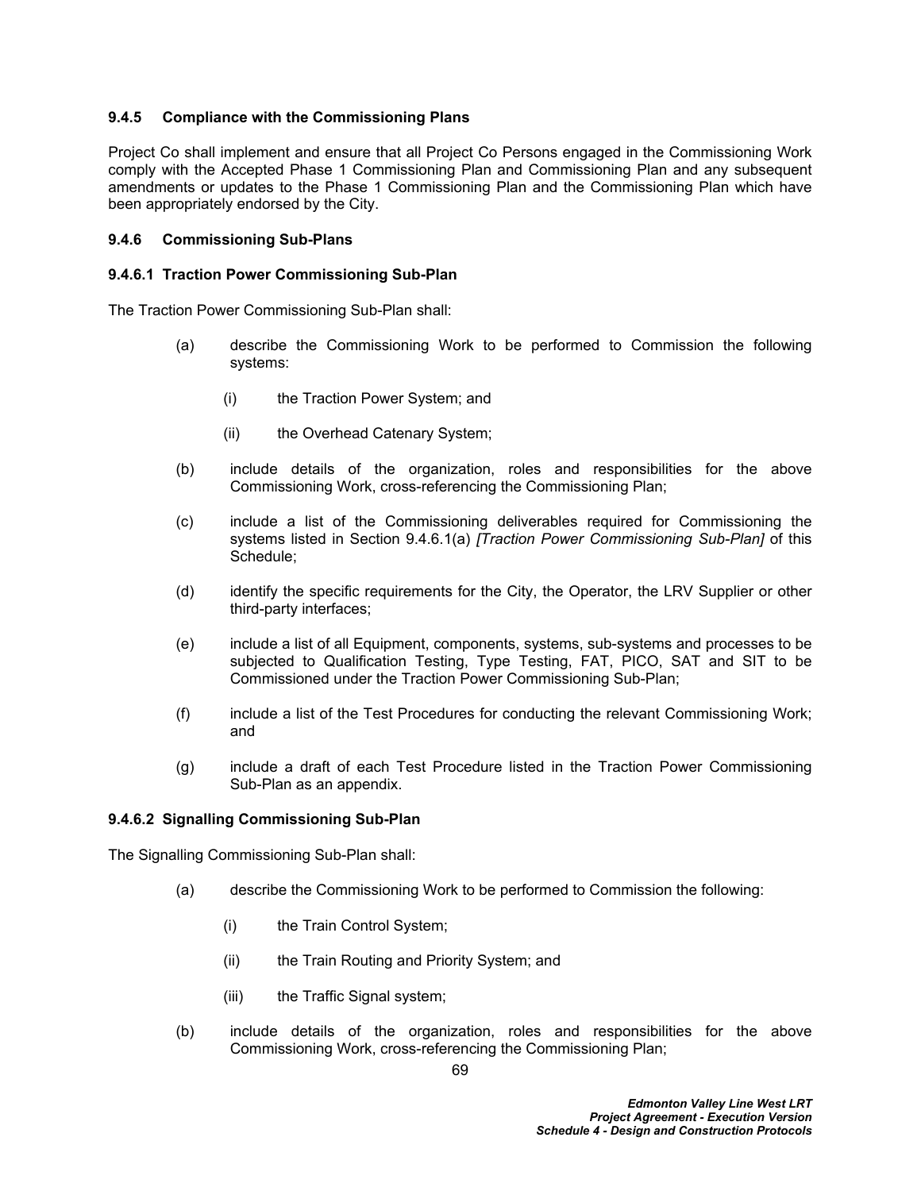#### 9.4.5 Compliance with the Commissioning Plans

Project Co shall implement and ensure that all Project Co Persons engaged in the Commissioning Work comply with the Accepted Phase 1 Commissioning Plan and Commissioning Plan and any subsequent amendments or updates to the Phase 1 Commissioning Plan and the Commissioning Plan which have been appropriately endorsed by the City.

#### 9.4.6 Commissioning Sub-Plans

##### 9.4.6.1 Traction Power Commissioning Sub-Plan

The Traction Power Commissioning Sub-Plan shall:

(a) describe the Commissioning Work to be performed to Commission the following systems:

  (i) the Traction Power System; and

  (ii) the Overhead Catenary System;

(b) include details of the organization, roles and responsibilities for the above Commissioning Work, cross-referencing the Commissioning Plan;

(c) include a list of the Commissioning deliverables required for Commissioning the systems listed in Section 9.4.6.1(a) *[Traction Power Commissioning Sub-Plan]* of this Schedule;

(d) identify the specific requirements for the City, the Operator, the LRV Supplier or other third-party interfaces;

(e) include a list of all Equipment, components, systems, sub-systems and processes to be subjected to Qualification Testing, Type Testing, FAT, PICO, SAT and SIT to be Commissioned under the Traction Power Commissioning Sub-Plan;

(f) include a list of the Test Procedures for conducting the relevant Commissioning Work; and

(g) include a draft of each Test Procedure listed in the Traction Power Commissioning Sub-Plan as an appendix.

##### 9.4.6.2 Signalling Commissioning Sub-Plan

The Signalling Commissioning Sub-Plan shall:

(a) describe the Commissioning Work to be performed to Commission the following:

  (i) the Train Control System;

  (ii) the Train Routing and Priority System; and

  (iii) the Traffic Signal system;

(b) include details of the organization, roles and responsibilities for the above Commissioning Work, cross-referencing the Commissioning Plan;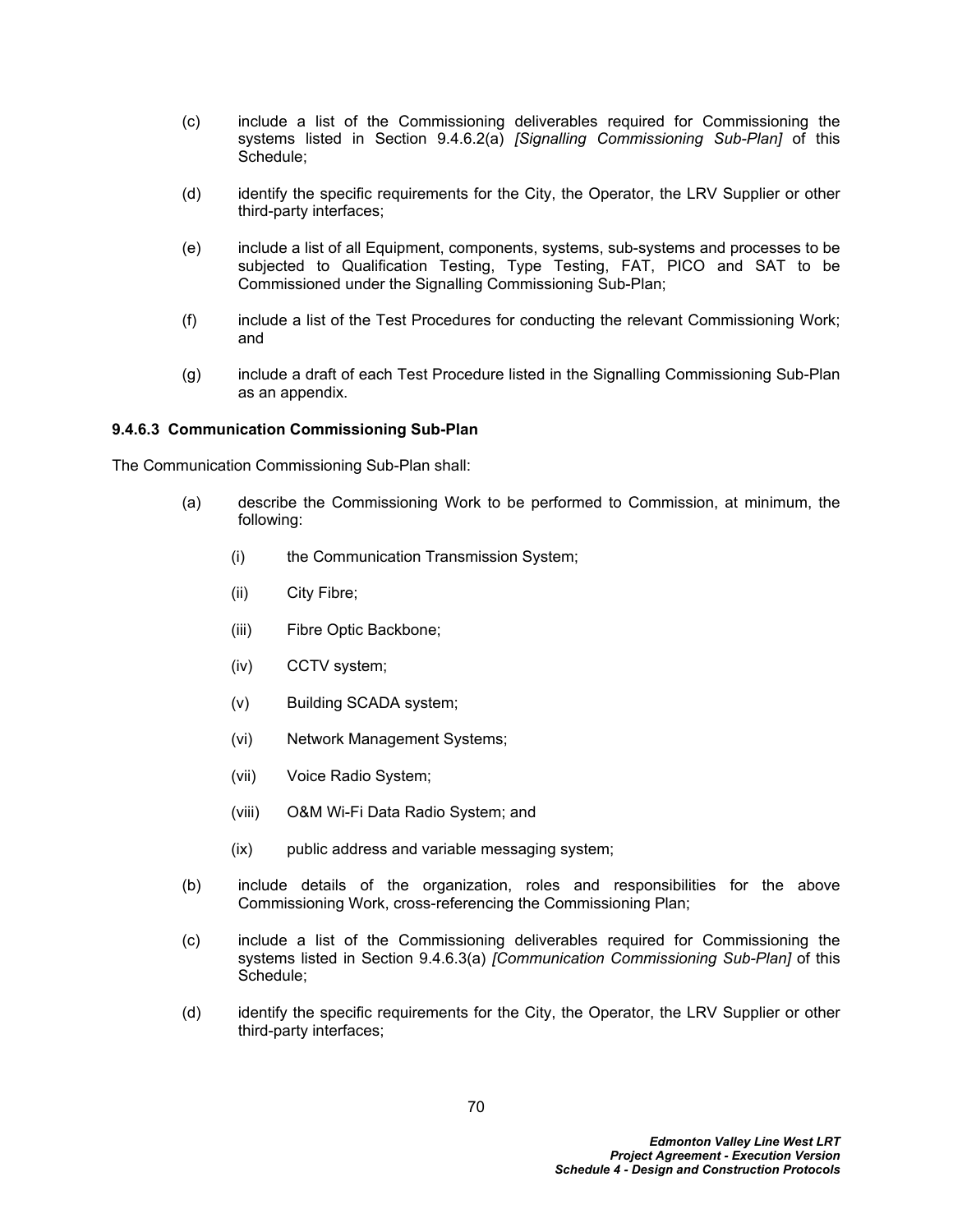(c) include a list of the Commissioning deliverables required for Commissioning the systems listed in Section 9.4.6.2(a) *[Signalling Commissioning Sub-Plan]* of this Schedule;

(d) identify the specific requirements for the City, the Operator, the LRV Supplier or other third-party interfaces;

(e) include a list of all Equipment, components, systems, sub-systems and processes to be subjected to Qualification Testing, Type Testing, FAT, PICO and SAT to be Commissioned under the Signalling Commissioning Sub-Plan;

(f) include a list of the Test Procedures for conducting the relevant Commissioning Work; and

(g) include a draft of each Test Procedure listed in the Signalling Commissioning Sub-Plan as an appendix.

#### 9.4.6.3 Communication Commissioning Sub-Plan

The Communication Commissioning Sub-Plan shall:

(a) describe the Commissioning Work to be performed to Commission, at minimum, the following:

   (i) the Communication Transmission System;

   (ii) City Fibre;

   (iii) Fibre Optic Backbone;

   (iv) CCTV system;

   (v) Building SCADA system;

   (vi) Network Management Systems;

   (vii) Voice Radio System;

   (viii) O&M Wi-Fi Data Radio System; and

   (ix) public address and variable messaging system;

(b) include details of the organization, roles and responsibilities for the above Commissioning Work, cross-referencing the Commissioning Plan;

(c) include a list of the Commissioning deliverables required for Commissioning the systems listed in Section 9.4.6.3(a) *[Communication Commissioning Sub-Plan]* of this Schedule;

(d) identify the specific requirements for the City, the Operator, the LRV Supplier or other third-party interfaces;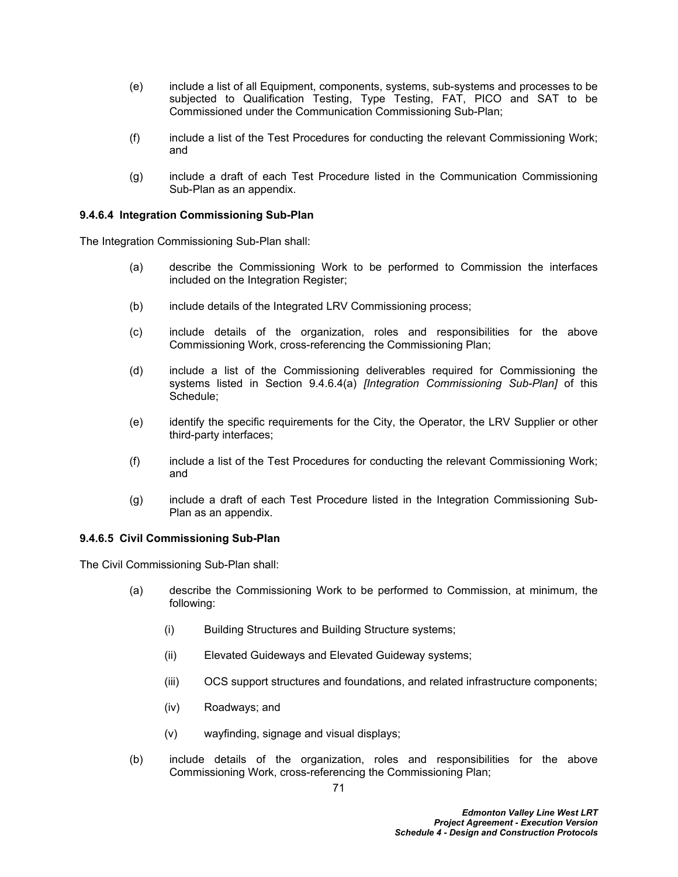(e) include a list of all Equipment, components, systems, sub-systems and processes to be subjected to Qualification Testing, Type Testing, FAT, PICO and SAT to be Commissioned under the Communication Commissioning Sub-Plan;

(f) include a list of the Test Procedures for conducting the relevant Commissioning Work; and

(g) include a draft of each Test Procedure listed in the Communication Commissioning Sub-Plan as an appendix.

#### 9.4.6.4 Integration Commissioning Sub-Plan

The Integration Commissioning Sub-Plan shall:

(a) describe the Commissioning Work to be performed to Commission the interfaces included on the Integration Register;

(b) include details of the Integrated LRV Commissioning process;

(c) include details of the organization, roles and responsibilities for the above Commissioning Work, cross-referencing the Commissioning Plan;

(d) include a list of the Commissioning deliverables required for Commissioning the systems listed in Section 9.4.6.4(a) *[Integration Commissioning Sub-Plan]* of this Schedule;

(e) identify the specific requirements for the City, the Operator, the LRV Supplier or other third-party interfaces;

(f) include a list of the Test Procedures for conducting the relevant Commissioning Work; and

(g) include a draft of each Test Procedure listed in the Integration Commissioning Sub-Plan as an appendix.

#### 9.4.6.5 Civil Commissioning Sub-Plan

The Civil Commissioning Sub-Plan shall:

(a) describe the Commissioning Work to be performed to Commission, at minimum, the following:

   (i) Building Structures and Building Structure systems;

   (ii) Elevated Guideways and Elevated Guideway systems;

   (iii) OCS support structures and foundations, and related infrastructure components;

   (iv) Roadways; and

   (v) wayfinding, signage and visual displays;

(b) include details of the organization, roles and responsibilities for the above Commissioning Work, cross-referencing the Commissioning Plan;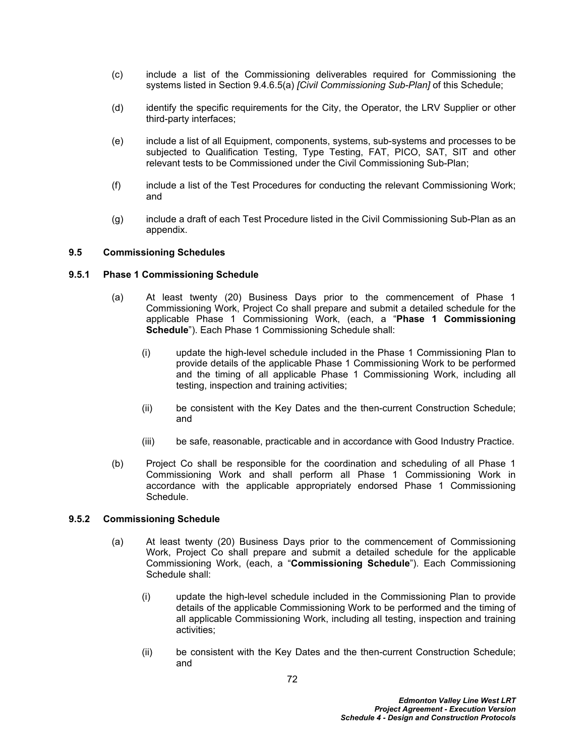(c) include a list of the Commissioning deliverables required for Commissioning the systems listed in Section 9.4.6.5(a) *[Civil Commissioning Sub-Plan]* of this Schedule;

(d) identify the specific requirements for the City, the Operator, the LRV Supplier or other third-party interfaces;

(e) include a list of all Equipment, components, systems, sub-systems and processes to be subjected to Qualification Testing, Type Testing, FAT, PICO, SAT, SIT and other relevant tests to be Commissioned under the Civil Commissioning Sub-Plan;

(f) include a list of the Test Procedures for conducting the relevant Commissioning Work; and

(g) include a draft of each Test Procedure listed in the Civil Commissioning Sub-Plan as an appendix.

### 9.5 Commissioning Schedules

#### 9.5.1 Phase 1 Commissioning Schedule

(a) At least twenty (20) Business Days prior to the commencement of Phase 1 Commissioning Work, Project Co shall prepare and submit a detailed schedule for the applicable Phase 1 Commissioning Work, (each, a "**Phase 1 Commissioning Schedule**"). Each Phase 1 Commissioning Schedule shall:

  (i) update the high-level schedule included in the Phase 1 Commissioning Plan to provide details of the applicable Phase 1 Commissioning Work to be performed and the timing of all applicable Phase 1 Commissioning Work, including all testing, inspection and training activities;

  (ii) be consistent with the Key Dates and the then-current Construction Schedule; and

  (iii) be safe, reasonable, practicable and in accordance with Good Industry Practice.

(b) Project Co shall be responsible for the coordination and scheduling of all Phase 1 Commissioning Work and shall perform all Phase 1 Commissioning Work in accordance with the applicable appropriately endorsed Phase 1 Commissioning Schedule.

#### 9.5.2 Commissioning Schedule

(a) At least twenty (20) Business Days prior to the commencement of Commissioning Work, Project Co shall prepare and submit a detailed schedule for the applicable Commissioning Work, (each, a "**Commissioning Schedule**"). Each Commissioning Schedule shall:

  (i) update the high-level schedule included in the Commissioning Plan to provide details of the applicable Commissioning Work to be performed and the timing of all applicable Commissioning Work, including all testing, inspection and training activities;

  (ii) be consistent with the Key Dates and the then-current Construction Schedule; and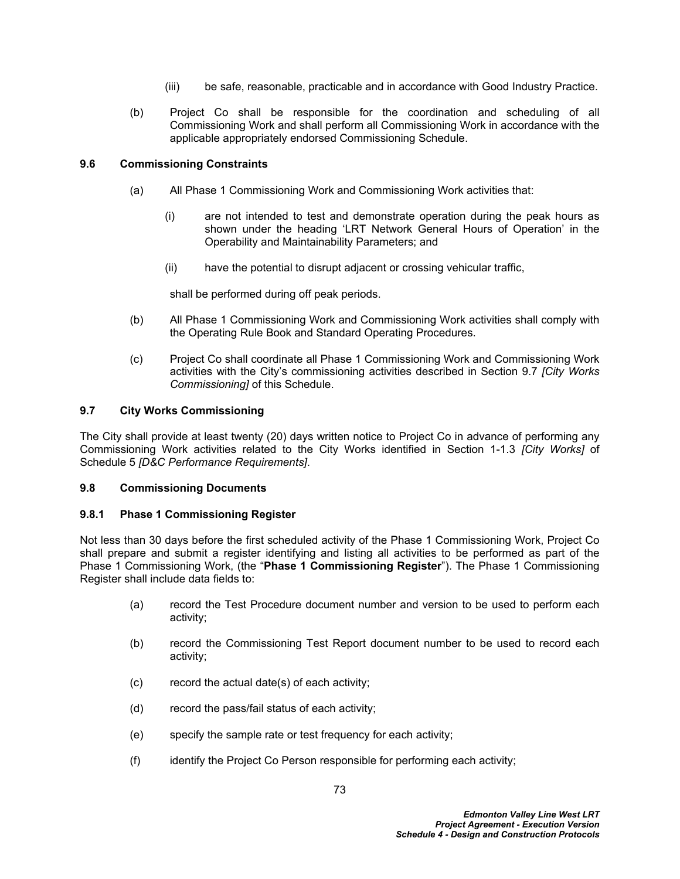(iii) be safe, reasonable, practicable and in accordance with Good Industry Practice.

(b) Project Co shall be responsible for the coordination and scheduling of all Commissioning Work and shall perform all Commissioning Work in accordance with the applicable appropriately endorsed Commissioning Schedule.

### 9.6 Commissioning Constraints

(a) All Phase 1 Commissioning Work and Commissioning Work activities that:

(i) are not intended to test and demonstrate operation during the peak hours as shown under the heading 'LRT Network General Hours of Operation' in the Operability and Maintainability Parameters; and

(ii) have the potential to disrupt adjacent or crossing vehicular traffic,

shall be performed during off peak periods.

(b) All Phase 1 Commissioning Work and Commissioning Work activities shall comply with the Operating Rule Book and Standard Operating Procedures.

(c) Project Co shall coordinate all Phase 1 Commissioning Work and Commissioning Work activities with the City's commissioning activities described in Section 9.7 *[City Works Commissioning]* of this Schedule.

### 9.7 City Works Commissioning

The City shall provide at least twenty (20) days written notice to Project Co in advance of performing any Commissioning Work activities related to the City Works identified in Section 1-1.3 *[City Works]* of Schedule 5 *[D&C Performance Requirements]*.

### 9.8 Commissioning Documents

#### 9.8.1 Phase 1 Commissioning Register

Not less than 30 days before the first scheduled activity of the Phase 1 Commissioning Work, Project Co shall prepare and submit a register identifying and listing all activities to be performed as part of the Phase 1 Commissioning Work, (the "**Phase 1 Commissioning Register**"). The Phase 1 Commissioning Register shall include data fields to:

(a) record the Test Procedure document number and version to be used to perform each activity;

(b) record the Commissioning Test Report document number to be used to record each activity;

(c) record the actual date(s) of each activity;

(d) record the pass/fail status of each activity;

(e) specify the sample rate or test frequency for each activity;

(f) identify the Project Co Person responsible for performing each activity;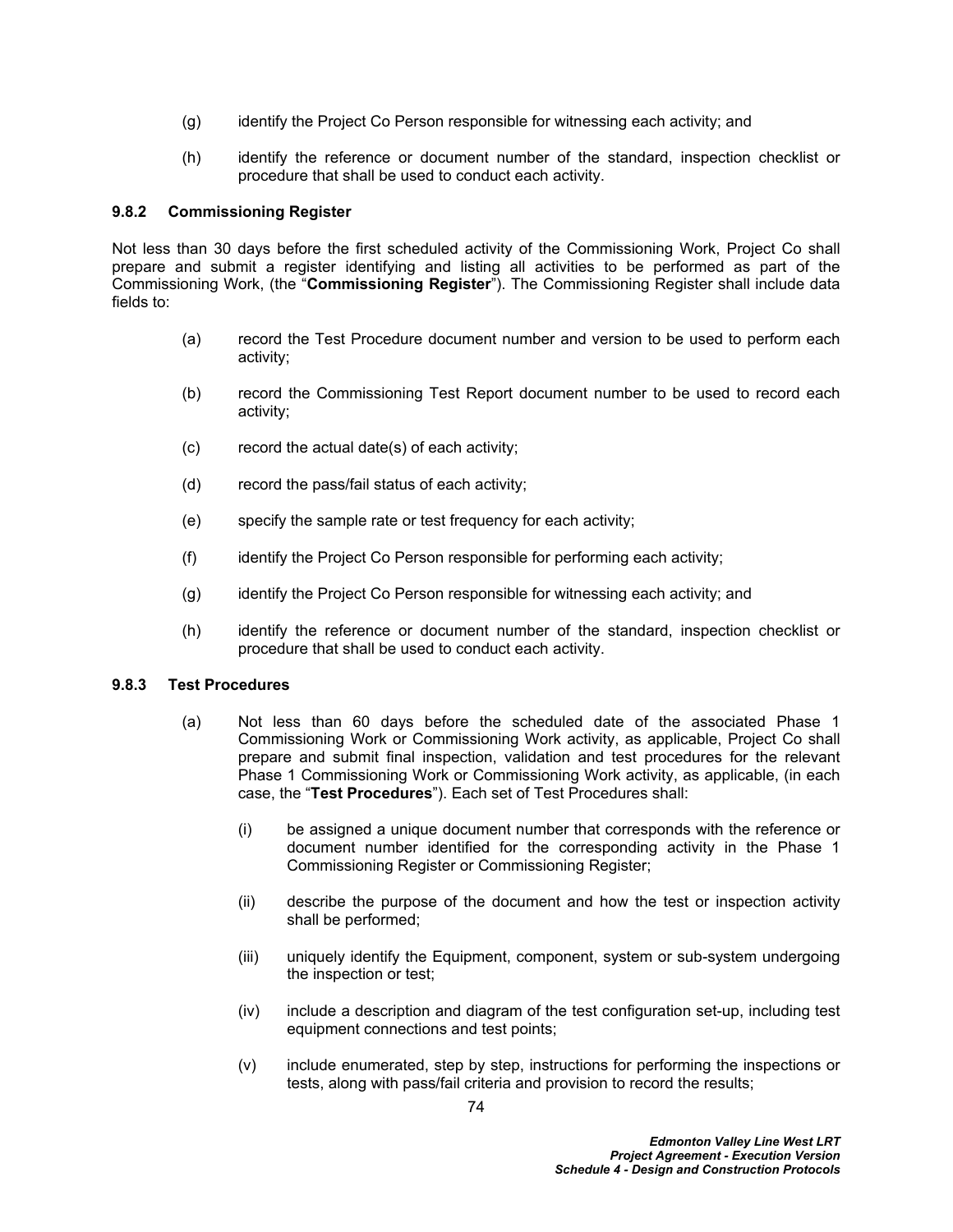(g) identify the Project Co Person responsible for witnessing each activity; and

(h) identify the reference or document number of the standard, inspection checklist or procedure that shall be used to conduct each activity.

#### 9.8.2 Commissioning Register

Not less than 30 days before the first scheduled activity of the Commissioning Work, Project Co shall prepare and submit a register identifying and listing all activities to be performed as part of the Commissioning Work, (the "**Commissioning Register**"). The Commissioning Register shall include data fields to:

(a) record the Test Procedure document number and version to be used to perform each activity;

(b) record the Commissioning Test Report document number to be used to record each activity;

(c) record the actual date(s) of each activity;

(d) record the pass/fail status of each activity;

(e) specify the sample rate or test frequency for each activity;

(f) identify the Project Co Person responsible for performing each activity;

(g) identify the Project Co Person responsible for witnessing each activity; and

(h) identify the reference or document number of the standard, inspection checklist or procedure that shall be used to conduct each activity.

#### 9.8.3 Test Procedures

(a) Not less than 60 days before the scheduled date of the associated Phase 1 Commissioning Work or Commissioning Work activity, as applicable, Project Co shall prepare and submit final inspection, validation and test procedures for the relevant Phase 1 Commissioning Work or Commissioning Work activity, as applicable, (in each case, the "**Test Procedures**"). Each set of Test Procedures shall:

   (i) be assigned a unique document number that corresponds with the reference or document number identified for the corresponding activity in the Phase 1 Commissioning Register or Commissioning Register;

   (ii) describe the purpose of the document and how the test or inspection activity shall be performed;

   (iii) uniquely identify the Equipment, component, system or sub-system undergoing the inspection or test;

   (iv) include a description and diagram of the test configuration set-up, including test equipment connections and test points;

   (v) include enumerated, step by step, instructions for performing the inspections or tests, along with pass/fail criteria and provision to record the results;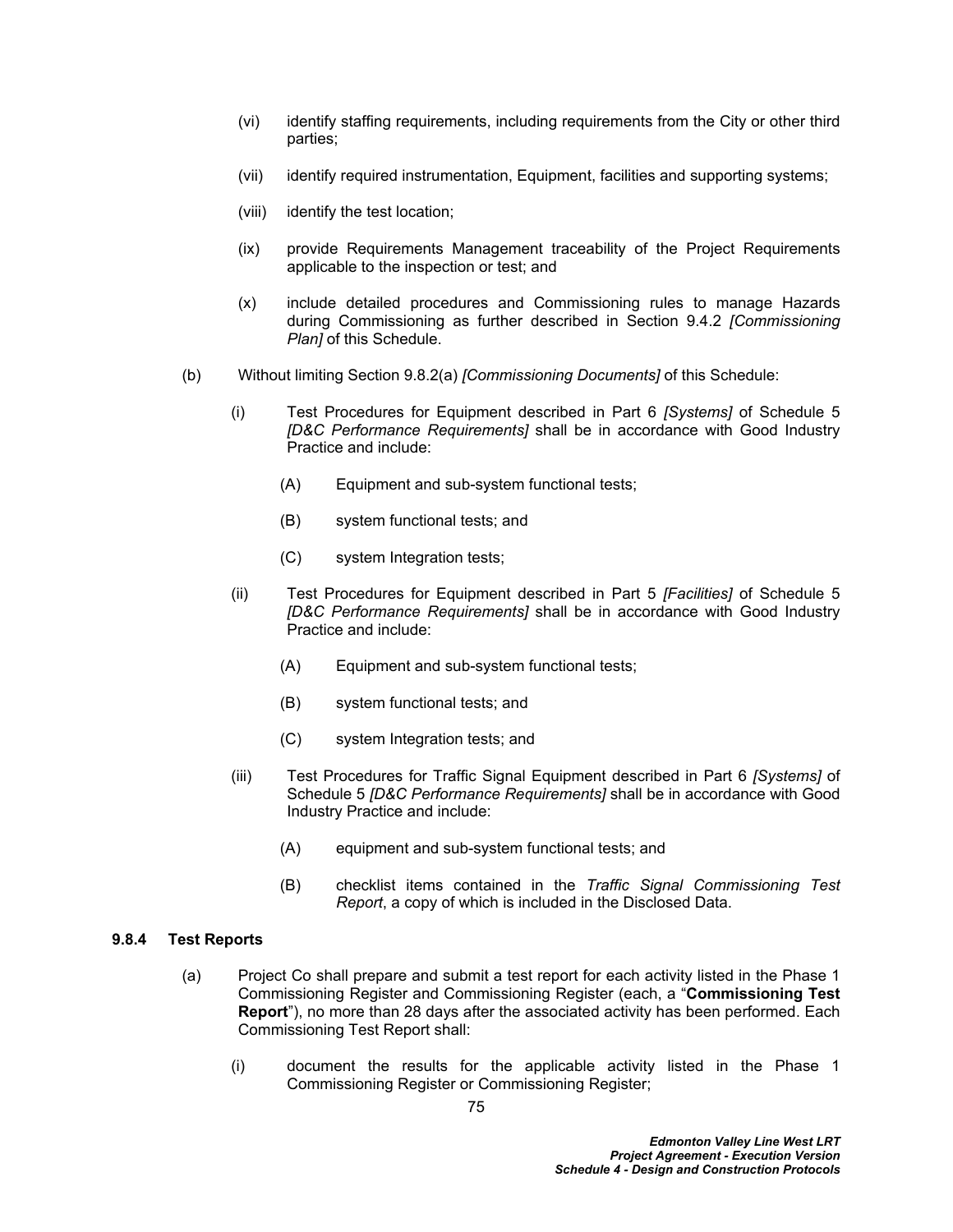(vi) identify staffing requirements, including requirements from the City or other third parties;

(vii) identify required instrumentation, Equipment, facilities and supporting systems;

(viii) identify the test location;

(ix) provide Requirements Management traceability of the Project Requirements applicable to the inspection or test; and

(x) include detailed procedures and Commissioning rules to manage Hazards during Commissioning as further described in Section 9.4.2 *[Commissioning Plan]* of this Schedule.

(b) Without limiting Section 9.8.2(a) *[Commissioning Documents]* of this Schedule:

(i) Test Procedures for Equipment described in Part 6 *[Systems]* of Schedule 5 *[D&C Performance Requirements]* shall be in accordance with Good Industry Practice and include:

(A) Equipment and sub-system functional tests;

(B) system functional tests; and

(C) system Integration tests;

(ii) Test Procedures for Equipment described in Part 5 *[Facilities]* of Schedule 5 *[D&C Performance Requirements]* shall be in accordance with Good Industry Practice and include:

(A) Equipment and sub-system functional tests;

(B) system functional tests; and

(C) system Integration tests; and

(iii) Test Procedures for Traffic Signal Equipment described in Part 6 *[Systems]* of Schedule 5 *[D&C Performance Requirements]* shall be in accordance with Good Industry Practice and include:

(A) equipment and sub-system functional tests; and

(B) checklist items contained in the *Traffic Signal Commissioning Test Report*, a copy of which is included in the Disclosed Data.

#### 9.8.4 Test Reports

(a) Project Co shall prepare and submit a test report for each activity listed in the Phase 1 Commissioning Register and Commissioning Register (each, a "**Commissioning Test Report**"), no more than 28 days after the associated activity has been performed. Each Commissioning Test Report shall:

(i) document the results for the applicable activity listed in the Phase 1 Commissioning Register or Commissioning Register;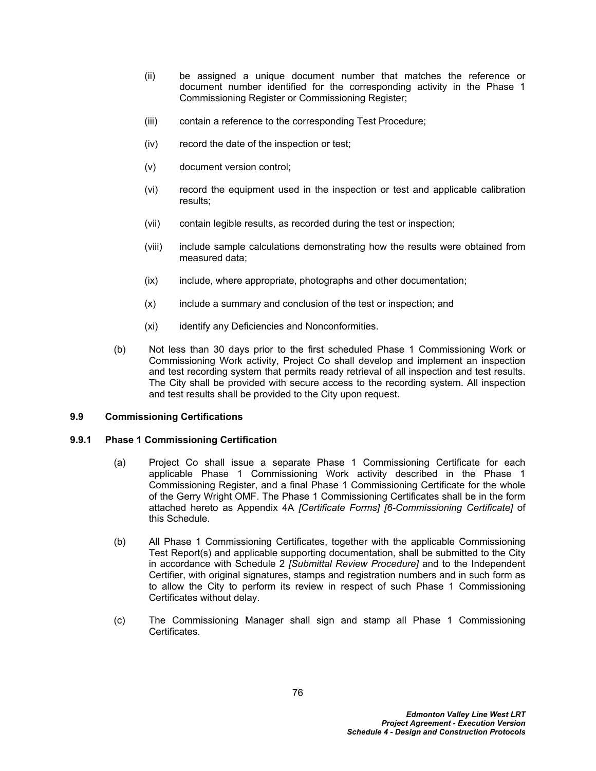(ii) be assigned a unique document number that matches the reference or document number identified for the corresponding activity in the Phase 1 Commissioning Register or Commissioning Register;

(iii) contain a reference to the corresponding Test Procedure;

(iv) record the date of the inspection or test;

(v) document version control;

(vi) record the equipment used in the inspection or test and applicable calibration results;

(vii) contain legible results, as recorded during the test or inspection;

(viii) include sample calculations demonstrating how the results were obtained from measured data;

(ix) include, where appropriate, photographs and other documentation;

(x) include a summary and conclusion of the test or inspection; and

(xi) identify any Deficiencies and Nonconformities.

(b) Not less than 30 days prior to the first scheduled Phase 1 Commissioning Work or Commissioning Work activity, Project Co shall develop and implement an inspection and test recording system that permits ready retrieval of all inspection and test results. The City shall be provided with secure access to the recording system. All inspection and test results shall be provided to the City upon request.

### 9.9 Commissioning Certifications

#### 9.9.1 Phase 1 Commissioning Certification

(a) Project Co shall issue a separate Phase 1 Commissioning Certificate for each applicable Phase 1 Commissioning Work activity described in the Phase 1 Commissioning Register, and a final Phase 1 Commissioning Certificate for the whole of the Gerry Wright OMF. The Phase 1 Commissioning Certificates shall be in the form attached hereto as Appendix 4A *[Certificate Forms] [6-Commissioning Certificate]* of this Schedule.

(b) All Phase 1 Commissioning Certificates, together with the applicable Commissioning Test Report(s) and applicable supporting documentation, shall be submitted to the City in accordance with Schedule 2 *[Submittal Review Procedure]* and to the Independent Certifier, with original signatures, stamps and registration numbers and in such form as to allow the City to perform its review in respect of such Phase 1 Commissioning Certificates without delay.

(c) The Commissioning Manager shall sign and stamp all Phase 1 Commissioning Certificates.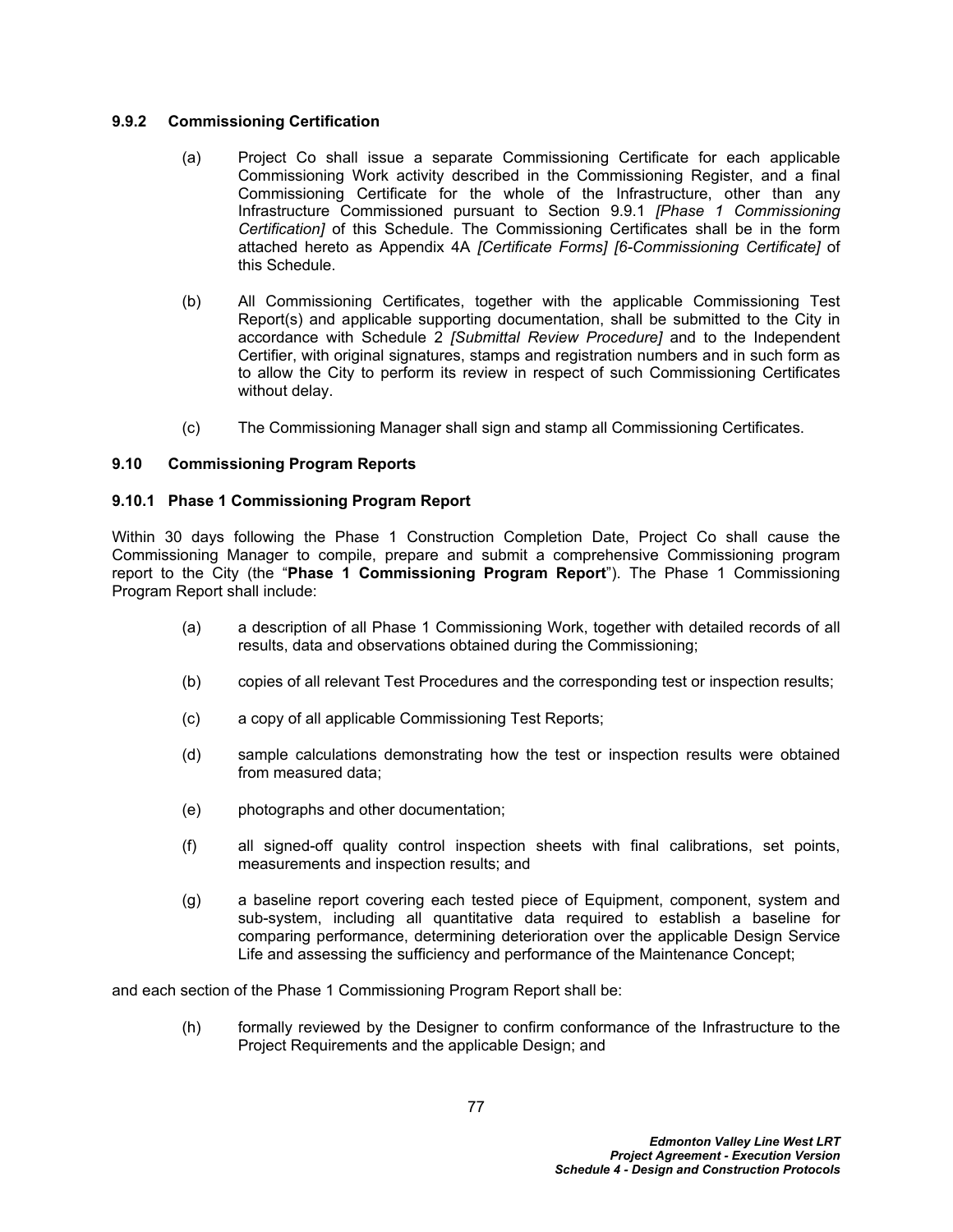### 9.9.2 Commissioning Certification

(a) Project Co shall issue a separate Commissioning Certificate for each applicable Commissioning Work activity described in the Commissioning Register, and a final Commissioning Certificate for the whole of the Infrastructure, other than any Infrastructure Commissioned pursuant to Section 9.9.1 *[Phase 1 Commissioning Certification]* of this Schedule. The Commissioning Certificates shall be in the form attached hereto as Appendix 4A *[Certificate Forms] [6-Commissioning Certificate]* of this Schedule.

(b) All Commissioning Certificates, together with the applicable Commissioning Test Report(s) and applicable supporting documentation, shall be submitted to the City in accordance with Schedule 2 *[Submittal Review Procedure]* and to the Independent Certifier, with original signatures, stamps and registration numbers and in such form as to allow the City to perform its review in respect of such Commissioning Certificates without delay.

(c) The Commissioning Manager shall sign and stamp all Commissioning Certificates.

## 9.10 Commissioning Program Reports

### 9.10.1 Phase 1 Commissioning Program Report

Within 30 days following the Phase 1 Construction Completion Date, Project Co shall cause the Commissioning Manager to compile, prepare and submit a comprehensive Commissioning program report to the City (the "**Phase 1 Commissioning Program Report**"). The Phase 1 Commissioning Program Report shall include:

(a) a description of all Phase 1 Commissioning Work, together with detailed records of all results, data and observations obtained during the Commissioning;

(b) copies of all relevant Test Procedures and the corresponding test or inspection results;

(c) a copy of all applicable Commissioning Test Reports;

(d) sample calculations demonstrating how the test or inspection results were obtained from measured data;

(e) photographs and other documentation;

(f) all signed-off quality control inspection sheets with final calibrations, set points, measurements and inspection results; and

(g) a baseline report covering each tested piece of Equipment, component, system and sub-system, including all quantitative data required to establish a baseline for comparing performance, determining deterioration over the applicable Design Service Life and assessing the sufficiency and performance of the Maintenance Concept;

and each section of the Phase 1 Commissioning Program Report shall be:

(h) formally reviewed by the Designer to confirm conformance of the Infrastructure to the Project Requirements and the applicable Design; and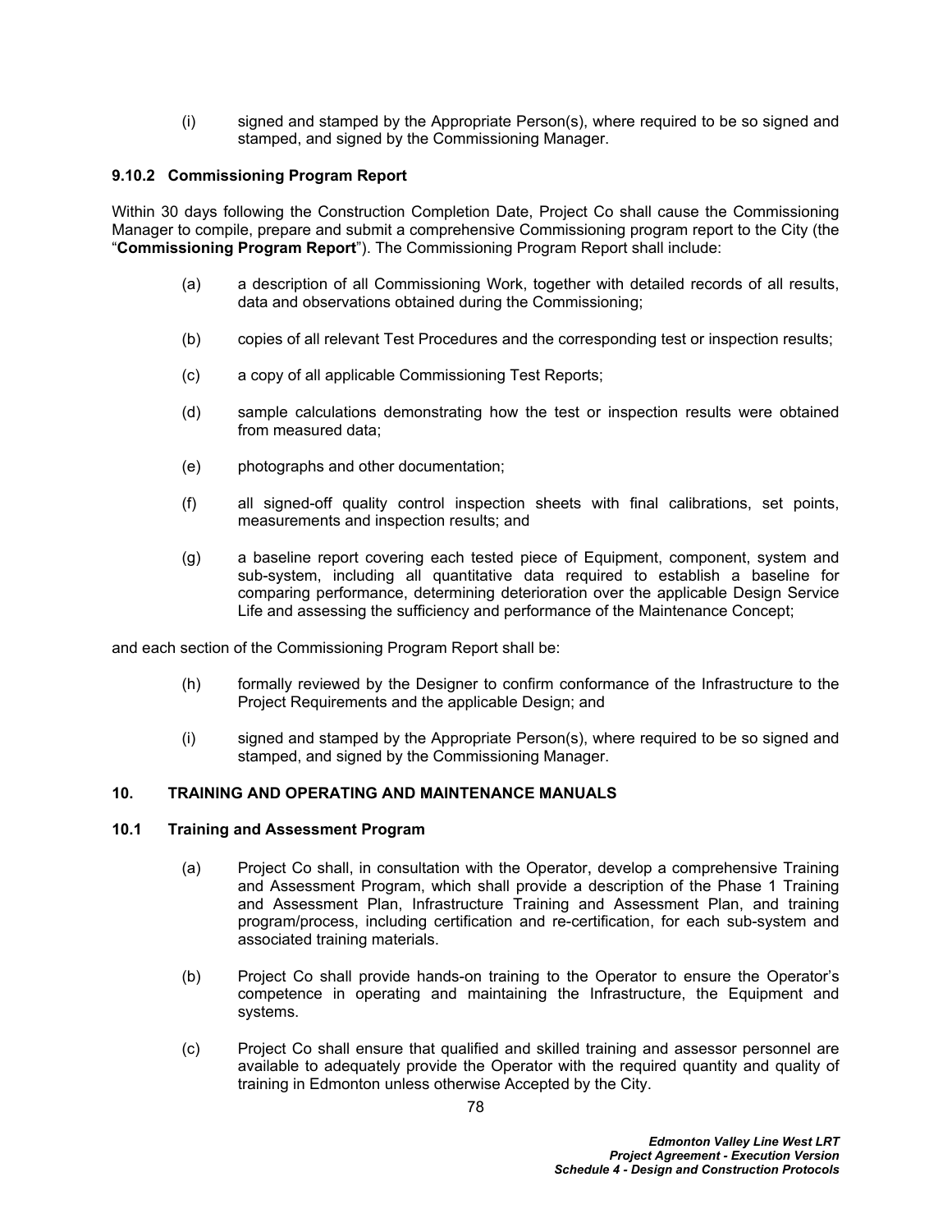(i) signed and stamped by the Appropriate Person(s), where required to be so signed and stamped, and signed by the Commissioning Manager.

### 9.10.2 Commissioning Program Report

Within 30 days following the Construction Completion Date, Project Co shall cause the Commissioning Manager to compile, prepare and submit a comprehensive Commissioning program report to the City (the "**Commissioning Program Report**"). The Commissioning Program Report shall include:

(a) a description of all Commissioning Work, together with detailed records of all results, data and observations obtained during the Commissioning;

(b) copies of all relevant Test Procedures and the corresponding test or inspection results;

(c) a copy of all applicable Commissioning Test Reports;

(d) sample calculations demonstrating how the test or inspection results were obtained from measured data;

(e) photographs and other documentation;

(f) all signed-off quality control inspection sheets with final calibrations, set points, measurements and inspection results; and

(g) a baseline report covering each tested piece of Equipment, component, system and sub-system, including all quantitative data required to establish a baseline for comparing performance, determining deterioration over the applicable Design Service Life and assessing the sufficiency and performance of the Maintenance Concept;

and each section of the Commissioning Program Report shall be:

(h) formally reviewed by the Designer to confirm conformance of the Infrastructure to the Project Requirements and the applicable Design; and

(i) signed and stamped by the Appropriate Person(s), where required to be so signed and stamped, and signed by the Commissioning Manager.

## 10. TRAINING AND OPERATING AND MAINTENANCE MANUALS

### 10.1 Training and Assessment Program

(a) Project Co shall, in consultation with the Operator, develop a comprehensive Training and Assessment Program, which shall provide a description of the Phase 1 Training and Assessment Plan, Infrastructure Training and Assessment Plan, and training program/process, including certification and re-certification, for each sub-system and associated training materials.

(b) Project Co shall provide hands-on training to the Operator to ensure the Operator's competence in operating and maintaining the Infrastructure, the Equipment and systems.

(c) Project Co shall ensure that qualified and skilled training and assessor personnel are available to adequately provide the Operator with the required quantity and quality of training in Edmonton unless otherwise Accepted by the City.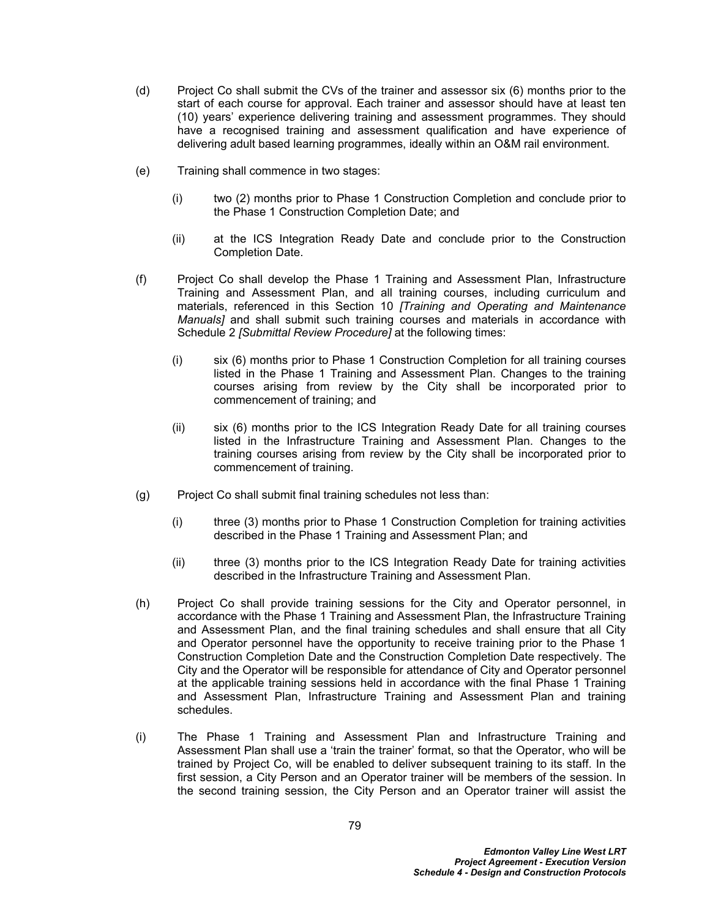(d) Project Co shall submit the CVs of the trainer and assessor six (6) months prior to the start of each course for approval. Each trainer and assessor should have at least ten (10) years' experience delivering training and assessment programmes. They should have a recognised training and assessment qualification and have experience of delivering adult based learning programmes, ideally within an O&M rail environment.

(e) Training shall commence in two stages:

(i) two (2) months prior to Phase 1 Construction Completion and conclude prior to the Phase 1 Construction Completion Date; and

(ii) at the ICS Integration Ready Date and conclude prior to the Construction Completion Date.

(f) Project Co shall develop the Phase 1 Training and Assessment Plan, Infrastructure Training and Assessment Plan, and all training courses, including curriculum and materials, referenced in this Section 10 *[Training and Operating and Maintenance Manuals]* and shall submit such training courses and materials in accordance with Schedule 2 *[Submittal Review Procedure]* at the following times:

(i) six (6) months prior to Phase 1 Construction Completion for all training courses listed in the Phase 1 Training and Assessment Plan. Changes to the training courses arising from review by the City shall be incorporated prior to commencement of training; and

(ii) six (6) months prior to the ICS Integration Ready Date for all training courses listed in the Infrastructure Training and Assessment Plan. Changes to the training courses arising from review by the City shall be incorporated prior to commencement of training.

(g) Project Co shall submit final training schedules not less than:

(i) three (3) months prior to Phase 1 Construction Completion for training activities described in the Phase 1 Training and Assessment Plan; and

(ii) three (3) months prior to the ICS Integration Ready Date for training activities described in the Infrastructure Training and Assessment Plan.

(h) Project Co shall provide training sessions for the City and Operator personnel, in accordance with the Phase 1 Training and Assessment Plan, the Infrastructure Training and Assessment Plan, and the final training schedules and shall ensure that all City and Operator personnel have the opportunity to receive training prior to the Phase 1 Construction Completion Date and the Construction Completion Date respectively. The City and the Operator will be responsible for attendance of City and Operator personnel at the applicable training sessions held in accordance with the final Phase 1 Training and Assessment Plan, Infrastructure Training and Assessment Plan and training schedules.

(i) The Phase 1 Training and Assessment Plan and Infrastructure Training and Assessment Plan shall use a 'train the trainer' format, so that the Operator, who will be trained by Project Co, will be enabled to deliver subsequent training to its staff. In the first session, a City Person and an Operator trainer will be members of the session. In the second training session, the City Person and an Operator trainer will assist the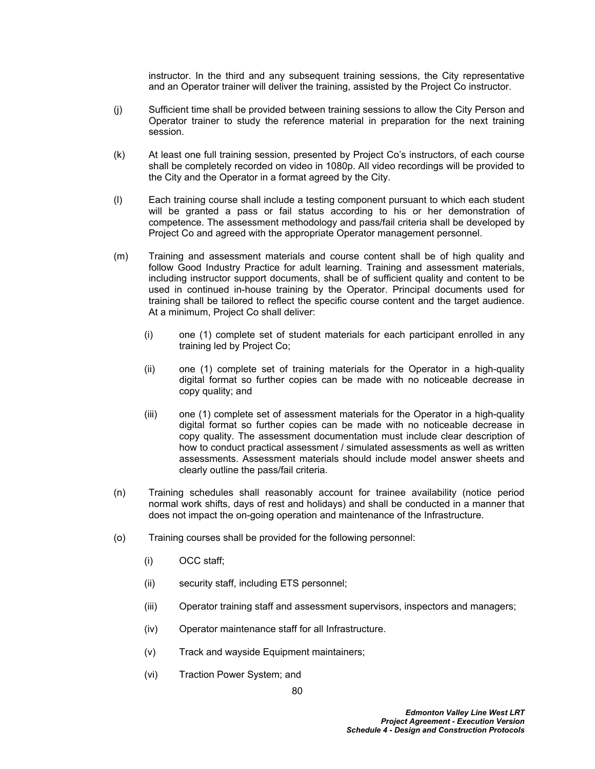instructor. In the third and any subsequent training sessions, the City representative and an Operator trainer will deliver the training, assisted by the Project Co instructor.

(j) Sufficient time shall be provided between training sessions to allow the City Person and Operator trainer to study the reference material in preparation for the next training session.

(k) At least one full training session, presented by Project Co's instructors, of each course shall be completely recorded on video in 1080p. All video recordings will be provided to the City and the Operator in a format agreed by the City.

(l) Each training course shall include a testing component pursuant to which each student will be granted a pass or fail status according to his or her demonstration of competence. The assessment methodology and pass/fail criteria shall be developed by Project Co and agreed with the appropriate Operator management personnel.

(m) Training and assessment materials and course content shall be of high quality and follow Good Industry Practice for adult learning. Training and assessment materials, including instructor support documents, shall be of sufficient quality and content to be used in continued in-house training by the Operator. Principal documents used for training shall be tailored to reflect the specific course content and the target audience. At a minimum, Project Co shall deliver:

  (i) one (1) complete set of student materials for each participant enrolled in any training led by Project Co;

  (ii) one (1) complete set of training materials for the Operator in a high-quality digital format so further copies can be made with no noticeable decrease in copy quality; and

  (iii) one (1) complete set of assessment materials for the Operator in a high-quality digital format so further copies can be made with no noticeable decrease in copy quality. The assessment documentation must include clear description of how to conduct practical assessment / simulated assessments as well as written assessments. Assessment materials should include model answer sheets and clearly outline the pass/fail criteria.

(n) Training schedules shall reasonably account for trainee availability (notice period normal work shifts, days of rest and holidays) and shall be conducted in a manner that does not impact the on-going operation and maintenance of the Infrastructure.

(o) Training courses shall be provided for the following personnel:

  (i) OCC staff;

  (ii) security staff, including ETS personnel;

  (iii) Operator training staff and assessment supervisors, inspectors and managers;

  (iv) Operator maintenance staff for all Infrastructure.

  (v) Track and wayside Equipment maintainers;

  (vi) Traction Power System; and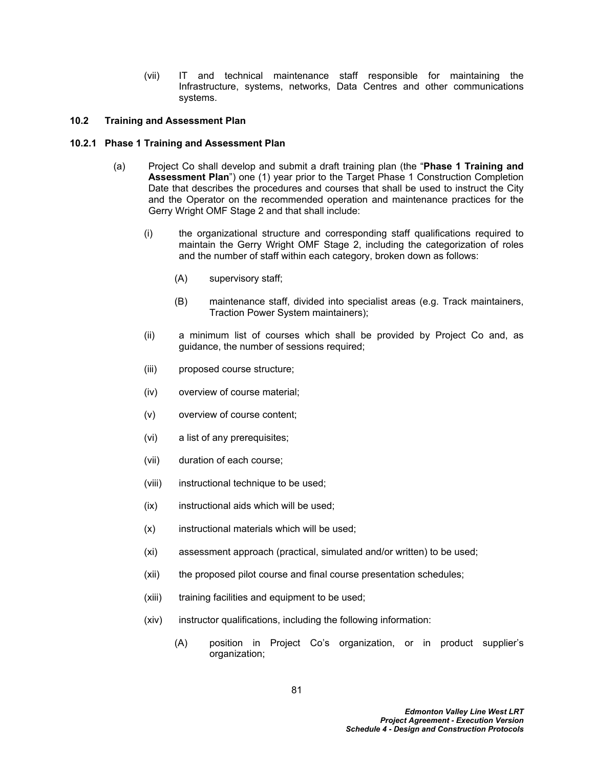(vii) IT and technical maintenance staff responsible for maintaining the Infrastructure, systems, networks, Data Centres and other communications systems.

### 10.2 Training and Assessment Plan

#### 10.2.1 Phase 1 Training and Assessment Plan

(a) Project Co shall develop and submit a draft training plan (the "**Phase 1 Training and Assessment Plan**") one (1) year prior to the Target Phase 1 Construction Completion Date that describes the procedures and courses that shall be used to instruct the City and the Operator on the recommended operation and maintenance practices for the Gerry Wright OMF Stage 2 and that shall include:

(i) the organizational structure and corresponding staff qualifications required to maintain the Gerry Wright OMF Stage 2, including the categorization of roles and the number of staff within each category, broken down as follows:

(A) supervisory staff;

(B) maintenance staff, divided into specialist areas (e.g. Track maintainers, Traction Power System maintainers);

(ii) a minimum list of courses which shall be provided by Project Co and, as guidance, the number of sessions required;

(iii) proposed course structure;

(iv) overview of course material;

(v) overview of course content;

(vi) a list of any prerequisites;

(vii) duration of each course;

(viii) instructional technique to be used;

(ix) instructional aids which will be used;

(x) instructional materials which will be used;

(xi) assessment approach (practical, simulated and/or written) to be used;

(xii) the proposed pilot course and final course presentation schedules;

(xiii) training facilities and equipment to be used;

(xiv) instructor qualifications, including the following information:

(A) position in Project Co's organization, or in product supplier's organization;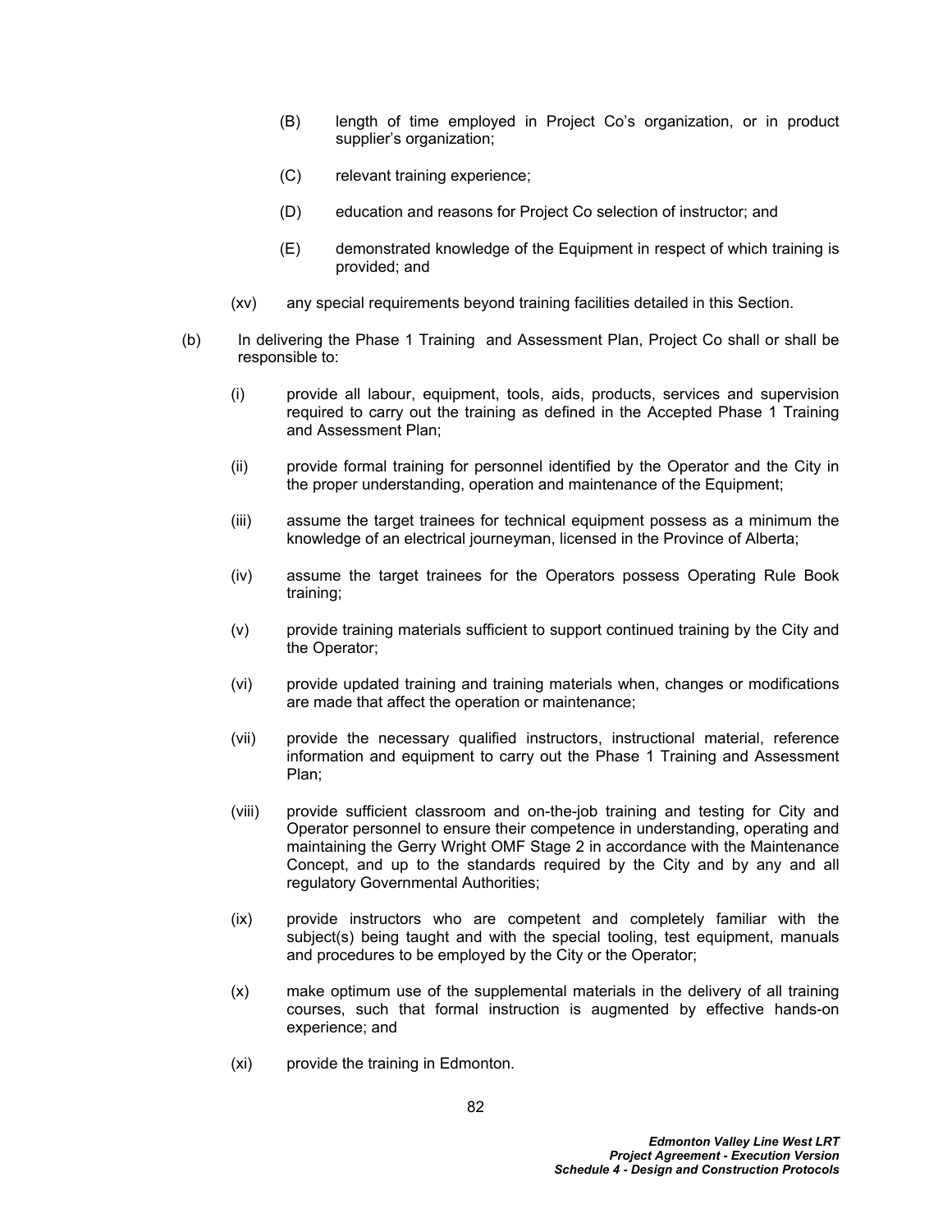(B) length of time employed in Project Co's organization, or in product supplier's organization;

(C) relevant training experience;

(D) education and reasons for Project Co selection of instructor; and

(E) demonstrated knowledge of the Equipment in respect of which training is provided; and

(xv) any special requirements beyond training facilities detailed in this Section.

(b) In delivering the Phase 1 Training and Assessment Plan, Project Co shall or shall be responsible to:

(i) provide all labour, equipment, tools, aids, products, services and supervision required to carry out the training as defined in the Accepted Phase 1 Training and Assessment Plan;

(ii) provide formal training for personnel identified by the Operator and the City in the proper understanding, operation and maintenance of the Equipment;

(iii) assume the target trainees for technical equipment possess as a minimum the knowledge of an electrical journeyman, licensed in the Province of Alberta;

(iv) assume the target trainees for the Operators possess Operating Rule Book training;

(v) provide training materials sufficient to support continued training by the City and the Operator;

(vi) provide updated training and training materials when, changes or modifications are made that affect the operation or maintenance;

(vii) provide the necessary qualified instructors, instructional material, reference information and equipment to carry out the Phase 1 Training and Assessment Plan;

(viii) provide sufficient classroom and on-the-job training and testing for City and Operator personnel to ensure their competence in understanding, operating and maintaining the Gerry Wright OMF Stage 2 in accordance with the Maintenance Concept, and up to the standards required by the City and by any and all regulatory Governmental Authorities;

(ix) provide instructors who are competent and completely familiar with the subject(s) being taught and with the special tooling, test equipment, manuals and procedures to be employed by the City or the Operator;

(x) make optimum use of the supplemental materials in the delivery of all training courses, such that formal instruction is augmented by effective hands-on experience; and

(xi) provide the training in Edmonton.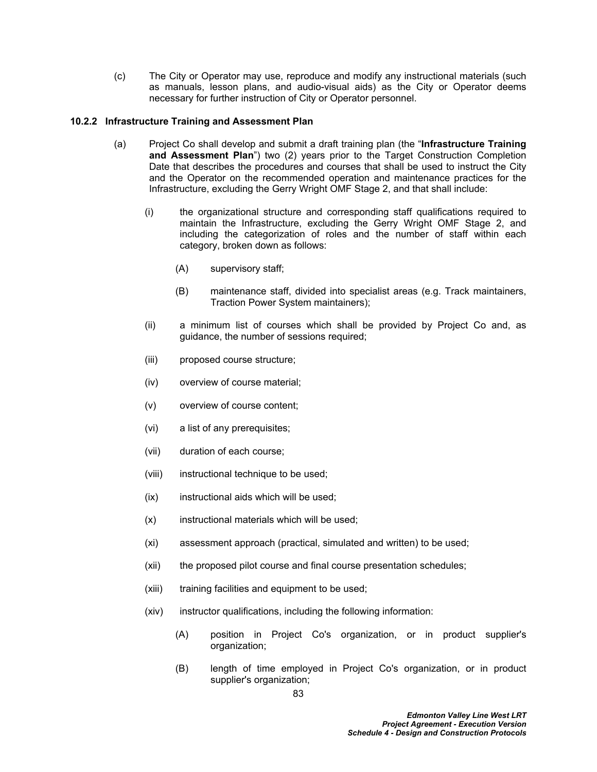(c) The City or Operator may use, reproduce and modify any instructional materials (such as manuals, lesson plans, and audio-visual aids) as the City or Operator deems necessary for further instruction of City or Operator personnel.

### 10.2.2 Infrastructure Training and Assessment Plan

(a) Project Co shall develop and submit a draft training plan (the "**Infrastructure Training and Assessment Plan**") two (2) years prior to the Target Construction Completion Date that describes the procedures and courses that shall be used to instruct the City and the Operator on the recommended operation and maintenance practices for the Infrastructure, excluding the Gerry Wright OMF Stage 2, and that shall include:

(i) the organizational structure and corresponding staff qualifications required to maintain the Infrastructure, excluding the Gerry Wright OMF Stage 2, and including the categorization of roles and the number of staff within each category, broken down as follows:

(A) supervisory staff;

(B) maintenance staff, divided into specialist areas (e.g. Track maintainers, Traction Power System maintainers);

(ii) a minimum list of courses which shall be provided by Project Co and, as guidance, the number of sessions required;

(iii) proposed course structure;

(iv) overview of course material;

(v) overview of course content;

(vi) a list of any prerequisites;

(vii) duration of each course;

(viii) instructional technique to be used;

(ix) instructional aids which will be used;

(x) instructional materials which will be used;

(xi) assessment approach (practical, simulated and written) to be used;

(xii) the proposed pilot course and final course presentation schedules;

(xiii) training facilities and equipment to be used;

(xiv) instructor qualifications, including the following information:

(A) position in Project Co's organization, or in product supplier's organization;

(B) length of time employed in Project Co's organization, or in product supplier's organization;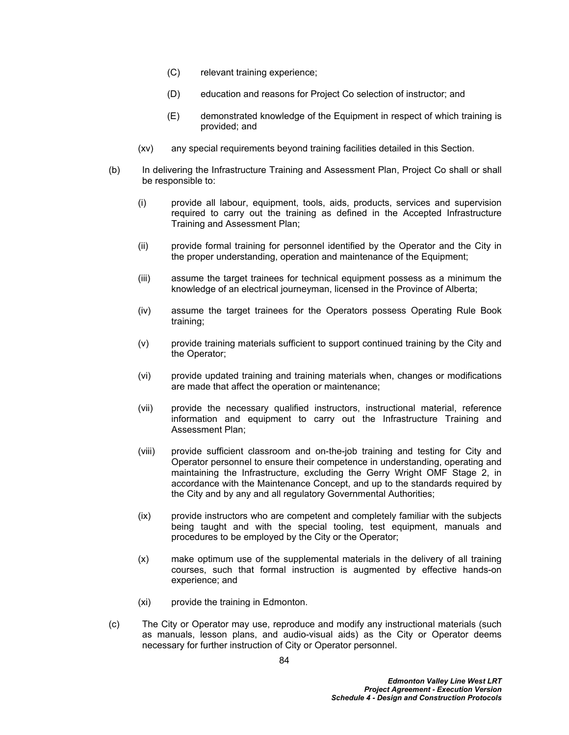(C) relevant training experience;

(D) education and reasons for Project Co selection of instructor; and

(E) demonstrated knowledge of the Equipment in respect of which training is provided; and

(xv) any special requirements beyond training facilities detailed in this Section.

(b) In delivering the Infrastructure Training and Assessment Plan, Project Co shall or shall be responsible to:

(i) provide all labour, equipment, tools, aids, products, services and supervision required to carry out the training as defined in the Accepted Infrastructure Training and Assessment Plan;

(ii) provide formal training for personnel identified by the Operator and the City in the proper understanding, operation and maintenance of the Equipment;

(iii) assume the target trainees for technical equipment possess as a minimum the knowledge of an electrical journeyman, licensed in the Province of Alberta;

(iv) assume the target trainees for the Operators possess Operating Rule Book training;

(v) provide training materials sufficient to support continued training by the City and the Operator;

(vi) provide updated training and training materials when, changes or modifications are made that affect the operation or maintenance;

(vii) provide the necessary qualified instructors, instructional material, reference information and equipment to carry out the Infrastructure Training and Assessment Plan;

(viii) provide sufficient classroom and on-the-job training and testing for City and Operator personnel to ensure their competence in understanding, operating and maintaining the Infrastructure, excluding the Gerry Wright OMF Stage 2, in accordance with the Maintenance Concept, and up to the standards required by the City and by any and all regulatory Governmental Authorities;

(ix) provide instructors who are competent and completely familiar with the subjects being taught and with the special tooling, test equipment, manuals and procedures to be employed by the City or the Operator;

(x) make optimum use of the supplemental materials in the delivery of all training courses, such that formal instruction is augmented by effective hands-on experience; and

(xi) provide the training in Edmonton.

(c) The City or Operator may use, reproduce and modify any instructional materials (such as manuals, lesson plans, and audio-visual aids) as the City or Operator deems necessary for further instruction of City or Operator personnel.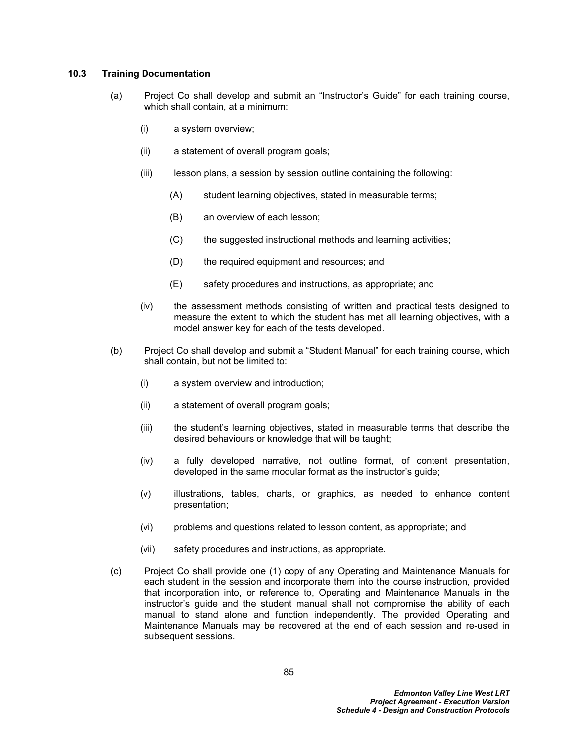### 10.3 Training Documentation

(a) Project Co shall develop and submit an "Instructor's Guide" for each training course, which shall contain, at a minimum:

  (i) a system overview;

  (ii) a statement of overall program goals;

  (iii) lesson plans, a session by session outline containing the following:

    (A) student learning objectives, stated in measurable terms;

    (B) an overview of each lesson;

    (C) the suggested instructional methods and learning activities;

    (D) the required equipment and resources; and

    (E) safety procedures and instructions, as appropriate; and

  (iv) the assessment methods consisting of written and practical tests designed to measure the extent to which the student has met all learning objectives, with a model answer key for each of the tests developed.

(b) Project Co shall develop and submit a "Student Manual" for each training course, which shall contain, but not be limited to:

  (i) a system overview and introduction;

  (ii) a statement of overall program goals;

  (iii) the student's learning objectives, stated in measurable terms that describe the desired behaviours or knowledge that will be taught;

  (iv) a fully developed narrative, not outline format, of content presentation, developed in the same modular format as the instructor's guide;

  (v) illustrations, tables, charts, or graphics, as needed to enhance content presentation;

  (vi) problems and questions related to lesson content, as appropriate; and

  (vii) safety procedures and instructions, as appropriate.

(c) Project Co shall provide one (1) copy of any Operating and Maintenance Manuals for each student in the session and incorporate them into the course instruction, provided that incorporation into, or reference to, Operating and Maintenance Manuals in the instructor's guide and the student manual shall not compromise the ability of each manual to stand alone and function independently. The provided Operating and Maintenance Manuals may be recovered at the end of each session and re-used in subsequent sessions.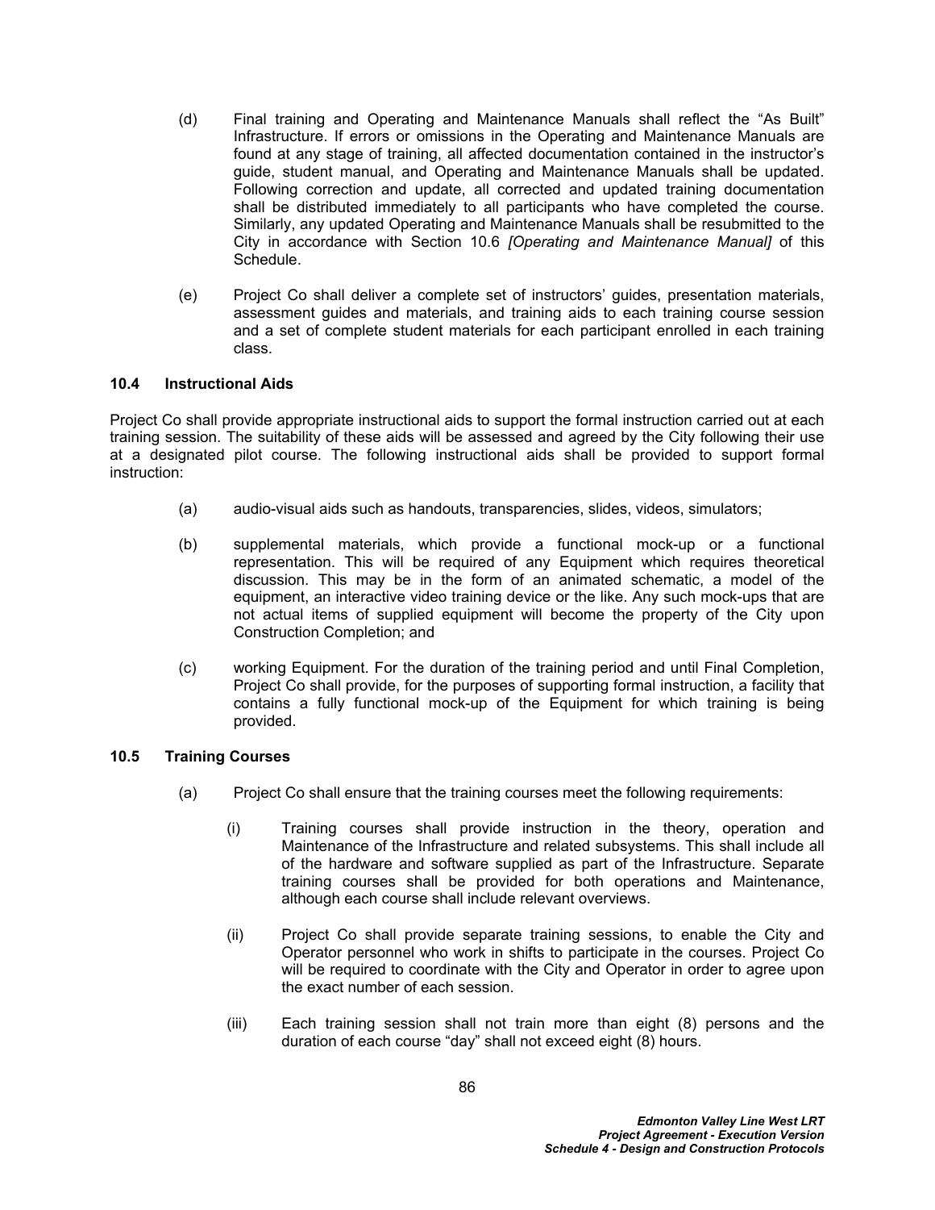(d) Final training and Operating and Maintenance Manuals shall reflect the “As Built” Infrastructure. If errors or omissions in the Operating and Maintenance Manuals are found at any stage of training, all affected documentation contained in the instructor’s guide, student manual, and Operating and Maintenance Manuals shall be updated. Following correction and update, all corrected and updated training documentation shall be distributed immediately to all participants who have completed the course. Similarly, any updated Operating and Maintenance Manuals shall be resubmitted to the City in accordance with Section 10.6 *[Operating and Maintenance Manual]* of this Schedule.

(e) Project Co shall deliver a complete set of instructors’ guides, presentation materials, assessment guides and materials, and training aids to each training course session and a set of complete student materials for each participant enrolled in each training class.

### 10.4 Instructional Aids

Project Co shall provide appropriate instructional aids to support the formal instruction carried out at each training session. The suitability of these aids will be assessed and agreed by the City following their use at a designated pilot course. The following instructional aids shall be provided to support formal instruction:

(a) audio-visual aids such as handouts, transparencies, slides, videos, simulators;

(b) supplemental materials, which provide a functional mock-up or a functional representation. This will be required of any Equipment which requires theoretical discussion. This may be in the form of an animated schematic, a model of the equipment, an interactive video training device or the like. Any such mock-ups that are not actual items of supplied equipment will become the property of the City upon Construction Completion; and

(c) working Equipment. For the duration of the training period and until Final Completion, Project Co shall provide, for the purposes of supporting formal instruction, a facility that contains a fully functional mock-up of the Equipment for which training is being provided.

### 10.5 Training Courses

(a) Project Co shall ensure that the training courses meet the following requirements:

(i) Training courses shall provide instruction in the theory, operation and Maintenance of the Infrastructure and related subsystems. This shall include all of the hardware and software supplied as part of the Infrastructure. Separate training courses shall be provided for both operations and Maintenance, although each course shall include relevant overviews.

(ii) Project Co shall provide separate training sessions, to enable the City and Operator personnel who work in shifts to participate in the courses. Project Co will be required to coordinate with the City and Operator in order to agree upon the exact number of each session.

(iii) Each training session shall not train more than eight (8) persons and the duration of each course “day” shall not exceed eight (8) hours.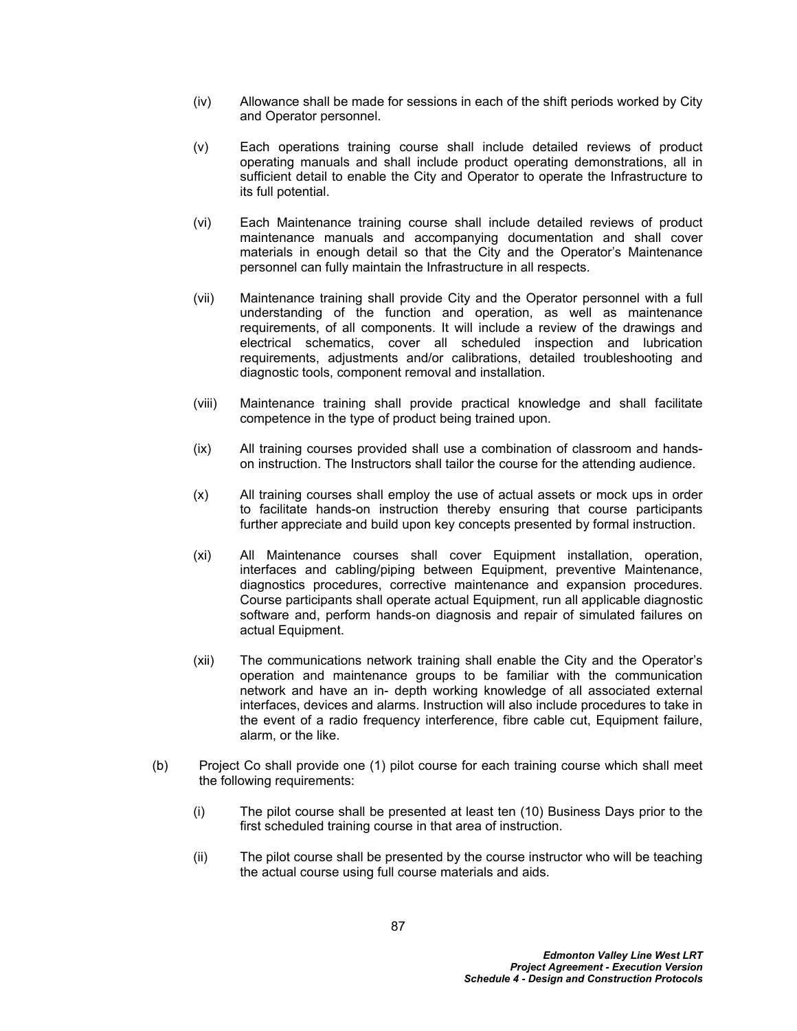(iv) Allowance shall be made for sessions in each of the shift periods worked by City and Operator personnel.

(v) Each operations training course shall include detailed reviews of product operating manuals and shall include product operating demonstrations, all in sufficient detail to enable the City and Operator to operate the Infrastructure to its full potential.

(vi) Each Maintenance training course shall include detailed reviews of product maintenance manuals and accompanying documentation and shall cover materials in enough detail so that the City and the Operator's Maintenance personnel can fully maintain the Infrastructure in all respects.

(vii) Maintenance training shall provide City and the Operator personnel with a full understanding of the function and operation, as well as maintenance requirements, of all components. It will include a review of the drawings and electrical schematics, cover all scheduled inspection and lubrication requirements, adjustments and/or calibrations, detailed troubleshooting and diagnostic tools, component removal and installation.

(viii) Maintenance training shall provide practical knowledge and shall facilitate competence in the type of product being trained upon.

(ix) All training courses provided shall use a combination of classroom and hands-on instruction. The Instructors shall tailor the course for the attending audience.

(x) All training courses shall employ the use of actual assets or mock ups in order to facilitate hands-on instruction thereby ensuring that course participants further appreciate and build upon key concepts presented by formal instruction.

(xi) All Maintenance courses shall cover Equipment installation, operation, interfaces and cabling/piping between Equipment, preventive Maintenance, diagnostics procedures, corrective maintenance and expansion procedures. Course participants shall operate actual Equipment, run all applicable diagnostic software and, perform hands-on diagnosis and repair of simulated failures on actual Equipment.

(xii) The communications network training shall enable the City and the Operator's operation and maintenance groups to be familiar with the communication network and have an in- depth working knowledge of all associated external interfaces, devices and alarms. Instruction will also include procedures to take in the event of a radio frequency interference, fibre cable cut, Equipment failure, alarm, or the like.

(b) Project Co shall provide one (1) pilot course for each training course which shall meet the following requirements:

(i) The pilot course shall be presented at least ten (10) Business Days prior to the first scheduled training course in that area of instruction.

(ii) The pilot course shall be presented by the course instructor who will be teaching the actual course using full course materials and aids.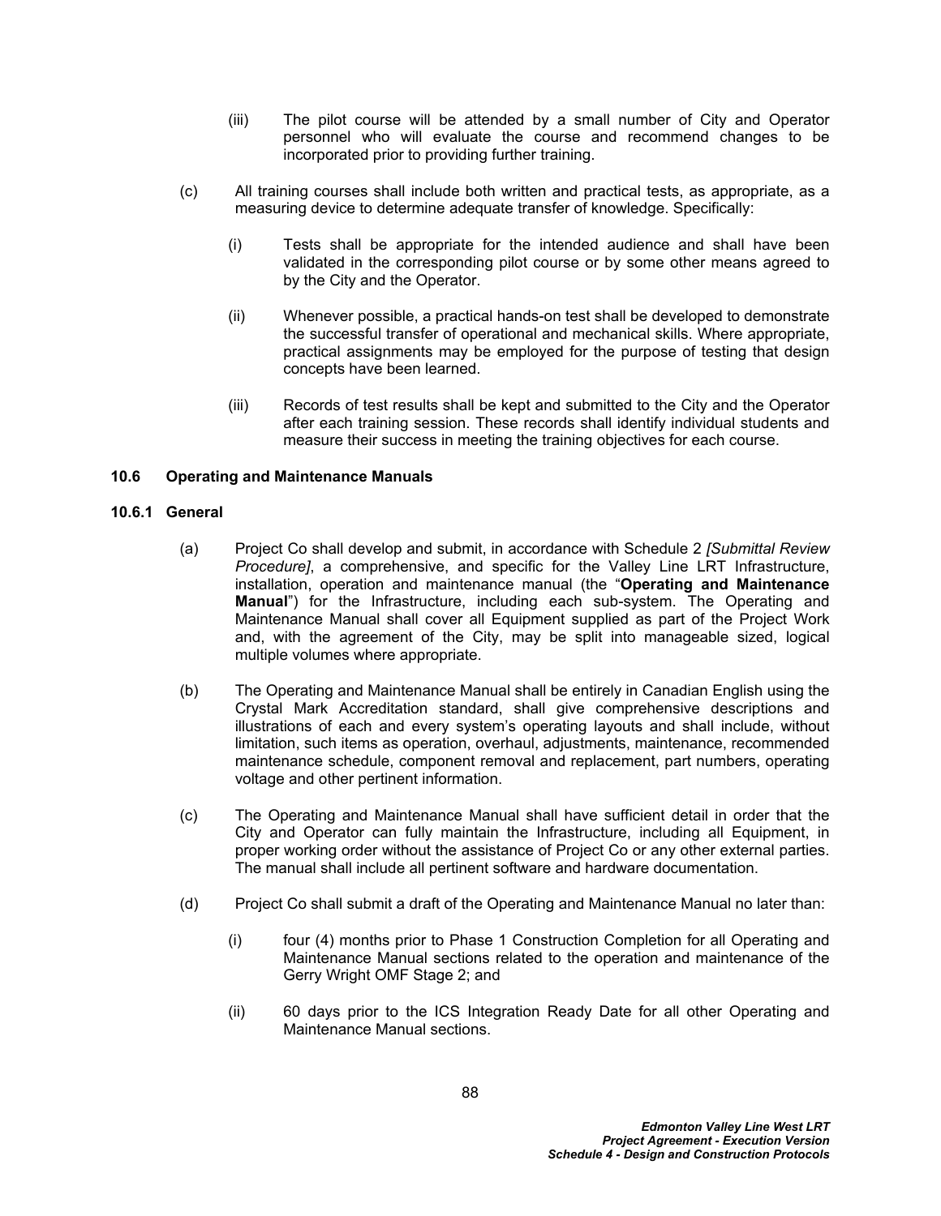(iii) The pilot course will be attended by a small number of City and Operator personnel who will evaluate the course and recommend changes to be incorporated prior to providing further training.

(c) All training courses shall include both written and practical tests, as appropriate, as a measuring device to determine adequate transfer of knowledge. Specifically:

(i) Tests shall be appropriate for the intended audience and shall have been validated in the corresponding pilot course or by some other means agreed to by the City and the Operator.

(ii) Whenever possible, a practical hands-on test shall be developed to demonstrate the successful transfer of operational and mechanical skills. Where appropriate, practical assignments may be employed for the purpose of testing that design concepts have been learned.

(iii) Records of test results shall be kept and submitted to the City and the Operator after each training session. These records shall identify individual students and measure their success in meeting the training objectives for each course.

### 10.6 Operating and Maintenance Manuals

#### 10.6.1 General

(a) Project Co shall develop and submit, in accordance with Schedule 2 *[Submittal Review Procedure]*, a comprehensive, and specific for the Valley Line LRT Infrastructure, installation, operation and maintenance manual (the "**Operating and Maintenance Manual**") for the Infrastructure, including each sub-system. The Operating and Maintenance Manual shall cover all Equipment supplied as part of the Project Work and, with the agreement of the City, may be split into manageable sized, logical multiple volumes where appropriate.

(b) The Operating and Maintenance Manual shall be entirely in Canadian English using the Crystal Mark Accreditation standard, shall give comprehensive descriptions and illustrations of each and every system's operating layouts and shall include, without limitation, such items as operation, overhaul, adjustments, maintenance, recommended maintenance schedule, component removal and replacement, part numbers, operating voltage and other pertinent information.

(c) The Operating and Maintenance Manual shall have sufficient detail in order that the City and Operator can fully maintain the Infrastructure, including all Equipment, in proper working order without the assistance of Project Co or any other external parties. The manual shall include all pertinent software and hardware documentation.

(d) Project Co shall submit a draft of the Operating and Maintenance Manual no later than:

(i) four (4) months prior to Phase 1 Construction Completion for all Operating and Maintenance Manual sections related to the operation and maintenance of the Gerry Wright OMF Stage 2; and

(ii) 60 days prior to the ICS Integration Ready Date for all other Operating and Maintenance Manual sections.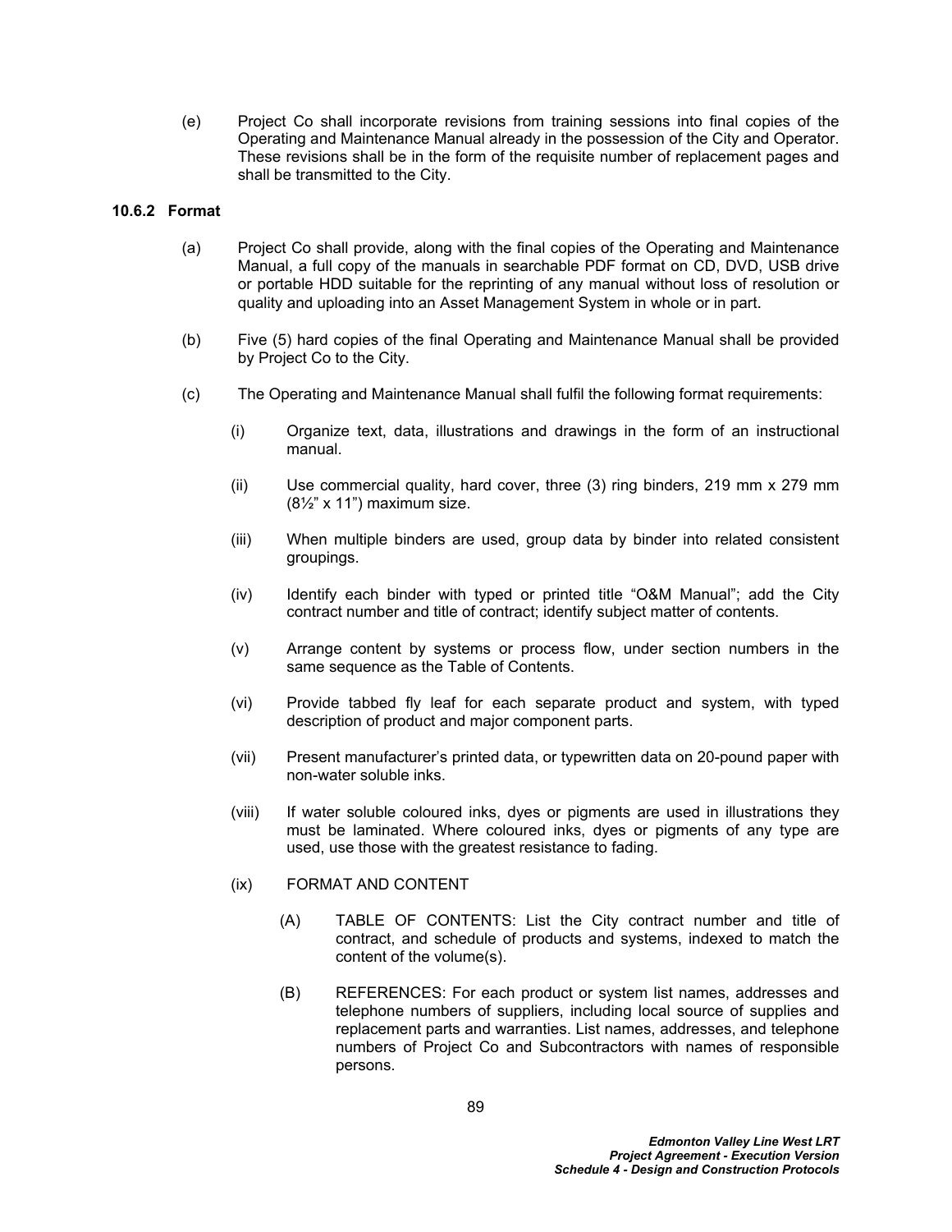(e) Project Co shall incorporate revisions from training sessions into final copies of the Operating and Maintenance Manual already in the possession of the City and Operator. These revisions shall be in the form of the requisite number of replacement pages and shall be transmitted to the City.

#### 10.6.2 Format

(a) Project Co shall provide, along with the final copies of the Operating and Maintenance Manual, a full copy of the manuals in searchable PDF format on CD, DVD, USB drive or portable HDD suitable for the reprinting of any manual without loss of resolution or quality and uploading into an Asset Management System in whole or in part.

(b) Five (5) hard copies of the final Operating and Maintenance Manual shall be provided by Project Co to the City.

(c) The Operating and Maintenance Manual shall fulfil the following format requirements:

(i) Organize text, data, illustrations and drawings in the form of an instructional manual.

(ii) Use commercial quality, hard cover, three (3) ring binders, 219 mm x 279 mm (8½" x 11") maximum size.

(iii) When multiple binders are used, group data by binder into related consistent groupings.

(iv) Identify each binder with typed or printed title "O&M Manual"; add the City contract number and title of contract; identify subject matter of contents.

(v) Arrange content by systems or process flow, under section numbers in the same sequence as the Table of Contents.

(vi) Provide tabbed fly leaf for each separate product and system, with typed description of product and major component parts.

(vii) Present manufacturer's printed data, or typewritten data on 20-pound paper with non-water soluble inks.

(viii) If water soluble coloured inks, dyes or pigments are used in illustrations they must be laminated. Where coloured inks, dyes or pigments of any type are used, use those with the greatest resistance to fading.

(ix) FORMAT AND CONTENT

(A) TABLE OF CONTENTS: List the City contract number and title of contract, and schedule of products and systems, indexed to match the content of the volume(s).

(B) REFERENCES: For each product or system list names, addresses and telephone numbers of suppliers, including local source of supplies and replacement parts and warranties. List names, addresses, and telephone numbers of Project Co and Subcontractors with names of responsible persons.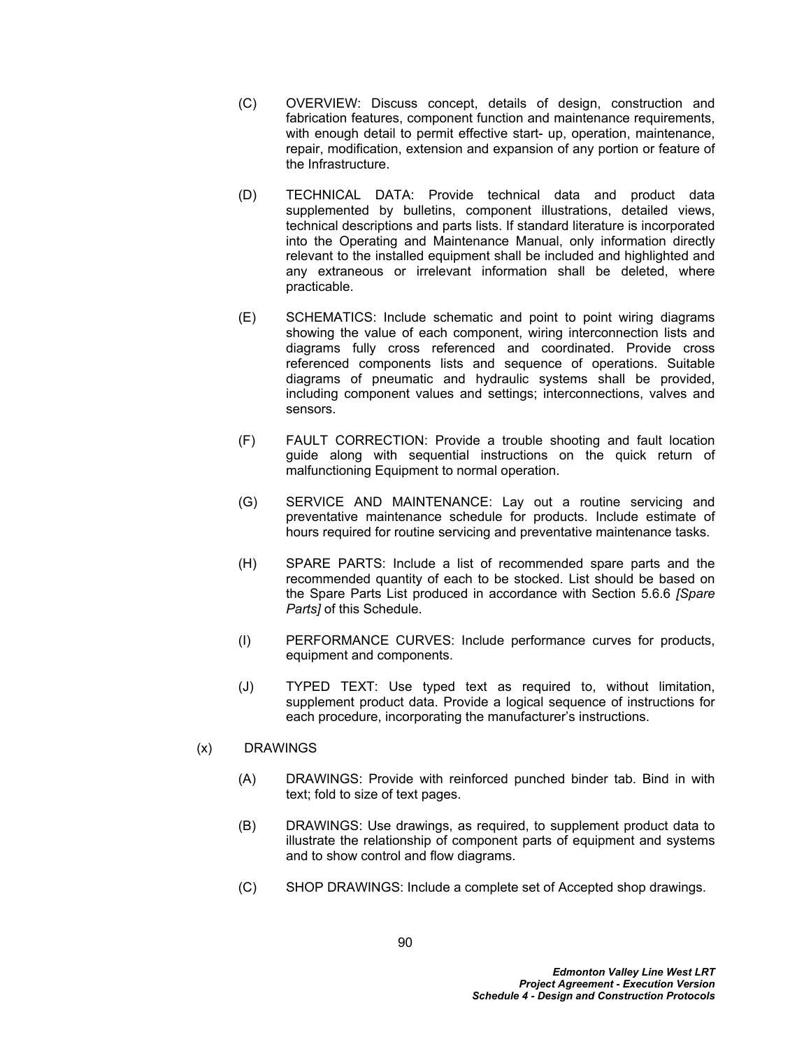(C) OVERVIEW: Discuss concept, details of design, construction and fabrication features, component function and maintenance requirements, with enough detail to permit effective start- up, operation, maintenance, repair, modification, extension and expansion of any portion or feature of the Infrastructure.

(D) TECHNICAL DATA: Provide technical data and product data supplemented by bulletins, component illustrations, detailed views, technical descriptions and parts lists. If standard literature is incorporated into the Operating and Maintenance Manual, only information directly relevant to the installed equipment shall be included and highlighted and any extraneous or irrelevant information shall be deleted, where practicable.

(E) SCHEMATICS: Include schematic and point to point wiring diagrams showing the value of each component, wiring interconnection lists and diagrams fully cross referenced and coordinated. Provide cross referenced components lists and sequence of operations. Suitable diagrams of pneumatic and hydraulic systems shall be provided, including component values and settings; interconnections, valves and sensors.

(F) FAULT CORRECTION: Provide a trouble shooting and fault location guide along with sequential instructions on the quick return of malfunctioning Equipment to normal operation.

(G) SERVICE AND MAINTENANCE: Lay out a routine servicing and preventative maintenance schedule for products. Include estimate of hours required for routine servicing and preventative maintenance tasks.

(H) SPARE PARTS: Include a list of recommended spare parts and the recommended quantity of each to be stocked. List should be based on the Spare Parts List produced in accordance with Section 5.6.6 *[Spare Parts]* of this Schedule.

(I) PERFORMANCE CURVES: Include performance curves for products, equipment and components.

(J) TYPED TEXT: Use typed text as required to, without limitation, supplement product data. Provide a logical sequence of instructions for each procedure, incorporating the manufacturer's instructions.

(x) DRAWINGS

(A) DRAWINGS: Provide with reinforced punched binder tab. Bind in with text; fold to size of text pages.

(B) DRAWINGS: Use drawings, as required, to supplement product data to illustrate the relationship of component parts of equipment and systems and to show control and flow diagrams.

(C) SHOP DRAWINGS: Include a complete set of Accepted shop drawings.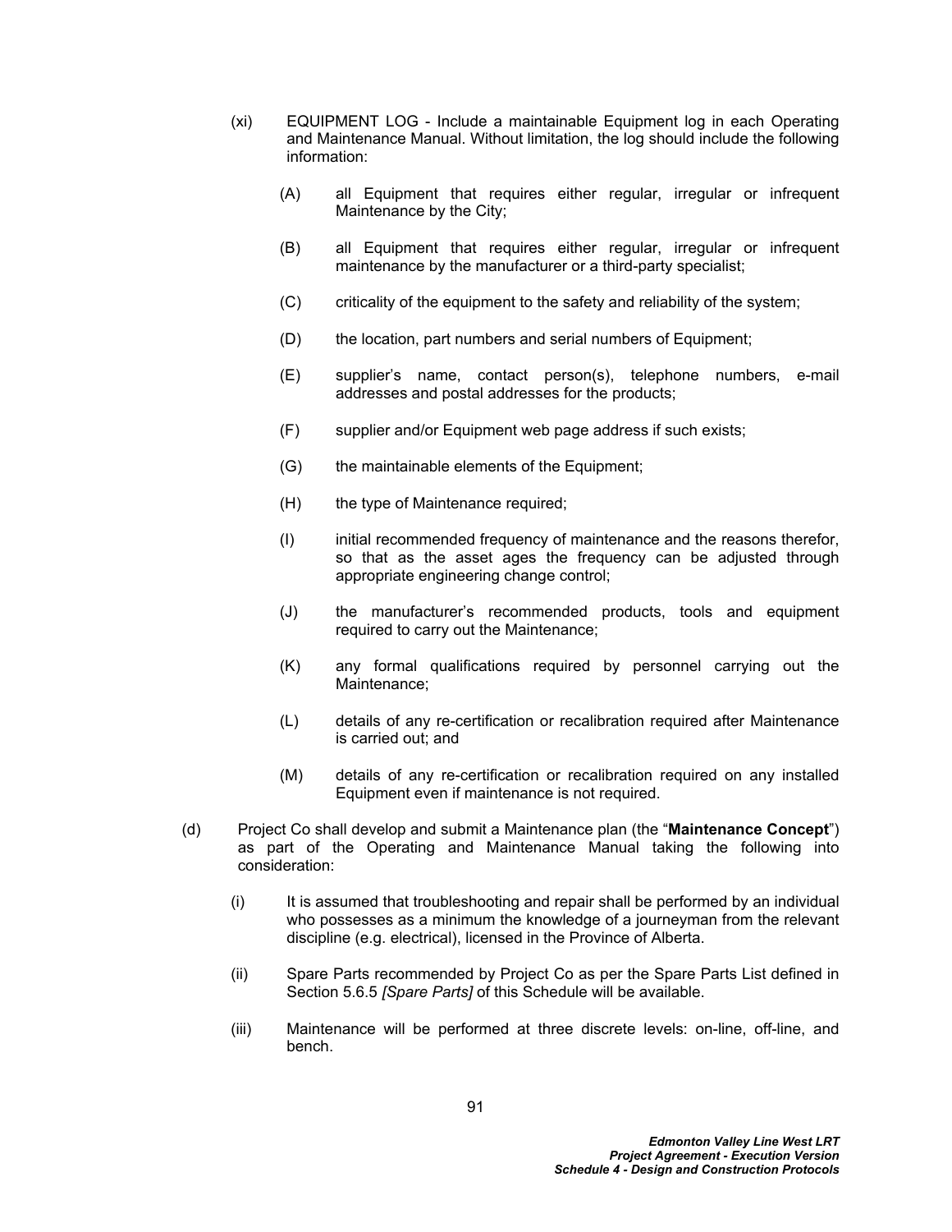(xi) EQUIPMENT LOG - Include a maintainable Equipment log in each Operating and Maintenance Manual. Without limitation, the log should include the following information:

(A) all Equipment that requires either regular, irregular or infrequent Maintenance by the City;

(B) all Equipment that requires either regular, irregular or infrequent maintenance by the manufacturer or a third-party specialist;

(C) criticality of the equipment to the safety and reliability of the system;

(D) the location, part numbers and serial numbers of Equipment;

(E) supplier's name, contact person(s), telephone numbers, e-mail addresses and postal addresses for the products;

(F) supplier and/or Equipment web page address if such exists;

(G) the maintainable elements of the Equipment;

(H) the type of Maintenance required;

(I) initial recommended frequency of maintenance and the reasons therefor, so that as the asset ages the frequency can be adjusted through appropriate engineering change control;

(J) the manufacturer's recommended products, tools and equipment required to carry out the Maintenance;

(K) any formal qualifications required by personnel carrying out the Maintenance;

(L) details of any re-certification or recalibration required after Maintenance is carried out; and

(M) details of any re-certification or recalibration required on any installed Equipment even if maintenance is not required.

(d) Project Co shall develop and submit a Maintenance plan (the "**Maintenance Concept**") as part of the Operating and Maintenance Manual taking the following into consideration:

(i) It is assumed that troubleshooting and repair shall be performed by an individual who possesses as a minimum the knowledge of a journeyman from the relevant discipline (e.g. electrical), licensed in the Province of Alberta.

(ii) Spare Parts recommended by Project Co as per the Spare Parts List defined in Section 5.6.5 *[Spare Parts]* of this Schedule will be available.

(iii) Maintenance will be performed at three discrete levels: on-line, off-line, and bench.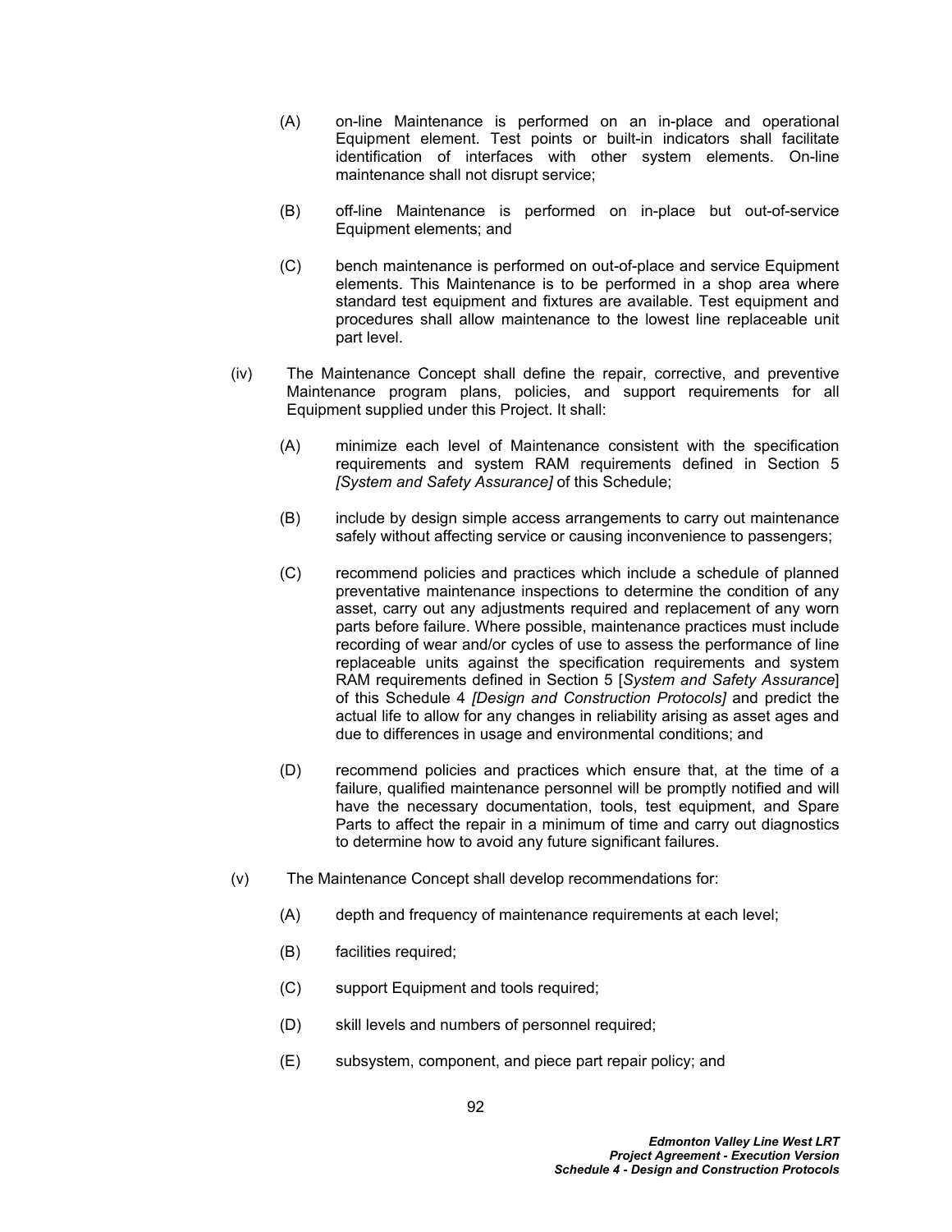(A) on-line Maintenance is performed on an in-place and operational Equipment element. Test points or built-in indicators shall facilitate identification of interfaces with other system elements. On-line maintenance shall not disrupt service;

(B) off-line Maintenance is performed on in-place but out-of-service Equipment elements; and

(C) bench maintenance is performed on out-of-place and service Equipment elements. This Maintenance is to be performed in a shop area where standard test equipment and fixtures are available. Test equipment and procedures shall allow maintenance to the lowest line replaceable unit part level.

(iv) The Maintenance Concept shall define the repair, corrective, and preventive Maintenance program plans, policies, and support requirements for all Equipment supplied under this Project. It shall:

(A) minimize each level of Maintenance consistent with the specification requirements and system RAM requirements defined in Section 5 *[System and Safety Assurance]* of this Schedule;

(B) include by design simple access arrangements to carry out maintenance safely without affecting service or causing inconvenience to passengers;

(C) recommend policies and practices which include a schedule of planned preventative maintenance inspections to determine the condition of any asset, carry out any adjustments required and replacement of any worn parts before failure. Where possible, maintenance practices must include recording of wear and/or cycles of use to assess the performance of line replaceable units against the specification requirements and system RAM requirements defined in Section 5 [*System and Safety Assurance*] of this Schedule 4 *[Design and Construction Protocols]* and predict the actual life to allow for any changes in reliability arising as asset ages and due to differences in usage and environmental conditions; and

(D) recommend policies and practices which ensure that, at the time of a failure, qualified maintenance personnel will be promptly notified and will have the necessary documentation, tools, test equipment, and Spare Parts to affect the repair in a minimum of time and carry out diagnostics to determine how to avoid any future significant failures.

(v) The Maintenance Concept shall develop recommendations for:

(A) depth and frequency of maintenance requirements at each level;

(B) facilities required;

(C) support Equipment and tools required;

(D) skill levels and numbers of personnel required;

(E) subsystem, component, and piece part repair policy; and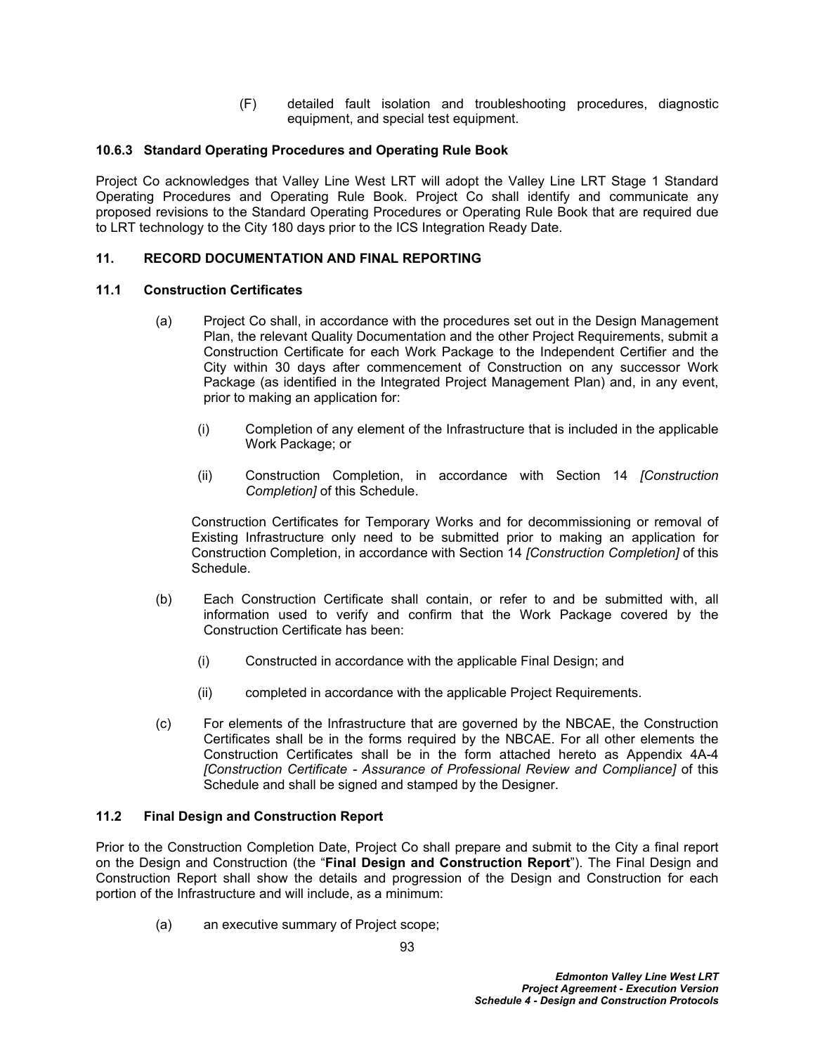(F) detailed fault isolation and troubleshooting procedures, diagnostic equipment, and special test equipment.

### 10.6.3 Standard Operating Procedures and Operating Rule Book

Project Co acknowledges that Valley Line West LRT will adopt the Valley Line LRT Stage 1 Standard Operating Procedures and Operating Rule Book. Project Co shall identify and communicate any proposed revisions to the Standard Operating Procedures or Operating Rule Book that are required due to LRT technology to the City 180 days prior to the ICS Integration Ready Date.

## 11. RECORD DOCUMENTATION AND FINAL REPORTING

### 11.1 Construction Certificates

(a) Project Co shall, in accordance with the procedures set out in the Design Management Plan, the relevant Quality Documentation and the other Project Requirements, submit a Construction Certificate for each Work Package to the Independent Certifier and the City within 30 days after commencement of Construction on any successor Work Package (as identified in the Integrated Project Management Plan) and, in any event, prior to making an application for:

(i) Completion of any element of the Infrastructure that is included in the applicable Work Package; or

(ii) Construction Completion, in accordance with Section 14 *[Construction Completion]* of this Schedule.

Construction Certificates for Temporary Works and for decommissioning or removal of Existing Infrastructure only need to be submitted prior to making an application for Construction Completion, in accordance with Section 14 *[Construction Completion]* of this Schedule.

(b) Each Construction Certificate shall contain, or refer to and be submitted with, all information used to verify and confirm that the Work Package covered by the Construction Certificate has been:

(i) Constructed in accordance with the applicable Final Design; and

(ii) completed in accordance with the applicable Project Requirements.

(c) For elements of the Infrastructure that are governed by the NBCAE, the Construction Certificates shall be in the forms required by the NBCAE. For all other elements the Construction Certificates shall be in the form attached hereto as Appendix 4A-4 *[Construction Certificate - Assurance of Professional Review and Compliance]* of this Schedule and shall be signed and stamped by the Designer.

### 11.2 Final Design and Construction Report

Prior to the Construction Completion Date, Project Co shall prepare and submit to the City a final report on the Design and Construction (the "**Final Design and Construction Report**"). The Final Design and Construction Report shall show the details and progression of the Design and Construction for each portion of the Infrastructure and will include, as a minimum:

(a) an executive summary of Project scope;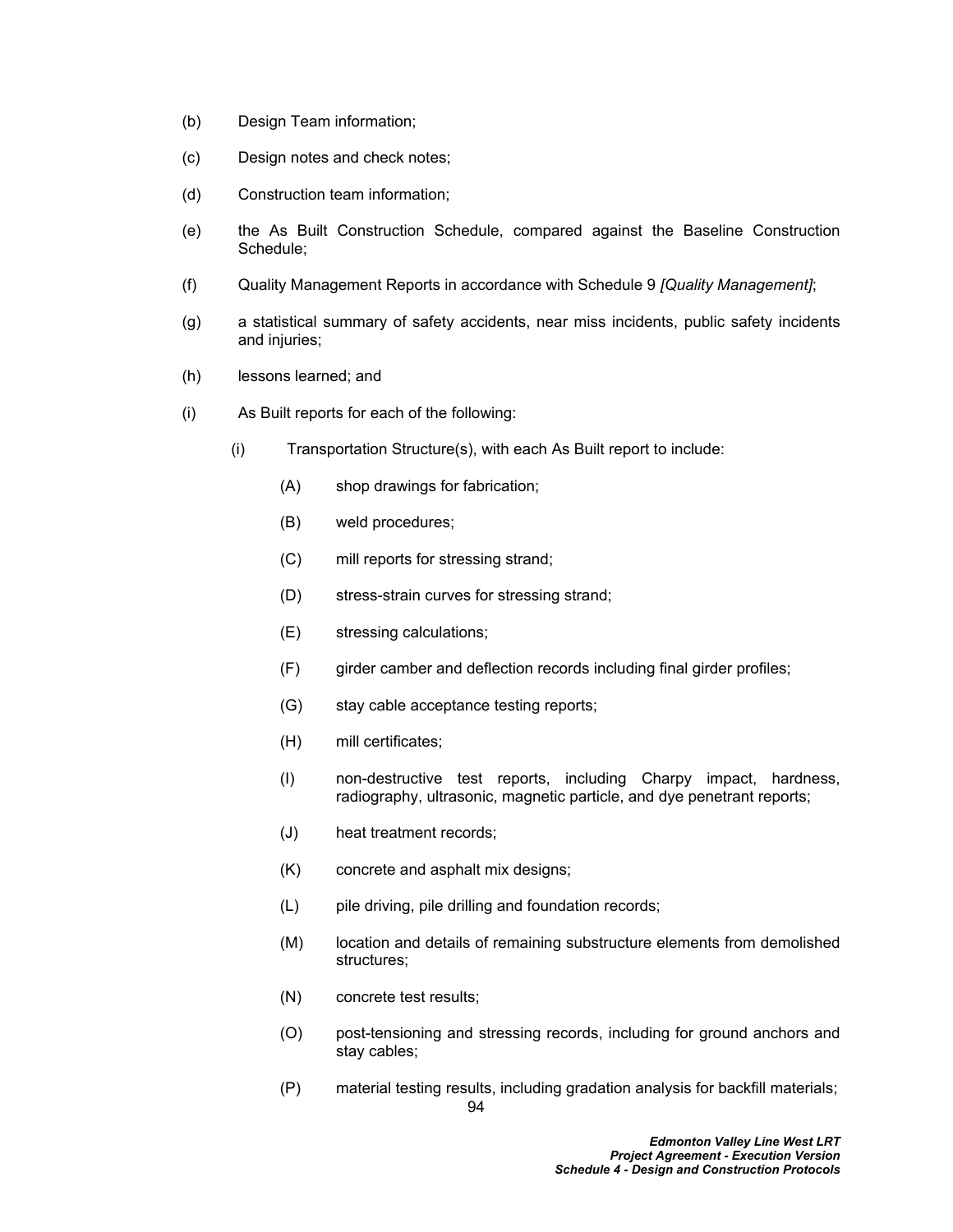(b) Design Team information;

(c) Design notes and check notes;

(d) Construction team information;

(e) the As Built Construction Schedule, compared against the Baseline Construction Schedule;

(f) Quality Management Reports in accordance with Schedule 9 *[Quality Management]*;

(g) a statistical summary of safety accidents, near miss incidents, public safety incidents and injuries;

(h) lessons learned; and

(i) As Built reports for each of the following:

  (i) Transportation Structure(s), with each As Built report to include:

    (A) shop drawings for fabrication;

    (B) weld procedures;

    (C) mill reports for stressing strand;

    (D) stress-strain curves for stressing strand;

    (E) stressing calculations;

    (F) girder camber and deflection records including final girder profiles;

    (G) stay cable acceptance testing reports;

    (H) mill certificates;

    (I) non-destructive test reports, including Charpy impact, hardness, radiography, ultrasonic, magnetic particle, and dye penetrant reports;

    (J) heat treatment records;

    (K) concrete and asphalt mix designs;

    (L) pile driving, pile drilling and foundation records;

    (M) location and details of remaining substructure elements from demolished structures;

    (N) concrete test results;

    (O) post-tensioning and stressing records, including for ground anchors and stay cables;

    (P) material testing results, including gradation analysis for backfill materials;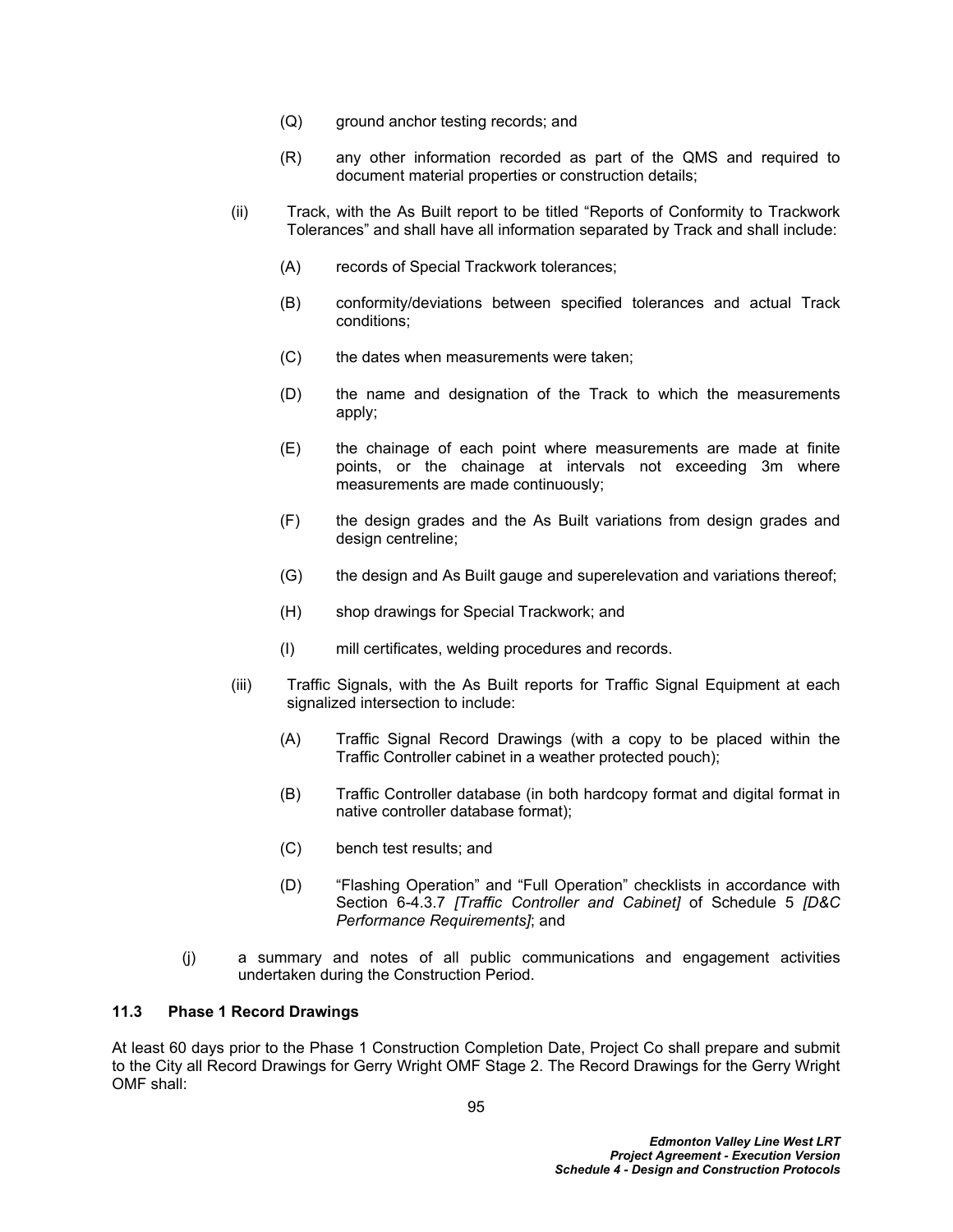(Q) ground anchor testing records; and

(R) any other information recorded as part of the QMS and required to document material properties or construction details;

(ii) Track, with the As Built report to be titled "Reports of Conformity to Trackwork Tolerances" and shall have all information separated by Track and shall include:

(A) records of Special Trackwork tolerances;

(B) conformity/deviations between specified tolerances and actual Track conditions;

(C) the dates when measurements were taken;

(D) the name and designation of the Track to which the measurements apply;

(E) the chainage of each point where measurements are made at finite points, or the chainage at intervals not exceeding 3m where measurements are made continuously;

(F) the design grades and the As Built variations from design grades and design centreline;

(G) the design and As Built gauge and superelevation and variations thereof;

(H) shop drawings for Special Trackwork; and

(I) mill certificates, welding procedures and records.

(iii) Traffic Signals, with the As Built reports for Traffic Signal Equipment at each signalized intersection to include:

(A) Traffic Signal Record Drawings (with a copy to be placed within the Traffic Controller cabinet in a weather protected pouch);

(B) Traffic Controller database (in both hardcopy format and digital format in native controller database format);

(C) bench test results; and

(D) "Flashing Operation" and "Full Operation" checklists in accordance with Section 6-4.3.7 *[Traffic Controller and Cabinet]* of Schedule 5 *[D&C Performance Requirements]*; and

(j) a summary and notes of all public communications and engagement activities undertaken during the Construction Period.

### 11.3 Phase 1 Record Drawings

At least 60 days prior to the Phase 1 Construction Completion Date, Project Co shall prepare and submit to the City all Record Drawings for Gerry Wright OMF Stage 2. The Record Drawings for the Gerry Wright OMF shall: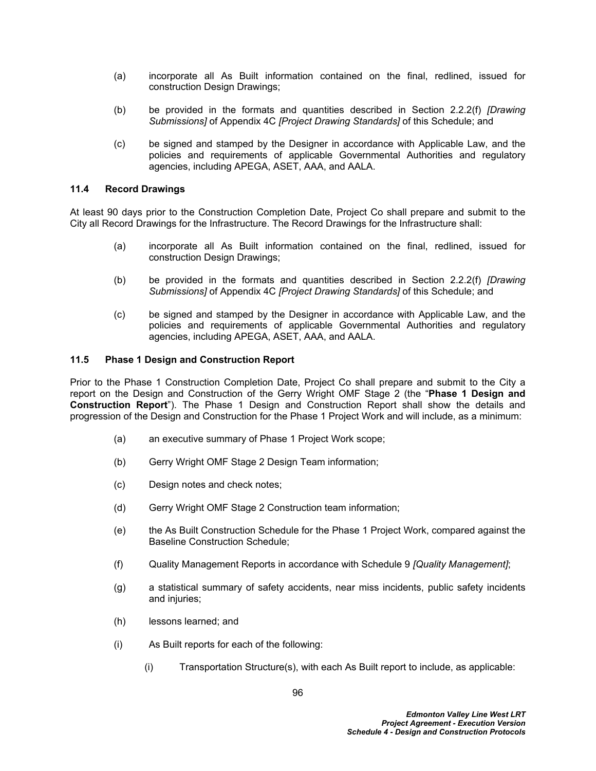(a) incorporate all As Built information contained on the final, redlined, issued for construction Design Drawings;

(b) be provided in the formats and quantities described in Section 2.2.2(f) *[Drawing Submissions]* of Appendix 4C *[Project Drawing Standards]* of this Schedule; and

(c) be signed and stamped by the Designer in accordance with Applicable Law, and the policies and requirements of applicable Governmental Authorities and regulatory agencies, including APEGA, ASET, AAA, and AALA.

### 11.4 Record Drawings

At least 90 days prior to the Construction Completion Date, Project Co shall prepare and submit to the City all Record Drawings for the Infrastructure. The Record Drawings for the Infrastructure shall:

(a) incorporate all As Built information contained on the final, redlined, issued for construction Design Drawings;

(b) be provided in the formats and quantities described in Section 2.2.2(f) *[Drawing Submissions]* of Appendix 4C *[Project Drawing Standards]* of this Schedule; and

(c) be signed and stamped by the Designer in accordance with Applicable Law, and the policies and requirements of applicable Governmental Authorities and regulatory agencies, including APEGA, ASET, AAA, and AALA.

### 11.5 Phase 1 Design and Construction Report

Prior to the Phase 1 Construction Completion Date, Project Co shall prepare and submit to the City a report on the Design and Construction of the Gerry Wright OMF Stage 2 (the "**Phase 1 Design and Construction Report**"). The Phase 1 Design and Construction Report shall show the details and progression of the Design and Construction for the Phase 1 Project Work and will include, as a minimum:

(a) an executive summary of Phase 1 Project Work scope;

(b) Gerry Wright OMF Stage 2 Design Team information;

(c) Design notes and check notes;

(d) Gerry Wright OMF Stage 2 Construction team information;

(e) the As Built Construction Schedule for the Phase 1 Project Work, compared against the Baseline Construction Schedule;

(f) Quality Management Reports in accordance with Schedule 9 *[Quality Management]*;

(g) a statistical summary of safety accidents, near miss incidents, public safety incidents and injuries;

(h) lessons learned; and

(i) As Built reports for each of the following:

  (i) Transportation Structure(s), with each As Built report to include, as applicable: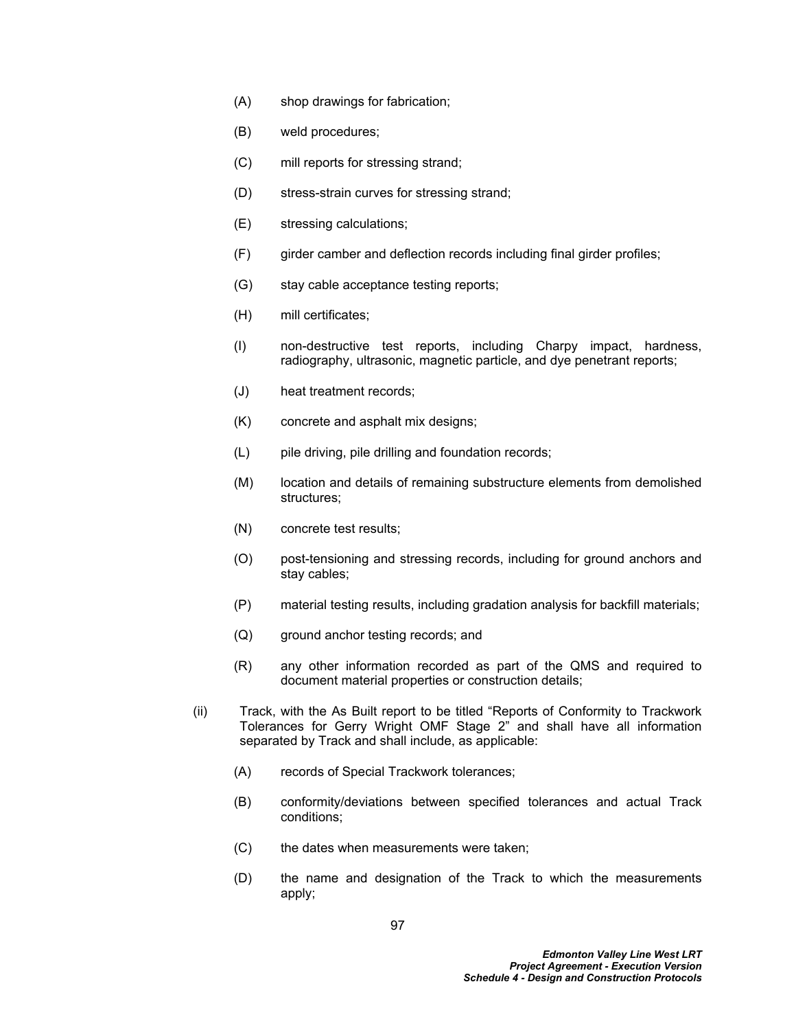(A) shop drawings for fabrication;

(B) weld procedures;

(C) mill reports for stressing strand;

(D) stress-strain curves for stressing strand;

(E) stressing calculations;

(F) girder camber and deflection records including final girder profiles;

(G) stay cable acceptance testing reports;

(H) mill certificates;

(I) non-destructive test reports, including Charpy impact, hardness, radiography, ultrasonic, magnetic particle, and dye penetrant reports;

(J) heat treatment records;

(K) concrete and asphalt mix designs;

(L) pile driving, pile drilling and foundation records;

(M) location and details of remaining substructure elements from demolished structures;

(N) concrete test results;

(O) post-tensioning and stressing records, including for ground anchors and stay cables;

(P) material testing results, including gradation analysis for backfill materials;

(Q) ground anchor testing records; and

(R) any other information recorded as part of the QMS and required to document material properties or construction details;

(ii) Track, with the As Built report to be titled "Reports of Conformity to Trackwork Tolerances for Gerry Wright OMF Stage 2" and shall have all information separated by Track and shall include, as applicable:

(A) records of Special Trackwork tolerances;

(B) conformity/deviations between specified tolerances and actual Track conditions;

(C) the dates when measurements were taken;

(D) the name and designation of the Track to which the measurements apply;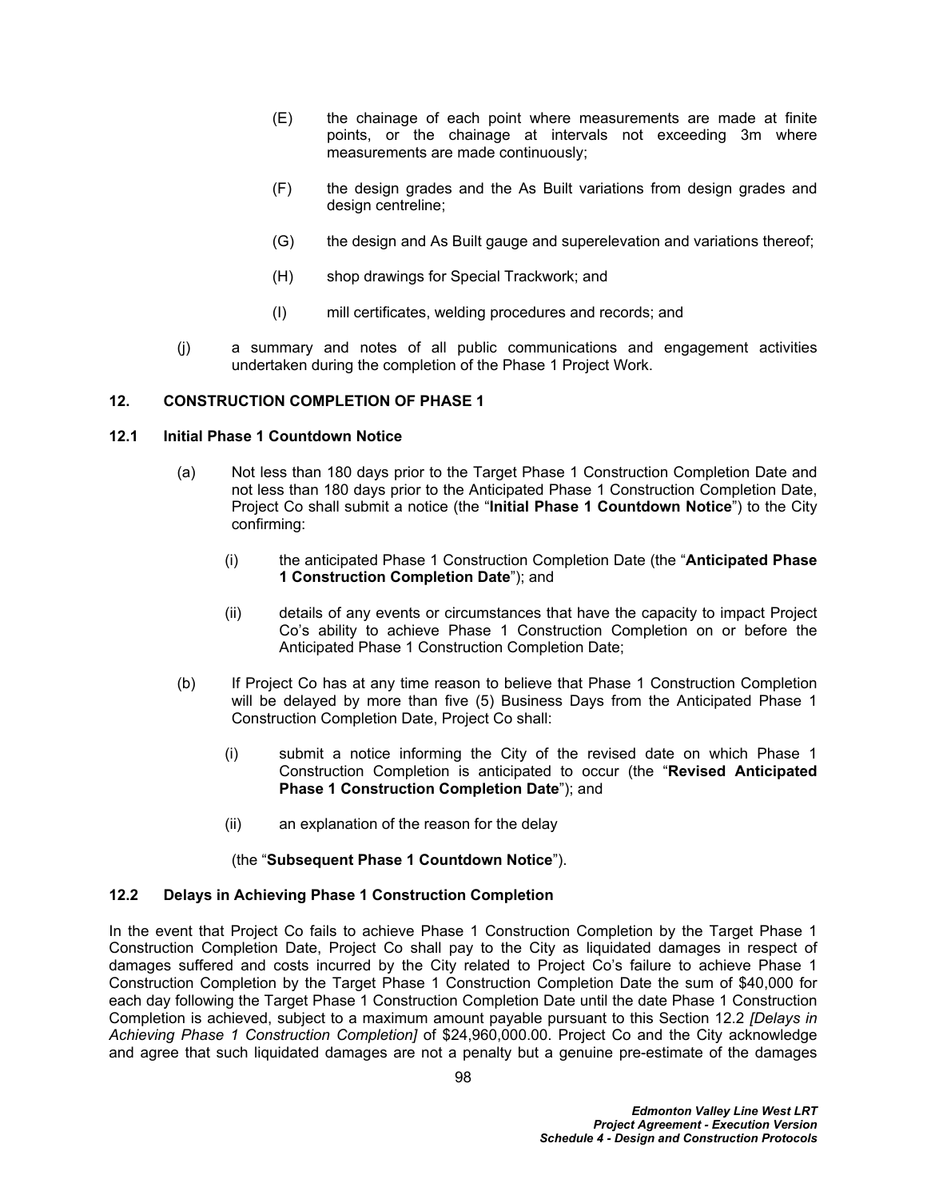(E) the chainage of each point where measurements are made at finite points, or the chainage at intervals not exceeding 3m where measurements are made continuously;

(F) the design grades and the As Built variations from design grades and design centreline;

(G) the design and As Built gauge and superelevation and variations thereof;

(H) shop drawings for Special Trackwork; and

(I) mill certificates, welding procedures and records; and

(j) a summary and notes of all public communications and engagement activities undertaken during the completion of the Phase 1 Project Work.

## 12. CONSTRUCTION COMPLETION OF PHASE 1

### 12.1 Initial Phase 1 Countdown Notice

(a) Not less than 180 days prior to the Target Phase 1 Construction Completion Date and not less than 180 days prior to the Anticipated Phase 1 Construction Completion Date, Project Co shall submit a notice (the "**Initial Phase 1 Countdown Notice**") to the City confirming:

(i) the anticipated Phase 1 Construction Completion Date (the "**Anticipated Phase 1 Construction Completion Date**"); and

(ii) details of any events or circumstances that have the capacity to impact Project Co's ability to achieve Phase 1 Construction Completion on or before the Anticipated Phase 1 Construction Completion Date;

(b) If Project Co has at any time reason to believe that Phase 1 Construction Completion will be delayed by more than five (5) Business Days from the Anticipated Phase 1 Construction Completion Date, Project Co shall:

(i) submit a notice informing the City of the revised date on which Phase 1 Construction Completion is anticipated to occur (the "**Revised Anticipated Phase 1 Construction Completion Date**"); and

(ii) an explanation of the reason for the delay

(the "**Subsequent Phase 1 Countdown Notice**").

### 12.2 Delays in Achieving Phase 1 Construction Completion

In the event that Project Co fails to achieve Phase 1 Construction Completion by the Target Phase 1 Construction Completion Date, Project Co shall pay to the City as liquidated damages in respect of damages suffered and costs incurred by the City related to Project Co's failure to achieve Phase 1 Construction Completion by the Target Phase 1 Construction Completion Date the sum of $40,000 for each day following the Target Phase 1 Construction Completion Date until the date Phase 1 Construction Completion is achieved, subject to a maximum amount payable pursuant to this Section 12.2 *[Delays in Achieving Phase 1 Construction Completion]* of $24,960,000.00. Project Co and the City acknowledge and agree that such liquidated damages are not a penalty but a genuine pre-estimate of the damages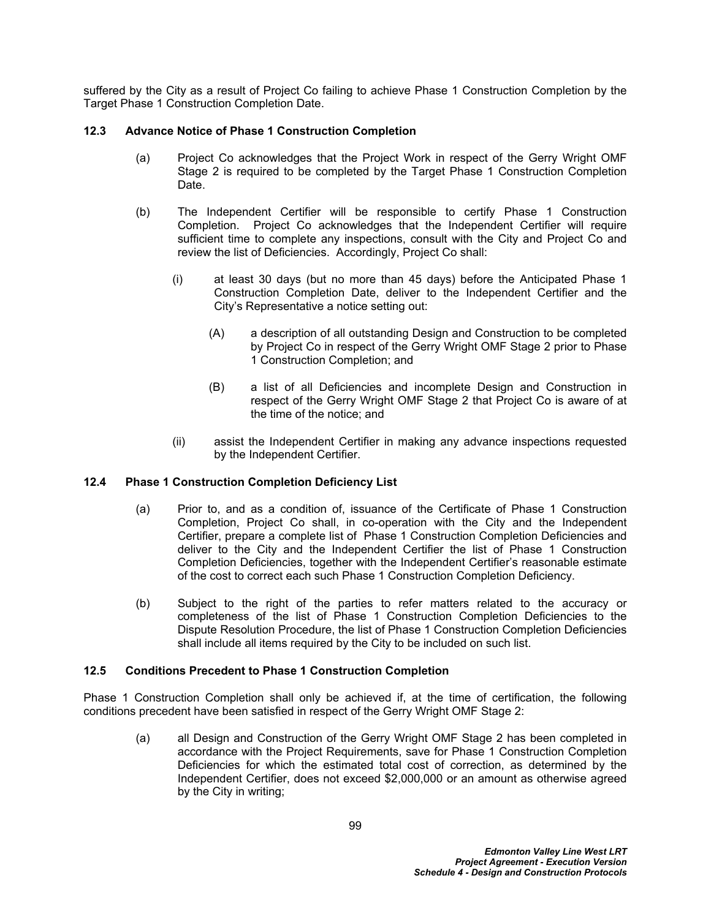suffered by the City as a result of Project Co failing to achieve Phase 1 Construction Completion by the Target Phase 1 Construction Completion Date.

### 12.3 Advance Notice of Phase 1 Construction Completion

(a) Project Co acknowledges that the Project Work in respect of the Gerry Wright OMF Stage 2 is required to be completed by the Target Phase 1 Construction Completion Date.

(b) The Independent Certifier will be responsible to certify Phase 1 Construction Completion. Project Co acknowledges that the Independent Certifier will require sufficient time to complete any inspections, consult with the City and Project Co and review the list of Deficiencies. Accordingly, Project Co shall:

(i) at least 30 days (but no more than 45 days) before the Anticipated Phase 1 Construction Completion Date, deliver to the Independent Certifier and the City's Representative a notice setting out:

(A) a description of all outstanding Design and Construction to be completed by Project Co in respect of the Gerry Wright OMF Stage 2 prior to Phase 1 Construction Completion; and

(B) a list of all Deficiencies and incomplete Design and Construction in respect of the Gerry Wright OMF Stage 2 that Project Co is aware of at the time of the notice; and

(ii) assist the Independent Certifier in making any advance inspections requested by the Independent Certifier.

### 12.4 Phase 1 Construction Completion Deficiency List

(a) Prior to, and as a condition of, issuance of the Certificate of Phase 1 Construction Completion, Project Co shall, in co-operation with the City and the Independent Certifier, prepare a complete list of Phase 1 Construction Completion Deficiencies and deliver to the City and the Independent Certifier the list of Phase 1 Construction Completion Deficiencies, together with the Independent Certifier's reasonable estimate of the cost to correct each such Phase 1 Construction Completion Deficiency.

(b) Subject to the right of the parties to refer matters related to the accuracy or completeness of the list of Phase 1 Construction Completion Deficiencies to the Dispute Resolution Procedure, the list of Phase 1 Construction Completion Deficiencies shall include all items required by the City to be included on such list.

### 12.5 Conditions Precedent to Phase 1 Construction Completion

Phase 1 Construction Completion shall only be achieved if, at the time of certification, the following conditions precedent have been satisfied in respect of the Gerry Wright OMF Stage 2:

(a) all Design and Construction of the Gerry Wright OMF Stage 2 has been completed in accordance with the Project Requirements, save for Phase 1 Construction Completion Deficiencies for which the estimated total cost of correction, as determined by the Independent Certifier, does not exceed $2,000,000 or an amount as otherwise agreed by the City in writing;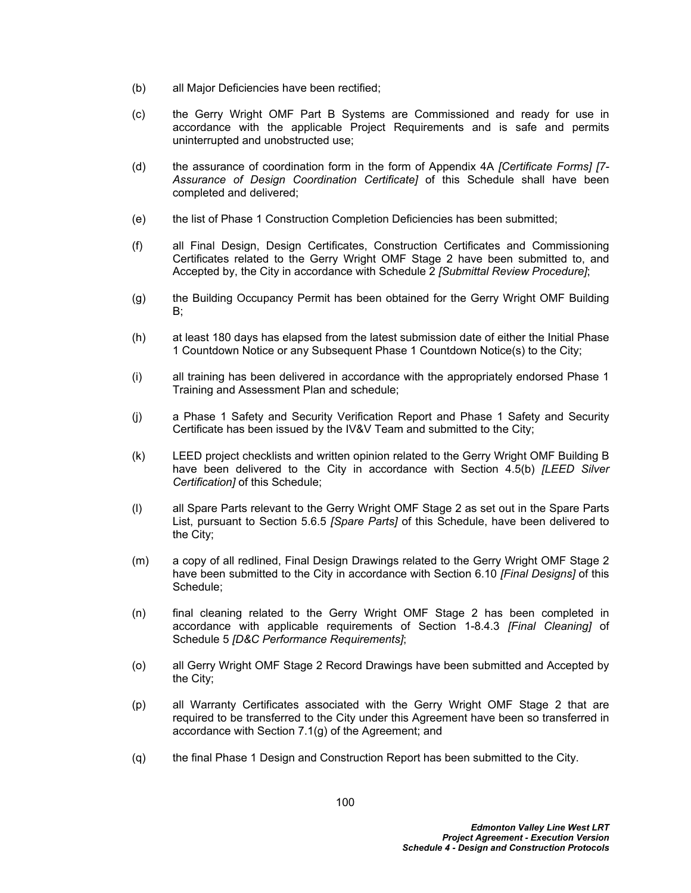(b) all Major Deficiencies have been rectified;

(c) the Gerry Wright OMF Part B Systems are Commissioned and ready for use in accordance with the applicable Project Requirements and is safe and permits uninterrupted and unobstructed use;

(d) the assurance of coordination form in the form of Appendix 4A *[Certificate Forms] [7-Assurance of Design Coordination Certificate]* of this Schedule shall have been completed and delivered;

(e) the list of Phase 1 Construction Completion Deficiencies has been submitted;

(f) all Final Design, Design Certificates, Construction Certificates and Commissioning Certificates related to the Gerry Wright OMF Stage 2 have been submitted to, and Accepted by, the City in accordance with Schedule 2 *[Submittal Review Procedure]*;

(g) the Building Occupancy Permit has been obtained for the Gerry Wright OMF Building B;

(h) at least 180 days has elapsed from the latest submission date of either the Initial Phase 1 Countdown Notice or any Subsequent Phase 1 Countdown Notice(s) to the City;

(i) all training has been delivered in accordance with the appropriately endorsed Phase 1 Training and Assessment Plan and schedule;

(j) a Phase 1 Safety and Security Verification Report and Phase 1 Safety and Security Certificate has been issued by the IV&V Team and submitted to the City;

(k) LEED project checklists and written opinion related to the Gerry Wright OMF Building B have been delivered to the City in accordance with Section 4.5(b) *[LEED Silver Certification]* of this Schedule;

(l) all Spare Parts relevant to the Gerry Wright OMF Stage 2 as set out in the Spare Parts List, pursuant to Section 5.6.5 *[Spare Parts]* of this Schedule, have been delivered to the City;

(m) a copy of all redlined, Final Design Drawings related to the Gerry Wright OMF Stage 2 have been submitted to the City in accordance with Section 6.10 *[Final Designs]* of this Schedule;

(n) final cleaning related to the Gerry Wright OMF Stage 2 has been completed in accordance with applicable requirements of Section 1-8.4.3 *[Final Cleaning]* of Schedule 5 *[D&C Performance Requirements]*;

(o) all Gerry Wright OMF Stage 2 Record Drawings have been submitted and Accepted by the City;

(p) all Warranty Certificates associated with the Gerry Wright OMF Stage 2 that are required to be transferred to the City under this Agreement have been so transferred in accordance with Section 7.1(g) of the Agreement; and

(q) the final Phase 1 Design and Construction Report has been submitted to the City.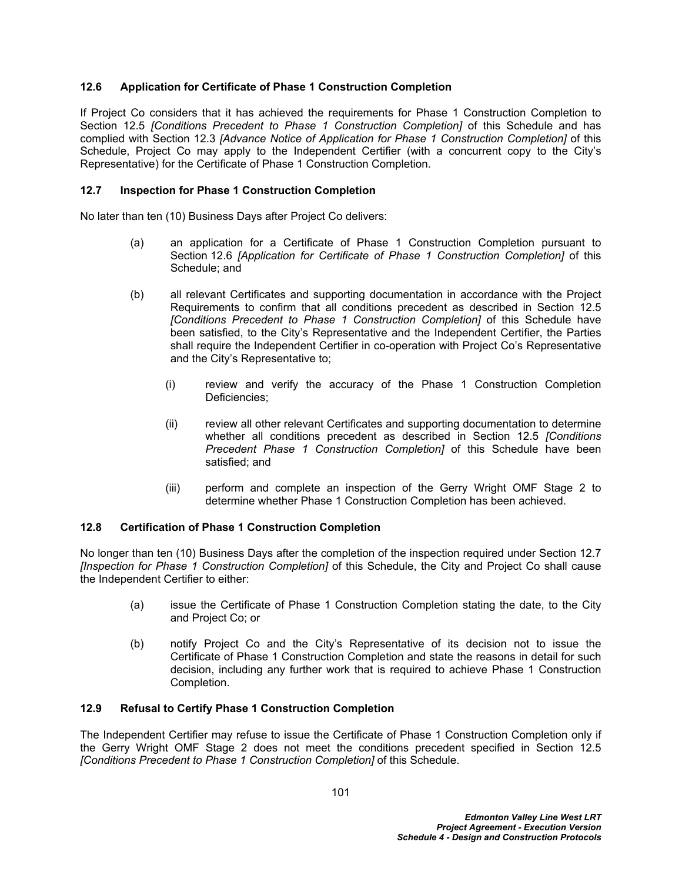### 12.6 Application for Certificate of Phase 1 Construction Completion

If Project Co considers that it has achieved the requirements for Phase 1 Construction Completion to Section 12.5 *[Conditions Precedent to Phase 1 Construction Completion]* of this Schedule and has complied with Section 12.3 *[Advance Notice of Application for Phase 1 Construction Completion]* of this Schedule, Project Co may apply to the Independent Certifier (with a concurrent copy to the City's Representative) for the Certificate of Phase 1 Construction Completion.

### 12.7 Inspection for Phase 1 Construction Completion

No later than ten (10) Business Days after Project Co delivers:

(a) an application for a Certificate of Phase 1 Construction Completion pursuant to Section 12.6 *[Application for Certificate of Phase 1 Construction Completion]* of this Schedule; and

(b) all relevant Certificates and supporting documentation in accordance with the Project Requirements to confirm that all conditions precedent as described in Section 12.5 *[Conditions Precedent to Phase 1 Construction Completion]* of this Schedule have been satisfied, to the City's Representative and the Independent Certifier, the Parties shall require the Independent Certifier in co-operation with Project Co's Representative and the City's Representative to;

   (i) review and verify the accuracy of the Phase 1 Construction Completion Deficiencies;

   (ii) review all other relevant Certificates and supporting documentation to determine whether all conditions precedent as described in Section 12.5 *[Conditions Precedent Phase 1 Construction Completion]* of this Schedule have been satisfied; and

   (iii) perform and complete an inspection of the Gerry Wright OMF Stage 2 to determine whether Phase 1 Construction Completion has been achieved.

### 12.8 Certification of Phase 1 Construction Completion

No longer than ten (10) Business Days after the completion of the inspection required under Section 12.7 *[Inspection for Phase 1 Construction Completion]* of this Schedule, the City and Project Co shall cause the Independent Certifier to either:

(a) issue the Certificate of Phase 1 Construction Completion stating the date, to the City and Project Co; or

(b) notify Project Co and the City's Representative of its decision not to issue the Certificate of Phase 1 Construction Completion and state the reasons in detail for such decision, including any further work that is required to achieve Phase 1 Construction Completion.

### 12.9 Refusal to Certify Phase 1 Construction Completion

The Independent Certifier may refuse to issue the Certificate of Phase 1 Construction Completion only if the Gerry Wright OMF Stage 2 does not meet the conditions precedent specified in Section 12.5 *[Conditions Precedent to Phase 1 Construction Completion]* of this Schedule.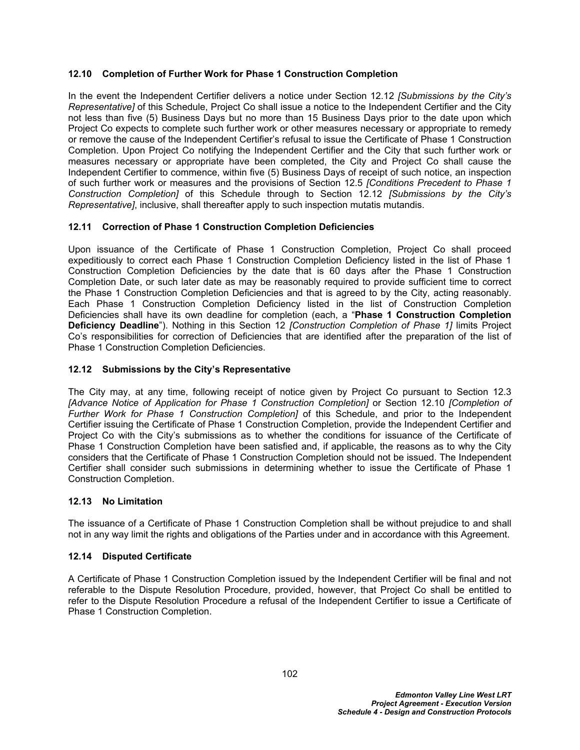### 12.10 Completion of Further Work for Phase 1 Construction Completion

In the event the Independent Certifier delivers a notice under Section 12.12 *[Submissions by the City's Representative]* of this Schedule, Project Co shall issue a notice to the Independent Certifier and the City not less than five (5) Business Days but no more than 15 Business Days prior to the date upon which Project Co expects to complete such further work or other measures necessary or appropriate to remedy or remove the cause of the Independent Certifier's refusal to issue the Certificate of Phase 1 Construction Completion. Upon Project Co notifying the Independent Certifier and the City that such further work or measures necessary or appropriate have been completed, the City and Project Co shall cause the Independent Certifier to commence, within five (5) Business Days of receipt of such notice, an inspection of such further work or measures and the provisions of Section 12.5 *[Conditions Precedent to Phase 1 Construction Completion]* of this Schedule through to Section 12.12 *[Submissions by the City's Representative]*, inclusive, shall thereafter apply to such inspection mutatis mutandis.

### 12.11 Correction of Phase 1 Construction Completion Deficiencies

Upon issuance of the Certificate of Phase 1 Construction Completion, Project Co shall proceed expeditiously to correct each Phase 1 Construction Completion Deficiency listed in the list of Phase 1 Construction Completion Deficiencies by the date that is 60 days after the Phase 1 Construction Completion Date, or such later date as may be reasonably required to provide sufficient time to correct the Phase 1 Construction Completion Deficiencies and that is agreed to by the City, acting reasonably. Each Phase 1 Construction Completion Deficiency listed in the list of Construction Completion Deficiencies shall have its own deadline for completion (each, a "**Phase 1 Construction Completion Deficiency Deadline**"). Nothing in this Section 12 *[Construction Completion of Phase 1]* limits Project Co's responsibilities for correction of Deficiencies that are identified after the preparation of the list of Phase 1 Construction Completion Deficiencies.

### 12.12 Submissions by the City's Representative

The City may, at any time, following receipt of notice given by Project Co pursuant to Section 12.3 *[Advance Notice of Application for Phase 1 Construction Completion]* or Section 12.10 *[Completion of Further Work for Phase 1 Construction Completion]* of this Schedule, and prior to the Independent Certifier issuing the Certificate of Phase 1 Construction Completion, provide the Independent Certifier and Project Co with the City's submissions as to whether the conditions for issuance of the Certificate of Phase 1 Construction Completion have been satisfied and, if applicable, the reasons as to why the City considers that the Certificate of Phase 1 Construction Completion should not be issued. The Independent Certifier shall consider such submissions in determining whether to issue the Certificate of Phase 1 Construction Completion.

### 12.13 No Limitation

The issuance of a Certificate of Phase 1 Construction Completion shall be without prejudice to and shall not in any way limit the rights and obligations of the Parties under and in accordance with this Agreement.

### 12.14 Disputed Certificate

A Certificate of Phase 1 Construction Completion issued by the Independent Certifier will be final and not referable to the Dispute Resolution Procedure, provided, however, that Project Co shall be entitled to refer to the Dispute Resolution Procedure a refusal of the Independent Certifier to issue a Certificate of Phase 1 Construction Completion.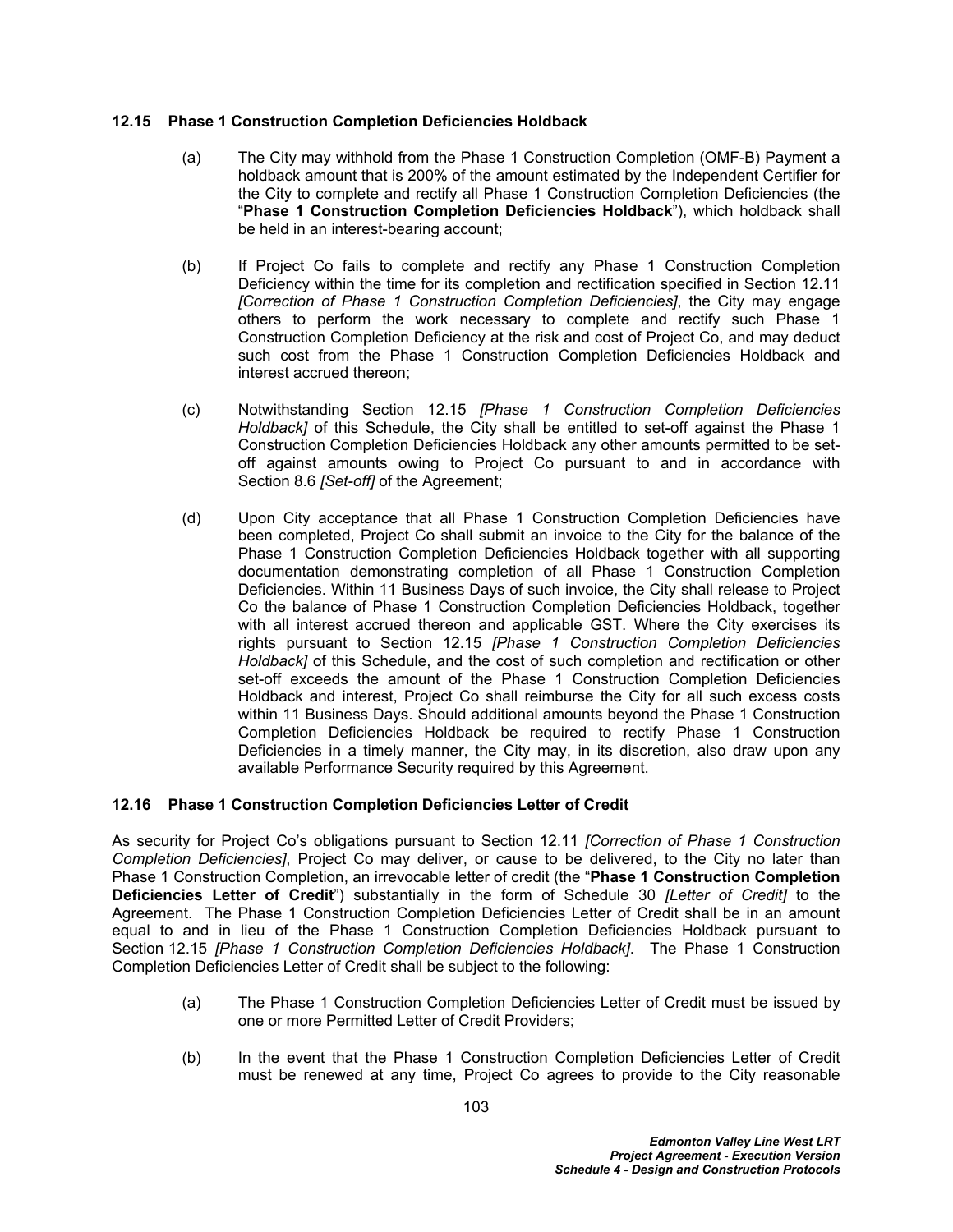### 12.15 Phase 1 Construction Completion Deficiencies Holdback

(a) The City may withhold from the Phase 1 Construction Completion (OMF-B) Payment a holdback amount that is 200% of the amount estimated by the Independent Certifier for the City to complete and rectify all Phase 1 Construction Completion Deficiencies (the "**Phase 1 Construction Completion Deficiencies Holdback**"), which holdback shall be held in an interest-bearing account;

(b) If Project Co fails to complete and rectify any Phase 1 Construction Completion Deficiency within the time for its completion and rectification specified in Section 12.11 *[Correction of Phase 1 Construction Completion Deficiencies]*, the City may engage others to perform the work necessary to complete and rectify such Phase 1 Construction Completion Deficiency at the risk and cost of Project Co, and may deduct such cost from the Phase 1 Construction Completion Deficiencies Holdback and interest accrued thereon;

(c) Notwithstanding Section 12.15 *[Phase 1 Construction Completion Deficiencies Holdback]* of this Schedule, the City shall be entitled to set-off against the Phase 1 Construction Completion Deficiencies Holdback any other amounts permitted to be set-off against amounts owing to Project Co pursuant to and in accordance with Section 8.6 *[Set-off]* of the Agreement;

(d) Upon City acceptance that all Phase 1 Construction Completion Deficiencies have been completed, Project Co shall submit an invoice to the City for the balance of the Phase 1 Construction Completion Deficiencies Holdback together with all supporting documentation demonstrating completion of all Phase 1 Construction Completion Deficiencies. Within 11 Business Days of such invoice, the City shall release to Project Co the balance of Phase 1 Construction Completion Deficiencies Holdback, together with all interest accrued thereon and applicable GST. Where the City exercises its rights pursuant to Section 12.15 *[Phase 1 Construction Completion Deficiencies Holdback]* of this Schedule, and the cost of such completion and rectification or other set-off exceeds the amount of the Phase 1 Construction Completion Deficiencies Holdback and interest, Project Co shall reimburse the City for all such excess costs within 11 Business Days. Should additional amounts beyond the Phase 1 Construction Completion Deficiencies Holdback be required to rectify Phase 1 Construction Deficiencies in a timely manner, the City may, in its discretion, also draw upon any available Performance Security required by this Agreement.

### 12.16 Phase 1 Construction Completion Deficiencies Letter of Credit

As security for Project Co's obligations pursuant to Section 12.11 *[Correction of Phase 1 Construction Completion Deficiencies]*, Project Co may deliver, or cause to be delivered, to the City no later than Phase 1 Construction Completion, an irrevocable letter of credit (the "**Phase 1 Construction Completion Deficiencies Letter of Credit**") substantially in the form of Schedule 30 *[Letter of Credit]* to the Agreement. The Phase 1 Construction Completion Deficiencies Letter of Credit shall be in an amount equal to and in lieu of the Phase 1 Construction Completion Deficiencies Holdback pursuant to Section 12.15 *[Phase 1 Construction Completion Deficiencies Holdback]*. The Phase 1 Construction Completion Deficiencies Letter of Credit shall be subject to the following:

(a) The Phase 1 Construction Completion Deficiencies Letter of Credit must be issued by one or more Permitted Letter of Credit Providers;

(b) In the event that the Phase 1 Construction Completion Deficiencies Letter of Credit must be renewed at any time, Project Co agrees to provide to the City reasonable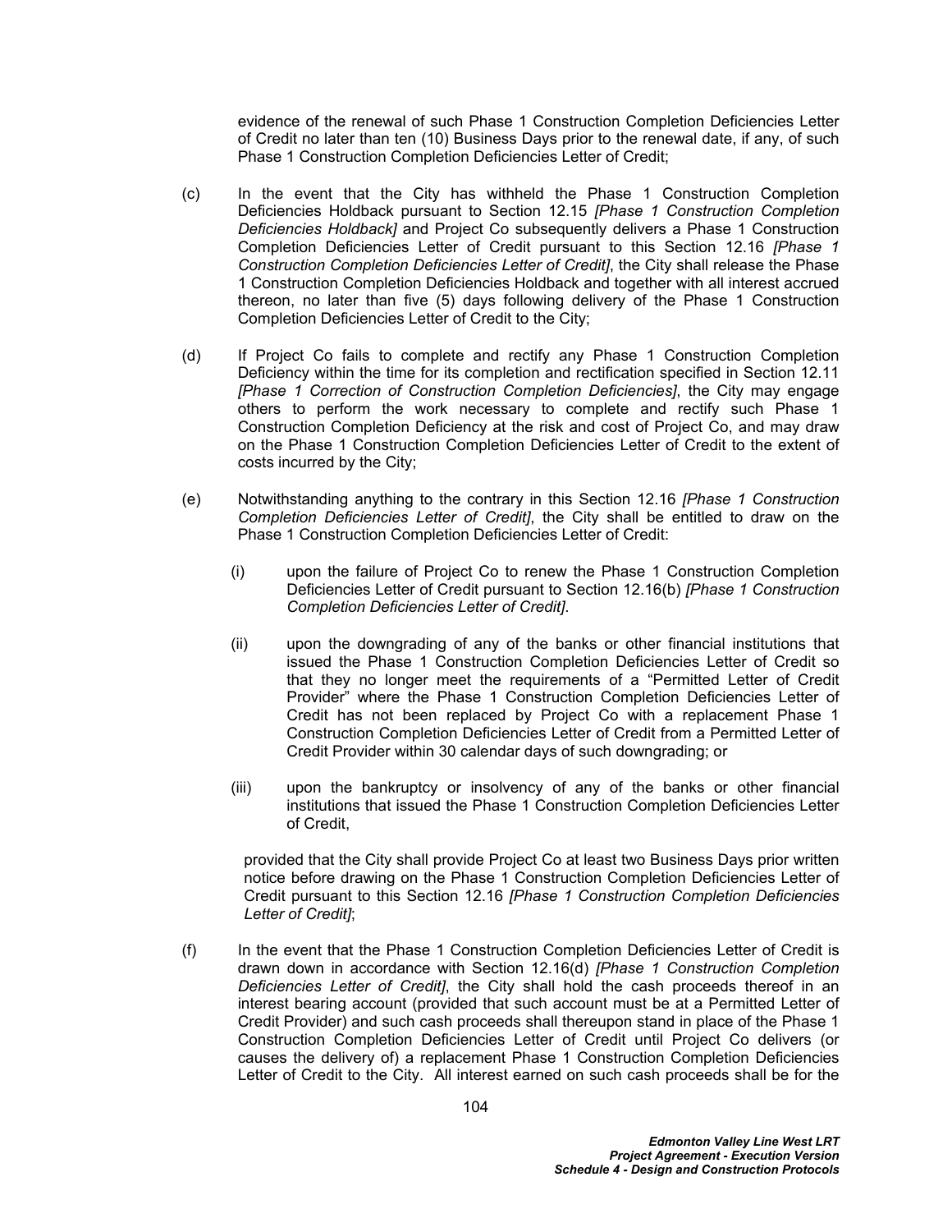evidence of the renewal of such Phase 1 Construction Completion Deficiencies Letter of Credit no later than ten (10) Business Days prior to the renewal date, if any, of such Phase 1 Construction Completion Deficiencies Letter of Credit;

(c) In the event that the City has withheld the Phase 1 Construction Completion Deficiencies Holdback pursuant to Section 12.15 *[Phase 1 Construction Completion Deficiencies Holdback]* and Project Co subsequently delivers a Phase 1 Construction Completion Deficiencies Letter of Credit pursuant to this Section 12.16 *[Phase 1 Construction Completion Deficiencies Letter of Credit]*, the City shall release the Phase 1 Construction Completion Deficiencies Holdback and together with all interest accrued thereon, no later than five (5) days following delivery of the Phase 1 Construction Completion Deficiencies Letter of Credit to the City;

(d) If Project Co fails to complete and rectify any Phase 1 Construction Completion Deficiency within the time for its completion and rectification specified in Section 12.11 *[Phase 1 Correction of Construction Completion Deficiencies]*, the City may engage others to perform the work necessary to complete and rectify such Phase 1 Construction Completion Deficiency at the risk and cost of Project Co, and may draw on the Phase 1 Construction Completion Deficiencies Letter of Credit to the extent of costs incurred by the City;

(e) Notwithstanding anything to the contrary in this Section 12.16 *[Phase 1 Construction Completion Deficiencies Letter of Credit]*, the City shall be entitled to draw on the Phase 1 Construction Completion Deficiencies Letter of Credit:

  (i) upon the failure of Project Co to renew the Phase 1 Construction Completion Deficiencies Letter of Credit pursuant to Section 12.16(b) *[Phase 1 Construction Completion Deficiencies Letter of Credit]*.

  (ii) upon the downgrading of any of the banks or other financial institutions that issued the Phase 1 Construction Completion Deficiencies Letter of Credit so that they no longer meet the requirements of a "Permitted Letter of Credit Provider" where the Phase 1 Construction Completion Deficiencies Letter of Credit has not been replaced by Project Co with a replacement Phase 1 Construction Completion Deficiencies Letter of Credit from a Permitted Letter of Credit Provider within 30 calendar days of such downgrading; or

  (iii) upon the bankruptcy or insolvency of any of the banks or other financial institutions that issued the Phase 1 Construction Completion Deficiencies Letter of Credit,

  provided that the City shall provide Project Co at least two Business Days prior written notice before drawing on the Phase 1 Construction Completion Deficiencies Letter of Credit pursuant to this Section 12.16 *[Phase 1 Construction Completion Deficiencies Letter of Credit]*;

(f) In the event that the Phase 1 Construction Completion Deficiencies Letter of Credit is drawn down in accordance with Section 12.16(d) *[Phase 1 Construction Completion Deficiencies Letter of Credit]*, the City shall hold the cash proceeds thereof in an interest bearing account (provided that such account must be at a Permitted Letter of Credit Provider) and such cash proceeds shall thereupon stand in place of the Phase 1 Construction Completion Deficiencies Letter of Credit until Project Co delivers (or causes the delivery of) a replacement Phase 1 Construction Completion Deficiencies Letter of Credit to the City. All interest earned on such cash proceeds shall be for the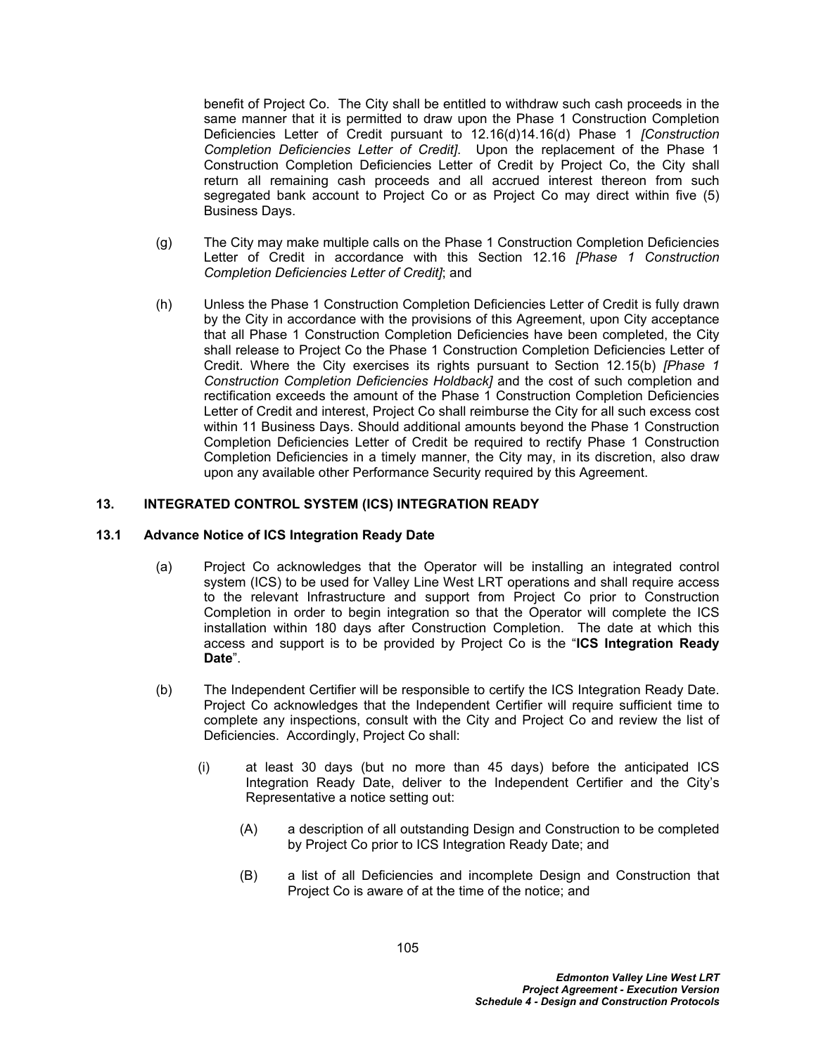benefit of Project Co. The City shall be entitled to withdraw such cash proceeds in the same manner that it is permitted to draw upon the Phase 1 Construction Completion Deficiencies Letter of Credit pursuant to 12.16(d)14.16(d) Phase 1 *[Construction Completion Deficiencies Letter of Credit]*. Upon the replacement of the Phase 1 Construction Completion Deficiencies Letter of Credit by Project Co, the City shall return all remaining cash proceeds and all accrued interest thereon from such segregated bank account to Project Co or as Project Co may direct within five (5) Business Days.

(g) The City may make multiple calls on the Phase 1 Construction Completion Deficiencies Letter of Credit in accordance with this Section 12.16 *[Phase 1 Construction Completion Deficiencies Letter of Credit]*; and

(h) Unless the Phase 1 Construction Completion Deficiencies Letter of Credit is fully drawn by the City in accordance with the provisions of this Agreement, upon City acceptance that all Phase 1 Construction Completion Deficiencies have been completed, the City shall release to Project Co the Phase 1 Construction Completion Deficiencies Letter of Credit. Where the City exercises its rights pursuant to Section 12.15(b) *[Phase 1 Construction Completion Deficiencies Holdback]* and the cost of such completion and rectification exceeds the amount of the Phase 1 Construction Completion Deficiencies Letter of Credit and interest, Project Co shall reimburse the City for all such excess cost within 11 Business Days. Should additional amounts beyond the Phase 1 Construction Completion Deficiencies Letter of Credit be required to rectify Phase 1 Construction Completion Deficiencies in a timely manner, the City may, in its discretion, also draw upon any available other Performance Security required by this Agreement.

## 13. INTEGRATED CONTROL SYSTEM (ICS) INTEGRATION READY

### 13.1 Advance Notice of ICS Integration Ready Date

(a) Project Co acknowledges that the Operator will be installing an integrated control system (ICS) to be used for Valley Line West LRT operations and shall require access to the relevant Infrastructure and support from Project Co prior to Construction Completion in order to begin integration so that the Operator will complete the ICS installation within 180 days after Construction Completion. The date at which this access and support is to be provided by Project Co is the "**ICS Integration Ready Date**".

(b) The Independent Certifier will be responsible to certify the ICS Integration Ready Date. Project Co acknowledges that the Independent Certifier will require sufficient time to complete any inspections, consult with the City and Project Co and review the list of Deficiencies. Accordingly, Project Co shall:

(i) at least 30 days (but no more than 45 days) before the anticipated ICS Integration Ready Date, deliver to the Independent Certifier and the City's Representative a notice setting out:

(A) a description of all outstanding Design and Construction to be completed by Project Co prior to ICS Integration Ready Date; and

(B) a list of all Deficiencies and incomplete Design and Construction that Project Co is aware of at the time of the notice; and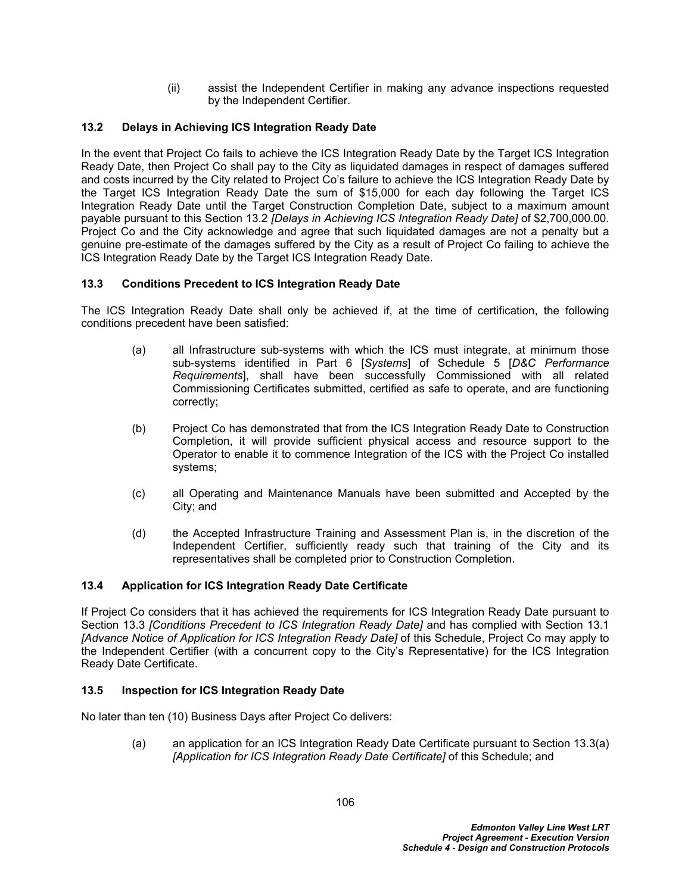(ii) assist the Independent Certifier in making any advance inspections requested by the Independent Certifier.

### 13.2 Delays in Achieving ICS Integration Ready Date

In the event that Project Co fails to achieve the ICS Integration Ready Date by the Target ICS Integration Ready Date, then Project Co shall pay to the City as liquidated damages in respect of damages suffered and costs incurred by the City related to Project Co's failure to achieve the ICS Integration Ready Date by the Target ICS Integration Ready Date the sum of $15,000 for each day following the Target ICS Integration Ready Date until the Target Construction Completion Date, subject to a maximum amount payable pursuant to this Section 13.2 *[Delays in Achieving ICS Integration Ready Date]* of $2,700,000.00. Project Co and the City acknowledge and agree that such liquidated damages are not a penalty but a genuine pre-estimate of the damages suffered by the City as a result of Project Co failing to achieve the ICS Integration Ready Date by the Target ICS Integration Ready Date.

### 13.3 Conditions Precedent to ICS Integration Ready Date

The ICS Integration Ready Date shall only be achieved if, at the time of certification, the following conditions precedent have been satisfied:

(a) all Infrastructure sub-systems with which the ICS must integrate, at minimum those sub-systems identified in Part 6 [*Systems*] of Schedule 5 [*D&C Performance Requirements*], shall have been successfully Commissioned with all related Commissioning Certificates submitted, certified as safe to operate, and are functioning correctly;

(b) Project Co has demonstrated that from the ICS Integration Ready Date to Construction Completion, it will provide sufficient physical access and resource support to the Operator to enable it to commence Integration of the ICS with the Project Co installed systems;

(c) all Operating and Maintenance Manuals have been submitted and Accepted by the City; and

(d) the Accepted Infrastructure Training and Assessment Plan is, in the discretion of the Independent Certifier, sufficiently ready such that training of the City and its representatives shall be completed prior to Construction Completion.

### 13.4 Application for ICS Integration Ready Date Certificate

If Project Co considers that it has achieved the requirements for ICS Integration Ready Date pursuant to Section 13.3 *[Conditions Precedent to ICS Integration Ready Date]* and has complied with Section 13.1 *[Advance Notice of Application for ICS Integration Ready Date]* of this Schedule, Project Co may apply to the Independent Certifier (with a concurrent copy to the City's Representative) for the ICS Integration Ready Date Certificate.

### 13.5 Inspection for ICS Integration Ready Date

No later than ten (10) Business Days after Project Co delivers:

(a) an application for an ICS Integration Ready Date Certificate pursuant to Section 13.3(a) *[Application for ICS Integration Ready Date Certificate]* of this Schedule; and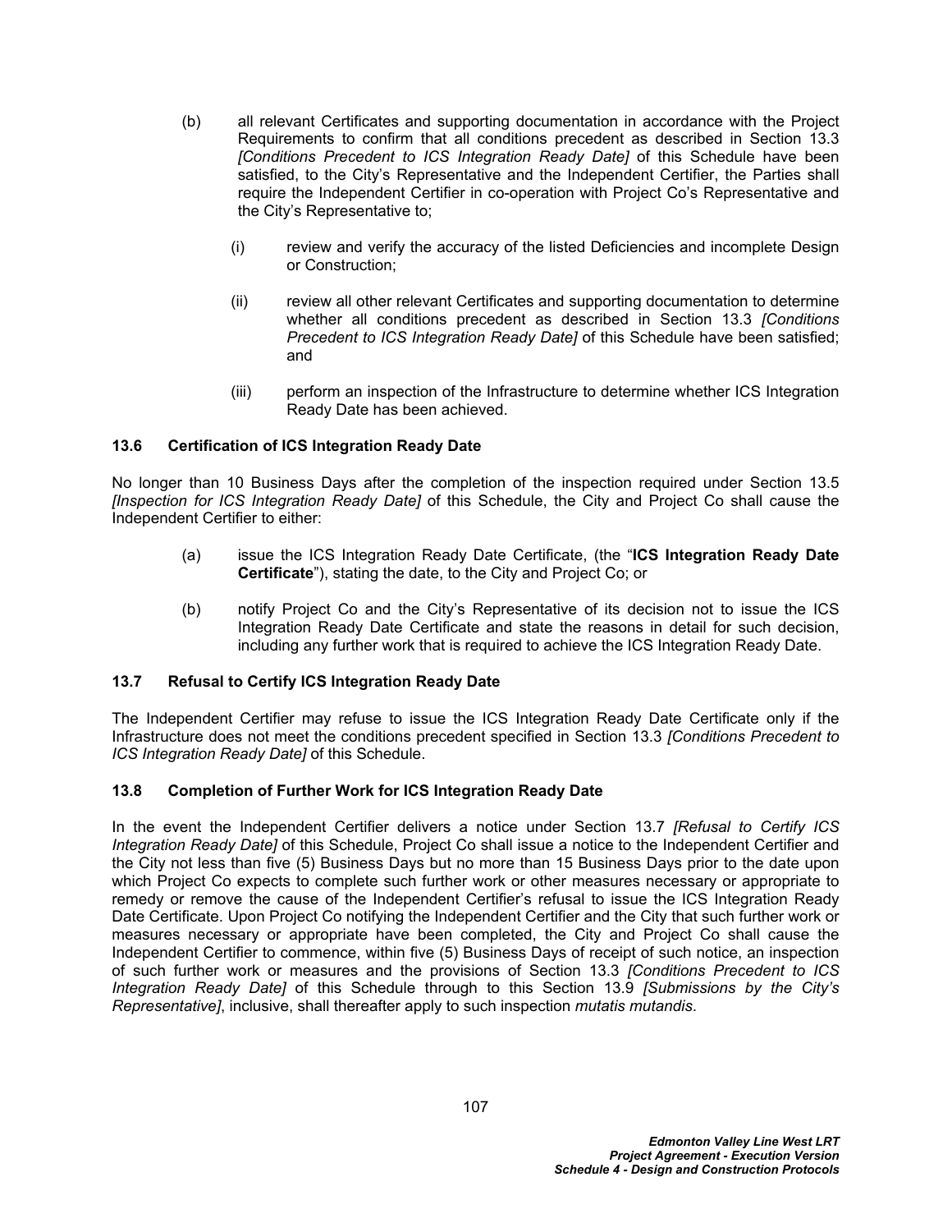(b) all relevant Certificates and supporting documentation in accordance with the Project Requirements to confirm that all conditions precedent as described in Section 13.3 *[Conditions Precedent to ICS Integration Ready Date]* of this Schedule have been satisfied, to the City's Representative and the Independent Certifier, the Parties shall require the Independent Certifier in co-operation with Project Co's Representative and the City's Representative to;

(i) review and verify the accuracy of the listed Deficiencies and incomplete Design or Construction;

(ii) review all other relevant Certificates and supporting documentation to determine whether all conditions precedent as described in Section 13.3 *[Conditions Precedent to ICS Integration Ready Date]* of this Schedule have been satisfied; and

(iii) perform an inspection of the Infrastructure to determine whether ICS Integration Ready Date has been achieved.

### 13.6 Certification of ICS Integration Ready Date

No longer than 10 Business Days after the completion of the inspection required under Section 13.5 *[Inspection for ICS Integration Ready Date]* of this Schedule, the City and Project Co shall cause the Independent Certifier to either:

(a) issue the ICS Integration Ready Date Certificate, (the "**ICS Integration Ready Date Certificate**"), stating the date, to the City and Project Co; or

(b) notify Project Co and the City's Representative of its decision not to issue the ICS Integration Ready Date Certificate and state the reasons in detail for such decision, including any further work that is required to achieve the ICS Integration Ready Date.

### 13.7 Refusal to Certify ICS Integration Ready Date

The Independent Certifier may refuse to issue the ICS Integration Ready Date Certificate only if the Infrastructure does not meet the conditions precedent specified in Section 13.3 *[Conditions Precedent to ICS Integration Ready Date]* of this Schedule.

### 13.8 Completion of Further Work for ICS Integration Ready Date

In the event the Independent Certifier delivers a notice under Section 13.7 *[Refusal to Certify ICS Integration Ready Date]* of this Schedule, Project Co shall issue a notice to the Independent Certifier and the City not less than five (5) Business Days but no more than 15 Business Days prior to the date upon which Project Co expects to complete such further work or other measures necessary or appropriate to remedy or remove the cause of the Independent Certifier's refusal to issue the ICS Integration Ready Date Certificate. Upon Project Co notifying the Independent Certifier and the City that such further work or measures necessary or appropriate have been completed, the City and Project Co shall cause the Independent Certifier to commence, within five (5) Business Days of receipt of such notice, an inspection of such further work or measures and the provisions of Section 13.3 *[Conditions Precedent to ICS Integration Ready Date]* of this Schedule through to this Section 13.9 *[Submissions by the City's Representative]*, inclusive, shall thereafter apply to such inspection *mutatis mutandis*.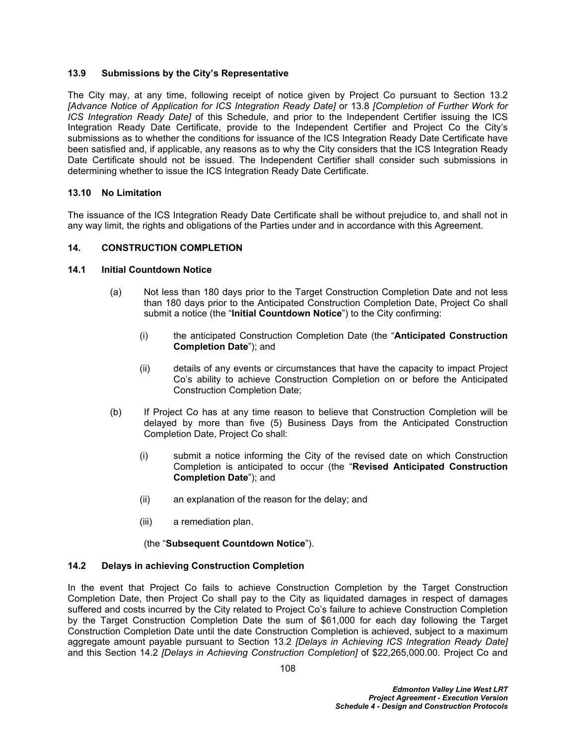### 13.9 Submissions by the City's Representative

The City may, at any time, following receipt of notice given by Project Co pursuant to Section 13.2 *[Advance Notice of Application for ICS Integration Ready Date]* or 13.8 *[Completion of Further Work for ICS Integration Ready Date]* of this Schedule, and prior to the Independent Certifier issuing the ICS Integration Ready Date Certificate, provide to the Independent Certifier and Project Co the City's submissions as to whether the conditions for issuance of the ICS Integration Ready Date Certificate have been satisfied and, if applicable, any reasons as to why the City considers that the ICS Integration Ready Date Certificate should not be issued. The Independent Certifier shall consider such submissions in determining whether to issue the ICS Integration Ready Date Certificate.

### 13.10 No Limitation

The issuance of the ICS Integration Ready Date Certificate shall be without prejudice to, and shall not in any way limit, the rights and obligations of the Parties under and in accordance with this Agreement.

## 14. CONSTRUCTION COMPLETION

### 14.1 Initial Countdown Notice

(a) Not less than 180 days prior to the Target Construction Completion Date and not less than 180 days prior to the Anticipated Construction Completion Date, Project Co shall submit a notice (the "**Initial Countdown Notice**") to the City confirming:

(i) the anticipated Construction Completion Date (the "**Anticipated Construction Completion Date**"); and

(ii) details of any events or circumstances that have the capacity to impact Project Co's ability to achieve Construction Completion on or before the Anticipated Construction Completion Date;

(b) If Project Co has at any time reason to believe that Construction Completion will be delayed by more than five (5) Business Days from the Anticipated Construction Completion Date, Project Co shall:

(i) submit a notice informing the City of the revised date on which Construction Completion is anticipated to occur (the "**Revised Anticipated Construction Completion Date**"); and

(ii) an explanation of the reason for the delay; and

(iii) a remediation plan.

(the "**Subsequent Countdown Notice**").

### 14.2 Delays in achieving Construction Completion

In the event that Project Co fails to achieve Construction Completion by the Target Construction Completion Date, then Project Co shall pay to the City as liquidated damages in respect of damages suffered and costs incurred by the City related to Project Co's failure to achieve Construction Completion by the Target Construction Completion Date the sum of $61,000 for each day following the Target Construction Completion Date until the date Construction Completion is achieved, subject to a maximum aggregate amount payable pursuant to Section 13.2 *[Delays in Achieving ICS Integration Ready Date]* and this Section 14.2 *[Delays in Achieving Construction Completion]* of $22,265,000.00. Project Co and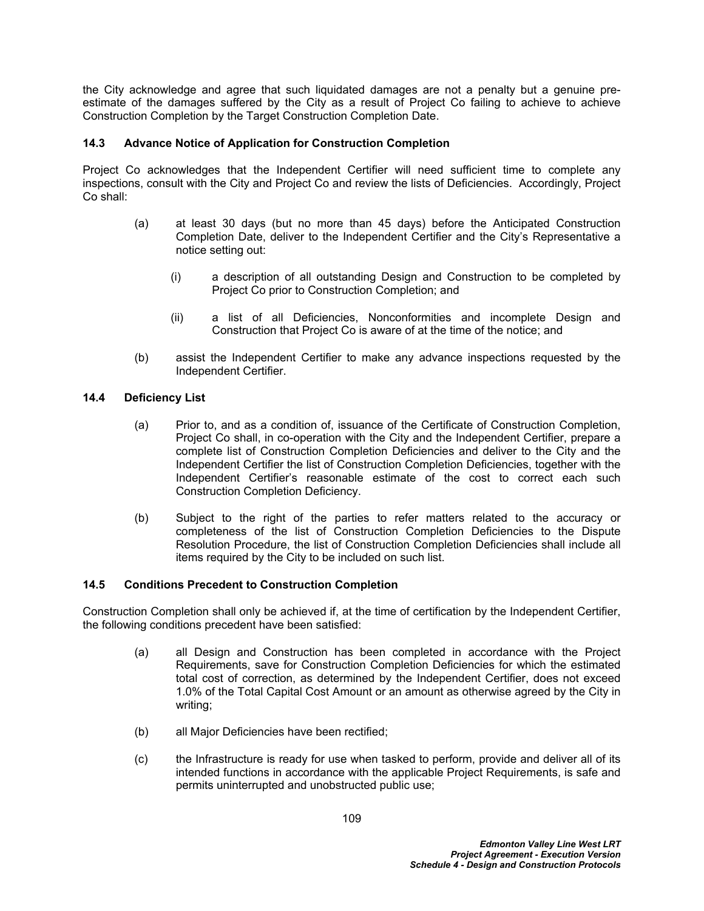the City acknowledge and agree that such liquidated damages are not a penalty but a genuine pre-estimate of the damages suffered by the City as a result of Project Co failing to achieve to achieve Construction Completion by the Target Construction Completion Date.

### 14.3 Advance Notice of Application for Construction Completion

Project Co acknowledges that the Independent Certifier will need sufficient time to complete any inspections, consult with the City and Project Co and review the lists of Deficiencies. Accordingly, Project Co shall:

(a) at least 30 days (but no more than 45 days) before the Anticipated Construction Completion Date, deliver to the Independent Certifier and the City's Representative a notice setting out:

(i) a description of all outstanding Design and Construction to be completed by Project Co prior to Construction Completion; and

(ii) a list of all Deficiencies, Nonconformities and incomplete Design and Construction that Project Co is aware of at the time of the notice; and

(b) assist the Independent Certifier to make any advance inspections requested by the Independent Certifier.

### 14.4 Deficiency List

(a) Prior to, and as a condition of, issuance of the Certificate of Construction Completion, Project Co shall, in co-operation with the City and the Independent Certifier, prepare a complete list of Construction Completion Deficiencies and deliver to the City and the Independent Certifier the list of Construction Completion Deficiencies, together with the Independent Certifier's reasonable estimate of the cost to correct each such Construction Completion Deficiency.

(b) Subject to the right of the parties to refer matters related to the accuracy or completeness of the list of Construction Completion Deficiencies to the Dispute Resolution Procedure, the list of Construction Completion Deficiencies shall include all items required by the City to be included on such list.

### 14.5 Conditions Precedent to Construction Completion

Construction Completion shall only be achieved if, at the time of certification by the Independent Certifier, the following conditions precedent have been satisfied:

(a) all Design and Construction has been completed in accordance with the Project Requirements, save for Construction Completion Deficiencies for which the estimated total cost of correction, as determined by the Independent Certifier, does not exceed 1.0% of the Total Capital Cost Amount or an amount as otherwise agreed by the City in writing;

(b) all Major Deficiencies have been rectified;

(c) the Infrastructure is ready for use when tasked to perform, provide and deliver all of its intended functions in accordance with the applicable Project Requirements, is safe and permits uninterrupted and unobstructed public use;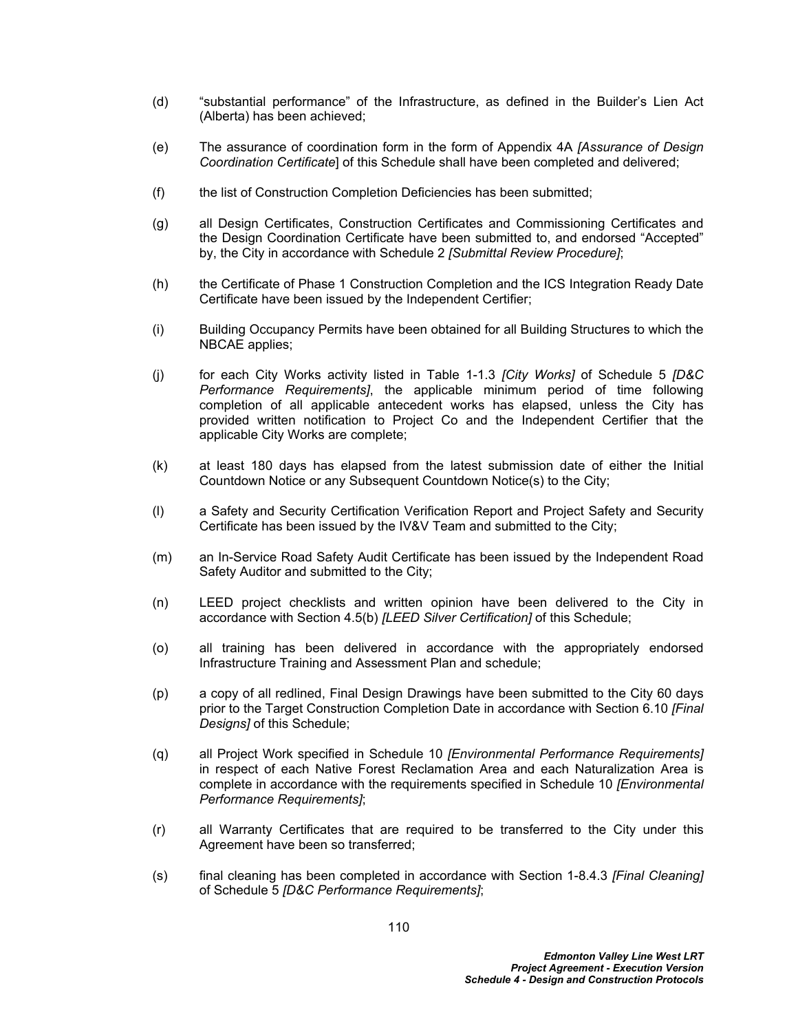(d) "substantial performance" of the Infrastructure, as defined in the Builder's Lien Act (Alberta) has been achieved;

(e) The assurance of coordination form in the form of Appendix 4A *[Assurance of Design Coordination Certificate*] of this Schedule shall have been completed and delivered;

(f) the list of Construction Completion Deficiencies has been submitted;

(g) all Design Certificates, Construction Certificates and Commissioning Certificates and the Design Coordination Certificate have been submitted to, and endorsed "Accepted" by, the City in accordance with Schedule 2 *[Submittal Review Procedure]*;

(h) the Certificate of Phase 1 Construction Completion and the ICS Integration Ready Date Certificate have been issued by the Independent Certifier;

(i) Building Occupancy Permits have been obtained for all Building Structures to which the NBCAE applies;

(j) for each City Works activity listed in Table 1-1.3 *[City Works]* of Schedule 5 *[D&C Performance Requirements]*, the applicable minimum period of time following completion of all applicable antecedent works has elapsed, unless the City has provided written notification to Project Co and the Independent Certifier that the applicable City Works are complete;

(k) at least 180 days has elapsed from the latest submission date of either the Initial Countdown Notice or any Subsequent Countdown Notice(s) to the City;

(l) a Safety and Security Certification Verification Report and Project Safety and Security Certificate has been issued by the IV&V Team and submitted to the City;

(m) an In-Service Road Safety Audit Certificate has been issued by the Independent Road Safety Auditor and submitted to the City;

(n) LEED project checklists and written opinion have been delivered to the City in accordance with Section 4.5(b) *[LEED Silver Certification]* of this Schedule;

(o) all training has been delivered in accordance with the appropriately endorsed Infrastructure Training and Assessment Plan and schedule;

(p) a copy of all redlined, Final Design Drawings have been submitted to the City 60 days prior to the Target Construction Completion Date in accordance with Section 6.10 *[Final Designs]* of this Schedule;

(q) all Project Work specified in Schedule 10 *[Environmental Performance Requirements]* in respect of each Native Forest Reclamation Area and each Naturalization Area is complete in accordance with the requirements specified in Schedule 10 *[Environmental Performance Requirements]*;

(r) all Warranty Certificates that are required to be transferred to the City under this Agreement have been so transferred;

(s) final cleaning has been completed in accordance with Section 1-8.4.3 *[Final Cleaning]* of Schedule 5 *[D&C Performance Requirements]*;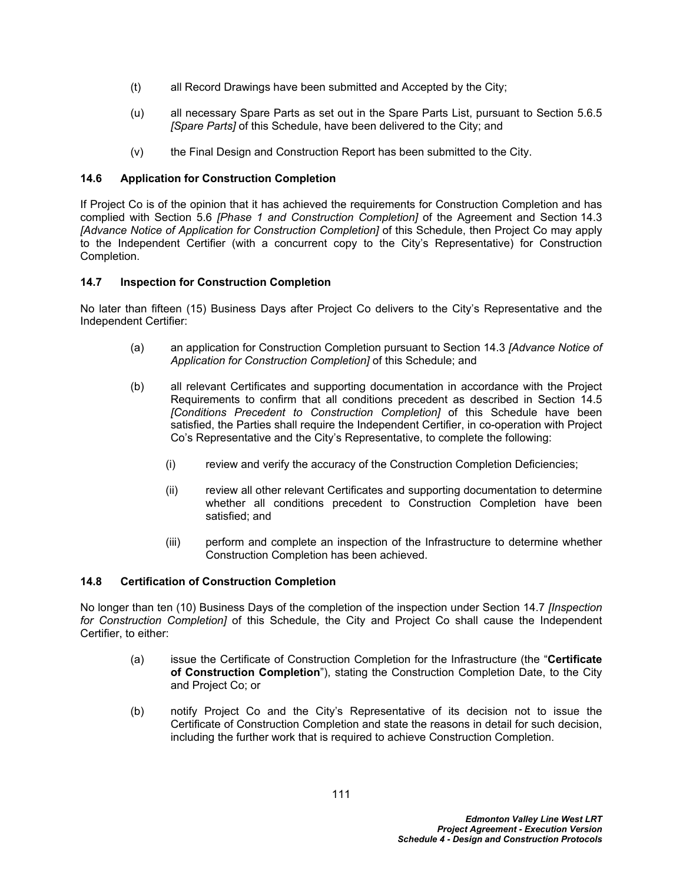(t) all Record Drawings have been submitted and Accepted by the City;

(u) all necessary Spare Parts as set out in the Spare Parts List, pursuant to Section 5.6.5 *[Spare Parts]* of this Schedule, have been delivered to the City; and

(v) the Final Design and Construction Report has been submitted to the City.

### 14.6 Application for Construction Completion

If Project Co is of the opinion that it has achieved the requirements for Construction Completion and has complied with Section 5.6 *[Phase 1 and Construction Completion]* of the Agreement and Section 14.3 *[Advance Notice of Application for Construction Completion]* of this Schedule, then Project Co may apply to the Independent Certifier (with a concurrent copy to the City's Representative) for Construction Completion.

### 14.7 Inspection for Construction Completion

No later than fifteen (15) Business Days after Project Co delivers to the City's Representative and the Independent Certifier:

(a) an application for Construction Completion pursuant to Section 14.3 *[Advance Notice of Application for Construction Completion]* of this Schedule; and

(b) all relevant Certificates and supporting documentation in accordance with the Project Requirements to confirm that all conditions precedent as described in Section 14.5 *[Conditions Precedent to Construction Completion]* of this Schedule have been satisfied, the Parties shall require the Independent Certifier, in co-operation with Project Co's Representative and the City's Representative, to complete the following:

   (i) review and verify the accuracy of the Construction Completion Deficiencies;

   (ii) review all other relevant Certificates and supporting documentation to determine whether all conditions precedent to Construction Completion have been satisfied; and

   (iii) perform and complete an inspection of the Infrastructure to determine whether Construction Completion has been achieved.

### 14.8 Certification of Construction Completion

No longer than ten (10) Business Days of the completion of the inspection under Section 14.7 *[Inspection for Construction Completion]* of this Schedule, the City and Project Co shall cause the Independent Certifier, to either:

(a) issue the Certificate of Construction Completion for the Infrastructure (the "**Certificate of Construction Completion**"), stating the Construction Completion Date, to the City and Project Co; or

(b) notify Project Co and the City's Representative of its decision not to issue the Certificate of Construction Completion and state the reasons in detail for such decision, including the further work that is required to achieve Construction Completion.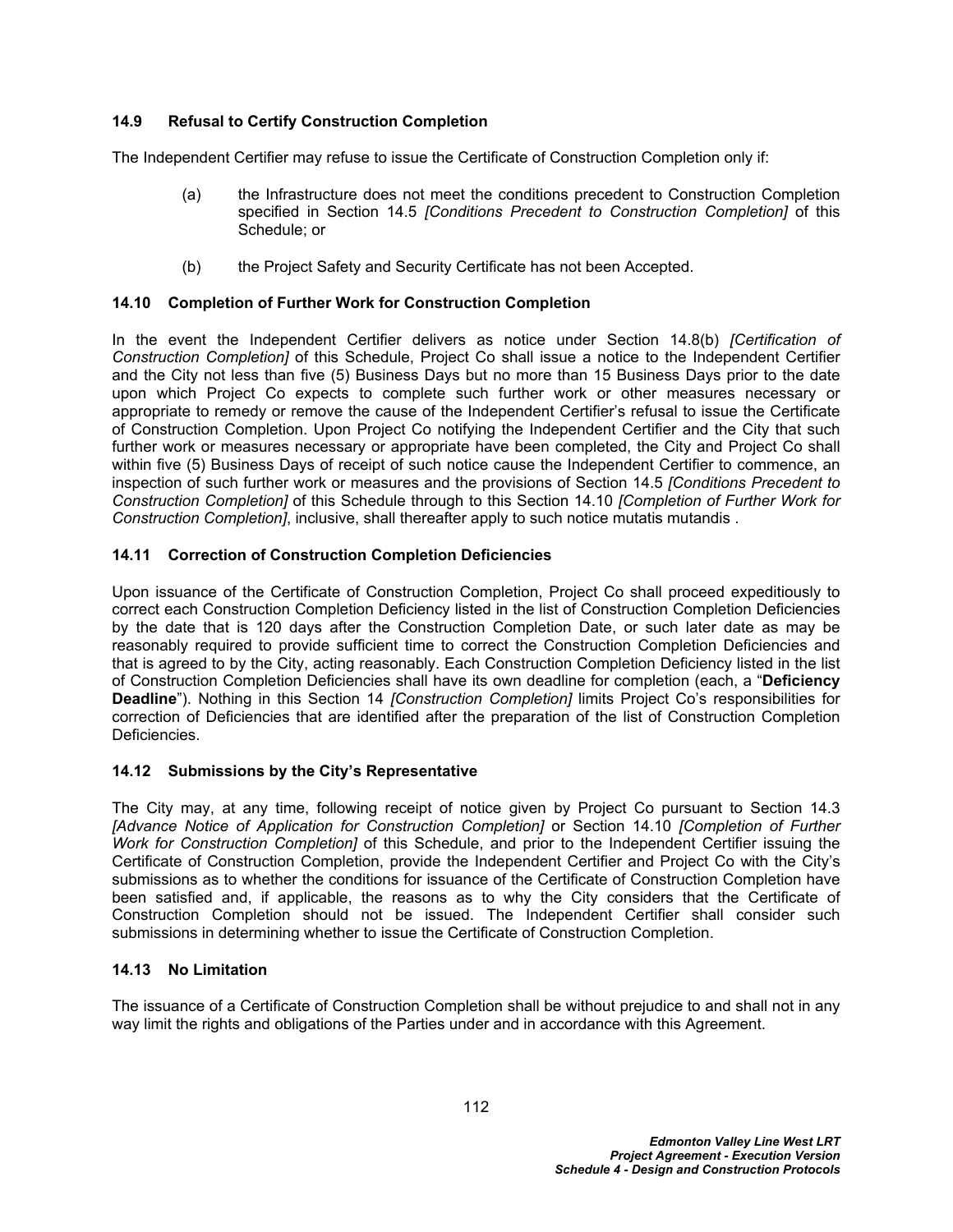### 14.9 Refusal to Certify Construction Completion

The Independent Certifier may refuse to issue the Certificate of Construction Completion only if:

(a) the Infrastructure does not meet the conditions precedent to Construction Completion specified in Section 14.5 *[Conditions Precedent to Construction Completion]* of this Schedule; or

(b) the Project Safety and Security Certificate has not been Accepted.

### 14.10 Completion of Further Work for Construction Completion

In the event the Independent Certifier delivers as notice under Section 14.8(b) *[Certification of Construction Completion]* of this Schedule, Project Co shall issue a notice to the Independent Certifier and the City not less than five (5) Business Days but no more than 15 Business Days prior to the date upon which Project Co expects to complete such further work or other measures necessary or appropriate to remedy or remove the cause of the Independent Certifier's refusal to issue the Certificate of Construction Completion. Upon Project Co notifying the Independent Certifier and the City that such further work or measures necessary or appropriate have been completed, the City and Project Co shall within five (5) Business Days of receipt of such notice cause the Independent Certifier to commence, an inspection of such further work or measures and the provisions of Section 14.5 *[Conditions Precedent to Construction Completion]* of this Schedule through to this Section 14.10 *[Completion of Further Work for Construction Completion]*, inclusive, shall thereafter apply to such notice mutatis mutandis .

### 14.11 Correction of Construction Completion Deficiencies

Upon issuance of the Certificate of Construction Completion, Project Co shall proceed expeditiously to correct each Construction Completion Deficiency listed in the list of Construction Completion Deficiencies by the date that is 120 days after the Construction Completion Date, or such later date as may be reasonably required to provide sufficient time to correct the Construction Completion Deficiencies and that is agreed to by the City, acting reasonably. Each Construction Completion Deficiency listed in the list of Construction Completion Deficiencies shall have its own deadline for completion (each, a "**Deficiency Deadline**"). Nothing in this Section 14 *[Construction Completion]* limits Project Co's responsibilities for correction of Deficiencies that are identified after the preparation of the list of Construction Completion Deficiencies.

### 14.12 Submissions by the City's Representative

The City may, at any time, following receipt of notice given by Project Co pursuant to Section 14.3 *[Advance Notice of Application for Construction Completion]* or Section 14.10 *[Completion of Further Work for Construction Completion]* of this Schedule, and prior to the Independent Certifier issuing the Certificate of Construction Completion, provide the Independent Certifier and Project Co with the City's submissions as to whether the conditions for issuance of the Certificate of Construction Completion have been satisfied and, if applicable, the reasons as to why the City considers that the Certificate of Construction Completion should not be issued. The Independent Certifier shall consider such submissions in determining whether to issue the Certificate of Construction Completion.

### 14.13 No Limitation

The issuance of a Certificate of Construction Completion shall be without prejudice to and shall not in any way limit the rights and obligations of the Parties under and in accordance with this Agreement.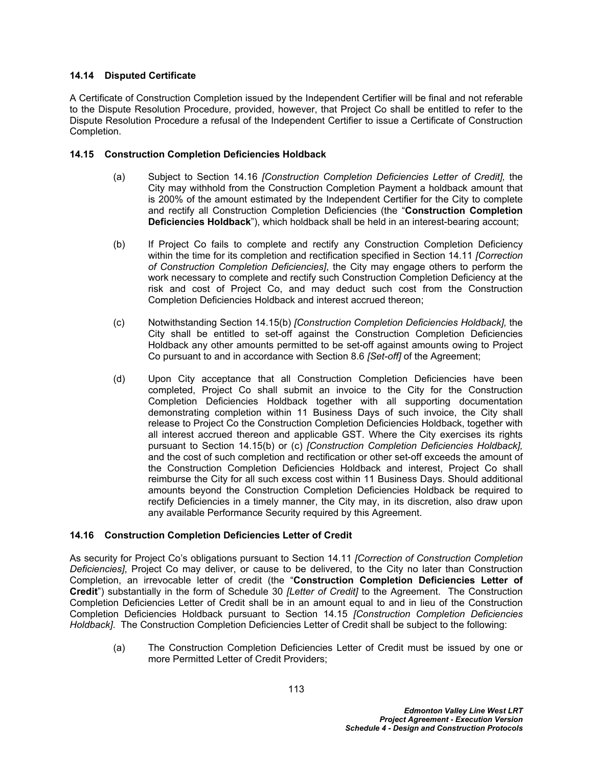### 14.14 Disputed Certificate

A Certificate of Construction Completion issued by the Independent Certifier will be final and not referable to the Dispute Resolution Procedure, provided, however, that Project Co shall be entitled to refer to the Dispute Resolution Procedure a refusal of the Independent Certifier to issue a Certificate of Construction Completion.

### 14.15 Construction Completion Deficiencies Holdback

(a) Subject to Section 14.16 *[Construction Completion Deficiencies Letter of Credit],* the City may withhold from the Construction Completion Payment a holdback amount that is 200% of the amount estimated by the Independent Certifier for the City to complete and rectify all Construction Completion Deficiencies (the "**Construction Completion Deficiencies Holdback**"), which holdback shall be held in an interest-bearing account;

(b) If Project Co fails to complete and rectify any Construction Completion Deficiency within the time for its completion and rectification specified in Section 14.11 *[Correction of Construction Completion Deficiencies]*, the City may engage others to perform the work necessary to complete and rectify such Construction Completion Deficiency at the risk and cost of Project Co, and may deduct such cost from the Construction Completion Deficiencies Holdback and interest accrued thereon;

(c) Notwithstanding Section 14.15(b) *[Construction Completion Deficiencies Holdback],* the City shall be entitled to set-off against the Construction Completion Deficiencies Holdback any other amounts permitted to be set-off against amounts owing to Project Co pursuant to and in accordance with Section 8.6 *[Set-off]* of the Agreement;

(d) Upon City acceptance that all Construction Completion Deficiencies have been completed, Project Co shall submit an invoice to the City for the Construction Completion Deficiencies Holdback together with all supporting documentation demonstrating completion within 11 Business Days of such invoice, the City shall release to Project Co the Construction Completion Deficiencies Holdback, together with all interest accrued thereon and applicable GST. Where the City exercises its rights pursuant to Section 14.15(b) or (c) *[Construction Completion Deficiencies Holdback],* and the cost of such completion and rectification or other set-off exceeds the amount of the Construction Completion Deficiencies Holdback and interest, Project Co shall reimburse the City for all such excess cost within 11 Business Days. Should additional amounts beyond the Construction Completion Deficiencies Holdback be required to rectify Deficiencies in a timely manner, the City may, in its discretion, also draw upon any available Performance Security required by this Agreement.

### 14.16 Construction Completion Deficiencies Letter of Credit

As security for Project Co's obligations pursuant to Section 14.11 *[Correction of Construction Completion Deficiencies]*, Project Co may deliver, or cause to be delivered, to the City no later than Construction Completion, an irrevocable letter of credit (the "**Construction Completion Deficiencies Letter of Credit**") substantially in the form of Schedule 30 *[Letter of Credit]* to the Agreement. The Construction Completion Deficiencies Letter of Credit shall be in an amount equal to and in lieu of the Construction Completion Deficiencies Holdback pursuant to Section 14.15 *[Construction Completion Deficiencies Holdback]*. The Construction Completion Deficiencies Letter of Credit shall be subject to the following:

(a) The Construction Completion Deficiencies Letter of Credit must be issued by one or more Permitted Letter of Credit Providers;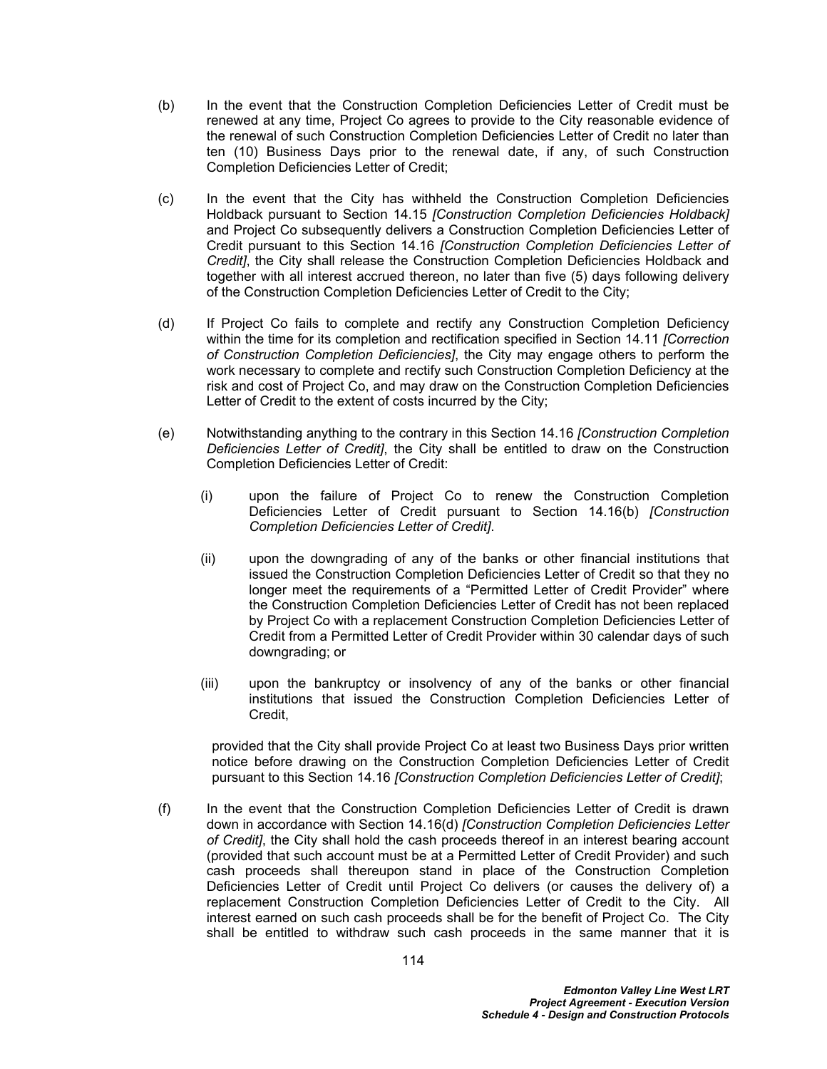(b) In the event that the Construction Completion Deficiencies Letter of Credit must be renewed at any time, Project Co agrees to provide to the City reasonable evidence of the renewal of such Construction Completion Deficiencies Letter of Credit no later than ten (10) Business Days prior to the renewal date, if any, of such Construction Completion Deficiencies Letter of Credit;

(c) In the event that the City has withheld the Construction Completion Deficiencies Holdback pursuant to Section 14.15 *[Construction Completion Deficiencies Holdback]* and Project Co subsequently delivers a Construction Completion Deficiencies Letter of Credit pursuant to this Section 14.16 *[Construction Completion Deficiencies Letter of Credit]*, the City shall release the Construction Completion Deficiencies Holdback and together with all interest accrued thereon, no later than five (5) days following delivery of the Construction Completion Deficiencies Letter of Credit to the City;

(d) If Project Co fails to complete and rectify any Construction Completion Deficiency within the time for its completion and rectification specified in Section 14.11 *[Correction of Construction Completion Deficiencies]*, the City may engage others to perform the work necessary to complete and rectify such Construction Completion Deficiency at the risk and cost of Project Co, and may draw on the Construction Completion Deficiencies Letter of Credit to the extent of costs incurred by the City;

(e) Notwithstanding anything to the contrary in this Section 14.16 *[Construction Completion Deficiencies Letter of Credit]*, the City shall be entitled to draw on the Construction Completion Deficiencies Letter of Credit:

   (i) upon the failure of Project Co to renew the Construction Completion Deficiencies Letter of Credit pursuant to Section 14.16(b) *[Construction Completion Deficiencies Letter of Credit]*.

   (ii) upon the downgrading of any of the banks or other financial institutions that issued the Construction Completion Deficiencies Letter of Credit so that they no longer meet the requirements of a "Permitted Letter of Credit Provider" where the Construction Completion Deficiencies Letter of Credit has not been replaced by Project Co with a replacement Construction Completion Deficiencies Letter of Credit from a Permitted Letter of Credit Provider within 30 calendar days of such downgrading; or

   (iii) upon the bankruptcy or insolvency of any of the banks or other financial institutions that issued the Construction Completion Deficiencies Letter of Credit,

   provided that the City shall provide Project Co at least two Business Days prior written notice before drawing on the Construction Completion Deficiencies Letter of Credit pursuant to this Section 14.16 *[Construction Completion Deficiencies Letter of Credit]*;

(f) In the event that the Construction Completion Deficiencies Letter of Credit is drawn down in accordance with Section 14.16(d) *[Construction Completion Deficiencies Letter of Credit]*, the City shall hold the cash proceeds thereof in an interest bearing account (provided that such account must be at a Permitted Letter of Credit Provider) and such cash proceeds shall thereupon stand in place of the Construction Completion Deficiencies Letter of Credit until Project Co delivers (or causes the delivery of) a replacement Construction Completion Deficiencies Letter of Credit to the City. All interest earned on such cash proceeds shall be for the benefit of Project Co. The City shall be entitled to withdraw such cash proceeds in the same manner that it is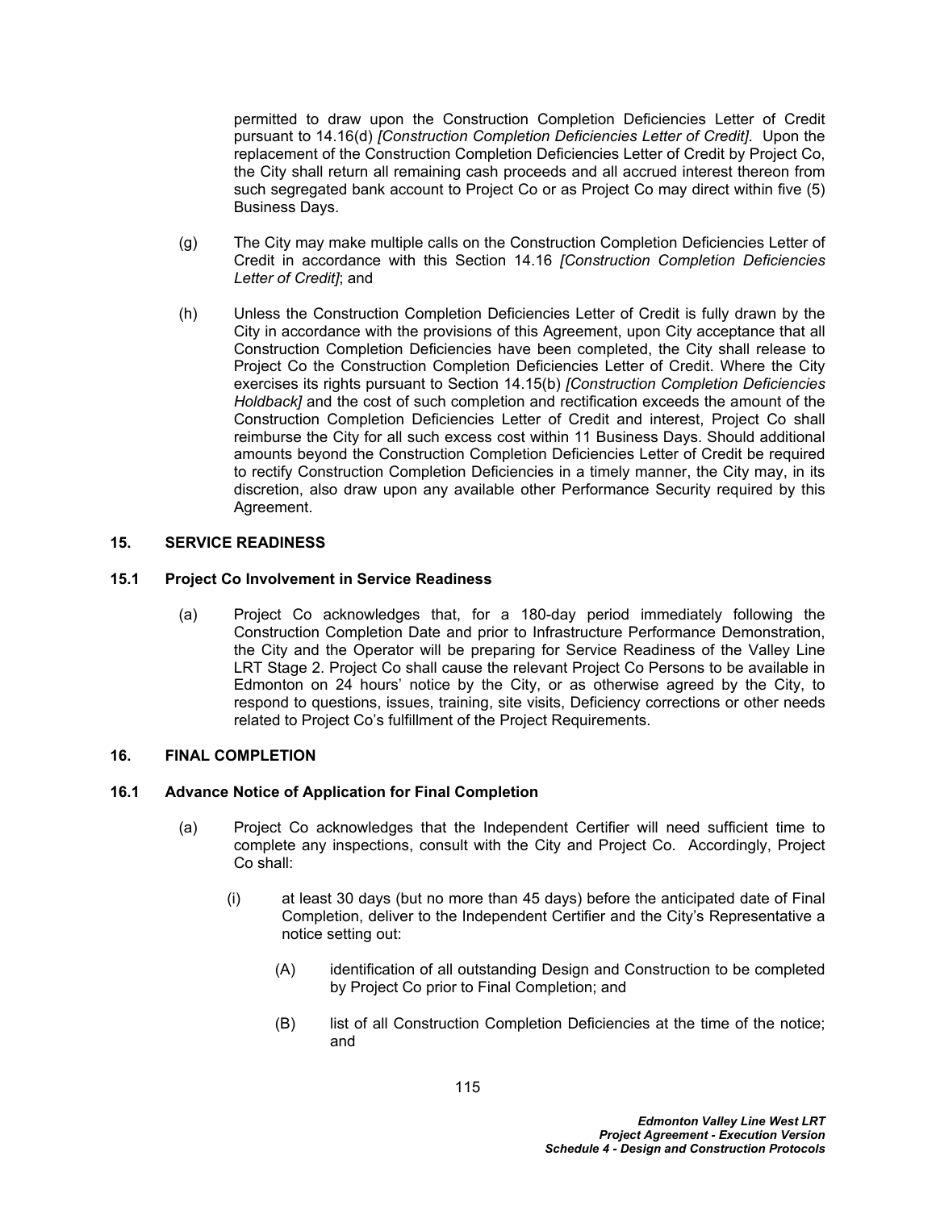permitted to draw upon the Construction Completion Deficiencies Letter of Credit pursuant to 14.16(d) *[Construction Completion Deficiencies Letter of Credit]*. Upon the replacement of the Construction Completion Deficiencies Letter of Credit by Project Co, the City shall return all remaining cash proceeds and all accrued interest thereon from such segregated bank account to Project Co or as Project Co may direct within five (5) Business Days.

(g) The City may make multiple calls on the Construction Completion Deficiencies Letter of Credit in accordance with this Section 14.16 *[Construction Completion Deficiencies Letter of Credit]*; and

(h) Unless the Construction Completion Deficiencies Letter of Credit is fully drawn by the City in accordance with the provisions of this Agreement, upon City acceptance that all Construction Completion Deficiencies have been completed, the City shall release to Project Co the Construction Completion Deficiencies Letter of Credit. Where the City exercises its rights pursuant to Section 14.15(b) *[Construction Completion Deficiencies Holdback]* and the cost of such completion and rectification exceeds the amount of the Construction Completion Deficiencies Letter of Credit and interest, Project Co shall reimburse the City for all such excess cost within 11 Business Days. Should additional amounts beyond the Construction Completion Deficiencies Letter of Credit be required to rectify Construction Completion Deficiencies in a timely manner, the City may, in its discretion, also draw upon any available other Performance Security required by this Agreement.

## 15. SERVICE READINESS

### 15.1 Project Co Involvement in Service Readiness

(a) Project Co acknowledges that, for a 180-day period immediately following the Construction Completion Date and prior to Infrastructure Performance Demonstration, the City and the Operator will be preparing for Service Readiness of the Valley Line LRT Stage 2. Project Co shall cause the relevant Project Co Persons to be available in Edmonton on 24 hours' notice by the City, or as otherwise agreed by the City, to respond to questions, issues, training, site visits, Deficiency corrections or other needs related to Project Co's fulfillment of the Project Requirements.

## 16. FINAL COMPLETION

### 16.1 Advance Notice of Application for Final Completion

(a) Project Co acknowledges that the Independent Certifier will need sufficient time to complete any inspections, consult with the City and Project Co. Accordingly, Project Co shall:

(i) at least 30 days (but no more than 45 days) before the anticipated date of Final Completion, deliver to the Independent Certifier and the City's Representative a notice setting out:

(A) identification of all outstanding Design and Construction to be completed by Project Co prior to Final Completion; and

(B) list of all Construction Completion Deficiencies at the time of the notice; and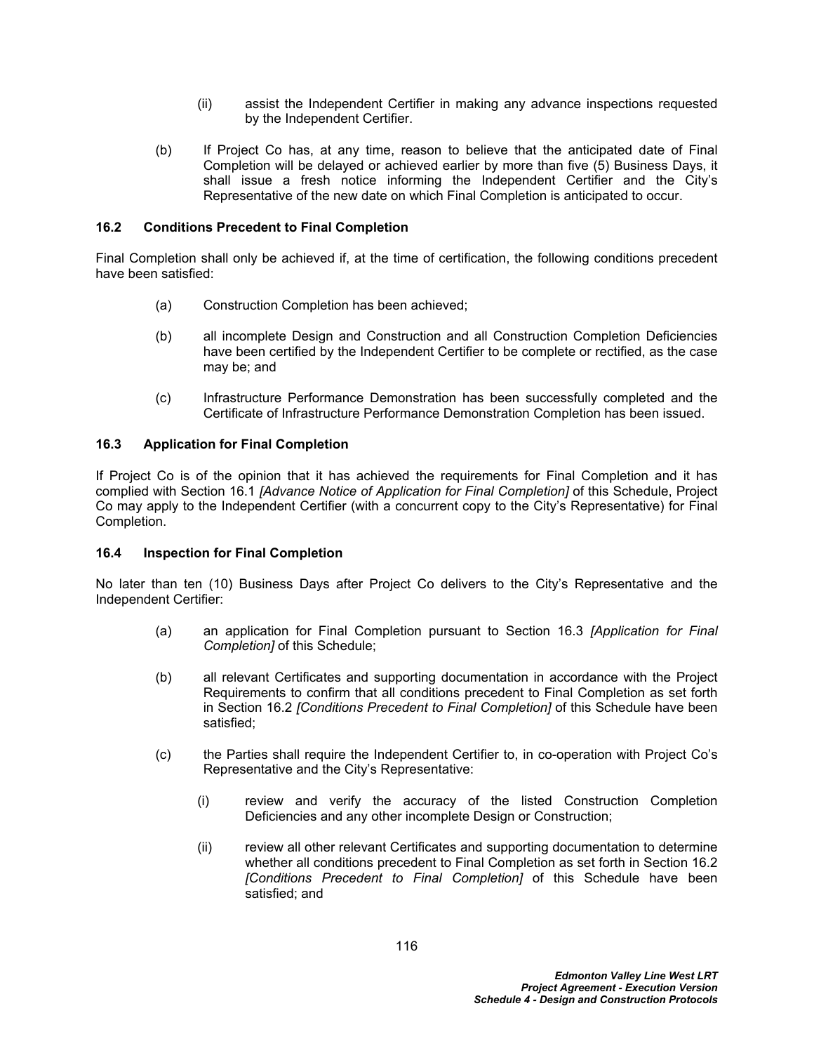(ii) assist the Independent Certifier in making any advance inspections requested by the Independent Certifier.

(b) If Project Co has, at any time, reason to believe that the anticipated date of Final Completion will be delayed or achieved earlier by more than five (5) Business Days, it shall issue a fresh notice informing the Independent Certifier and the City's Representative of the new date on which Final Completion is anticipated to occur.

### 16.2 Conditions Precedent to Final Completion

Final Completion shall only be achieved if, at the time of certification, the following conditions precedent have been satisfied:

(a) Construction Completion has been achieved;

(b) all incomplete Design and Construction and all Construction Completion Deficiencies have been certified by the Independent Certifier to be complete or rectified, as the case may be; and

(c) Infrastructure Performance Demonstration has been successfully completed and the Certificate of Infrastructure Performance Demonstration Completion has been issued.

### 16.3 Application for Final Completion

If Project Co is of the opinion that it has achieved the requirements for Final Completion and it has complied with Section 16.1 *[Advance Notice of Application for Final Completion]* of this Schedule, Project Co may apply to the Independent Certifier (with a concurrent copy to the City's Representative) for Final Completion.

### 16.4 Inspection for Final Completion

No later than ten (10) Business Days after Project Co delivers to the City's Representative and the Independent Certifier:

(a) an application for Final Completion pursuant to Section 16.3 *[Application for Final Completion]* of this Schedule;

(b) all relevant Certificates and supporting documentation in accordance with the Project Requirements to confirm that all conditions precedent to Final Completion as set forth in Section 16.2 *[Conditions Precedent to Final Completion]* of this Schedule have been satisfied;

(c) the Parties shall require the Independent Certifier to, in co-operation with Project Co's Representative and the City's Representative:

(i) review and verify the accuracy of the listed Construction Completion Deficiencies and any other incomplete Design or Construction;

(ii) review all other relevant Certificates and supporting documentation to determine whether all conditions precedent to Final Completion as set forth in Section 16.2 *[Conditions Precedent to Final Completion]* of this Schedule have been satisfied; and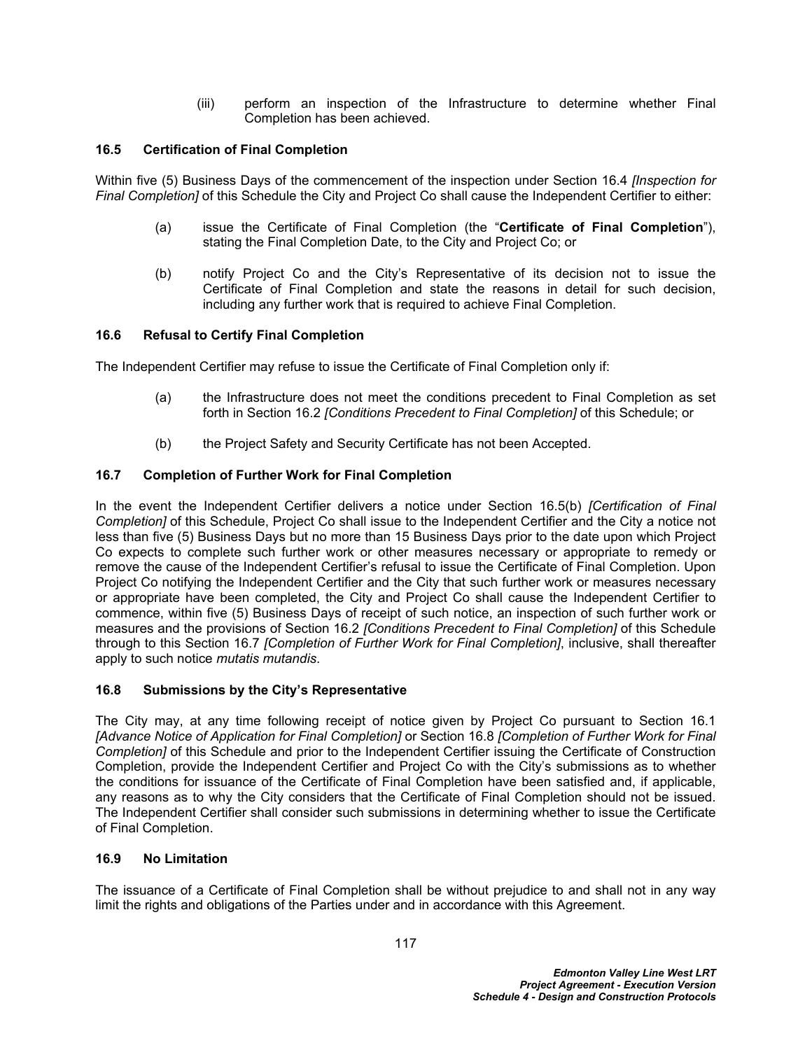(iii) perform an inspection of the Infrastructure to determine whether Final Completion has been achieved.

### 16.5 Certification of Final Completion

Within five (5) Business Days of the commencement of the inspection under Section 16.4 *[Inspection for Final Completion]* of this Schedule the City and Project Co shall cause the Independent Certifier to either:

(a) issue the Certificate of Final Completion (the "**Certificate of Final Completion**"), stating the Final Completion Date, to the City and Project Co; or

(b) notify Project Co and the City's Representative of its decision not to issue the Certificate of Final Completion and state the reasons in detail for such decision, including any further work that is required to achieve Final Completion.

### 16.6 Refusal to Certify Final Completion

The Independent Certifier may refuse to issue the Certificate of Final Completion only if:

(a) the Infrastructure does not meet the conditions precedent to Final Completion as set forth in Section 16.2 *[Conditions Precedent to Final Completion]* of this Schedule; or

(b) the Project Safety and Security Certificate has not been Accepted.

### 16.7 Completion of Further Work for Final Completion

In the event the Independent Certifier delivers a notice under Section 16.5(b) *[Certification of Final Completion]* of this Schedule, Project Co shall issue to the Independent Certifier and the City a notice not less than five (5) Business Days but no more than 15 Business Days prior to the date upon which Project Co expects to complete such further work or other measures necessary or appropriate to remedy or remove the cause of the Independent Certifier's refusal to issue the Certificate of Final Completion. Upon Project Co notifying the Independent Certifier and the City that such further work or measures necessary or appropriate have been completed, the City and Project Co shall cause the Independent Certifier to commence, within five (5) Business Days of receipt of such notice, an inspection of such further work or measures and the provisions of Section 16.2 *[Conditions Precedent to Final Completion]* of this Schedule through to this Section 16.7 *[Completion of Further Work for Final Completion]*, inclusive, shall thereafter apply to such notice *mutatis mutandis*.

### 16.8 Submissions by the City's Representative

The City may, at any time following receipt of notice given by Project Co pursuant to Section 16.1 *[Advance Notice of Application for Final Completion]* or Section 16.8 *[Completion of Further Work for Final Completion]* of this Schedule and prior to the Independent Certifier issuing the Certificate of Construction Completion, provide the Independent Certifier and Project Co with the City's submissions as to whether the conditions for issuance of the Certificate of Final Completion have been satisfied and, if applicable, any reasons as to why the City considers that the Certificate of Final Completion should not be issued. The Independent Certifier shall consider such submissions in determining whether to issue the Certificate of Final Completion.

### 16.9 No Limitation

The issuance of a Certificate of Final Completion shall be without prejudice to and shall not in any way limit the rights and obligations of the Parties under and in accordance with this Agreement.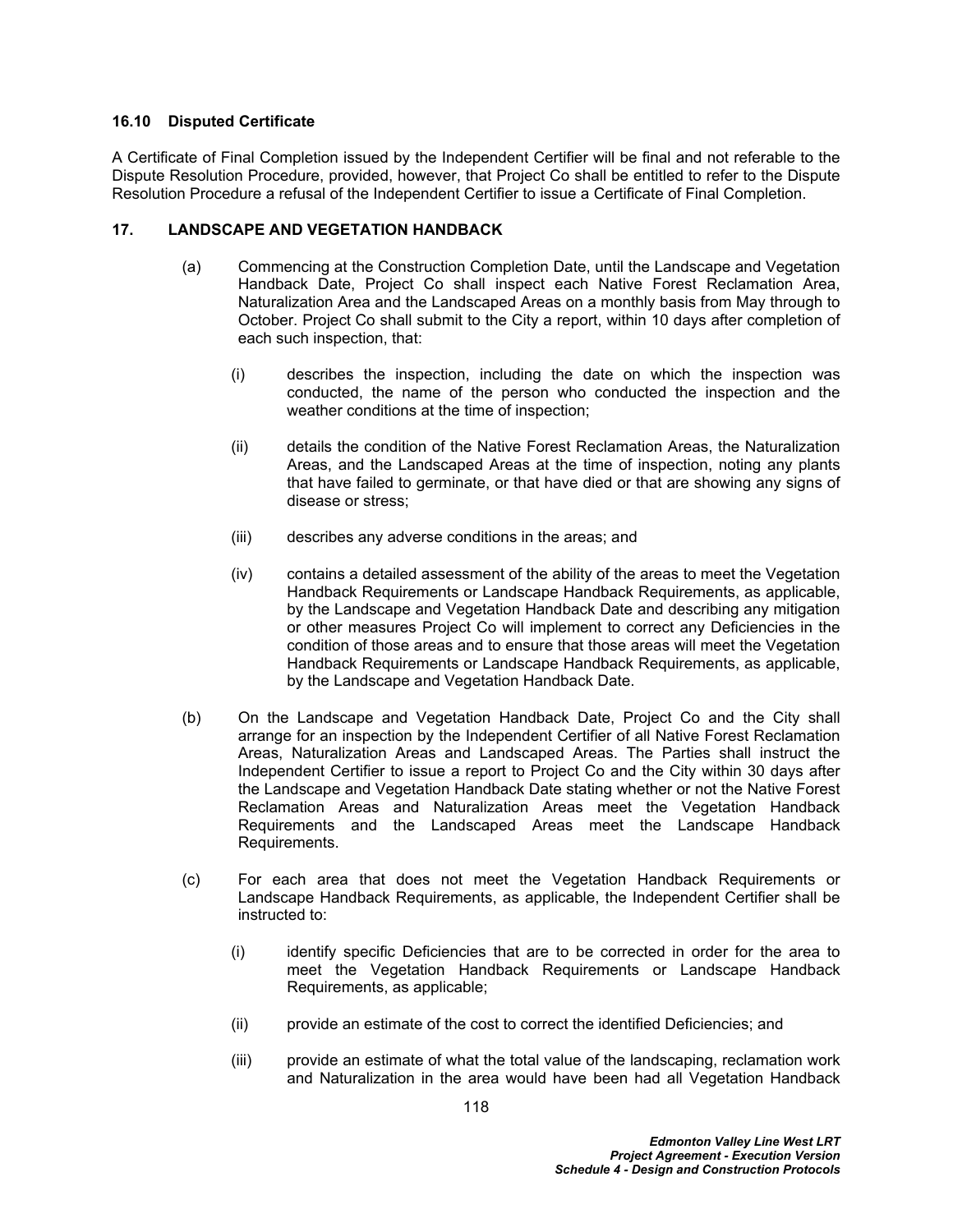### 16.10 Disputed Certificate

A Certificate of Final Completion issued by the Independent Certifier will be final and not referable to the Dispute Resolution Procedure, provided, however, that Project Co shall be entitled to refer to the Dispute Resolution Procedure a refusal of the Independent Certifier to issue a Certificate of Final Completion.

## 17. LANDSCAPE AND VEGETATION HANDBACK

(a) Commencing at the Construction Completion Date, until the Landscape and Vegetation Handback Date, Project Co shall inspect each Native Forest Reclamation Area, Naturalization Area and the Landscaped Areas on a monthly basis from May through to October. Project Co shall submit to the City a report, within 10 days after completion of each such inspection, that:

   (i) describes the inspection, including the date on which the inspection was conducted, the name of the person who conducted the inspection and the weather conditions at the time of inspection;

   (ii) details the condition of the Native Forest Reclamation Areas, the Naturalization Areas, and the Landscaped Areas at the time of inspection, noting any plants that have failed to germinate, or that have died or that are showing any signs of disease or stress;

   (iii) describes any adverse conditions in the areas; and

   (iv) contains a detailed assessment of the ability of the areas to meet the Vegetation Handback Requirements or Landscape Handback Requirements, as applicable, by the Landscape and Vegetation Handback Date and describing any mitigation or other measures Project Co will implement to correct any Deficiencies in the condition of those areas and to ensure that those areas will meet the Vegetation Handback Requirements or Landscape Handback Requirements, as applicable, by the Landscape and Vegetation Handback Date.

(b) On the Landscape and Vegetation Handback Date, Project Co and the City shall arrange for an inspection by the Independent Certifier of all Native Forest Reclamation Areas, Naturalization Areas and Landscaped Areas. The Parties shall instruct the Independent Certifier to issue a report to Project Co and the City within 30 days after the Landscape and Vegetation Handback Date stating whether or not the Native Forest Reclamation Areas and Naturalization Areas meet the Vegetation Handback Requirements and the Landscaped Areas meet the Landscape Handback Requirements.

(c) For each area that does not meet the Vegetation Handback Requirements or Landscape Handback Requirements, as applicable, the Independent Certifier shall be instructed to:

   (i) identify specific Deficiencies that are to be corrected in order for the area to meet the Vegetation Handback Requirements or Landscape Handback Requirements, as applicable;

   (ii) provide an estimate of the cost to correct the identified Deficiencies; and

   (iii) provide an estimate of what the total value of the landscaping, reclamation work and Naturalization in the area would have been had all Vegetation Handback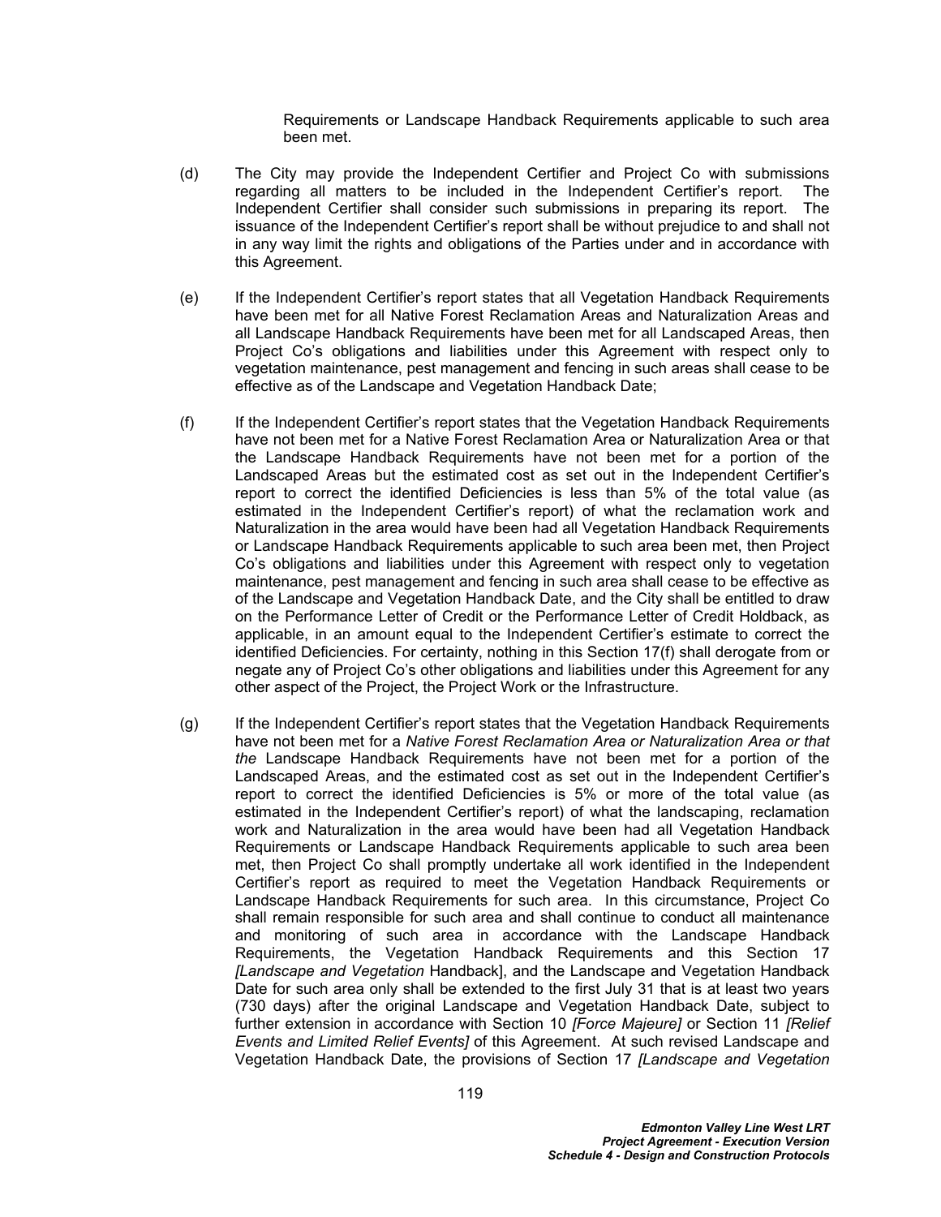Requirements or Landscape Handback Requirements applicable to such area been met.

(d) The City may provide the Independent Certifier and Project Co with submissions regarding all matters to be included in the Independent Certifier's report. The Independent Certifier shall consider such submissions in preparing its report. The issuance of the Independent Certifier's report shall be without prejudice to and shall not in any way limit the rights and obligations of the Parties under and in accordance with this Agreement.

(e) If the Independent Certifier's report states that all Vegetation Handback Requirements have been met for all Native Forest Reclamation Areas and Naturalization Areas and all Landscape Handback Requirements have been met for all Landscaped Areas, then Project Co's obligations and liabilities under this Agreement with respect only to vegetation maintenance, pest management and fencing in such areas shall cease to be effective as of the Landscape and Vegetation Handback Date;

(f) If the Independent Certifier's report states that the Vegetation Handback Requirements have not been met for a Native Forest Reclamation Area or Naturalization Area or that the Landscape Handback Requirements have not been met for a portion of the Landscaped Areas but the estimated cost as set out in the Independent Certifier's report to correct the identified Deficiencies is less than 5% of the total value (as estimated in the Independent Certifier's report) of what the reclamation work and Naturalization in the area would have been had all Vegetation Handback Requirements or Landscape Handback Requirements applicable to such area been met, then Project Co's obligations and liabilities under this Agreement with respect only to vegetation maintenance, pest management and fencing in such area shall cease to be effective as of the Landscape and Vegetation Handback Date, and the City shall be entitled to draw on the Performance Letter of Credit or the Performance Letter of Credit Holdback, as applicable, in an amount equal to the Independent Certifier's estimate to correct the identified Deficiencies. For certainty, nothing in this Section 17(f) shall derogate from or negate any of Project Co's other obligations and liabilities under this Agreement for any other aspect of the Project, the Project Work or the Infrastructure.

(g) If the Independent Certifier's report states that the Vegetation Handback Requirements have not been met for a *Native Forest Reclamation Area or Naturalization Area or that the* Landscape Handback Requirements have not been met for a portion of the Landscaped Areas, and the estimated cost as set out in the Independent Certifier's report to correct the identified Deficiencies is 5% or more of the total value (as estimated in the Independent Certifier's report) of what the landscaping, reclamation work and Naturalization in the area would have been had all Vegetation Handback Requirements or Landscape Handback Requirements applicable to such area been met, then Project Co shall promptly undertake all work identified in the Independent Certifier's report as required to meet the Vegetation Handback Requirements or Landscape Handback Requirements for such area. In this circumstance, Project Co shall remain responsible for such area and shall continue to conduct all maintenance and monitoring of such area in accordance with the Landscape Handback Requirements, the Vegetation Handback Requirements and this Section 17 *[Landscape and Vegetation* Handback], and the Landscape and Vegetation Handback Date for such area only shall be extended to the first July 31 that is at least two years (730 days) after the original Landscape and Vegetation Handback Date, subject to further extension in accordance with Section 10 *[Force Majeure]* or Section 11 *[Relief Events and Limited Relief Events]* of this Agreement. At such revised Landscape and Vegetation Handback Date, the provisions of Section 17 *[Landscape and Vegetation*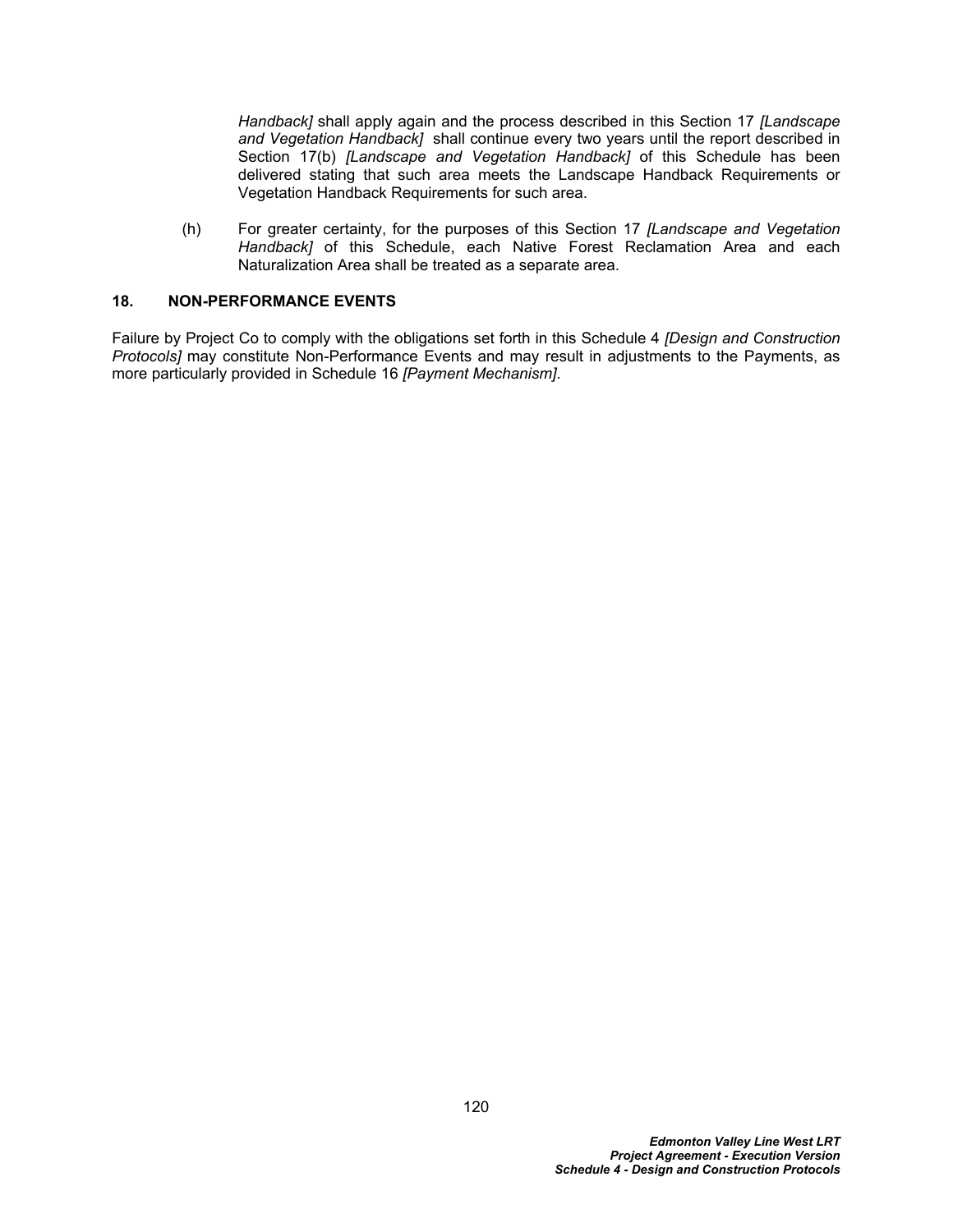*Handback]* shall apply again and the process described in this Section 17 *[Landscape and Vegetation Handback]* shall continue every two years until the report described in Section 17(b) *[Landscape and Vegetation Handback]* of this Schedule has been delivered stating that such area meets the Landscape Handback Requirements or Vegetation Handback Requirements for such area.

(h) For greater certainty, for the purposes of this Section 17 *[Landscape and Vegetation Handback]* of this Schedule, each Native Forest Reclamation Area and each Naturalization Area shall be treated as a separate area.

## 18. NON-PERFORMANCE EVENTS

Failure by Project Co to comply with the obligations set forth in this Schedule 4 *[Design and Construction Protocols]* may constitute Non-Performance Events and may result in adjustments to the Payments, as more particularly provided in Schedule 16 *[Payment Mechanism]*.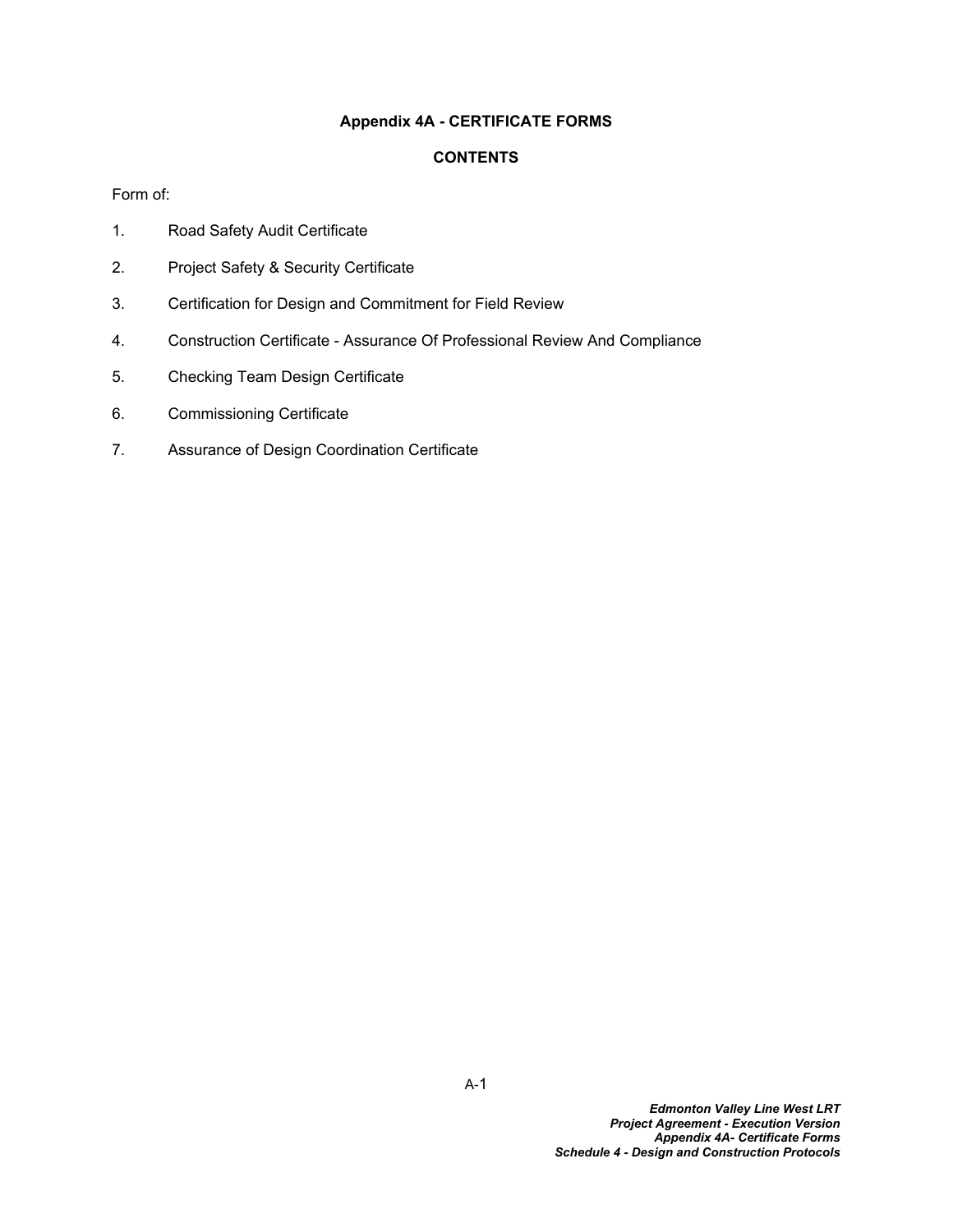## Appendix 4A - CERTIFICATE FORMS

### CONTENTS

Form of:

1. Road Safety Audit Certificate
2. Project Safety & Security Certificate
3. Certification for Design and Commitment for Field Review
4. Construction Certificate - Assurance Of Professional Review And Compliance
5. Checking Team Design Certificate
6. Commissioning Certificate
7. Assurance of Design Coordination Certificate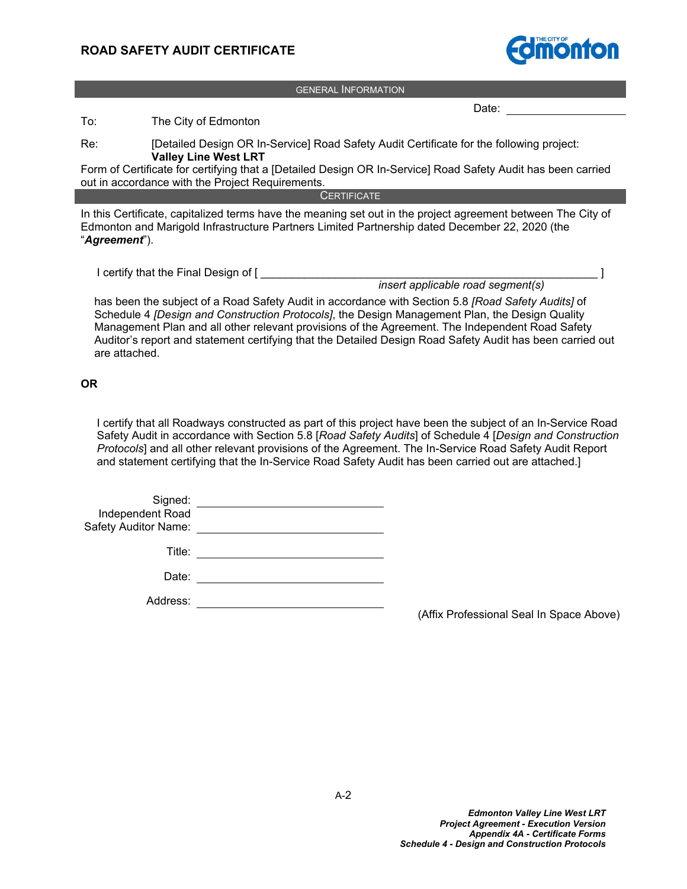# ROAD SAFETY AUDIT CERTIFICATE

## GENERAL INFORMATION

Date: ____________________

To: The City of Edmonton

Re: [Detailed Design OR In-Service] Road Safety Audit Certificate for the following project: **Valley Line West LRT**

Form of Certificate for certifying that a [Detailed Design OR In-Service] Road Safety Audit has been carried out in accordance with the Project Requirements.

## CERTIFICATE

In this Certificate, capitalized terms have the meaning set out in the project agreement between The City of Edmonton and Marigold Infrastructure Partners Limited Partnership dated December 22, 2020 (the "***Agreement***").

I certify that the Final Design of [ __________________________________________________ ]
*insert applicable road segment(s)*

has been the subject of a Road Safety Audit in accordance with Section 5.8 *[Road Safety Audits]* of Schedule 4 *[Design and Construction Protocols]*, the Design Management Plan, the Design Quality Management Plan and all other relevant provisions of the Agreement. The Independent Road Safety Auditor's report and statement certifying that the Detailed Design Road Safety Audit has been carried out are attached.

**OR**

I certify that all Roadways constructed as part of this project have been the subject of an In-Service Road Safety Audit in accordance with Section 5.8 [*Road Safety Audits*] of Schedule 4 [*Design and Construction Protocols*] and all other relevant provisions of the Agreement. The In-Service Road Safety Audit Report and statement certifying that the In-Service Road Safety Audit has been carried out are attached.]

Signed: ______________________________

Independent Road Safety Auditor Name: ______________________________

Title: ______________________________

Date: ______________________________

Address: ______________________________

(Affix Professional Seal In Space Above)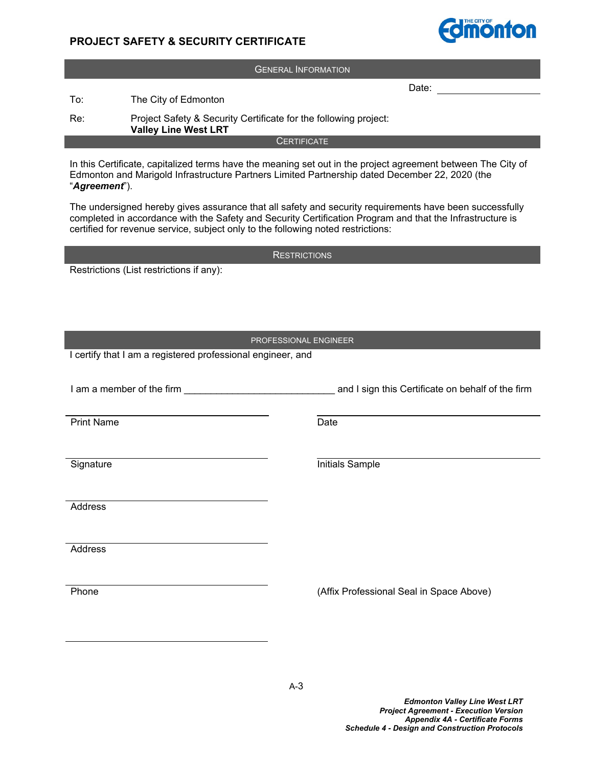# PROJECT SAFETY & SECURITY CERTIFICATE

## GENERAL INFORMATION

Date: ____________________

To: The City of Edmonton

Re: Project Safety & Security Certificate for the following project:
**Valley Line West LRT**

## CERTIFICATE

In this Certificate, capitalized terms have the meaning set out in the project agreement between The City of Edmonton and Marigold Infrastructure Partners Limited Partnership dated December 22, 2020 (the "***Agreement***").

The undersigned hereby gives assurance that all safety and security requirements have been successfully completed in accordance with the Safety and Security Certification Program and that the Infrastructure is certified for revenue service, subject only to the following noted restrictions:

## RESTRICTIONS

Restrictions (List restrictions if any):

## PROFESSIONAL ENGINEER

I certify that I am a registered professional engineer, and

I am a member of the firm ____________________________ and I sign this Certificate on behalf of the firm

| | |
|---|---|
| Print Name | Date |
| Signature | Initials Sample |
| Address | |
| Address | |
| Phone | (Affix Professional Seal in Space Above) |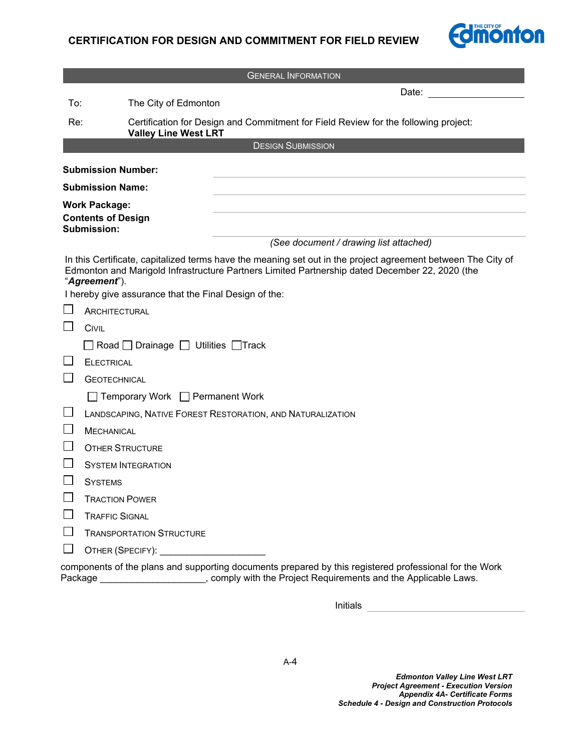# CERTIFICATION FOR DESIGN AND COMMITMENT FOR FIELD REVIEW

## GENERAL INFORMATION

Date: ____________________

To: The City of Edmonton

Re: Certification for Design and Commitment for Field Review for the following project: **Valley Line West LRT**

## DESIGN SUBMISSION

**Submission Number:** ____________________

**Submission Name:** ____________________

**Work Package:** ____________________

**Contents of Design Submission:** ____________________

*(See document / drawing list attached)*

In this Certificate, capitalized terms have the meaning set out in the project agreement between The City of Edmonton and Marigold Infrastructure Partners Limited Partnership dated December 22, 2020 (the "***Agreement***").

I hereby give assurance that the Final Design of the:

- ☐ ARCHITECTURAL
- ☐ CIVIL
  - ☐ Road ☐ Drainage ☐ Utilities ☐ Track
- ☐ ELECTRICAL
- ☐ GEOTECHNICAL
  - ☐ Temporary Work ☐ Permanent Work
- ☐ LANDSCAPING, NATIVE FOREST RESTORATION, AND NATURALIZATION
- ☐ MECHANICAL
- ☐ OTHER STRUCTURE
- ☐ SYSTEM INTEGRATION
- ☐ SYSTEMS
- ☐ TRACTION POWER
- ☐ TRAFFIC SIGNAL
- ☐ TRANSPORTATION STRUCTURE
- ☐ OTHER (SPECIFY): ____________________

components of the plans and supporting documents prepared by this registered professional for the Work Package ____________________, comply with the Project Requirements and the Applicable Laws.

Initials ____________________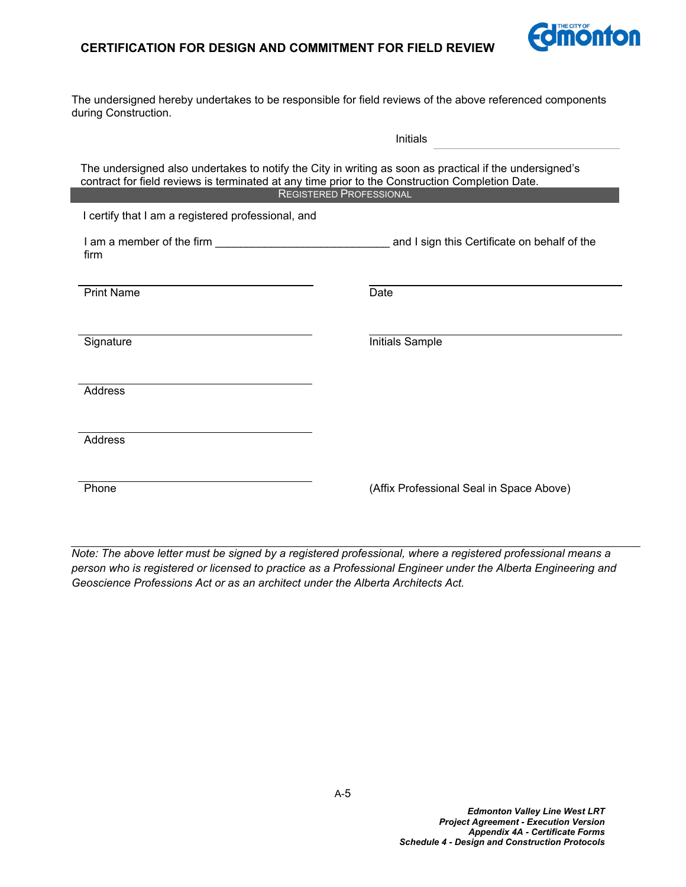## CERTIFICATION FOR DESIGN AND COMMITMENT FOR FIELD REVIEW

The undersigned hereby undertakes to be responsible for field reviews of the above referenced components during Construction.

Initials ____________________

The undersigned also undertakes to notify the City in writing as soon as practical if the undersigned's contract for field reviews is terminated at any time prior to the Construction Completion Date.

### REGISTERED PROFESSIONAL

I certify that I am a registered professional, and

I am a member of the firm ____________________________ and I sign this Certificate on behalf of the firm

____________________
Print Name

____________________
Date

____________________
Signature

____________________
Initials Sample

____________________
Address

____________________
Address

____________________
Phone

(Affix Professional Seal in Space Above)

*Note: The above letter must be signed by a registered professional, where a registered professional means a person who is registered or licensed to practice as a Professional Engineer under the Alberta Engineering and Geoscience Professions Act or as an architect under the Alberta Architects Act.*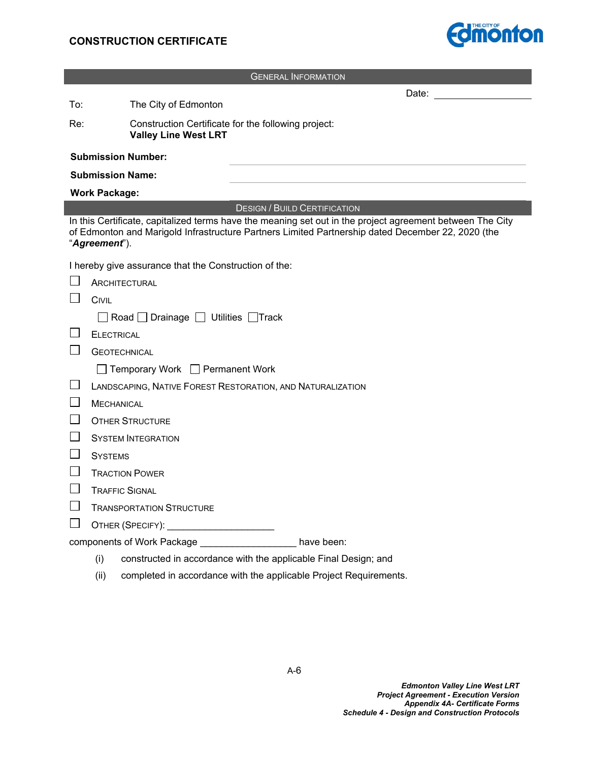# CONSTRUCTION CERTIFICATE

## GENERAL INFORMATION

Date: ____________________

To: The City of Edmonton

Re: Construction Certificate for the following project:
**Valley Line West LRT**

**Submission Number:** ____________________

**Submission Name:** ____________________

**Work Package:** ____________________

## DESIGN / BUILD CERTIFICATION

In this Certificate, capitalized terms have the meaning set out in the project agreement between The City of Edmonton and Marigold Infrastructure Partners Limited Partnership dated December 22, 2020 (the "***Agreement***").

I hereby give assurance that the Construction of the:

- ☐ ARCHITECTURAL
- ☐ CIVIL
  - ☐ Road ☐ Drainage ☐ Utilities ☐ Track
- ☐ ELECTRICAL
- ☐ GEOTECHNICAL
  - ☐ Temporary Work ☐ Permanent Work
- ☐ LANDSCAPING, NATIVE FOREST RESTORATION, AND NATURALIZATION
- ☐ MECHANICAL
- ☐ OTHER STRUCTURE
- ☐ SYSTEM INTEGRATION
- ☐ SYSTEMS
- ☐ TRACTION POWER
- ☐ TRAFFIC SIGNAL
- ☐ TRANSPORTATION STRUCTURE
- ☐ OTHER (SPECIFY): ____________________

components of Work Package __________________ have been:

(i) constructed in accordance with the applicable Final Design; and

(ii) completed in accordance with the applicable Project Requirements.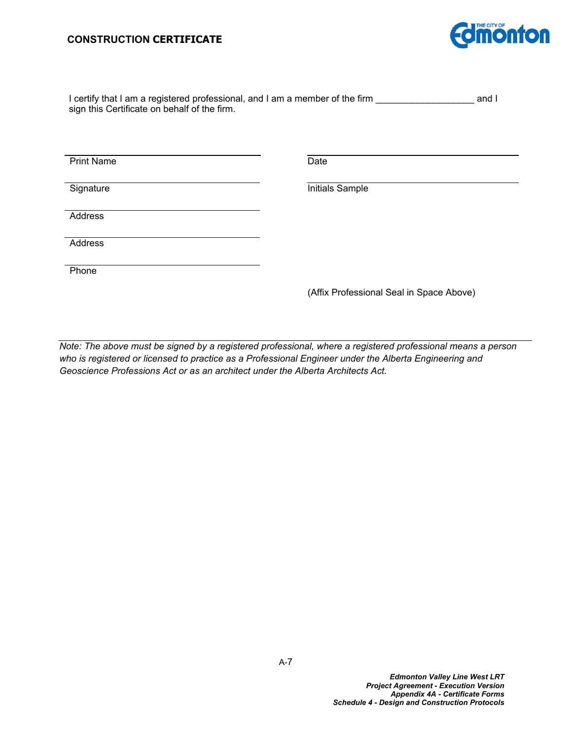# CONSTRUCTION CERTIFICATE

I certify that I am a registered professional, and I am a member of the firm ___________________ and I sign this Certificate on behalf of the firm.

| | |
|---|---|
| Print Name | Date |
| Signature | Initials Sample |
| Address | |
| Address | |
| Phone | |

(Affix Professional Seal in Space Above)

*Note: The above must be signed by a registered professional, where a registered professional means a person who is registered or licensed to practice as a Professional Engineer under the Alberta Engineering and Geoscience Professions Act or as an architect under the Alberta Architects Act.*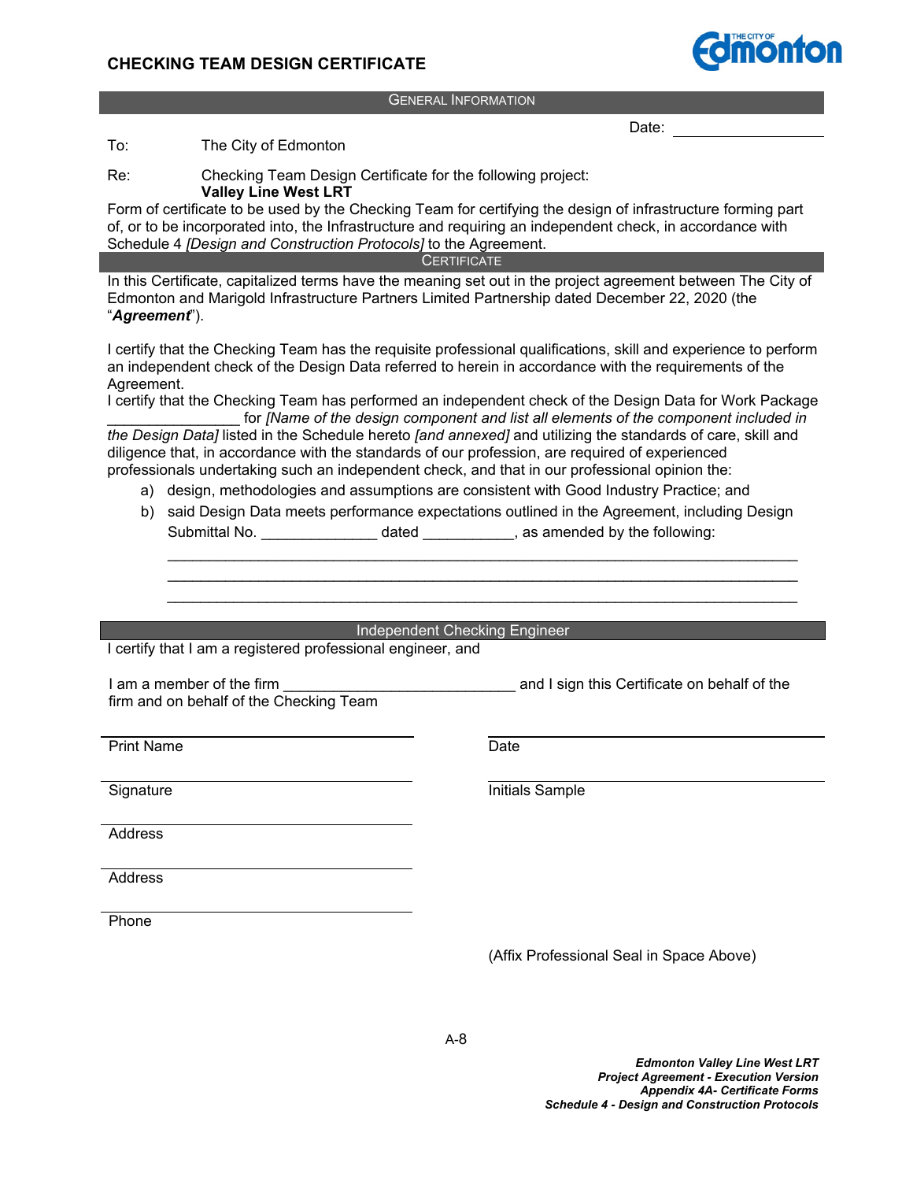# CHECKING TEAM DESIGN CERTIFICATE

## GENERAL INFORMATION

Date: ____________________

To: The City of Edmonton

Re: Checking Team Design Certificate for the following project:
**Valley Line West LRT**

Form of certificate to be used by the Checking Team for certifying the design of infrastructure forming part of, or to be incorporated into, the Infrastructure and requiring an independent check, in accordance with Schedule 4 *[Design and Construction Protocols]* to the Agreement.

## CERTIFICATE

In this Certificate, capitalized terms have the meaning set out in the project agreement between The City of Edmonton and Marigold Infrastructure Partners Limited Partnership dated December 22, 2020 (the "***Agreement***").

I certify that the Checking Team has the requisite professional qualifications, skill and experience to perform an independent check of the Design Data referred to herein in accordance with the requirements of the Agreement.

I certify that the Checking Team has performed an independent check of the Design Data for Work Package ________________ for *[Name of the design component and list all elements of the component included in the Design Data]* listed in the Schedule hereto *[and annexed]* and utilizing the standards of care, skill and diligence that, in accordance with the standards of our profession, are required of experienced professionals undertaking such an independent check, and that in our professional opinion the:

a) design, methodologies and assumptions are consistent with Good Industry Practice; and
b) said Design Data meets performance expectations outlined in the Agreement, including Design Submittal No. ______________ dated ___________, as amended by the following:

______________________________________________________________________________
______________________________________________________________________________
______________________________________________________________________________

## Independent Checking Engineer

I certify that I am a registered professional engineer, and

I am a member of the firm ____________________________ and I sign this Certificate on behalf of the firm and on behalf of the Checking Team

| | |
|---|---|
| Print Name | Date |
| Signature | Initials Sample |
| Address | |
| Address | |
| Phone | |

(Affix Professional Seal in Space Above)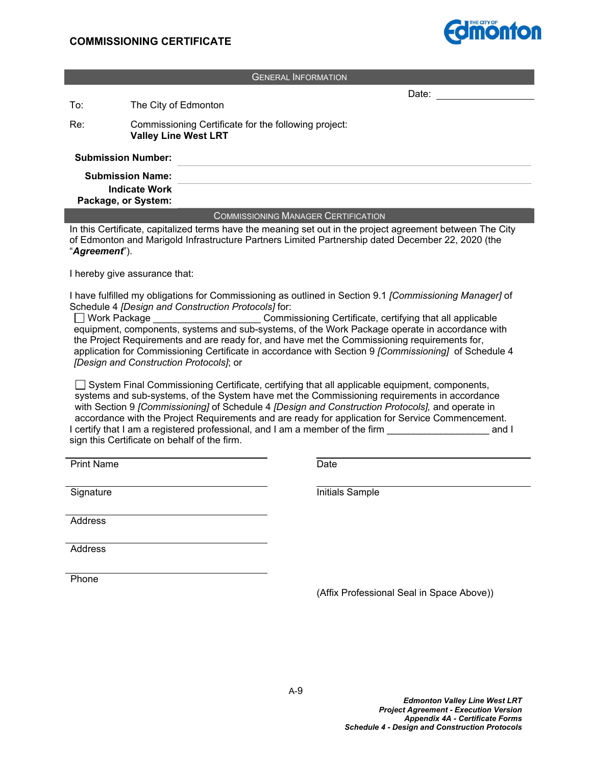## COMMISSIONING CERTIFICATE

**GENERAL INFORMATION**

Date: ____________________

To: The City of Edmonton

Re: Commissioning Certificate for the following project:
**Valley Line West LRT**

**Submission Number:** ____________________

**Submission Name:** ____________________

**Indicate Work Package, or System:** ____________________

**COMMISSIONING MANAGER CERTIFICATION**

In this Certificate, capitalized terms have the meaning set out in the project agreement between The City of Edmonton and Marigold Infrastructure Partners Limited Partnership dated December 22, 2020 (the "***Agreement***").

I hereby give assurance that:

I have fulfilled my obligations for Commissioning as outlined in Section 9.1 *[Commissioning Manager]* of Schedule 4 *[Design and Construction Protocols]* for:

☐ Work Package ____________________ Commissioning Certificate, certifying that all applicable equipment, components, systems and sub-systems, of the Work Package operate in accordance with the Project Requirements and are ready for, and have met the Commissioning requirements for, application for Commissioning Certificate in accordance with Section 9 *[Commissioning]* of Schedule 4 *[Design and Construction Protocols]*; or

☐ System Final Commissioning Certificate, certifying that all applicable equipment, components, systems and sub-systems, of the System have met the Commissioning requirements in accordance with Section 9 *[Commissioning]* of Schedule 4 *[Design and Construction Protocols],* and operate in accordance with the Project Requirements and are ready for application for Service Commencement.

I certify that I am a registered professional, and I am a member of the firm ____________________ and I sign this Certificate on behalf of the firm.

____________________
Print Name

____________________
Signature

____________________
Address

____________________
Address

____________________
Phone

____________________
Date

____________________
Initials Sample

(Affix Professional Seal in Space Above))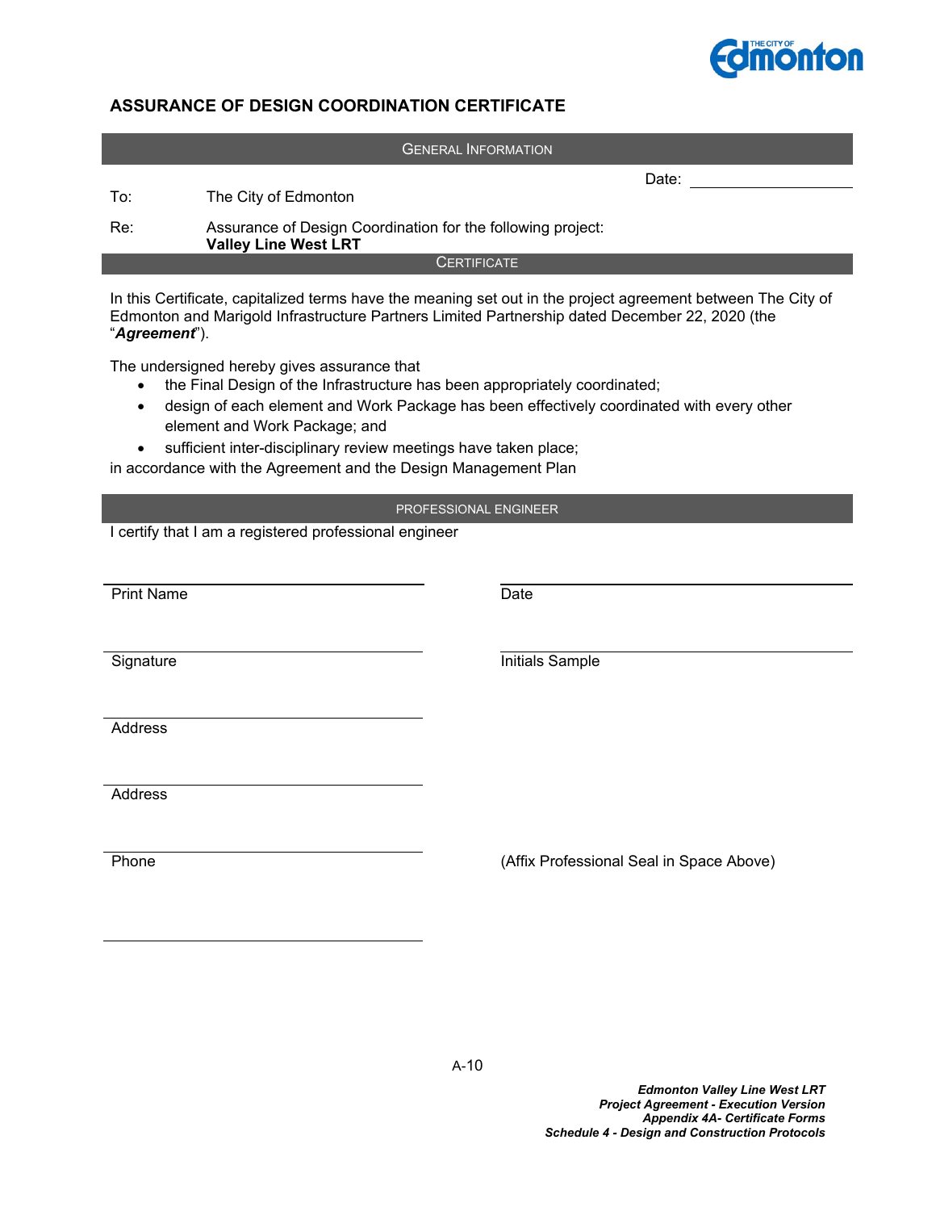# ASSURANCE OF DESIGN COORDINATION CERTIFICATE

**GENERAL INFORMATION**

Date: ______________________

To: The City of Edmonton

Re: Assurance of Design Coordination for the following project:
**Valley Line West LRT**

**CERTIFICATE**

In this Certificate, capitalized terms have the meaning set out in the project agreement between The City of Edmonton and Marigold Infrastructure Partners Limited Partnership dated December 22, 2020 (the "***Agreement***").

The undersigned hereby gives assurance that

- the Final Design of the Infrastructure has been appropriately coordinated;
- design of each element and Work Package has been effectively coordinated with every other element and Work Package; and
- sufficient inter-disciplinary review meetings have taken place;

in accordance with the Agreement and the Design Management Plan

**PROFESSIONAL ENGINEER**

I certify that I am a registered professional engineer

______________________
Print Name

______________________
Date

______________________
Signature

______________________
Initials Sample

______________________
Address

______________________
Address

______________________
Phone

(Affix Professional Seal in Space Above)

______________________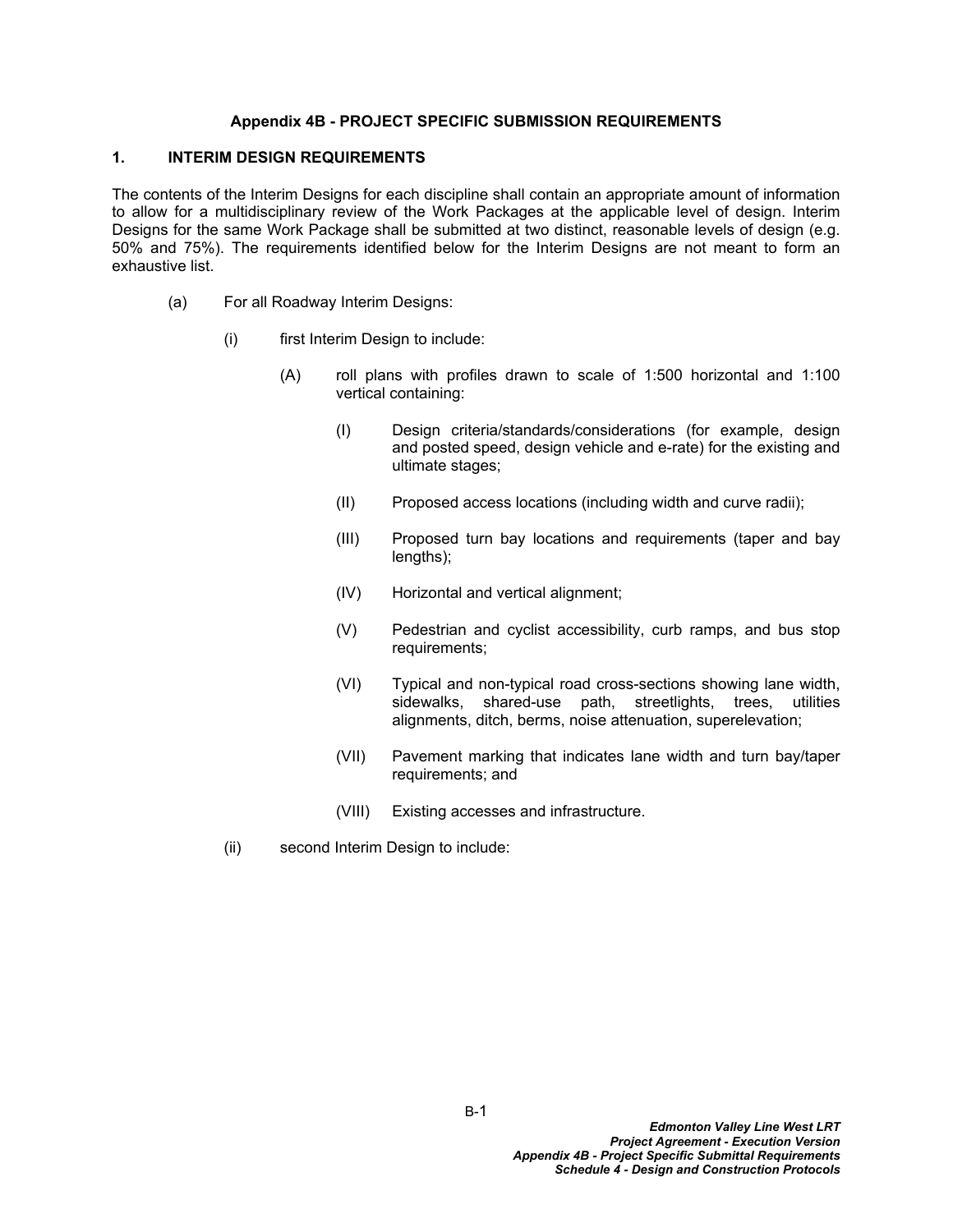## Appendix 4B - PROJECT SPECIFIC SUBMISSION REQUIREMENTS

### 1. INTERIM DESIGN REQUIREMENTS

The contents of the Interim Designs for each discipline shall contain an appropriate amount of information to allow for a multidisciplinary review of the Work Packages at the applicable level of design. Interim Designs for the same Work Package shall be submitted at two distinct, reasonable levels of design (e.g. 50% and 75%). The requirements identified below for the Interim Designs are not meant to form an exhaustive list.

(a) For all Roadway Interim Designs:

(i) first Interim Design to include:

(A) roll plans with profiles drawn to scale of 1:500 horizontal and 1:100 vertical containing:

(I) Design criteria/standards/considerations (for example, design and posted speed, design vehicle and e-rate) for the existing and ultimate stages;

(II) Proposed access locations (including width and curve radii);

(III) Proposed turn bay locations and requirements (taper and bay lengths);

(IV) Horizontal and vertical alignment;

(V) Pedestrian and cyclist accessibility, curb ramps, and bus stop requirements;

(VI) Typical and non-typical road cross-sections showing lane width, sidewalks, shared-use path, streetlights, trees, utilities alignments, ditch, berms, noise attenuation, superelevation;

(VII) Pavement marking that indicates lane width and turn bay/taper requirements; and

(VIII) Existing accesses and infrastructure.

(ii) second Interim Design to include: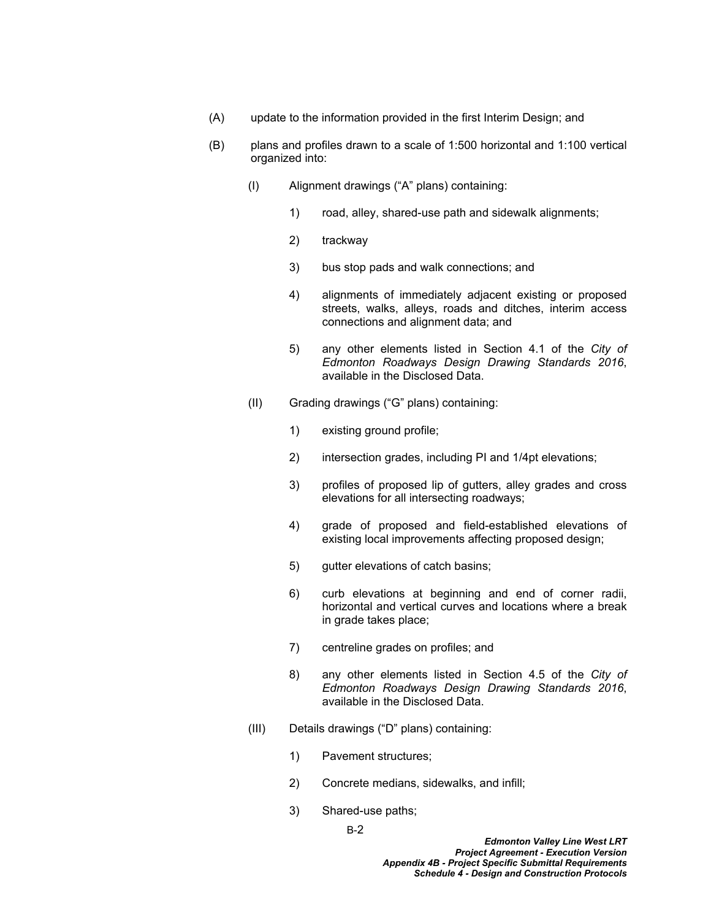(A) update to the information provided in the first Interim Design; and

(B) plans and profiles drawn to a scale of 1:500 horizontal and 1:100 vertical organized into:

  (I) Alignment drawings ("A" plans) containing:

    1) road, alley, shared-use path and sidewalk alignments;

    2) trackway

    3) bus stop pads and walk connections; and

    4) alignments of immediately adjacent existing or proposed streets, walks, alleys, roads and ditches, interim access connections and alignment data; and

    5) any other elements listed in Section 4.1 of the *City of Edmonton Roadways Design Drawing Standards 2016*, available in the Disclosed Data.

  (II) Grading drawings ("G" plans) containing:

    1) existing ground profile;

    2) intersection grades, including PI and 1/4pt elevations;

    3) profiles of proposed lip of gutters, alley grades and cross elevations for all intersecting roadways;

    4) grade of proposed and field-established elevations of existing local improvements affecting proposed design;

    5) gutter elevations of catch basins;

    6) curb elevations at beginning and end of corner radii, horizontal and vertical curves and locations where a break in grade takes place;

    7) centreline grades on profiles; and

    8) any other elements listed in Section 4.5 of the *City of Edmonton Roadways Design Drawing Standards 2016*, available in the Disclosed Data.

  (III) Details drawings ("D" plans) containing:

    1) Pavement structures;

    2) Concrete medians, sidewalks, and infill;

    3) Shared-use paths;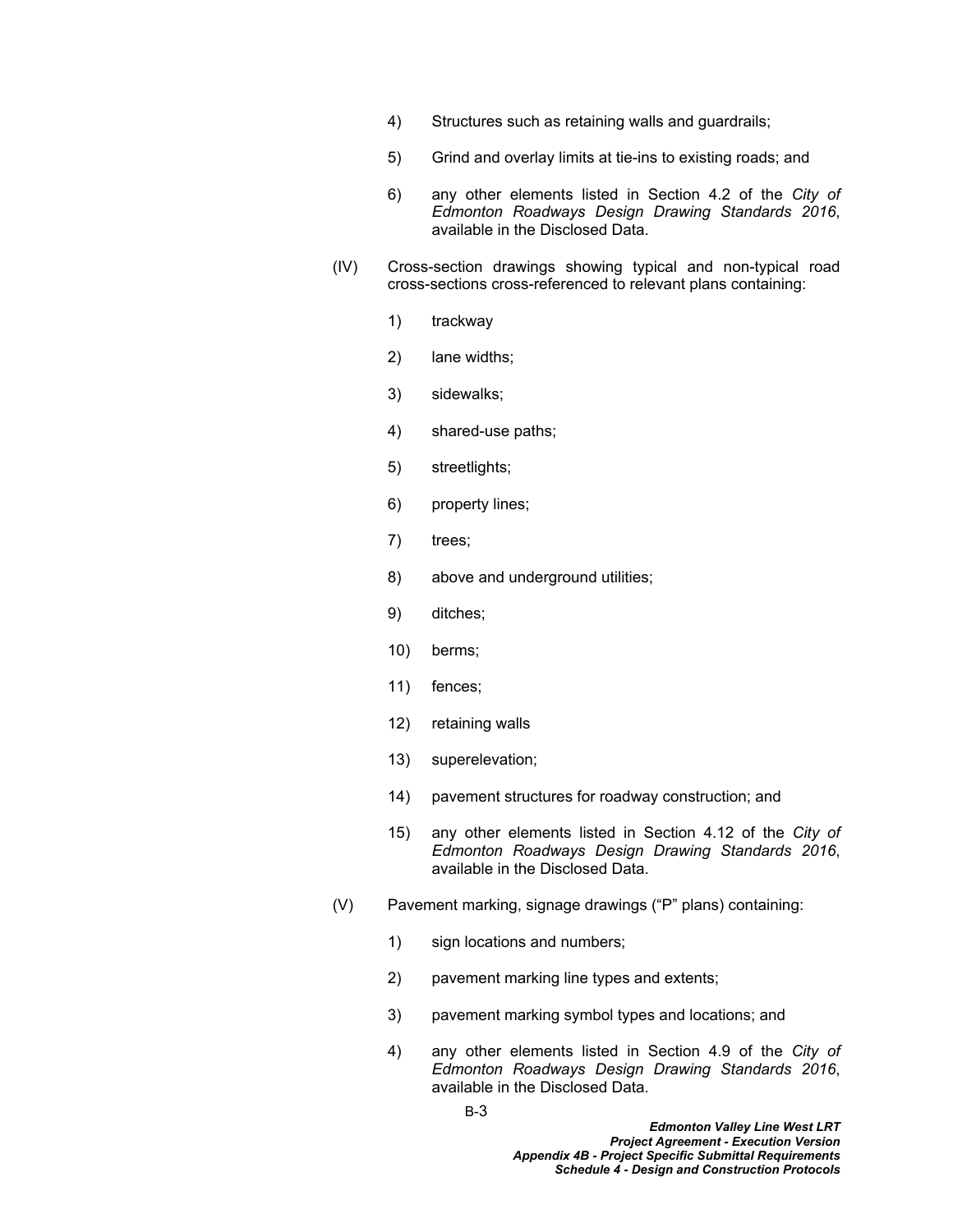4) Structures such as retaining walls and guardrails;

5) Grind and overlay limits at tie-ins to existing roads; and

6) any other elements listed in Section 4.2 of the *City of Edmonton Roadways Design Drawing Standards 2016*, available in the Disclosed Data.

(IV) Cross-section drawings showing typical and non-typical road cross-sections cross-referenced to relevant plans containing:

1) trackway

2) lane widths;

3) sidewalks;

4) shared-use paths;

5) streetlights;

6) property lines;

7) trees;

8) above and underground utilities;

9) ditches;

10) berms;

11) fences;

12) retaining walls

13) superelevation;

14) pavement structures for roadway construction; and

15) any other elements listed in Section 4.12 of the *City of Edmonton Roadways Design Drawing Standards 2016*, available in the Disclosed Data.

(V) Pavement marking, signage drawings (“P” plans) containing:

1) sign locations and numbers;

2) pavement marking line types and extents;

3) pavement marking symbol types and locations; and

4) any other elements listed in Section 4.9 of the *City of Edmonton Roadways Design Drawing Standards 2016*, available in the Disclosed Data.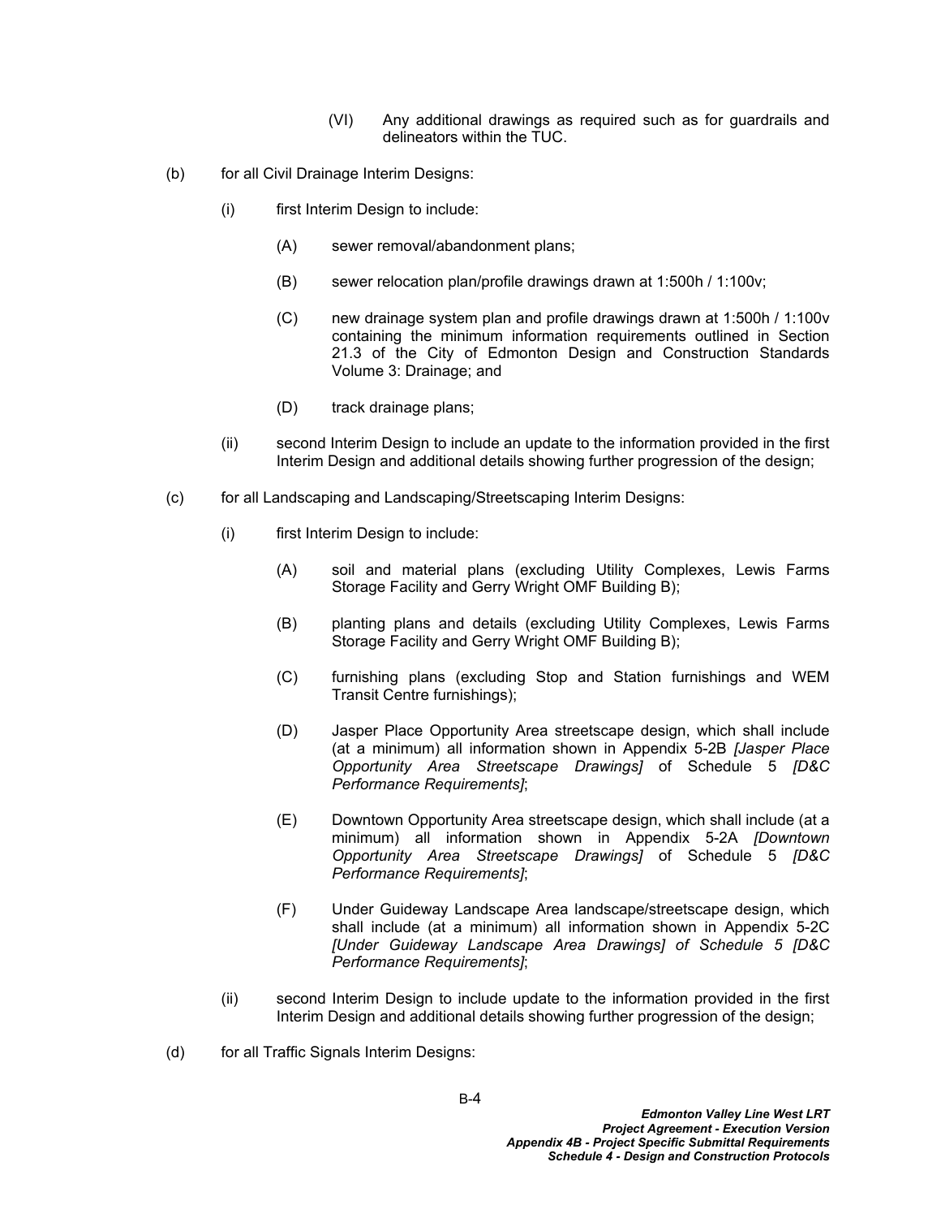(VI) Any additional drawings as required such as for guardrails and delineators within the TUC.

(b) for all Civil Drainage Interim Designs:

(i) first Interim Design to include:

(A) sewer removal/abandonment plans;

(B) sewer relocation plan/profile drawings drawn at 1:500h / 1:100v;

(C) new drainage system plan and profile drawings drawn at 1:500h / 1:100v containing the minimum information requirements outlined in Section 21.3 of the City of Edmonton Design and Construction Standards Volume 3: Drainage; and

(D) track drainage plans;

(ii) second Interim Design to include an update to the information provided in the first Interim Design and additional details showing further progression of the design;

(c) for all Landscaping and Landscaping/Streetscaping Interim Designs:

(i) first Interim Design to include:

(A) soil and material plans (excluding Utility Complexes, Lewis Farms Storage Facility and Gerry Wright OMF Building B);

(B) planting plans and details (excluding Utility Complexes, Lewis Farms Storage Facility and Gerry Wright OMF Building B);

(C) furnishing plans (excluding Stop and Station furnishings and WEM Transit Centre furnishings);

(D) Jasper Place Opportunity Area streetscape design, which shall include (at a minimum) all information shown in Appendix 5-2B *[Jasper Place Opportunity Area Streetscape Drawings]* of Schedule 5 *[D&C Performance Requirements]*;

(E) Downtown Opportunity Area streetscape design, which shall include (at a minimum) all information shown in Appendix 5-2A *[Downtown Opportunity Area Streetscape Drawings]* of Schedule 5 *[D&C Performance Requirements]*;

(F) Under Guideway Landscape Area landscape/streetscape design, which shall include (at a minimum) all information shown in Appendix 5-2C *[Under Guideway Landscape Area Drawings] of Schedule 5 [D&C Performance Requirements]*;

(ii) second Interim Design to include update to the information provided in the first Interim Design and additional details showing further progression of the design;

(d) for all Traffic Signals Interim Designs: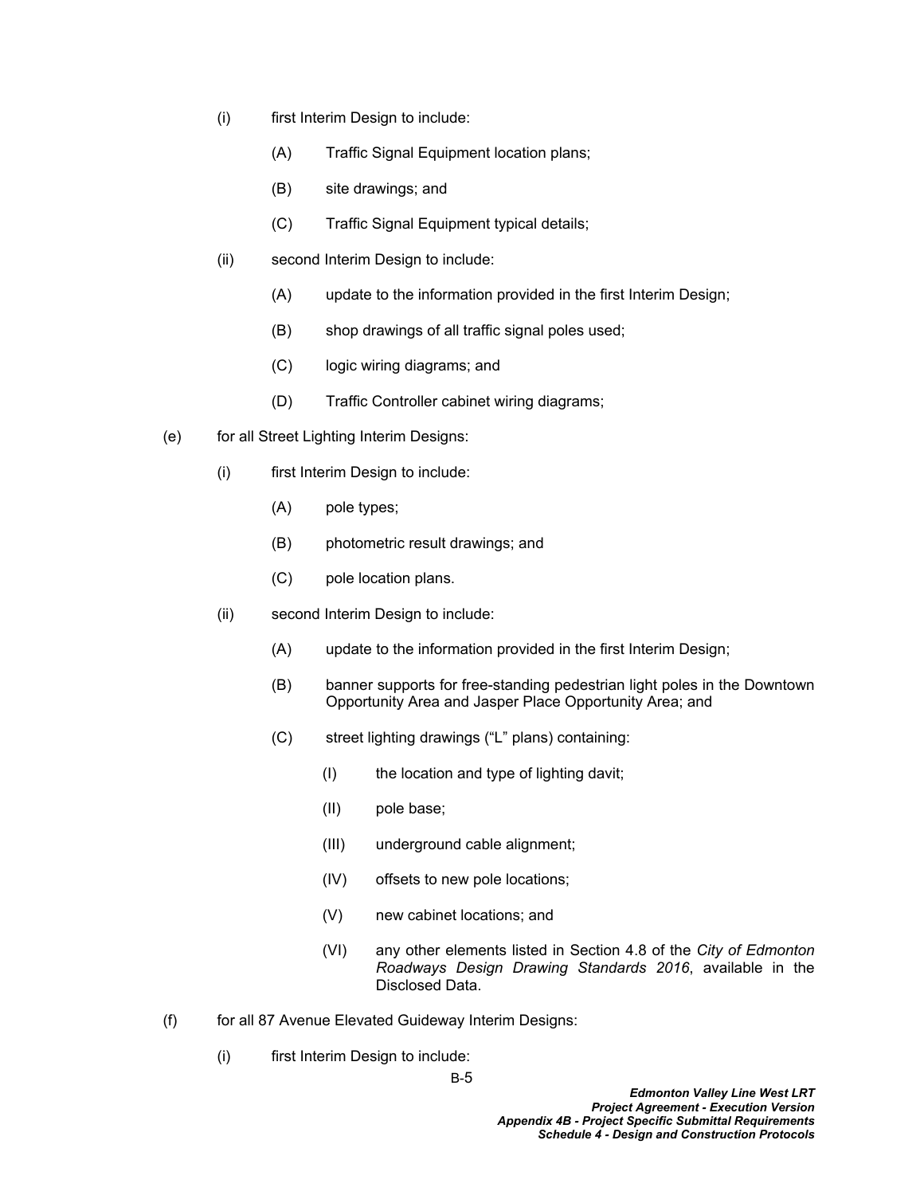(i) first Interim Design to include:

  (A) Traffic Signal Equipment location plans;

  (B) site drawings; and

  (C) Traffic Signal Equipment typical details;

(ii) second Interim Design to include:

  (A) update to the information provided in the first Interim Design;

  (B) shop drawings of all traffic signal poles used;

  (C) logic wiring diagrams; and

  (D) Traffic Controller cabinet wiring diagrams;

(e) for all Street Lighting Interim Designs:

(i) first Interim Design to include:

  (A) pole types;

  (B) photometric result drawings; and

  (C) pole location plans.

(ii) second Interim Design to include:

  (A) update to the information provided in the first Interim Design;

  (B) banner supports for free-standing pedestrian light poles in the Downtown Opportunity Area and Jasper Place Opportunity Area; and

  (C) street lighting drawings ("L" plans) containing:

    (I) the location and type of lighting davit;

    (II) pole base;

    (III) underground cable alignment;

    (IV) offsets to new pole locations;

    (V) new cabinet locations; and

    (VI) any other elements listed in Section 4.8 of the *City of Edmonton Roadways Design Drawing Standards 2016*, available in the Disclosed Data.

(f) for all 87 Avenue Elevated Guideway Interim Designs:

(i) first Interim Design to include: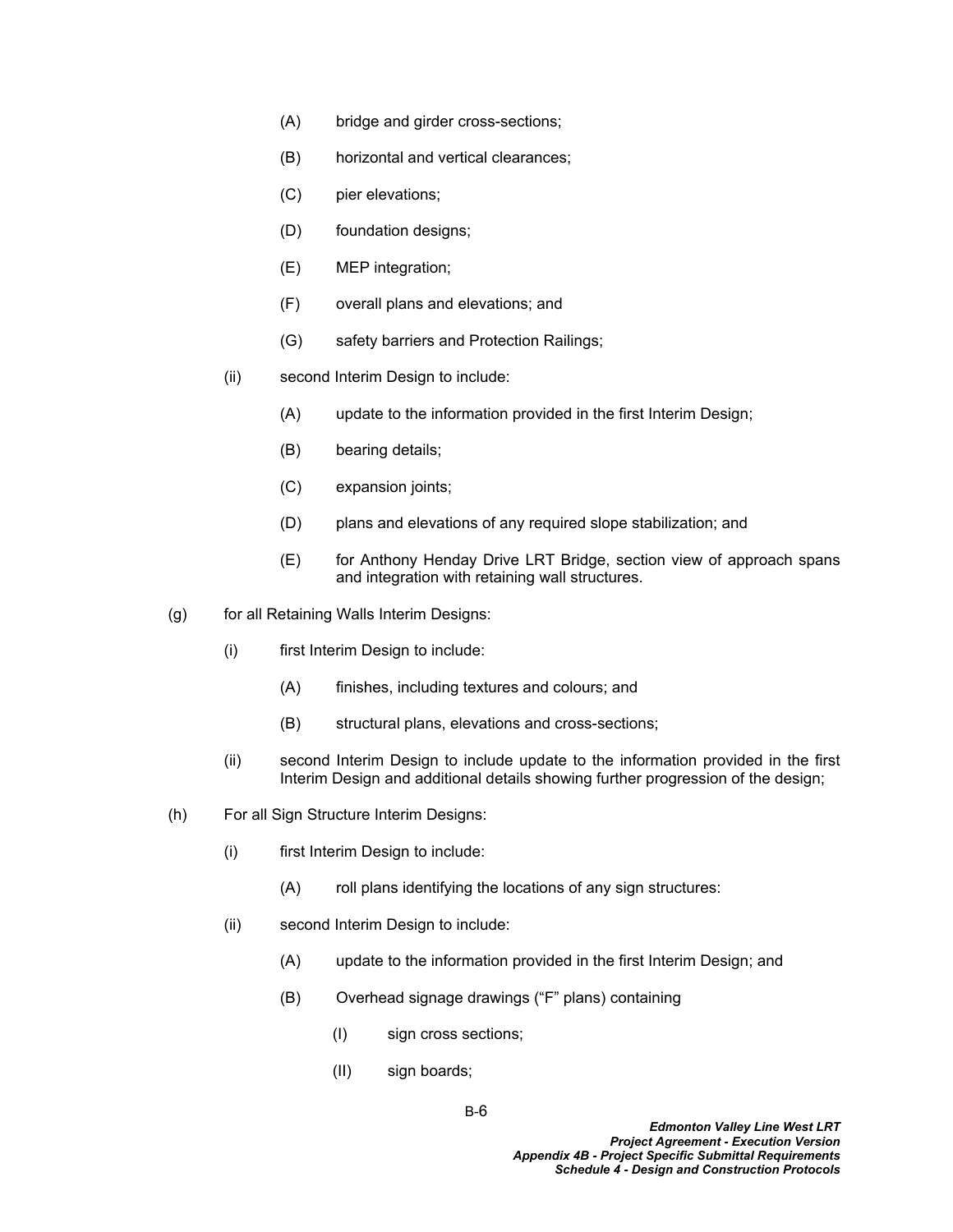(A) bridge and girder cross-sections;

(B) horizontal and vertical clearances;

(C) pier elevations;

(D) foundation designs;

(E) MEP integration;

(F) overall plans and elevations; and

(G) safety barriers and Protection Railings;

(ii) second Interim Design to include:

(A) update to the information provided in the first Interim Design;

(B) bearing details;

(C) expansion joints;

(D) plans and elevations of any required slope stabilization; and

(E) for Anthony Henday Drive LRT Bridge, section view of approach spans and integration with retaining wall structures.

(g) for all Retaining Walls Interim Designs:

(i) first Interim Design to include:

(A) finishes, including textures and colours; and

(B) structural plans, elevations and cross-sections;

(ii) second Interim Design to include update to the information provided in the first Interim Design and additional details showing further progression of the design;

(h) For all Sign Structure Interim Designs:

(i) first Interim Design to include:

(A) roll plans identifying the locations of any sign structures:

(ii) second Interim Design to include:

(A) update to the information provided in the first Interim Design; and

(B) Overhead signage drawings ("F" plans) containing

(I) sign cross sections;

(II) sign boards;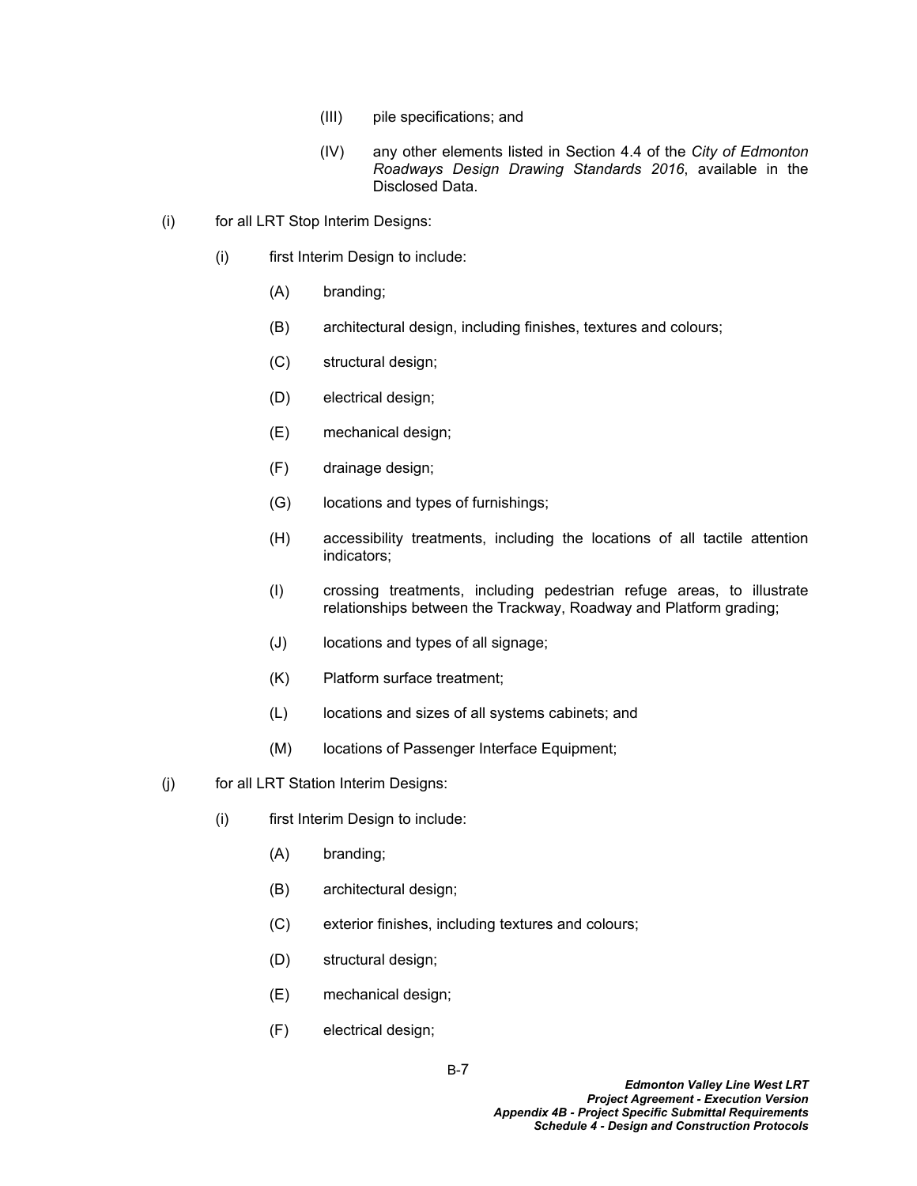(III) pile specifications; and

(IV) any other elements listed in Section 4.4 of the *City of Edmonton Roadways Design Drawing Standards 2016*, available in the Disclosed Data.

(i) for all LRT Stop Interim Designs:

(i) first Interim Design to include:

(A) branding;

(B) architectural design, including finishes, textures and colours;

(C) structural design;

(D) electrical design;

(E) mechanical design;

(F) drainage design;

(G) locations and types of furnishings;

(H) accessibility treatments, including the locations of all tactile attention indicators;

(I) crossing treatments, including pedestrian refuge areas, to illustrate relationships between the Trackway, Roadway and Platform grading;

(J) locations and types of all signage;

(K) Platform surface treatment;

(L) locations and sizes of all systems cabinets; and

(M) locations of Passenger Interface Equipment;

(j) for all LRT Station Interim Designs:

(i) first Interim Design to include:

(A) branding;

(B) architectural design;

(C) exterior finishes, including textures and colours;

(D) structural design;

(E) mechanical design;

(F) electrical design;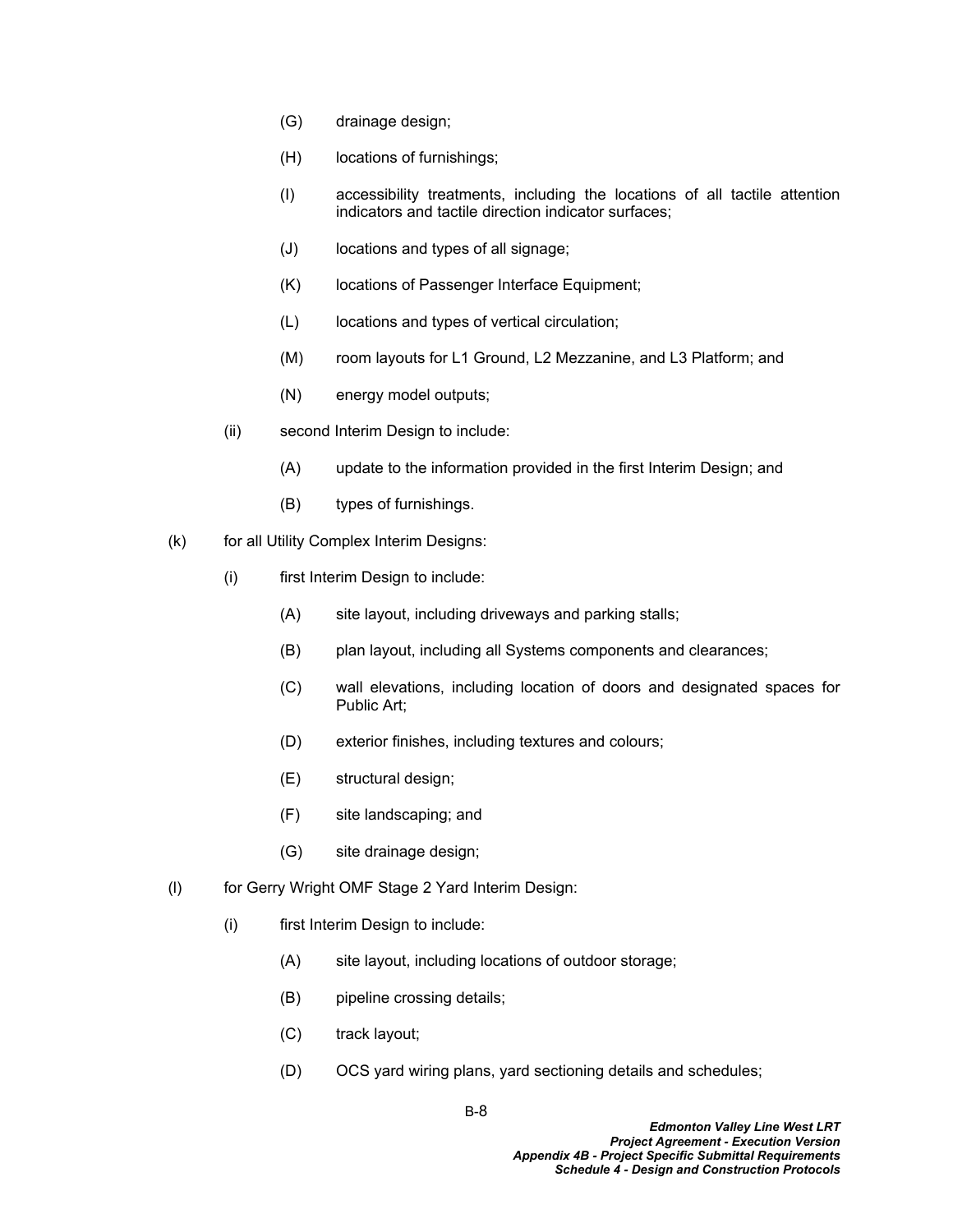(G) drainage design;

(H) locations of furnishings;

(I) accessibility treatments, including the locations of all tactile attention indicators and tactile direction indicator surfaces;

(J) locations and types of all signage;

(K) locations of Passenger Interface Equipment;

(L) locations and types of vertical circulation;

(M) room layouts for L1 Ground, L2 Mezzanine, and L3 Platform; and

(N) energy model outputs;

(ii) second Interim Design to include:

(A) update to the information provided in the first Interim Design; and

(B) types of furnishings.

(k) for all Utility Complex Interim Designs:

(i) first Interim Design to include:

(A) site layout, including driveways and parking stalls;

(B) plan layout, including all Systems components and clearances;

(C) wall elevations, including location of doors and designated spaces for Public Art;

(D) exterior finishes, including textures and colours;

(E) structural design;

(F) site landscaping; and

(G) site drainage design;

(l) for Gerry Wright OMF Stage 2 Yard Interim Design:

(i) first Interim Design to include:

(A) site layout, including locations of outdoor storage;

(B) pipeline crossing details;

(C) track layout;

(D) OCS yard wiring plans, yard sectioning details and schedules;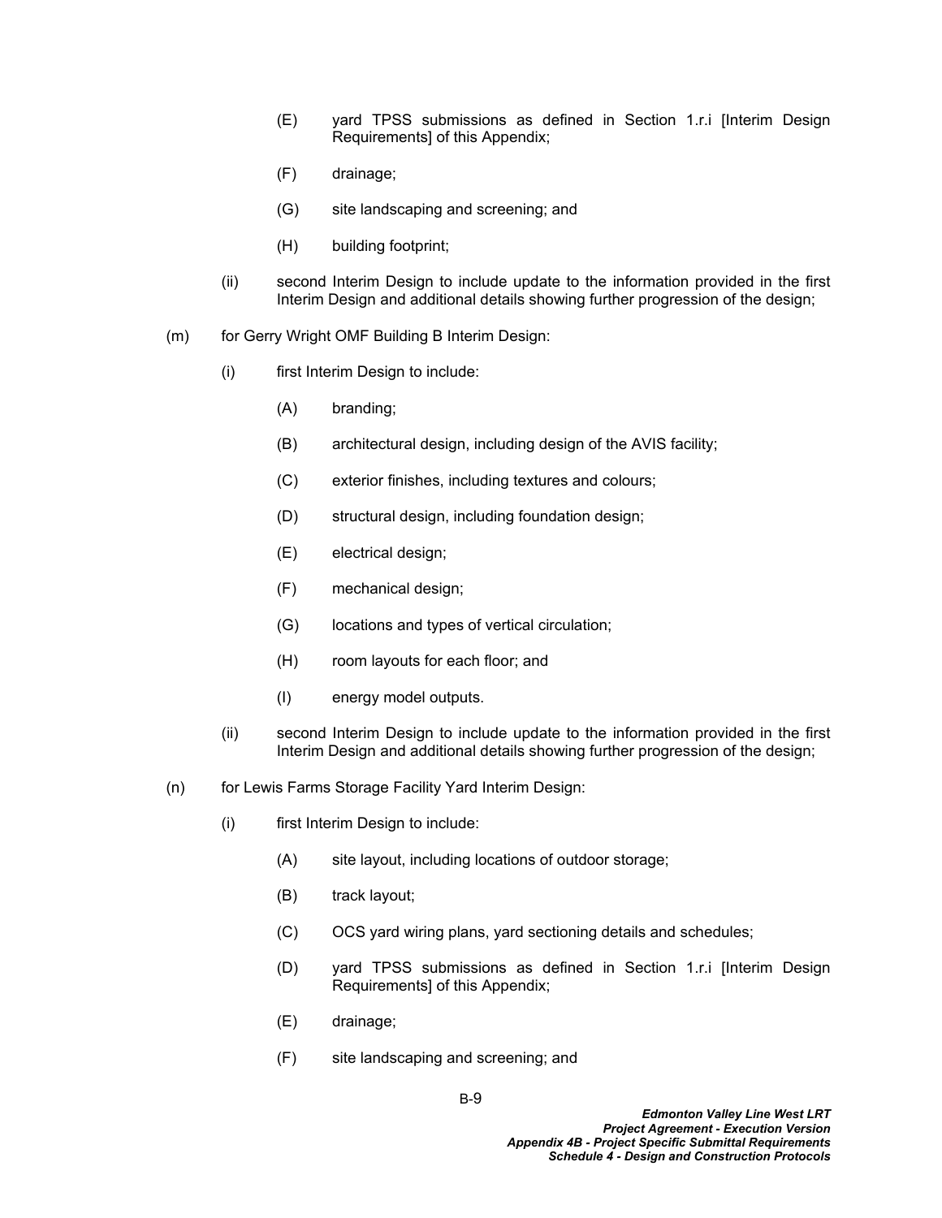(E) yard TPSS submissions as defined in Section 1.r.i [Interim Design Requirements] of this Appendix;

(F) drainage;

(G) site landscaping and screening; and

(H) building footprint;

(ii) second Interim Design to include update to the information provided in the first Interim Design and additional details showing further progression of the design;

(m) for Gerry Wright OMF Building B Interim Design:

(i) first Interim Design to include:

(A) branding;

(B) architectural design, including design of the AVIS facility;

(C) exterior finishes, including textures and colours;

(D) structural design, including foundation design;

(E) electrical design;

(F) mechanical design;

(G) locations and types of vertical circulation;

(H) room layouts for each floor; and

(I) energy model outputs.

(ii) second Interim Design to include update to the information provided in the first Interim Design and additional details showing further progression of the design;

(n) for Lewis Farms Storage Facility Yard Interim Design:

(i) first Interim Design to include:

(A) site layout, including locations of outdoor storage;

(B) track layout;

(C) OCS yard wiring plans, yard sectioning details and schedules;

(D) yard TPSS submissions as defined in Section 1.r.i [Interim Design Requirements] of this Appendix;

(E) drainage;

(F) site landscaping and screening; and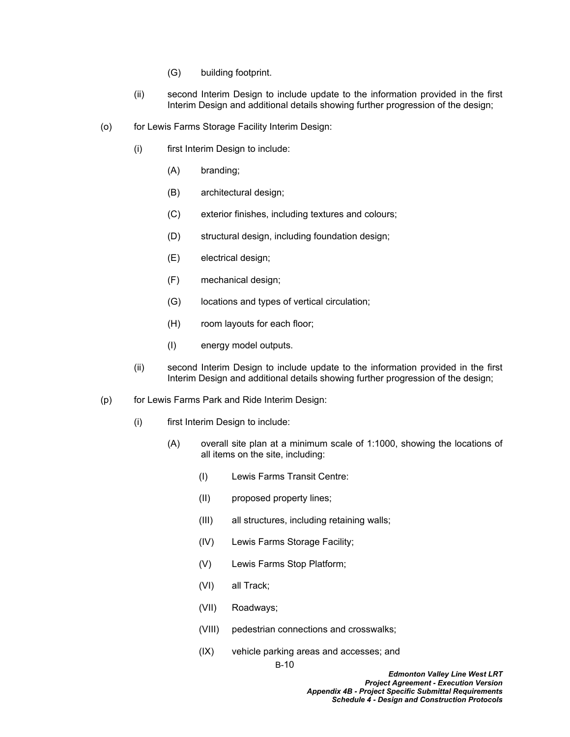(G) building footprint.

(ii) second Interim Design to include update to the information provided in the first Interim Design and additional details showing further progression of the design;

(o) for Lewis Farms Storage Facility Interim Design:

(i) first Interim Design to include:

(A) branding;

(B) architectural design;

(C) exterior finishes, including textures and colours;

(D) structural design, including foundation design;

(E) electrical design;

(F) mechanical design;

(G) locations and types of vertical circulation;

(H) room layouts for each floor;

(I) energy model outputs.

(ii) second Interim Design to include update to the information provided in the first Interim Design and additional details showing further progression of the design;

(p) for Lewis Farms Park and Ride Interim Design:

(i) first Interim Design to include:

(A) overall site plan at a minimum scale of 1:1000, showing the locations of all items on the site, including:

(I) Lewis Farms Transit Centre:

(II) proposed property lines;

(III) all structures, including retaining walls;

(IV) Lewis Farms Storage Facility;

(V) Lewis Farms Stop Platform;

(VI) all Track;

(VII) Roadways;

(VIII) pedestrian connections and crosswalks;

(IX) vehicle parking areas and accesses; and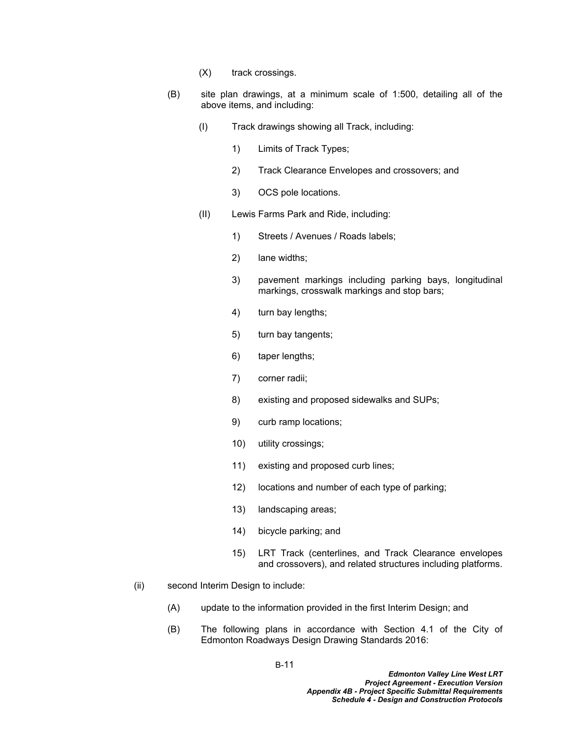(X) track crossings.

(B) site plan drawings, at a minimum scale of 1:500, detailing all of the above items, and including:

(I) Track drawings showing all Track, including:

1) Limits of Track Types;

2) Track Clearance Envelopes and crossovers; and

3) OCS pole locations.

(II) Lewis Farms Park and Ride, including:

1) Streets / Avenues / Roads labels;

2) lane widths;

3) pavement markings including parking bays, longitudinal markings, crosswalk markings and stop bars;

4) turn bay lengths;

5) turn bay tangents;

6) taper lengths;

7) corner radii;

8) existing and proposed sidewalks and SUPs;

9) curb ramp locations;

10) utility crossings;

11) existing and proposed curb lines;

12) locations and number of each type of parking;

13) landscaping areas;

14) bicycle parking; and

15) LRT Track (centerlines, and Track Clearance envelopes and crossovers), and related structures including platforms.

(ii) second Interim Design to include:

(A) update to the information provided in the first Interim Design; and

(B) The following plans in accordance with Section 4.1 of the City of Edmonton Roadways Design Drawing Standards 2016: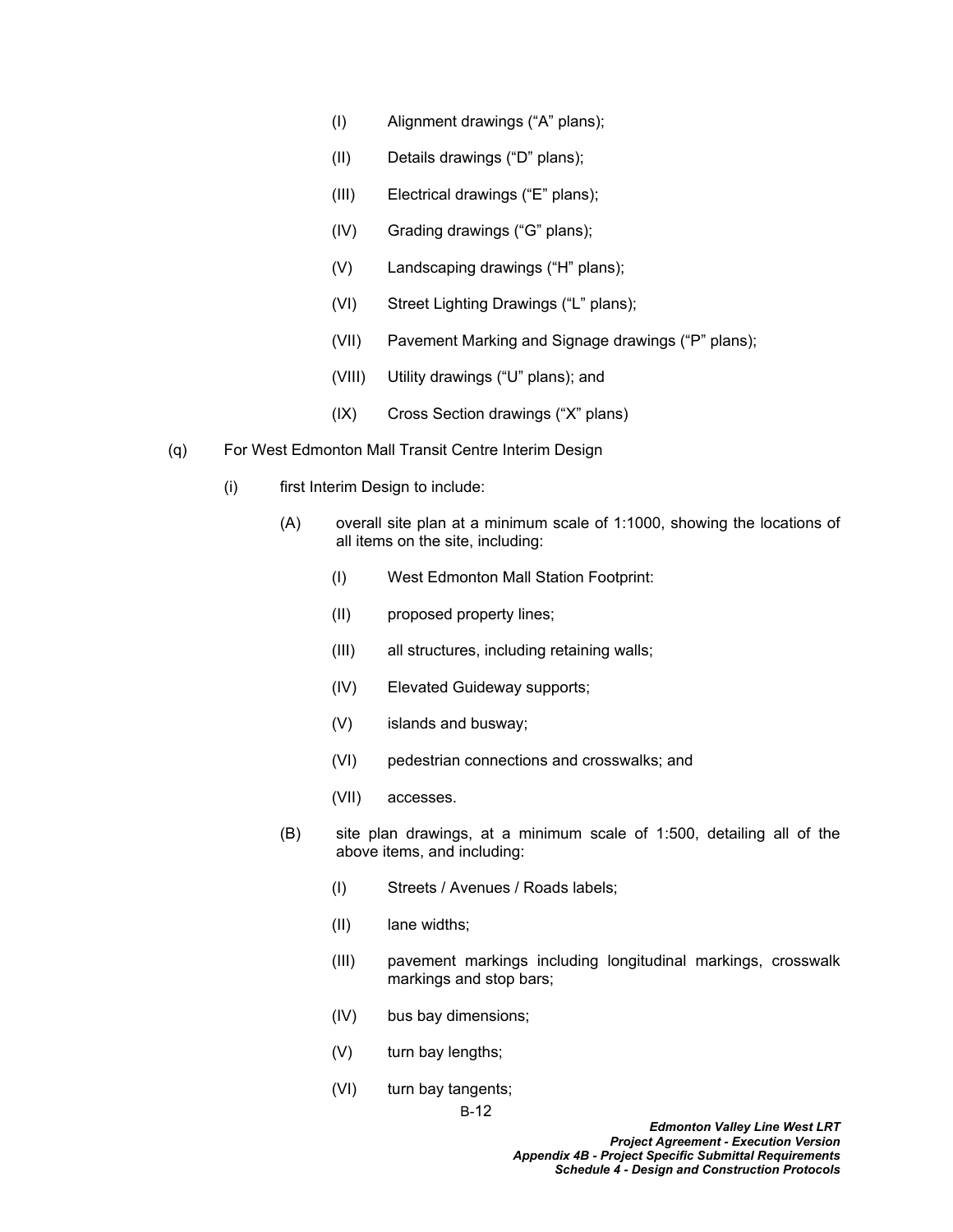(I) Alignment drawings (“A” plans);

(II) Details drawings (“D” plans);

(III) Electrical drawings (“E” plans);

(IV) Grading drawings (“G” plans);

(V) Landscaping drawings (“H” plans);

(VI) Street Lighting Drawings (“L” plans);

(VII) Pavement Marking and Signage drawings (“P” plans);

(VIII) Utility drawings (“U” plans); and

(IX) Cross Section drawings (“X” plans)

(q) For West Edmonton Mall Transit Centre Interim Design

(i) first Interim Design to include:

(A) overall site plan at a minimum scale of 1:1000, showing the locations of all items on the site, including:

(I) West Edmonton Mall Station Footprint:

(II) proposed property lines;

(III) all structures, including retaining walls;

(IV) Elevated Guideway supports;

(V) islands and busway;

(VI) pedestrian connections and crosswalks; and

(VII) accesses.

(B) site plan drawings, at a minimum scale of 1:500, detailing all of the above items, and including:

(I) Streets / Avenues / Roads labels;

(II) lane widths;

(III) pavement markings including longitudinal markings, crosswalk markings and stop bars;

(IV) bus bay dimensions;

(V) turn bay lengths;

(VI) turn bay tangents;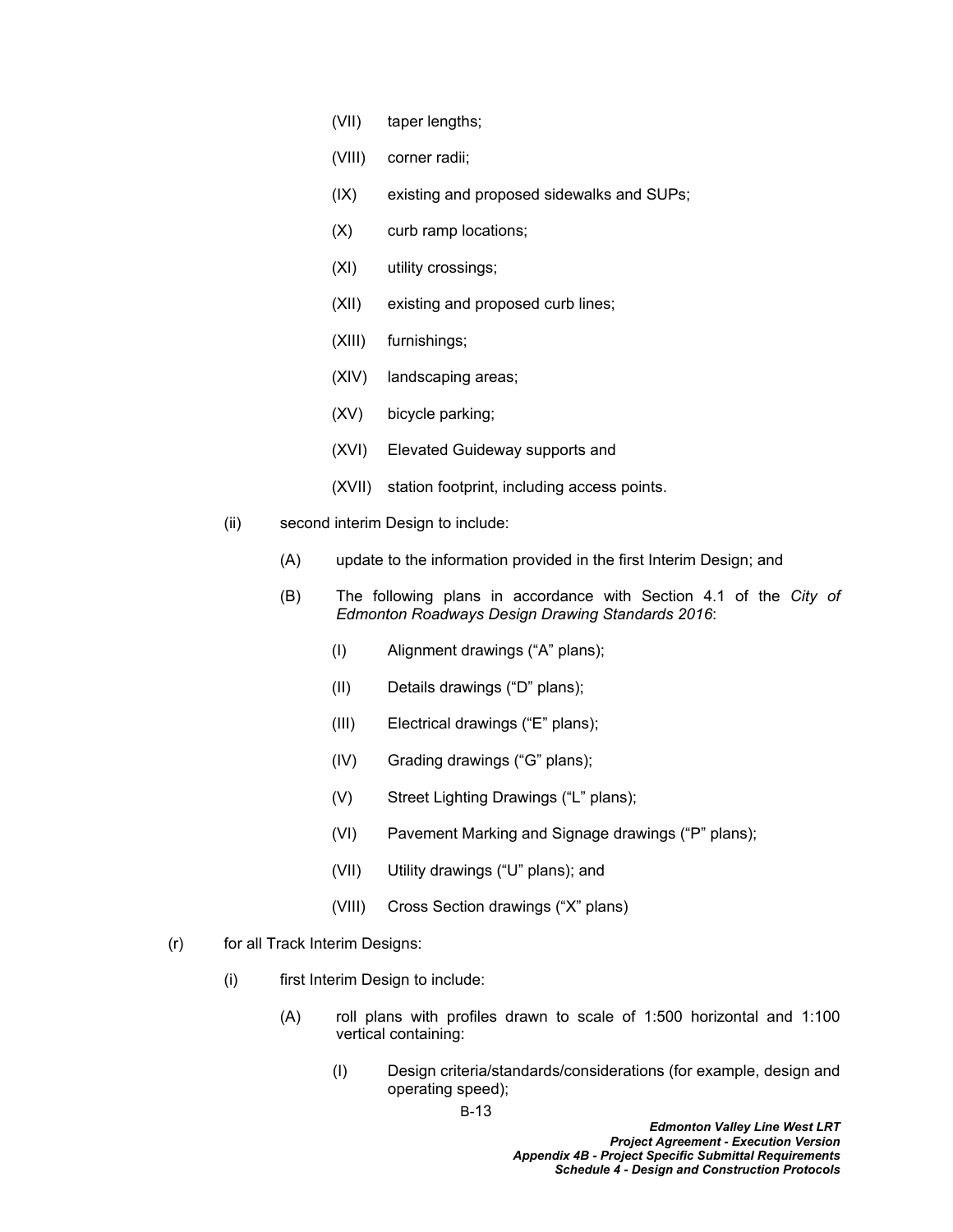(VII) taper lengths;

(VIII) corner radii;

(IX) existing and proposed sidewalks and SUPs;

(X) curb ramp locations;

(XI) utility crossings;

(XII) existing and proposed curb lines;

(XIII) furnishings;

(XIV) landscaping areas;

(XV) bicycle parking;

(XVI) Elevated Guideway supports and

(XVII) station footprint, including access points.

(ii) second interim Design to include:

(A) update to the information provided in the first Interim Design; and

(B) The following plans in accordance with Section 4.1 of the *City of Edmonton Roadways Design Drawing Standards 2016*:

(I) Alignment drawings (“A” plans);

(II) Details drawings (“D” plans);

(III) Electrical drawings (“E” plans);

(IV) Grading drawings (“G” plans);

(V) Street Lighting Drawings (“L” plans);

(VI) Pavement Marking and Signage drawings (“P” plans);

(VII) Utility drawings (“U” plans); and

(VIII) Cross Section drawings (“X” plans)

(r) for all Track Interim Designs:

(i) first Interim Design to include:

(A) roll plans with profiles drawn to scale of 1:500 horizontal and 1:100 vertical containing:

(I) Design criteria/standards/considerations (for example, design and operating speed);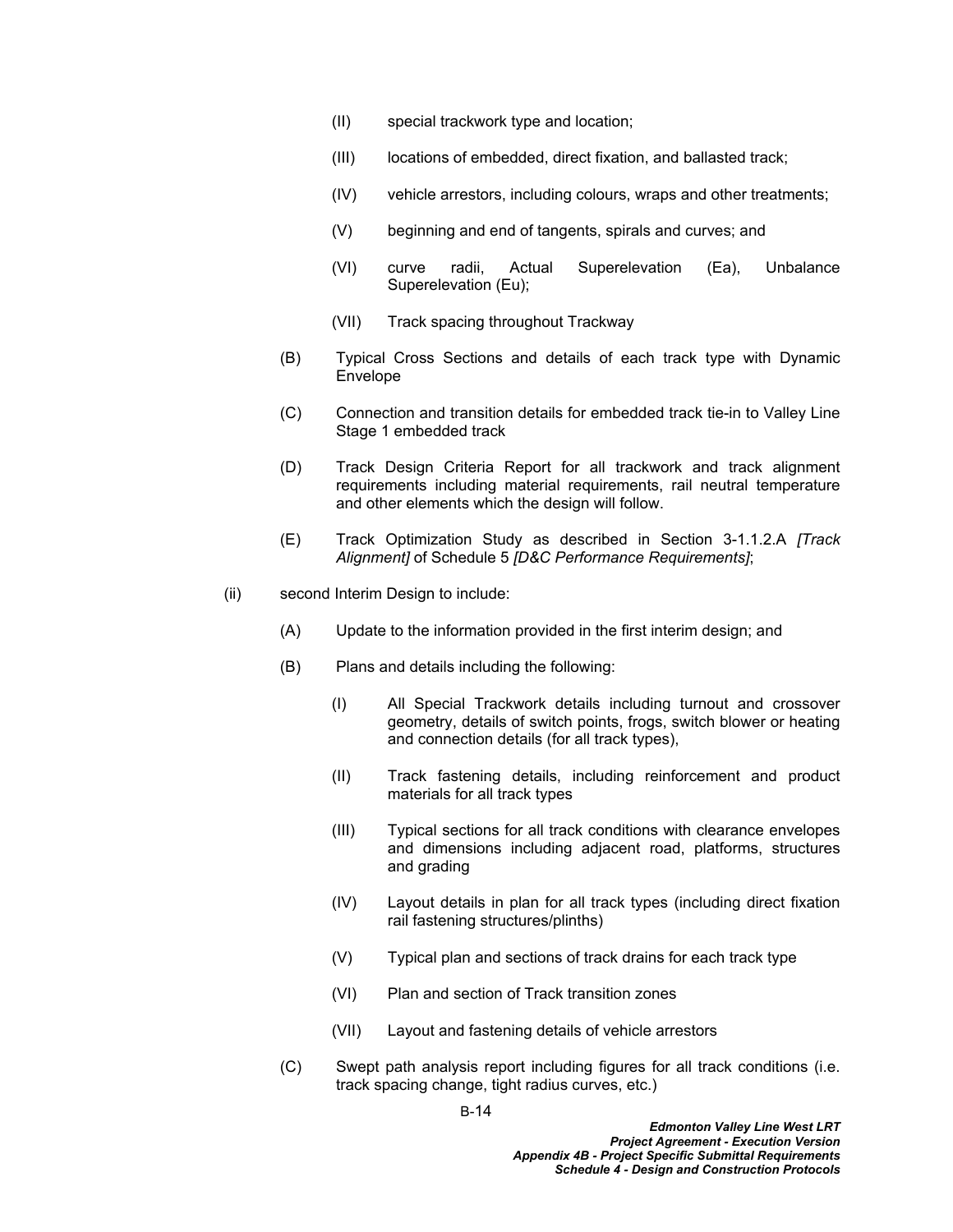(II) special trackwork type and location;

(III) locations of embedded, direct fixation, and ballasted track;

(IV) vehicle arrestors, including colours, wraps and other treatments;

(V) beginning and end of tangents, spirals and curves; and

(VI) curve radii, Actual Superelevation (Ea), Unbalance Superelevation (Eu);

(VII) Track spacing throughout Trackway

(B) Typical Cross Sections and details of each track type with Dynamic Envelope

(C) Connection and transition details for embedded track tie-in to Valley Line Stage 1 embedded track

(D) Track Design Criteria Report for all trackwork and track alignment requirements including material requirements, rail neutral temperature and other elements which the design will follow.

(E) Track Optimization Study as described in Section 3-1.1.2.A *[Track Alignment]* of Schedule 5 *[D&C Performance Requirements]*;

(ii) second Interim Design to include:

(A) Update to the information provided in the first interim design; and

(B) Plans and details including the following:

(I) All Special Trackwork details including turnout and crossover geometry, details of switch points, frogs, switch blower or heating and connection details (for all track types),

(II) Track fastening details, including reinforcement and product materials for all track types

(III) Typical sections for all track conditions with clearance envelopes and dimensions including adjacent road, platforms, structures and grading

(IV) Layout details in plan for all track types (including direct fixation rail fastening structures/plinths)

(V) Typical plan and sections of track drains for each track type

(VI) Plan and section of Track transition zones

(VII) Layout and fastening details of vehicle arrestors

(C) Swept path analysis report including figures for all track conditions (i.e. track spacing change, tight radius curves, etc.)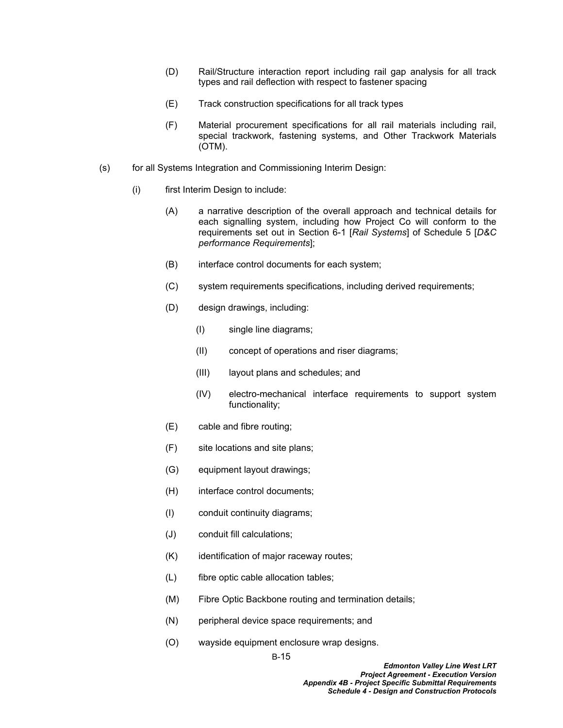(D) Rail/Structure interaction report including rail gap analysis for all track types and rail deflection with respect to fastener spacing

(E) Track construction specifications for all track types

(F) Material procurement specifications for all rail materials including rail, special trackwork, fastening systems, and Other Trackwork Materials (OTM).

(s) for all Systems Integration and Commissioning Interim Design:

(i) first Interim Design to include:

(A) a narrative description of the overall approach and technical details for each signalling system, including how Project Co will conform to the requirements set out in Section 6-1 [*Rail Systems*] of Schedule 5 [*D&C performance Requirements*];

(B) interface control documents for each system;

(C) system requirements specifications, including derived requirements;

(D) design drawings, including:

(I) single line diagrams;

(II) concept of operations and riser diagrams;

(III) layout plans and schedules; and

(IV) electro-mechanical interface requirements to support system functionality;

(E) cable and fibre routing;

(F) site locations and site plans;

(G) equipment layout drawings;

(H) interface control documents;

(I) conduit continuity diagrams;

(J) conduit fill calculations;

(K) identification of major raceway routes;

(L) fibre optic cable allocation tables;

(M) Fibre Optic Backbone routing and termination details;

(N) peripheral device space requirements; and

(O) wayside equipment enclosure wrap designs.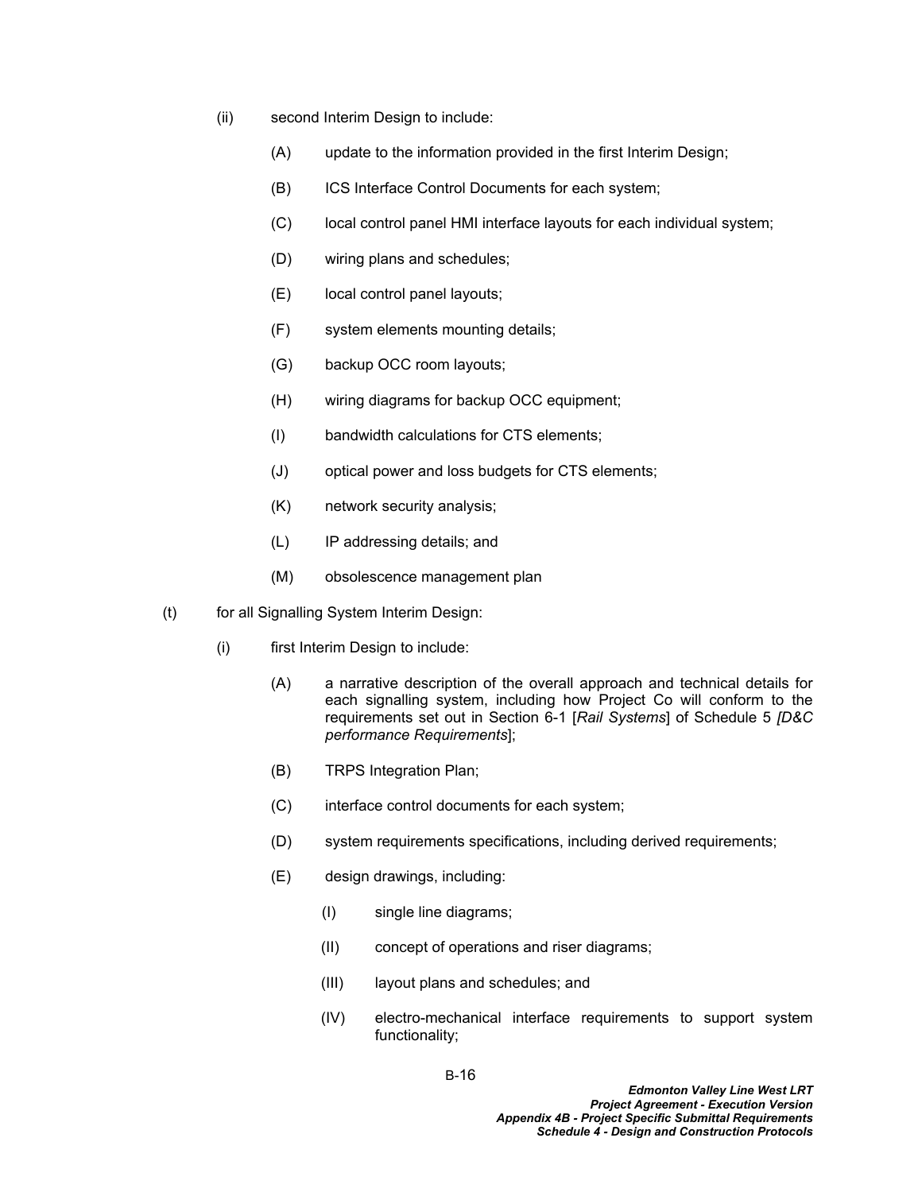(ii) second Interim Design to include:

(A) update to the information provided in the first Interim Design;

(B) ICS Interface Control Documents for each system;

(C) local control panel HMI interface layouts for each individual system;

(D) wiring plans and schedules;

(E) local control panel layouts;

(F) system elements mounting details;

(G) backup OCC room layouts;

(H) wiring diagrams for backup OCC equipment;

(I) bandwidth calculations for CTS elements;

(J) optical power and loss budgets for CTS elements;

(K) network security analysis;

(L) IP addressing details; and

(M) obsolescence management plan

(t) for all Signalling System Interim Design:

(i) first Interim Design to include:

(A) a narrative description of the overall approach and technical details for each signalling system, including how Project Co will conform to the requirements set out in Section 6-1 [*Rail Systems*] of Schedule 5 *[D&C performance Requirements*];

(B) TRPS Integration Plan;

(C) interface control documents for each system;

(D) system requirements specifications, including derived requirements;

(E) design drawings, including:

(I) single line diagrams;

(II) concept of operations and riser diagrams;

(III) layout plans and schedules; and

(IV) electro-mechanical interface requirements to support system functionality;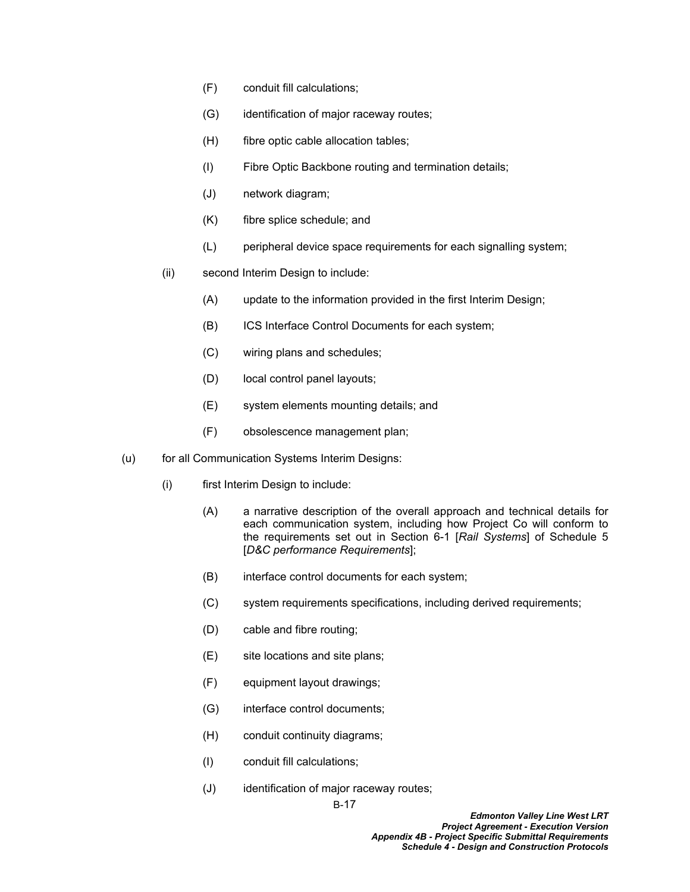(F) conduit fill calculations;

(G) identification of major raceway routes;

(H) fibre optic cable allocation tables;

(I) Fibre Optic Backbone routing and termination details;

(J) network diagram;

(K) fibre splice schedule; and

(L) peripheral device space requirements for each signalling system;

(ii) second Interim Design to include:

(A) update to the information provided in the first Interim Design;

(B) ICS Interface Control Documents for each system;

(C) wiring plans and schedules;

(D) local control panel layouts;

(E) system elements mounting details; and

(F) obsolescence management plan;

(u) for all Communication Systems Interim Designs:

(i) first Interim Design to include:

(A) a narrative description of the overall approach and technical details for each communication system, including how Project Co will conform to the requirements set out in Section 6-1 [*Rail Systems*] of Schedule 5 [*D&C performance Requirements*];

(B) interface control documents for each system;

(C) system requirements specifications, including derived requirements;

(D) cable and fibre routing;

(E) site locations and site plans;

(F) equipment layout drawings;

(G) interface control documents;

(H) conduit continuity diagrams;

(I) conduit fill calculations;

(J) identification of major raceway routes;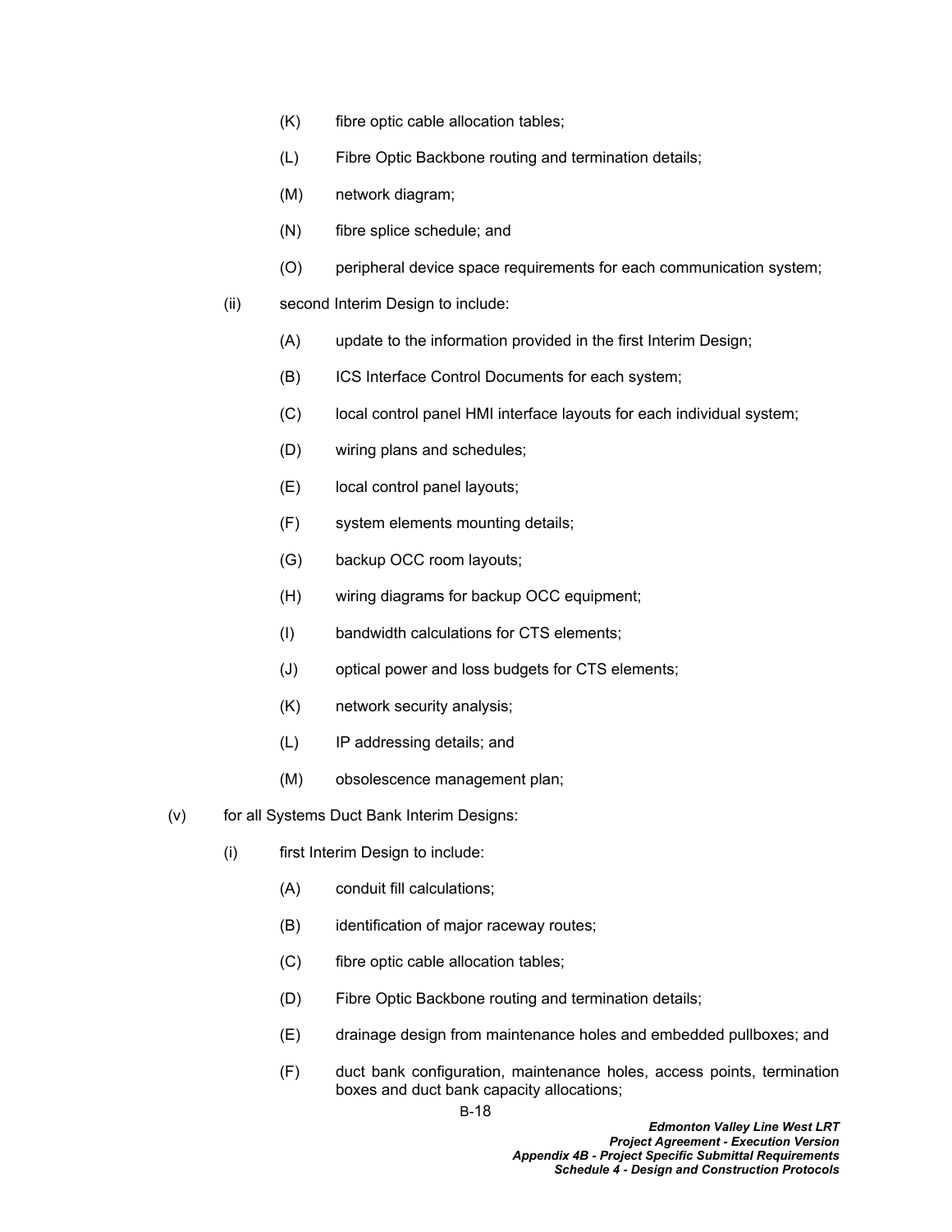(K) fibre optic cable allocation tables;

(L) Fibre Optic Backbone routing and termination details;

(M) network diagram;

(N) fibre splice schedule; and

(O) peripheral device space requirements for each communication system;

(ii) second Interim Design to include:

(A) update to the information provided in the first Interim Design;

(B) ICS Interface Control Documents for each system;

(C) local control panel HMI interface layouts for each individual system;

(D) wiring plans and schedules;

(E) local control panel layouts;

(F) system elements mounting details;

(G) backup OCC room layouts;

(H) wiring diagrams for backup OCC equipment;

(I) bandwidth calculations for CTS elements;

(J) optical power and loss budgets for CTS elements;

(K) network security analysis;

(L) IP addressing details; and

(M) obsolescence management plan;

(v) for all Systems Duct Bank Interim Designs:

(i) first Interim Design to include:

(A) conduit fill calculations;

(B) identification of major raceway routes;

(C) fibre optic cable allocation tables;

(D) Fibre Optic Backbone routing and termination details;

(E) drainage design from maintenance holes and embedded pullboxes; and

(F) duct bank configuration, maintenance holes, access points, termination boxes and duct bank capacity allocations;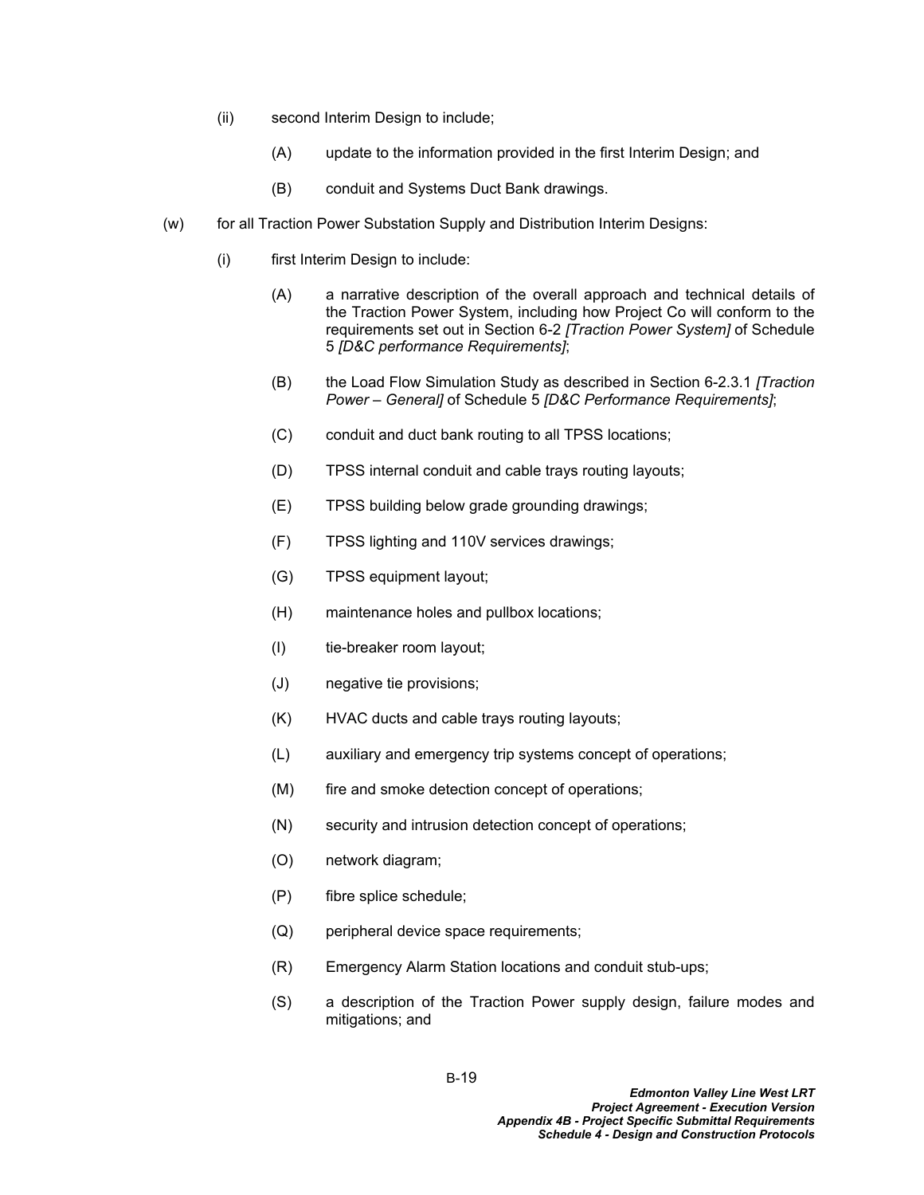(ii) second Interim Design to include;

(A) update to the information provided in the first Interim Design; and

(B) conduit and Systems Duct Bank drawings.

(w) for all Traction Power Substation Supply and Distribution Interim Designs:

(i) first Interim Design to include:

(A) a narrative description of the overall approach and technical details of the Traction Power System, including how Project Co will conform to the requirements set out in Section 6-2 *[Traction Power System]* of Schedule 5 *[D&C performance Requirements]*;

(B) the Load Flow Simulation Study as described in Section 6-2.3.1 *[Traction Power – General]* of Schedule 5 *[D&C Performance Requirements]*;

(C) conduit and duct bank routing to all TPSS locations;

(D) TPSS internal conduit and cable trays routing layouts;

(E) TPSS building below grade grounding drawings;

(F) TPSS lighting and 110V services drawings;

(G) TPSS equipment layout;

(H) maintenance holes and pullbox locations;

(I) tie-breaker room layout;

(J) negative tie provisions;

(K) HVAC ducts and cable trays routing layouts;

(L) auxiliary and emergency trip systems concept of operations;

(M) fire and smoke detection concept of operations;

(N) security and intrusion detection concept of operations;

(O) network diagram;

(P) fibre splice schedule;

(Q) peripheral device space requirements;

(R) Emergency Alarm Station locations and conduit stub-ups;

(S) a description of the Traction Power supply design, failure modes and mitigations; and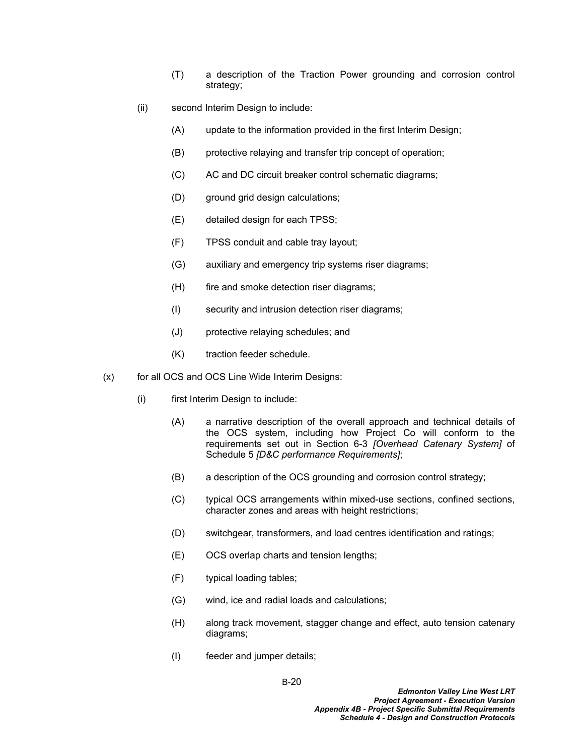(T) a description of the Traction Power grounding and corrosion control strategy;

(ii) second Interim Design to include:

(A) update to the information provided in the first Interim Design;

(B) protective relaying and transfer trip concept of operation;

(C) AC and DC circuit breaker control schematic diagrams;

(D) ground grid design calculations;

(E) detailed design for each TPSS;

(F) TPSS conduit and cable tray layout;

(G) auxiliary and emergency trip systems riser diagrams;

(H) fire and smoke detection riser diagrams;

(I) security and intrusion detection riser diagrams;

(J) protective relaying schedules; and

(K) traction feeder schedule.

(x) for all OCS and OCS Line Wide Interim Designs:

(i) first Interim Design to include:

(A) a narrative description of the overall approach and technical details of the OCS system, including how Project Co will conform to the requirements set out in Section 6-3 *[Overhead Catenary System]* of Schedule 5 *[D&C performance Requirements]*;

(B) a description of the OCS grounding and corrosion control strategy;

(C) typical OCS arrangements within mixed-use sections, confined sections, character zones and areas with height restrictions;

(D) switchgear, transformers, and load centres identification and ratings;

(E) OCS overlap charts and tension lengths;

(F) typical loading tables;

(G) wind, ice and radial loads and calculations;

(H) along track movement, stagger change and effect, auto tension catenary diagrams;

(I) feeder and jumper details;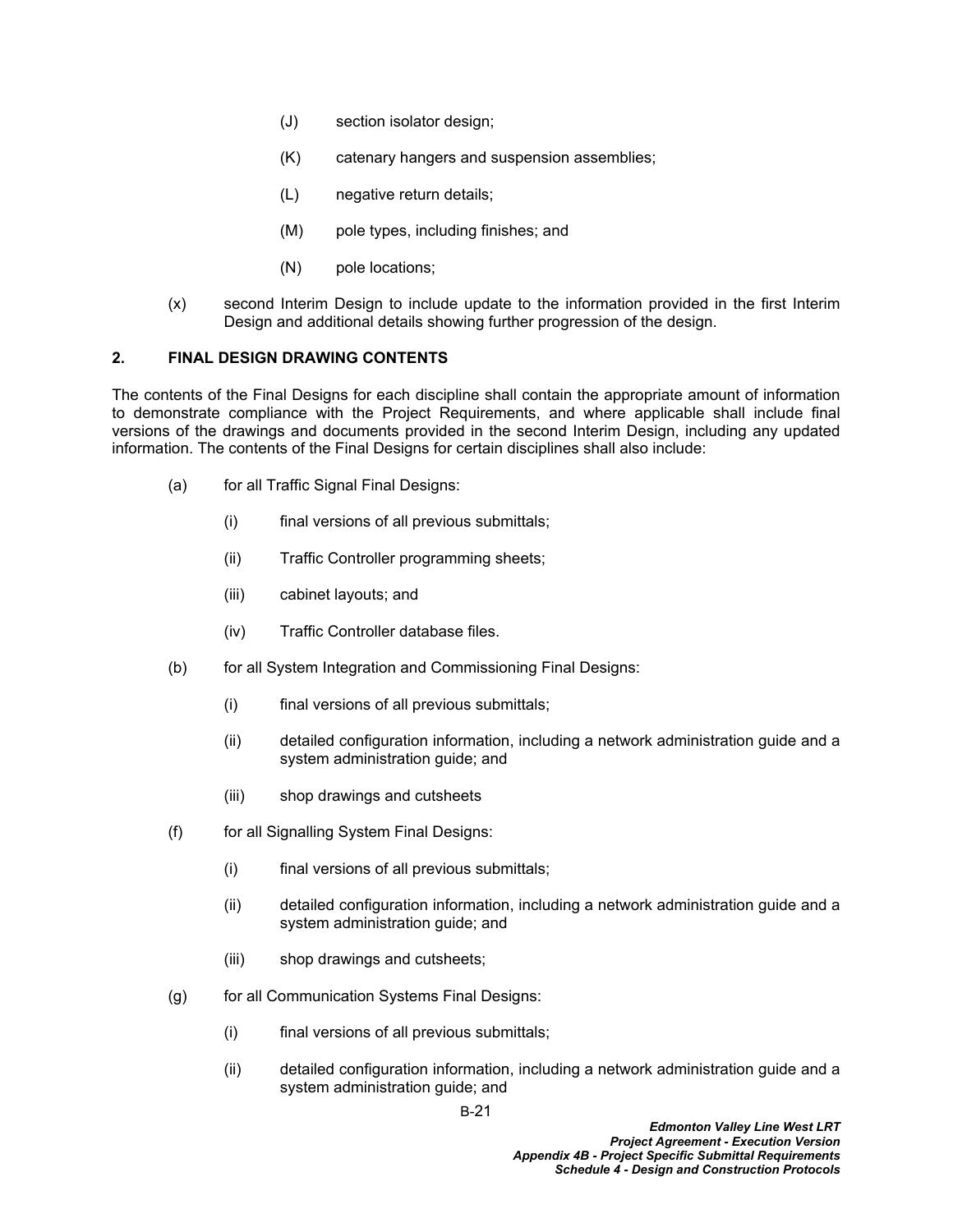(J) section isolator design;

(K) catenary hangers and suspension assemblies;

(L) negative return details;

(M) pole types, including finishes; and

(N) pole locations;

(x) second Interim Design to include update to the information provided in the first Interim Design and additional details showing further progression of the design.

## 2. FINAL DESIGN DRAWING CONTENTS

The contents of the Final Designs for each discipline shall contain the appropriate amount of information to demonstrate compliance with the Project Requirements, and where applicable shall include final versions of the drawings and documents provided in the second Interim Design, including any updated information. The contents of the Final Designs for certain disciplines shall also include:

(a) for all Traffic Signal Final Designs:

- (i) final versions of all previous submittals;
- (ii) Traffic Controller programming sheets;
- (iii) cabinet layouts; and
- (iv) Traffic Controller database files.

(b) for all System Integration and Commissioning Final Designs:

- (i) final versions of all previous submittals;
- (ii) detailed configuration information, including a network administration guide and a system administration guide; and
- (iii) shop drawings and cutsheets

(f) for all Signalling System Final Designs:

- (i) final versions of all previous submittals;
- (ii) detailed configuration information, including a network administration guide and a system administration guide; and
- (iii) shop drawings and cutsheets;

(g) for all Communication Systems Final Designs:

- (i) final versions of all previous submittals;
- (ii) detailed configuration information, including a network administration guide and a system administration guide; and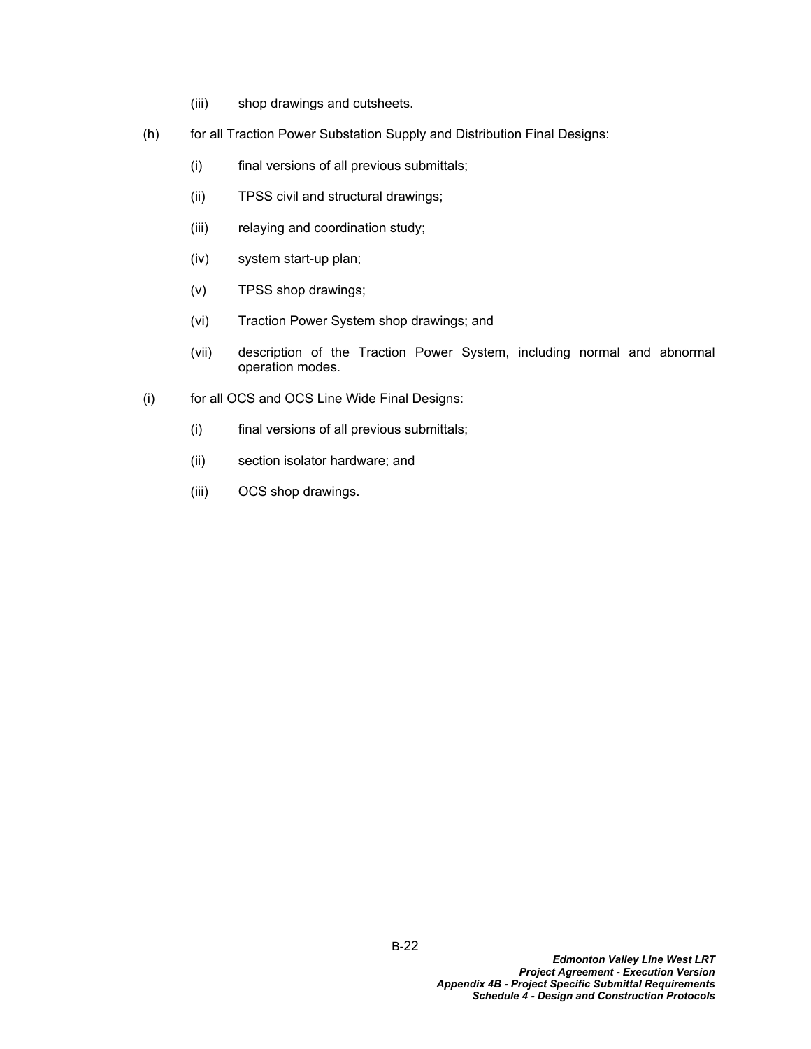(iii) shop drawings and cutsheets.

(h) for all Traction Power Substation Supply and Distribution Final Designs:

(i) final versions of all previous submittals;

(ii) TPSS civil and structural drawings;

(iii) relaying and coordination study;

(iv) system start-up plan;

(v) TPSS shop drawings;

(vi) Traction Power System shop drawings; and

(vii) description of the Traction Power System, including normal and abnormal operation modes.

(i) for all OCS and OCS Line Wide Final Designs:

(i) final versions of all previous submittals;

(ii) section isolator hardware; and

(iii) OCS shop drawings.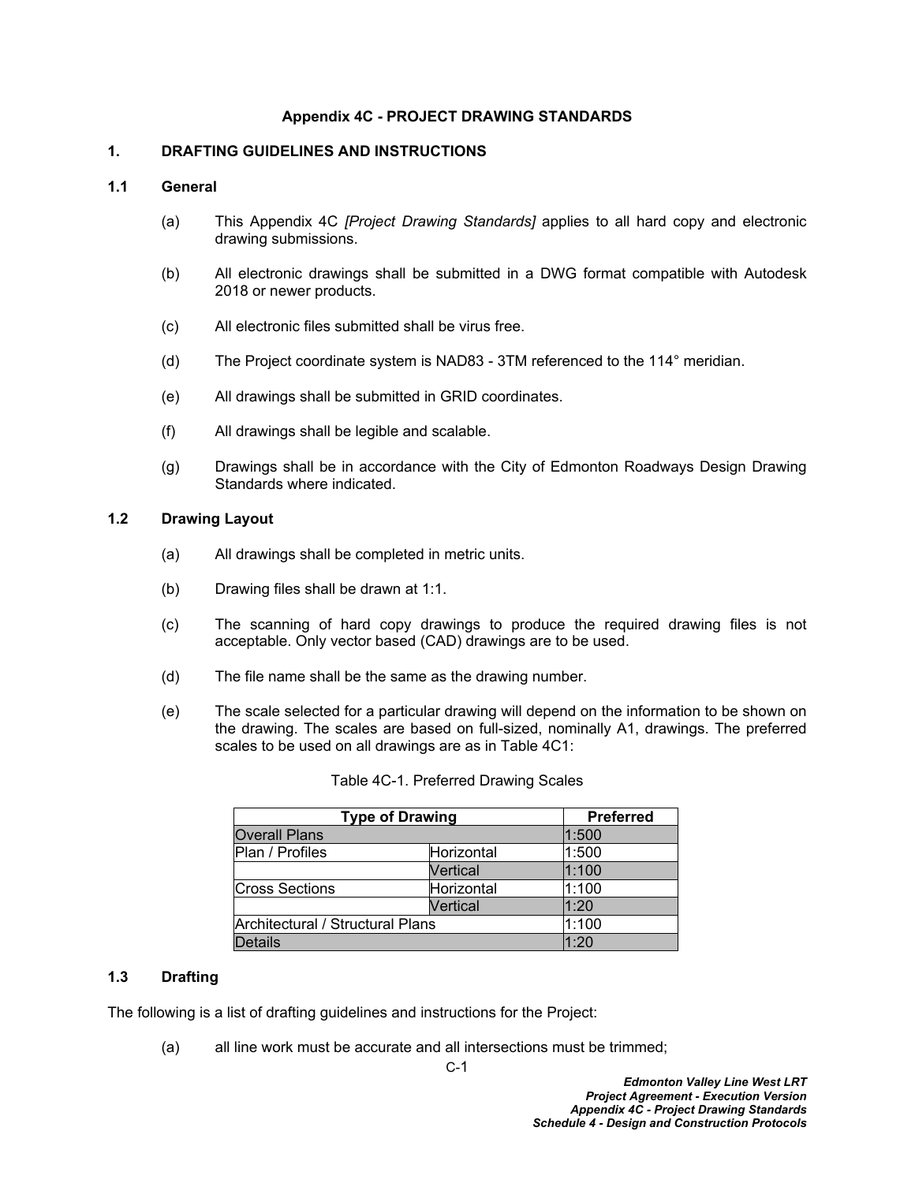# Appendix 4C - PROJECT DRAWING STANDARDS

## 1. DRAFTING GUIDELINES AND INSTRUCTIONS

### 1.1 General

(a) This Appendix 4C *[Project Drawing Standards]* applies to all hard copy and electronic drawing submissions.

(b) All electronic drawings shall be submitted in a DWG format compatible with Autodesk 2018 or newer products.

(c) All electronic files submitted shall be virus free.

(d) The Project coordinate system is NAD83 - 3TM referenced to the 114° meridian.

(e) All drawings shall be submitted in GRID coordinates.

(f) All drawings shall be legible and scalable.

(g) Drawings shall be in accordance with the City of Edmonton Roadways Design Drawing Standards where indicated.

### 1.2 Drawing Layout

(a) All drawings shall be completed in metric units.

(b) Drawing files shall be drawn at 1:1.

(c) The scanning of hard copy drawings to produce the required drawing files is not acceptable. Only vector based (CAD) drawings are to be used.

(d) The file name shall be the same as the drawing number.

(e) The scale selected for a particular drawing will depend on the information to be shown on the drawing. The scales are based on full-sized, nominally A1, drawings. The preferred scales to be used on all drawings are as in Table 4C1:

Table 4C-1. Preferred Drawing Scales

| Type of Drawing | | Preferred |
|---|---|---|
| Overall Plans | | 1:500 |
| Plan / Profiles | Horizontal | 1:500 |
| | Vertical | 1:100 |
| Cross Sections | Horizontal | 1:100 |
| | Vertical | 1:20 |
| Architectural / Structural Plans | | 1:100 |
| Details | | 1:20 |

### 1.3 Drafting

The following is a list of drafting guidelines and instructions for the Project:

(a) all line work must be accurate and all intersections must be trimmed;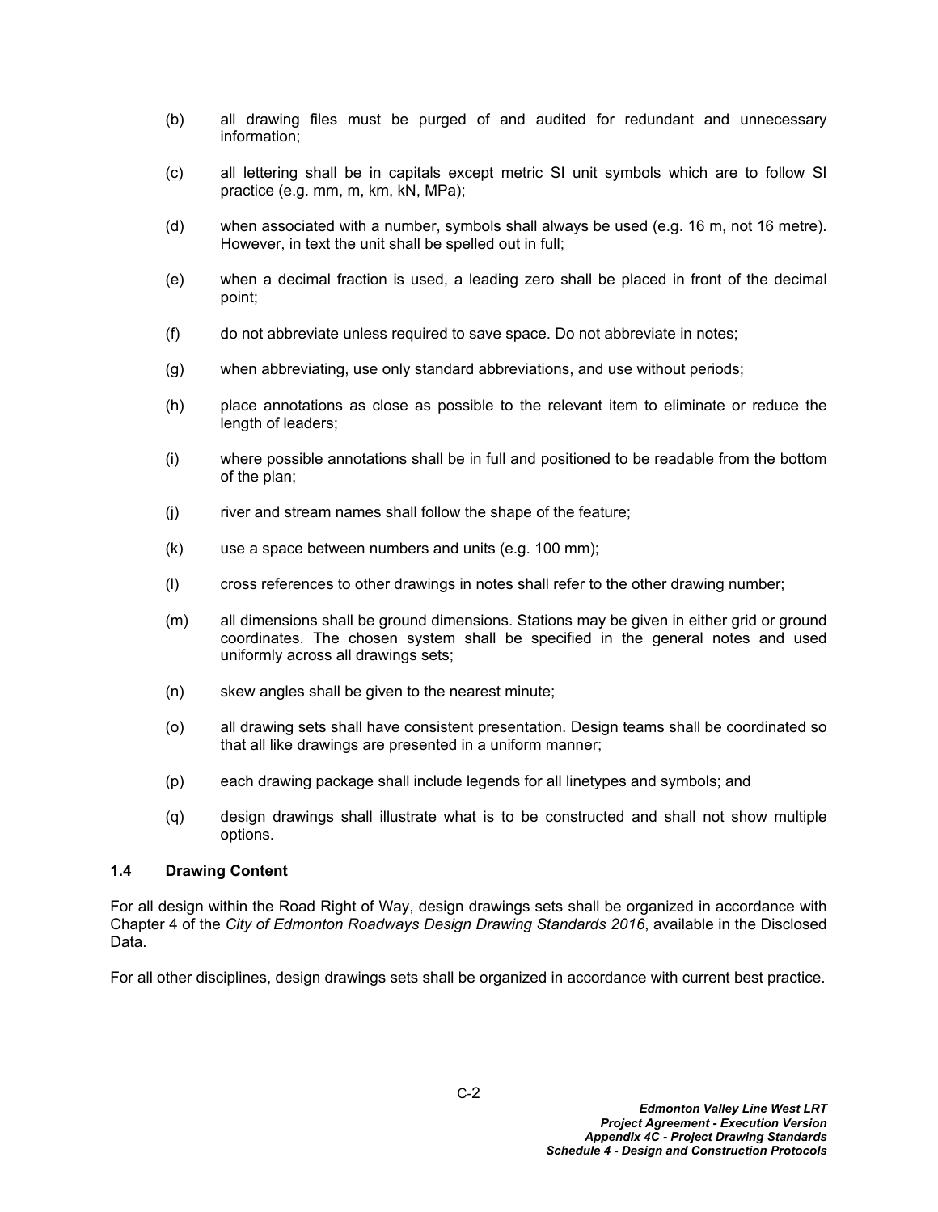(b) all drawing files must be purged of and audited for redundant and unnecessary information;

(c) all lettering shall be in capitals except metric SI unit symbols which are to follow SI practice (e.g. mm, m, km, kN, MPa);

(d) when associated with a number, symbols shall always be used (e.g. 16 m, not 16 metre). However, in text the unit shall be spelled out in full;

(e) when a decimal fraction is used, a leading zero shall be placed in front of the decimal point;

(f) do not abbreviate unless required to save space. Do not abbreviate in notes;

(g) when abbreviating, use only standard abbreviations, and use without periods;

(h) place annotations as close as possible to the relevant item to eliminate or reduce the length of leaders;

(i) where possible annotations shall be in full and positioned to be readable from the bottom of the plan;

(j) river and stream names shall follow the shape of the feature;

(k) use a space between numbers and units (e.g. 100 mm);

(l) cross references to other drawings in notes shall refer to the other drawing number;

(m) all dimensions shall be ground dimensions. Stations may be given in either grid or ground coordinates. The chosen system shall be specified in the general notes and used uniformly across all drawings sets;

(n) skew angles shall be given to the nearest minute;

(o) all drawing sets shall have consistent presentation. Design teams shall be coordinated so that all like drawings are presented in a uniform manner;

(p) each drawing package shall include legends for all linetypes and symbols; and

(q) design drawings shall illustrate what is to be constructed and shall not show multiple options.

### 1.4 Drawing Content

For all design within the Road Right of Way, design drawings sets shall be organized in accordance with Chapter 4 of the *City of Edmonton Roadways Design Drawing Standards 2016*, available in the Disclosed Data.

For all other disciplines, design drawings sets shall be organized in accordance with current best practice.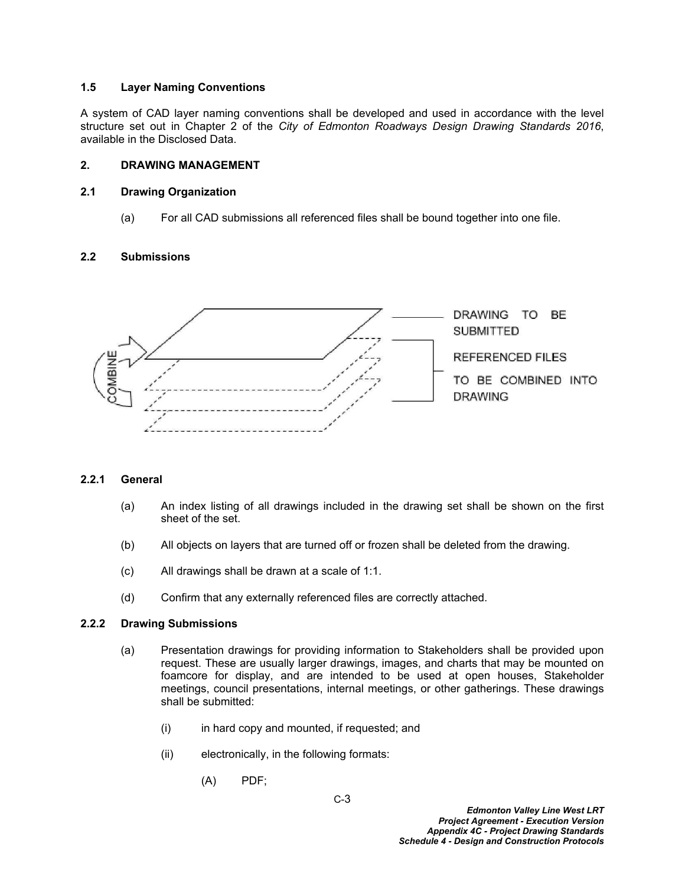### 1.5 Layer Naming Conventions

A system of CAD layer naming conventions shall be developed and used in accordance with the level structure set out in Chapter 2 of the *City of Edmonton Roadways Design Drawing Standards 2016*, available in the Disclosed Data.

## 2. DRAWING MANAGEMENT

### 2.1 Drawing Organization

(a) For all CAD submissions all referenced files shall be bound together into one file.

### 2.2 Submissions

COMBINE

DRAWING TO BE SUBMITTED

REFERENCED FILES TO BE COMBINED INTO DRAWING

#### 2.2.1 General

(a) An index listing of all drawings included in the drawing set shall be shown on the first sheet of the set.

(b) All objects on layers that are turned off or frozen shall be deleted from the drawing.

(c) All drawings shall be drawn at a scale of 1:1.

(d) Confirm that any externally referenced files are correctly attached.

#### 2.2.2 Drawing Submissions

(a) Presentation drawings for providing information to Stakeholders shall be provided upon request. These are usually larger drawings, images, and charts that may be mounted on foamcore for display, and are intended to be used at open houses, Stakeholder meetings, council presentations, internal meetings, or other gatherings. These drawings shall be submitted:

(i) in hard copy and mounted, if requested; and

(ii) electronically, in the following formats:

(A) PDF;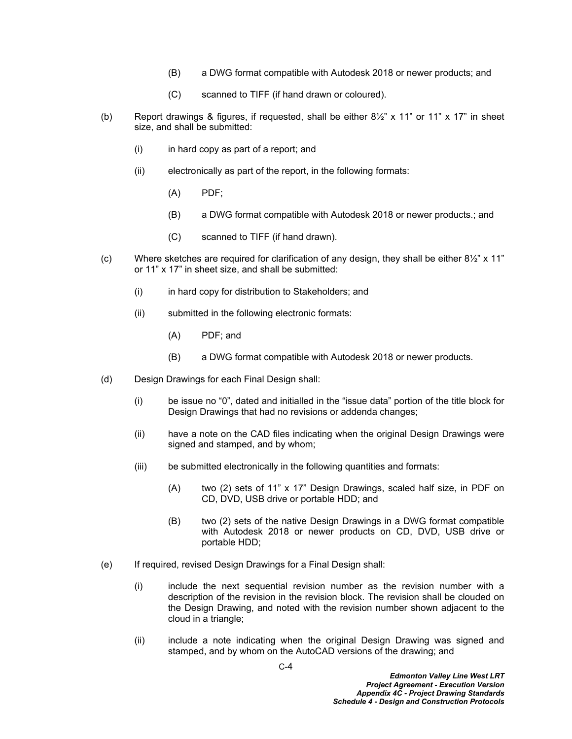(B) a DWG format compatible with Autodesk 2018 or newer products; and

        (C) scanned to TIFF (if hand drawn or coloured).

(b) Report drawings & figures, if requested, shall be either 8½" x 11" or 11" x 17" in sheet size, and shall be submitted:

    (i) in hard copy as part of a report; and

    (ii) electronically as part of the report, in the following formats:

        (A) PDF;

        (B) a DWG format compatible with Autodesk 2018 or newer products.; and

        (C) scanned to TIFF (if hand drawn).

(c) Where sketches are required for clarification of any design, they shall be either 8½" x 11" or 11" x 17" in sheet size, and shall be submitted:

    (i) in hard copy for distribution to Stakeholders; and

    (ii) submitted in the following electronic formats:

        (A) PDF; and

        (B) a DWG format compatible with Autodesk 2018 or newer products.

(d) Design Drawings for each Final Design shall:

    (i) be issue no "0", dated and initialled in the "issue data" portion of the title block for Design Drawings that had no revisions or addenda changes;

    (ii) have a note on the CAD files indicating when the original Design Drawings were signed and stamped, and by whom;

    (iii) be submitted electronically in the following quantities and formats:

        (A) two (2) sets of 11" x 17" Design Drawings, scaled half size, in PDF on CD, DVD, USB drive or portable HDD; and

        (B) two (2) sets of the native Design Drawings in a DWG format compatible with Autodesk 2018 or newer products on CD, DVD, USB drive or portable HDD;

(e) If required, revised Design Drawings for a Final Design shall:

    (i) include the next sequential revision number as the revision number with a description of the revision in the revision block. The revision shall be clouded on the Design Drawing, and noted with the revision number shown adjacent to the cloud in a triangle;

    (ii) include a note indicating when the original Design Drawing was signed and stamped, and by whom on the AutoCAD versions of the drawing; and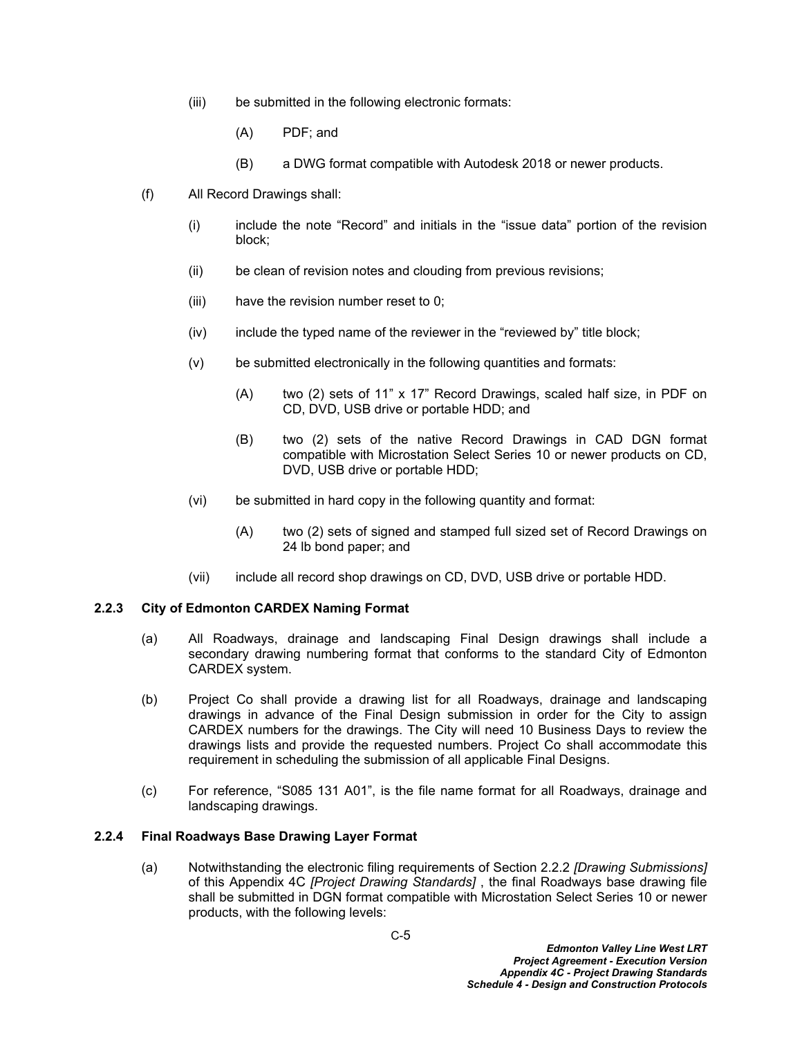(iii) be submitted in the following electronic formats:

   (A) PDF; and

   (B) a DWG format compatible with Autodesk 2018 or newer products.

(f) All Record Drawings shall:

   (i) include the note “Record” and initials in the “issue data” portion of the revision block;

   (ii) be clean of revision notes and clouding from previous revisions;

   (iii) have the revision number reset to 0;

   (iv) include the typed name of the reviewer in the “reviewed by” title block;

   (v) be submitted electronically in the following quantities and formats:

      (A) two (2) sets of 11” x 17” Record Drawings, scaled half size, in PDF on CD, DVD, USB drive or portable HDD; and

      (B) two (2) sets of the native Record Drawings in CAD DGN format compatible with Microstation Select Series 10 or newer products on CD, DVD, USB drive or portable HDD;

   (vi) be submitted in hard copy in the following quantity and format:

      (A) two (2) sets of signed and stamped full sized set of Record Drawings on 24 lb bond paper; and

   (vii) include all record shop drawings on CD, DVD, USB drive or portable HDD.

### 2.2.3 City of Edmonton CARDEX Naming Format

(a) All Roadways, drainage and landscaping Final Design drawings shall include a secondary drawing numbering format that conforms to the standard City of Edmonton CARDEX system.

(b) Project Co shall provide a drawing list for all Roadways, drainage and landscaping drawings in advance of the Final Design submission in order for the City to assign CARDEX numbers for the drawings. The City will need 10 Business Days to review the drawings lists and provide the requested numbers. Project Co shall accommodate this requirement in scheduling the submission of all applicable Final Designs.

(c) For reference, “S085 131 A01”, is the file name format for all Roadways, drainage and landscaping drawings.

### 2.2.4 Final Roadways Base Drawing Layer Format

(a) Notwithstanding the electronic filing requirements of Section 2.2.2 *[Drawing Submissions]* of this Appendix 4C *[Project Drawing Standards]* , the final Roadways base drawing file shall be submitted in DGN format compatible with Microstation Select Series 10 or newer products, with the following levels: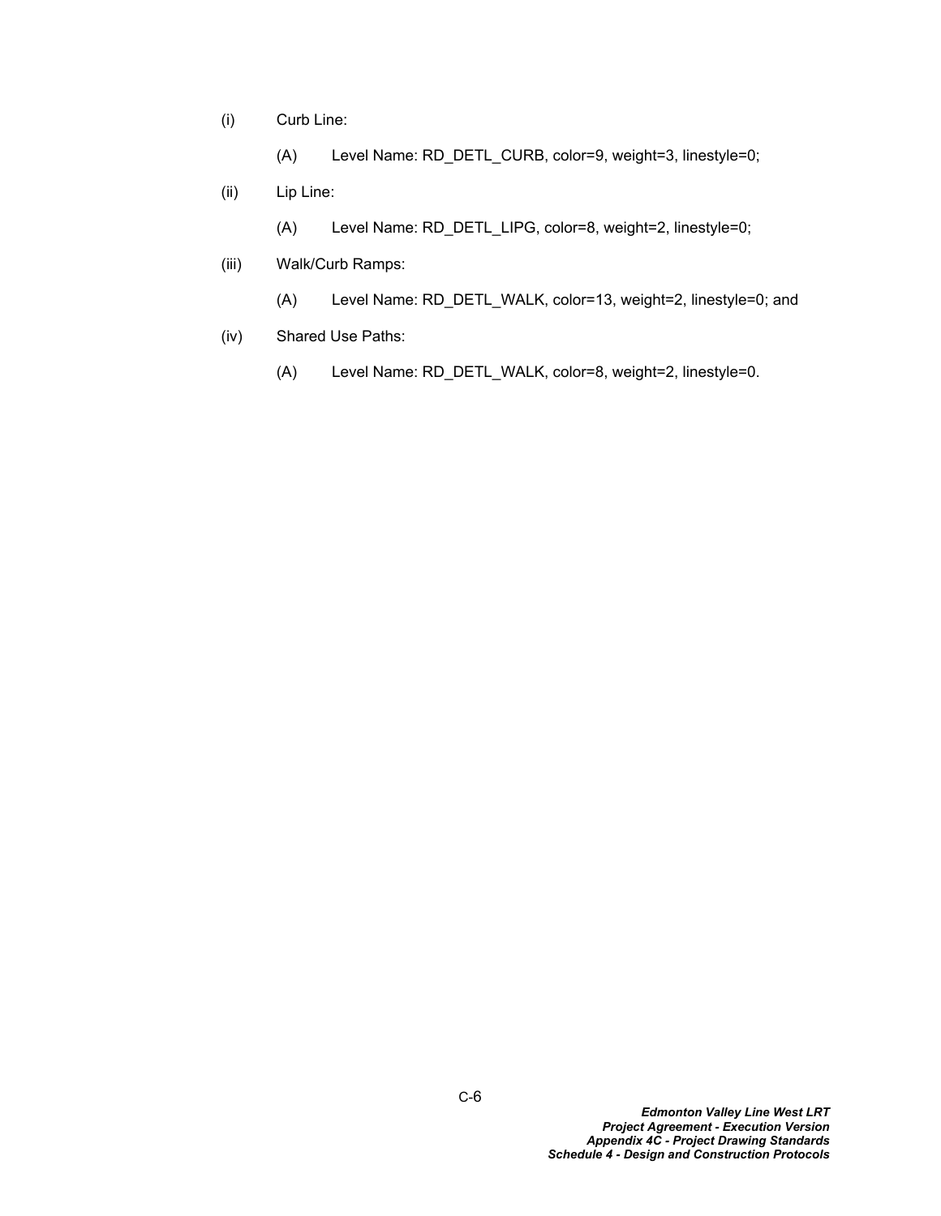(i) Curb Line:

(A) Level Name: RD_DETL_CURB, color=9, weight=3, linestyle=0;

(ii) Lip Line:

(A) Level Name: RD_DETL_LIPG, color=8, weight=2, linestyle=0;

(iii) Walk/Curb Ramps:

(A) Level Name: RD_DETL_WALK, color=13, weight=2, linestyle=0; and

(iv) Shared Use Paths:

(A) Level Name: RD_DETL_WALK, color=8, weight=2, linestyle=0.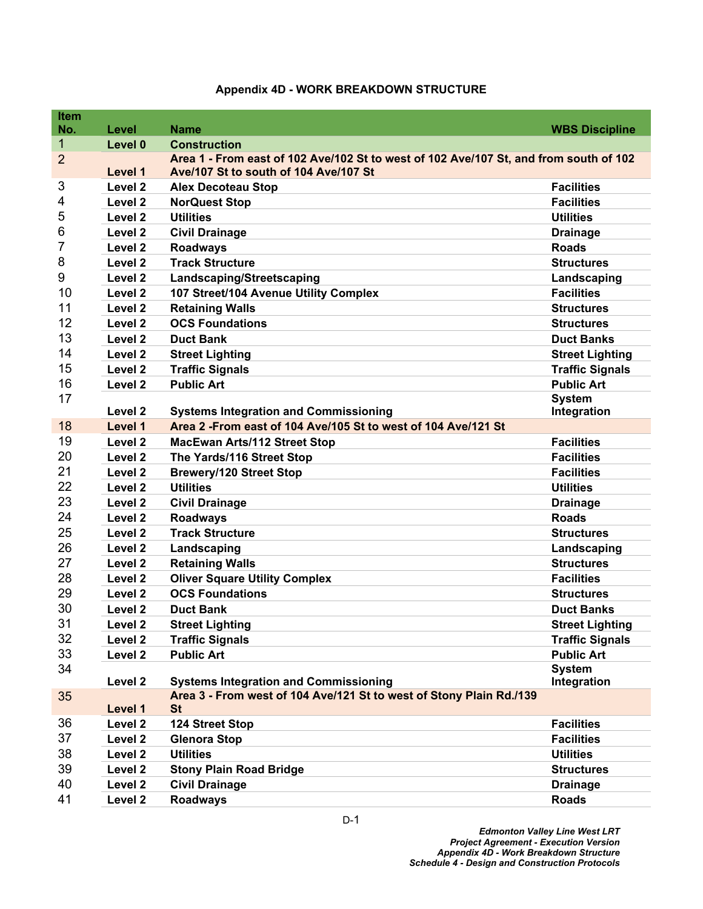### Appendix 4D - WORK BREAKDOWN STRUCTURE

| Item No. | Level | Name | WBS Discipline |
|---|---|---|---|
| 1 | Level 0 | Construction | |
| 2 | Level 1 | Area 1 - From east of 102 Ave/102 St to west of 102 Ave/107 St, and from south of 102 Ave/107 St to south of 104 Ave/107 St | |
| 3 | Level 2 | Alex Decoteau Stop | Facilities |
| 4 | Level 2 | NorQuest Stop | Facilities |
| 5 | Level 2 | Utilities | Utilities |
| 6 | Level 2 | Civil Drainage | Drainage |
| 7 | Level 2 | Roadways | Roads |
| 8 | Level 2 | Track Structure | Structures |
| 9 | Level 2 | Landscaping/Streetscaping | Landscaping |
| 10 | Level 2 | 107 Street/104 Avenue Utility Complex | Facilities |
| 11 | Level 2 | Retaining Walls | Structures |
| 12 | Level 2 | OCS Foundations | Structures |
| 13 | Level 2 | Duct Bank | Duct Banks |
| 14 | Level 2 | Street Lighting | Street Lighting |
| 15 | Level 2 | Traffic Signals | Traffic Signals |
| 16 | Level 2 | Public Art | Public Art |
| 17 | Level 2 | Systems Integration and Commissioning | System Integration |
| 18 | Level 1 | Area 2 -From east of 104 Ave/105 St to west of 104 Ave/121 St | |
| 19 | Level 2 | MacEwan Arts/112 Street Stop | Facilities |
| 20 | Level 2 | The Yards/116 Street Stop | Facilities |
| 21 | Level 2 | Brewery/120 Street Stop | Facilities |
| 22 | Level 2 | Utilities | Utilities |
| 23 | Level 2 | Civil Drainage | Drainage |
| 24 | Level 2 | Roadways | Roads |
| 25 | Level 2 | Track Structure | Structures |
| 26 | Level 2 | Landscaping | Landscaping |
| 27 | Level 2 | Retaining Walls | Structures |
| 28 | Level 2 | Oliver Square Utility Complex | Facilities |
| 29 | Level 2 | OCS Foundations | Structures |
| 30 | Level 2 | Duct Bank | Duct Banks |
| 31 | Level 2 | Street Lighting | Street Lighting |
| 32 | Level 2 | Traffic Signals | Traffic Signals |
| 33 | Level 2 | Public Art | Public Art |
| 34 | Level 2 | Systems Integration and Commissioning | System Integration |
| 35 | Level 1 | Area 3 - From west of 104 Ave/121 St to west of Stony Plain Rd./139 St | |
| 36 | Level 2 | 124 Street Stop | Facilities |
| 37 | Level 2 | Glenora Stop | Facilities |
| 38 | Level 2 | Utilities | Utilities |
| 39 | Level 2 | Stony Plain Road Bridge | Structures |
| 40 | Level 2 | Civil Drainage | Drainage |
| 41 | Level 2 | Roadways | Roads |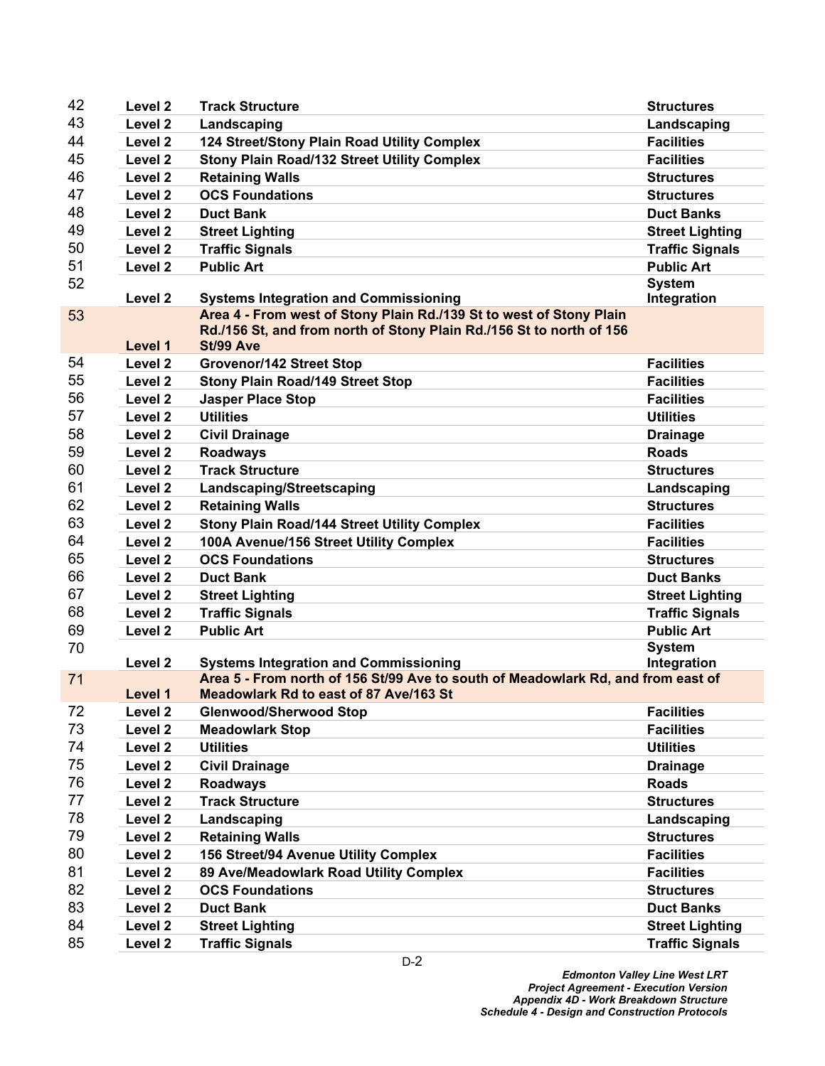| | | | |
|---|---|---|---|
| 42 | **Level 2** | **Track Structure** | **Structures** |
| 43 | **Level 2** | **Landscaping** | **Landscaping** |
| 44 | **Level 2** | **124 Street/Stony Plain Road Utility Complex** | **Facilities** |
| 45 | **Level 2** | **Stony Plain Road/132 Street Utility Complex** | **Facilities** |
| 46 | **Level 2** | **Retaining Walls** | **Structures** |
| 47 | **Level 2** | **OCS Foundations** | **Structures** |
| 48 | **Level 2** | **Duct Bank** | **Duct Banks** |
| 49 | **Level 2** | **Street Lighting** | **Street Lighting** |
| 50 | **Level 2** | **Traffic Signals** | **Traffic Signals** |
| 51 | **Level 2** | **Public Art** | **Public Art** |
| 52 | **Level 2** | **Systems Integration and Commissioning** | **System Integration** |
| 53 | **Level 1** | **Area 4 - From west of Stony Plain Rd./139 St to west of Stony Plain Rd./156 St, and from north of Stony Plain Rd./156 St to north of 156 St/99 Ave** | |
| 54 | **Level 2** | **Grovenor/142 Street Stop** | **Facilities** |
| 55 | **Level 2** | **Stony Plain Road/149 Street Stop** | **Facilities** |
| 56 | **Level 2** | **Jasper Place Stop** | **Facilities** |
| 57 | **Level 2** | **Utilities** | **Utilities** |
| 58 | **Level 2** | **Civil Drainage** | **Drainage** |
| 59 | **Level 2** | **Roadways** | **Roads** |
| 60 | **Level 2** | **Track Structure** | **Structures** |
| 61 | **Level 2** | **Landscaping/Streetscaping** | **Landscaping** |
| 62 | **Level 2** | **Retaining Walls** | **Structures** |
| 63 | **Level 2** | **Stony Plain Road/144 Street Utility Complex** | **Facilities** |
| 64 | **Level 2** | **100A Avenue/156 Street Utility Complex** | **Facilities** |
| 65 | **Level 2** | **OCS Foundations** | **Structures** |
| 66 | **Level 2** | **Duct Bank** | **Duct Banks** |
| 67 | **Level 2** | **Street Lighting** | **Street Lighting** |
| 68 | **Level 2** | **Traffic Signals** | **Traffic Signals** |
| 69 | **Level 2** | **Public Art** | **Public Art** |
| 70 | **Level 2** | **Systems Integration and Commissioning** | **System Integration** |
| 71 | **Level 1** | **Area 5 - From north of 156 St/99 Ave to south of Meadowlark Rd, and from east of Meadowlark Rd to east of 87 Ave/163 St** | |
| 72 | **Level 2** | **Glenwood/Sherwood Stop** | **Facilities** |
| 73 | **Level 2** | **Meadowlark Stop** | **Facilities** |
| 74 | **Level 2** | **Utilities** | **Utilities** |
| 75 | **Level 2** | **Civil Drainage** | **Drainage** |
| 76 | **Level 2** | **Roadways** | **Roads** |
| 77 | **Level 2** | **Track Structure** | **Structures** |
| 78 | **Level 2** | **Landscaping** | **Landscaping** |
| 79 | **Level 2** | **Retaining Walls** | **Structures** |
| 80 | **Level 2** | **156 Street/94 Avenue Utility Complex** | **Facilities** |
| 81 | **Level 2** | **89 Ave/Meadowlark Road Utility Complex** | **Facilities** |
| 82 | **Level 2** | **OCS Foundations** | **Structures** |
| 83 | **Level 2** | **Duct Bank** | **Duct Banks** |
| 84 | **Level 2** | **Street Lighting** | **Street Lighting** |
| 85 | **Level 2** | **Traffic Signals** | **Traffic Signals** |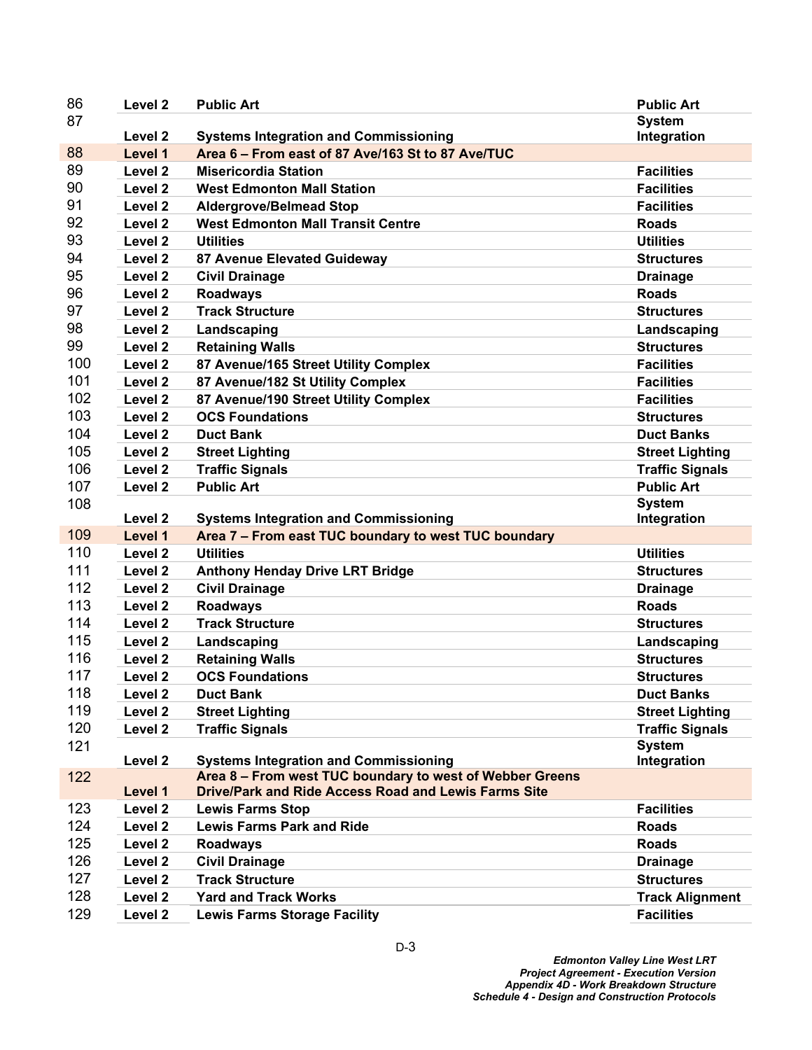| | | | |
|---|---|---|---|
| 86 | Level 2 | Public Art | Public Art |
| 87 | Level 2 | Systems Integration and Commissioning | System Integration |
| 88 | Level 1 | Area 6 – From east of 87 Ave/163 St to 87 Ave/TUC | |
| 89 | Level 2 | Misericordia Station | Facilities |
| 90 | Level 2 | West Edmonton Mall Station | Facilities |
| 91 | Level 2 | Aldergrove/Belmead Stop | Facilities |
| 92 | Level 2 | West Edmonton Mall Transit Centre | Roads |
| 93 | Level 2 | Utilities | Utilities |
| 94 | Level 2 | 87 Avenue Elevated Guideway | Structures |
| 95 | Level 2 | Civil Drainage | Drainage |
| 96 | Level 2 | Roadways | Roads |
| 97 | Level 2 | Track Structure | Structures |
| 98 | Level 2 | Landscaping | Landscaping |
| 99 | Level 2 | Retaining Walls | Structures |
| 100 | Level 2 | 87 Avenue/165 Street Utility Complex | Facilities |
| 101 | Level 2 | 87 Avenue/182 St Utility Complex | Facilities |
| 102 | Level 2 | 87 Avenue/190 Street Utility Complex | Facilities |
| 103 | Level 2 | OCS Foundations | Structures |
| 104 | Level 2 | Duct Bank | Duct Banks |
| 105 | Level 2 | Street Lighting | Street Lighting |
| 106 | Level 2 | Traffic Signals | Traffic Signals |
| 107 | Level 2 | Public Art | Public Art |
| 108 | Level 2 | Systems Integration and Commissioning | System Integration |
| 109 | Level 1 | Area 7 – From east TUC boundary to west TUC boundary | |
| 110 | Level 2 | Utilities | Utilities |
| 111 | Level 2 | Anthony Henday Drive LRT Bridge | Structures |
| 112 | Level 2 | Civil Drainage | Drainage |
| 113 | Level 2 | Roadways | Roads |
| 114 | Level 2 | Track Structure | Structures |
| 115 | Level 2 | Landscaping | Landscaping |
| 116 | Level 2 | Retaining Walls | Structures |
| 117 | Level 2 | OCS Foundations | Structures |
| 118 | Level 2 | Duct Bank | Duct Banks |
| 119 | Level 2 | Street Lighting | Street Lighting |
| 120 | Level 2 | Traffic Signals | Traffic Signals |
| 121 | Level 2 | Systems Integration and Commissioning | System Integration |
| 122 | Level 1 | Area 8 – From west TUC boundary to west of Webber Greens Drive/Park and Ride Access Road and Lewis Farms Site | |
| 123 | Level 2 | Lewis Farms Stop | Facilities |
| 124 | Level 2 | Lewis Farms Park and Ride | Roads |
| 125 | Level 2 | Roadways | Roads |
| 126 | Level 2 | Civil Drainage | Drainage |
| 127 | Level 2 | Track Structure | Structures |
| 128 | Level 2 | Yard and Track Works | Track Alignment |
| 129 | Level 2 | Lewis Farms Storage Facility | Facilities |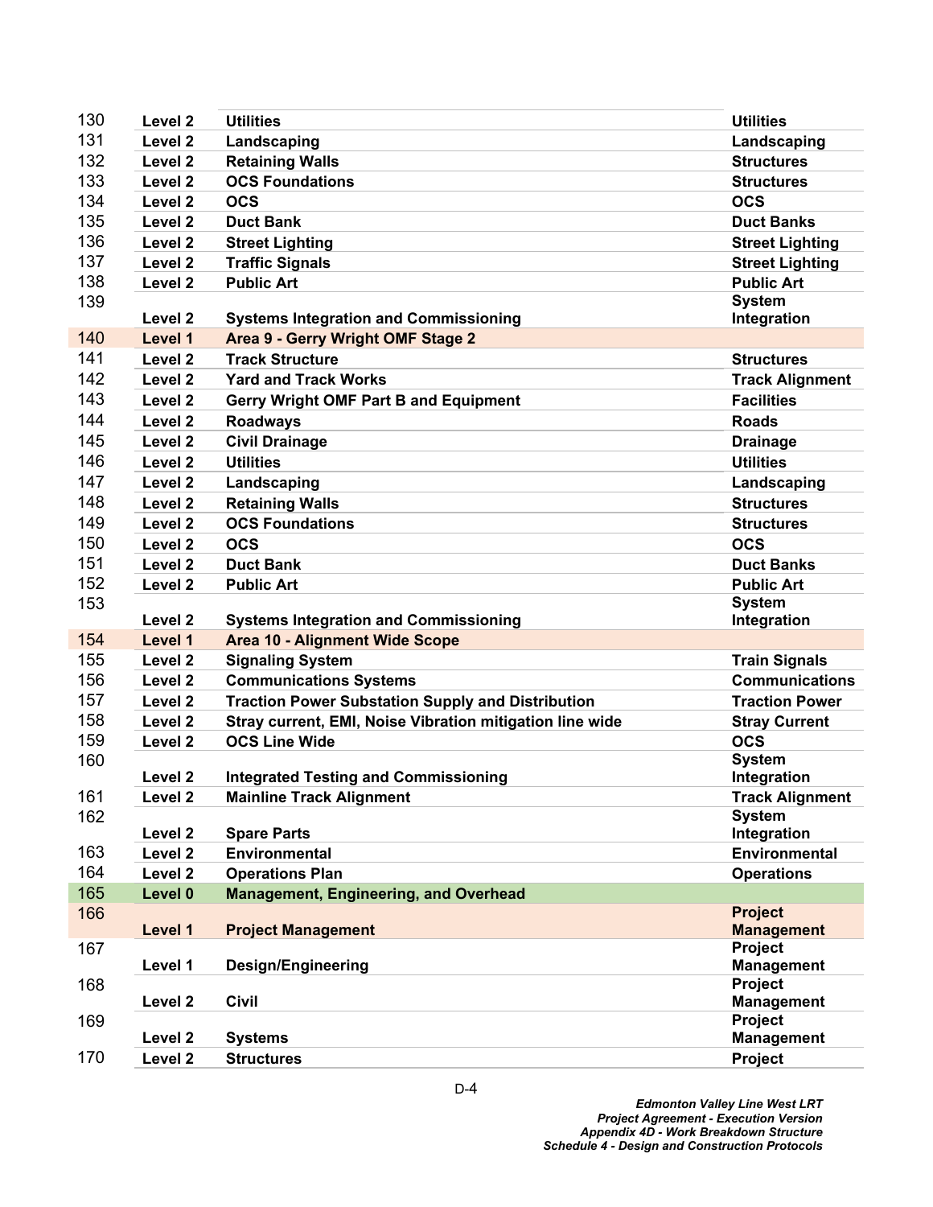| | | | |
|---|---|---|---|
| 130 | Level 2 | Utilities | Utilities |
| 131 | Level 2 | Landscaping | Landscaping |
| 132 | Level 2 | Retaining Walls | Structures |
| 133 | Level 2 | OCS Foundations | Structures |
| 134 | Level 2 | OCS | OCS |
| 135 | Level 2 | Duct Bank | Duct Banks |
| 136 | Level 2 | Street Lighting | Street Lighting |
| 137 | Level 2 | Traffic Signals | Street Lighting |
| 138 | Level 2 | Public Art | Public Art |
| 139 | Level 2 | Systems Integration and Commissioning | System Integration |
| 140 | Level 1 | Area 9 - Gerry Wright OMF Stage 2 | |
| 141 | Level 2 | Track Structure | Structures |
| 142 | Level 2 | Yard and Track Works | Track Alignment |
| 143 | Level 2 | Gerry Wright OMF Part B and Equipment | Facilities |
| 144 | Level 2 | Roadways | Roads |
| 145 | Level 2 | Civil Drainage | Drainage |
| 146 | Level 2 | Utilities | Utilities |
| 147 | Level 2 | Landscaping | Landscaping |
| 148 | Level 2 | Retaining Walls | Structures |
| 149 | Level 2 | OCS Foundations | Structures |
| 150 | Level 2 | OCS | OCS |
| 151 | Level 2 | Duct Bank | Duct Banks |
| 152 | Level 2 | Public Art | Public Art |
| 153 | Level 2 | Systems Integration and Commissioning | System Integration |
| 154 | Level 1 | Area 10 - Alignment Wide Scope | |
| 155 | Level 2 | Signaling System | Train Signals |
| 156 | Level 2 | Communications Systems | Communications |
| 157 | Level 2 | Traction Power Substation Supply and Distribution | Traction Power |
| 158 | Level 2 | Stray current, EMI, Noise Vibration mitigation line wide | Stray Current |
| 159 | Level 2 | OCS Line Wide | OCS |
| 160 | Level 2 | Integrated Testing and Commissioning | System Integration |
| 161 | Level 2 | Mainline Track Alignment | Track Alignment |
| 162 | Level 2 | Spare Parts | System Integration |
| 163 | Level 2 | Environmental | Environmental |
| 164 | Level 2 | Operations Plan | Operations |
| 165 | Level 0 | Management, Engineering, and Overhead | |
| 166 | Level 1 | Project Management | Project Management |
| 167 | Level 1 | Design/Engineering | Project Management |
| 168 | Level 2 | Civil | Project Management |
| 169 | Level 2 | Systems | Project Management |
| 170 | Level 2 | Structures | Project |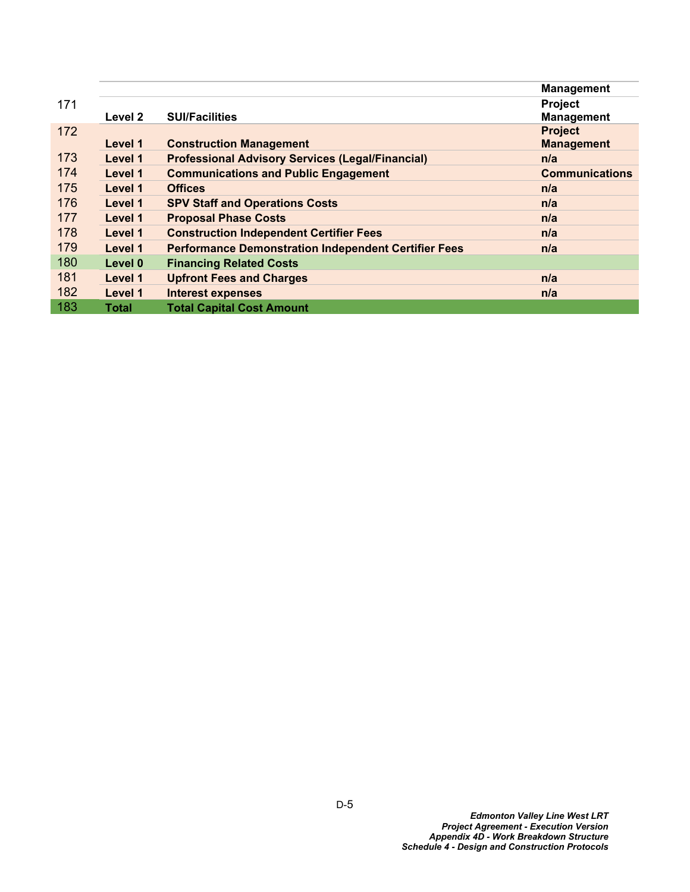| | | | Management |
|---|---|---|---|
| 171 | Level 2 | SUI/Facilities | Project Management |
| 172 | Level 1 | Construction Management | Project Management |
| 173 | Level 1 | Professional Advisory Services (Legal/Financial) | n/a |
| 174 | Level 1 | Communications and Public Engagement | Communications |
| 175 | Level 1 | Offices | n/a |
| 176 | Level 1 | SPV Staff and Operations Costs | n/a |
| 177 | Level 1 | Proposal Phase Costs | n/a |
| 178 | Level 1 | Construction Independent Certifier Fees | n/a |
| 179 | Level 1 | Performance Demonstration Independent Certifier Fees | n/a |
| 180 | Level 0 | Financing Related Costs | |
| 181 | Level 1 | Upfront Fees and Charges | n/a |
| 182 | Level 1 | Interest expenses | n/a |
| 183 | Total | Total Capital Cost Amount | |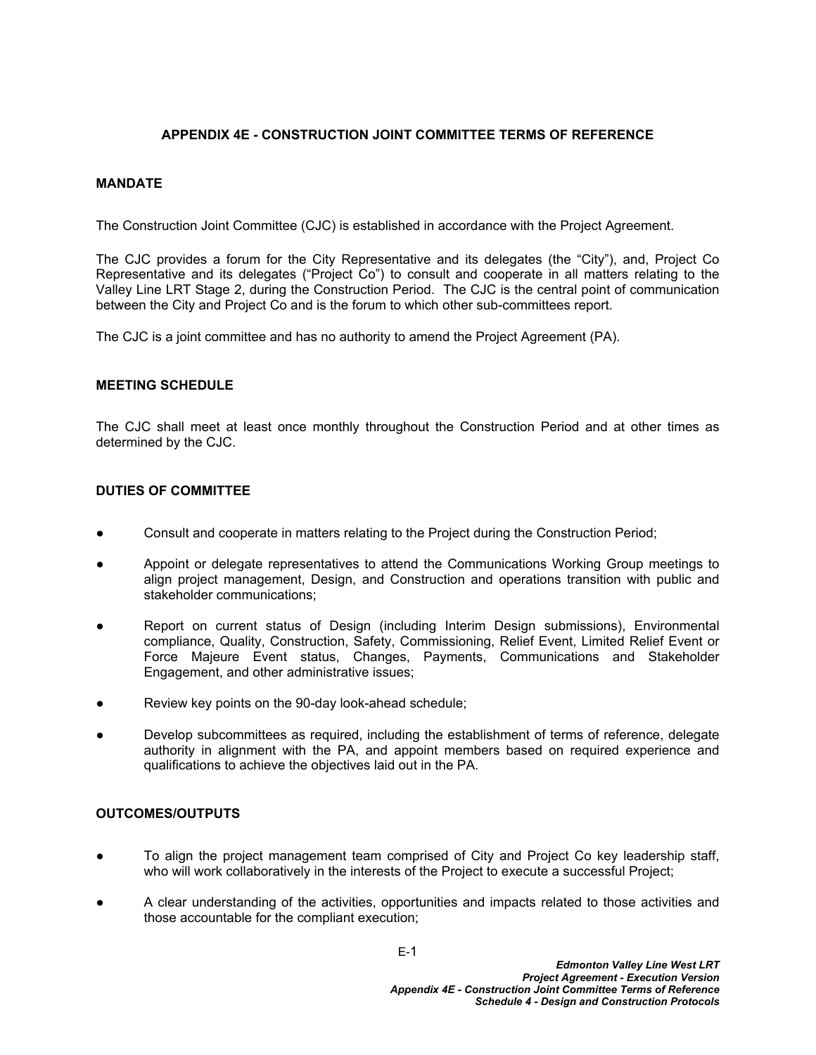# APPENDIX 4E - CONSTRUCTION JOINT COMMITTEE TERMS OF REFERENCE

## MANDATE

The Construction Joint Committee (CJC) is established in accordance with the Project Agreement.

The CJC provides a forum for the City Representative and its delegates (the "City"), and, Project Co Representative and its delegates ("Project Co") to consult and cooperate in all matters relating to the Valley Line LRT Stage 2, during the Construction Period. The CJC is the central point of communication between the City and Project Co and is the forum to which other sub-committees report.

The CJC is a joint committee and has no authority to amend the Project Agreement (PA).

## MEETING SCHEDULE

The CJC shall meet at least once monthly throughout the Construction Period and at other times as determined by the CJC.

## DUTIES OF COMMITTEE

- Consult and cooperate in matters relating to the Project during the Construction Period;
- Appoint or delegate representatives to attend the Communications Working Group meetings to align project management, Design, and Construction and operations transition with public and stakeholder communications;
- Report on current status of Design (including Interim Design submissions), Environmental compliance, Quality, Construction, Safety, Commissioning, Relief Event, Limited Relief Event or Force Majeure Event status, Changes, Payments, Communications and Stakeholder Engagement, and other administrative issues;
- Review key points on the 90-day look-ahead schedule;
- Develop subcommittees as required, including the establishment of terms of reference, delegate authority in alignment with the PA, and appoint members based on required experience and qualifications to achieve the objectives laid out in the PA.

## OUTCOMES/OUTPUTS

- To align the project management team comprised of City and Project Co key leadership staff, who will work collaboratively in the interests of the Project to execute a successful Project;
- A clear understanding of the activities, opportunities and impacts related to those activities and those accountable for the compliant execution;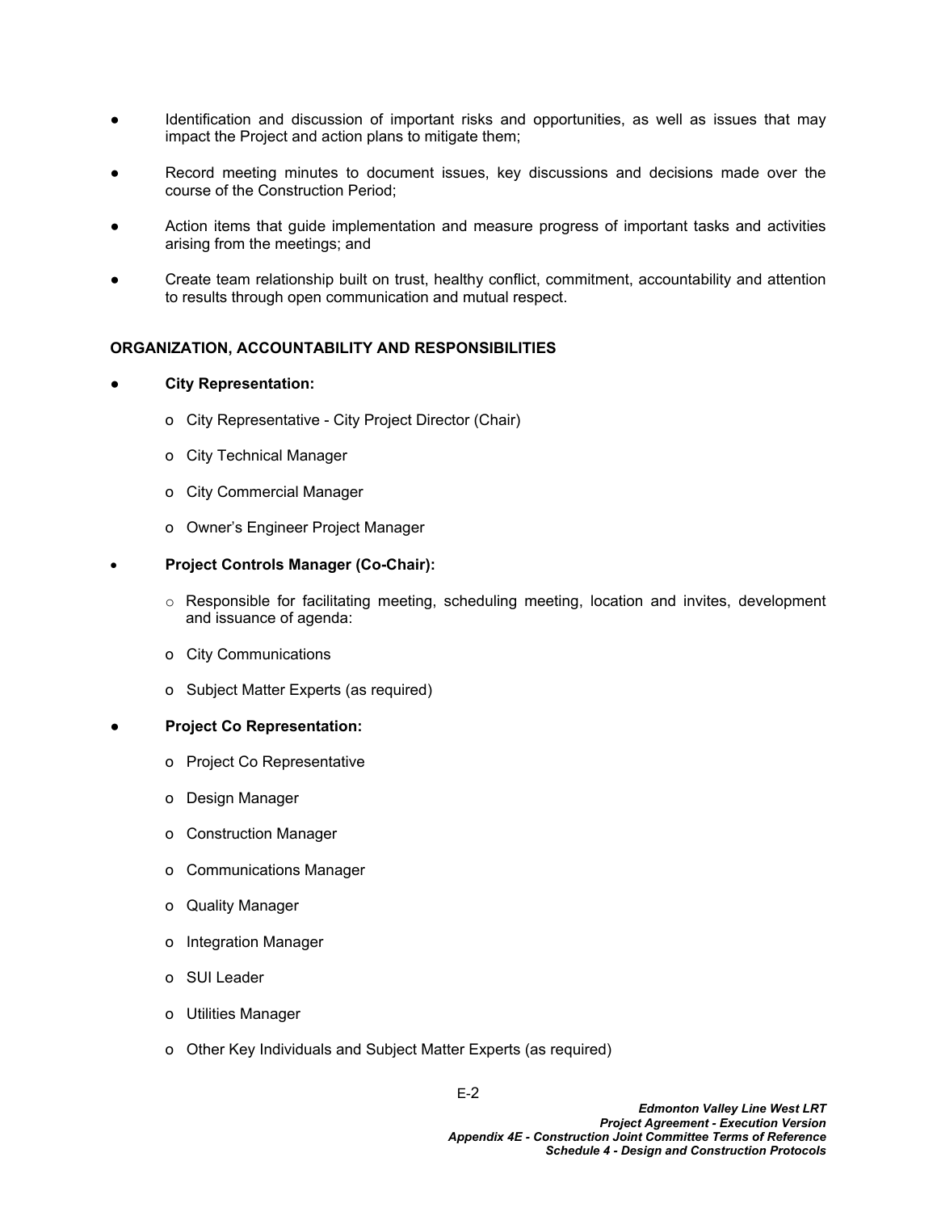- Identification and discussion of important risks and opportunities, as well as issues that may impact the Project and action plans to mitigate them;
- Record meeting minutes to document issues, key discussions and decisions made over the course of the Construction Period;
- Action items that guide implementation and measure progress of important tasks and activities arising from the meetings; and
- Create team relationship built on trust, healthy conflict, commitment, accountability and attention to results through open communication and mutual respect.

**ORGANIZATION, ACCOUNTABILITY AND RESPONSIBILITIES**

- **City Representation:**
  - City Representative - City Project Director (Chair)
  - City Technical Manager
  - City Commercial Manager
  - Owner's Engineer Project Manager
- **Project Controls Manager (Co-Chair):**
  - Responsible for facilitating meeting, scheduling meeting, location and invites, development and issuance of agenda:
  - City Communications
  - Subject Matter Experts (as required)
- **Project Co Representation:**
  - Project Co Representative
  - Design Manager
  - Construction Manager
  - Communications Manager
  - Quality Manager
  - Integration Manager
  - SUI Leader
  - Utilities Manager
  - Other Key Individuals and Subject Matter Experts (as required)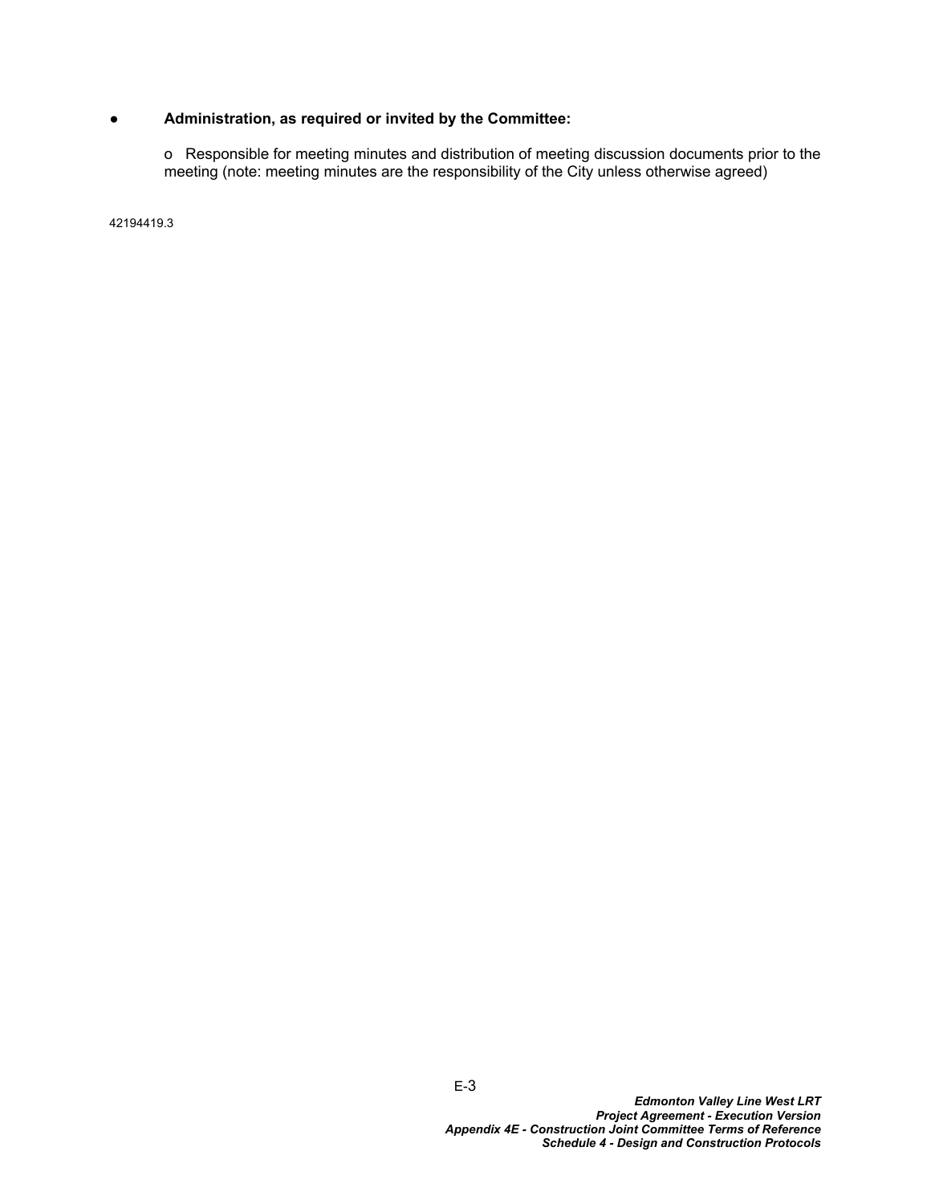- **Administration, as required or invited by the Committee:**

  o Responsible for meeting minutes and distribution of meeting discussion documents prior to the meeting (note: meeting minutes are the responsibility of the City unless otherwise agreed)

42194419.3